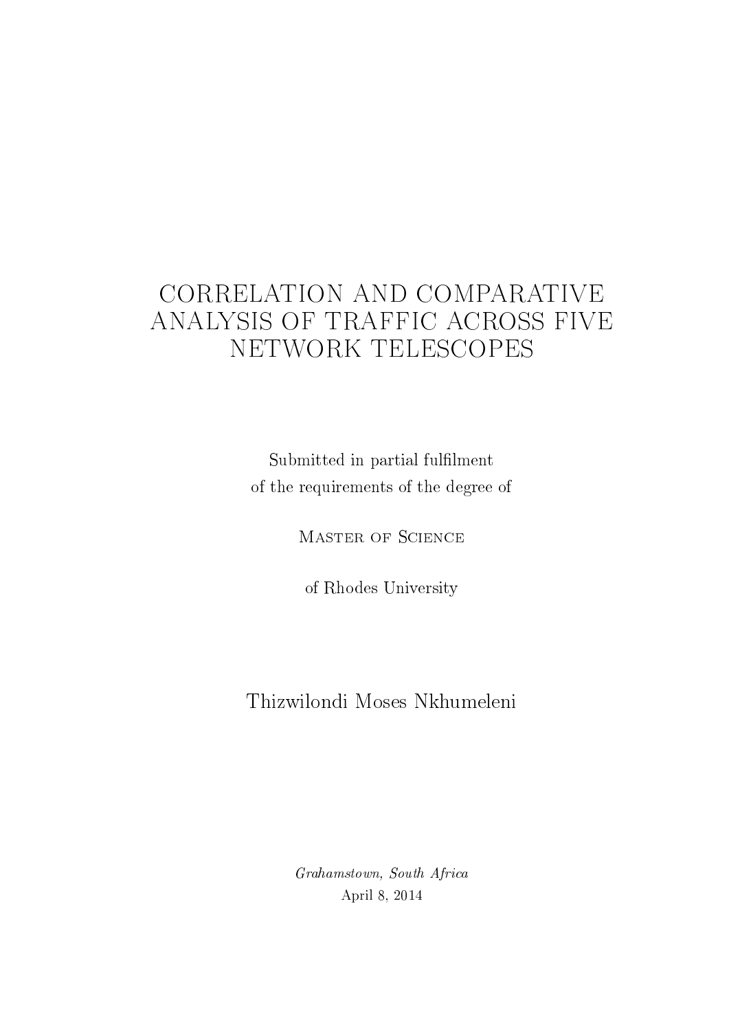# CORRELATION AND COMPARATIVE ANALYSIS OF TRAFFIC ACROSS FIVE NETWORK TELESCOPES

Submitted in partial fulfilment
of the requirements of the degree of

Master of Science

of Rhodes University

Thizwilondi Moses Nkhumeleni

*Grahamstown, South Africa*
April 8, 2014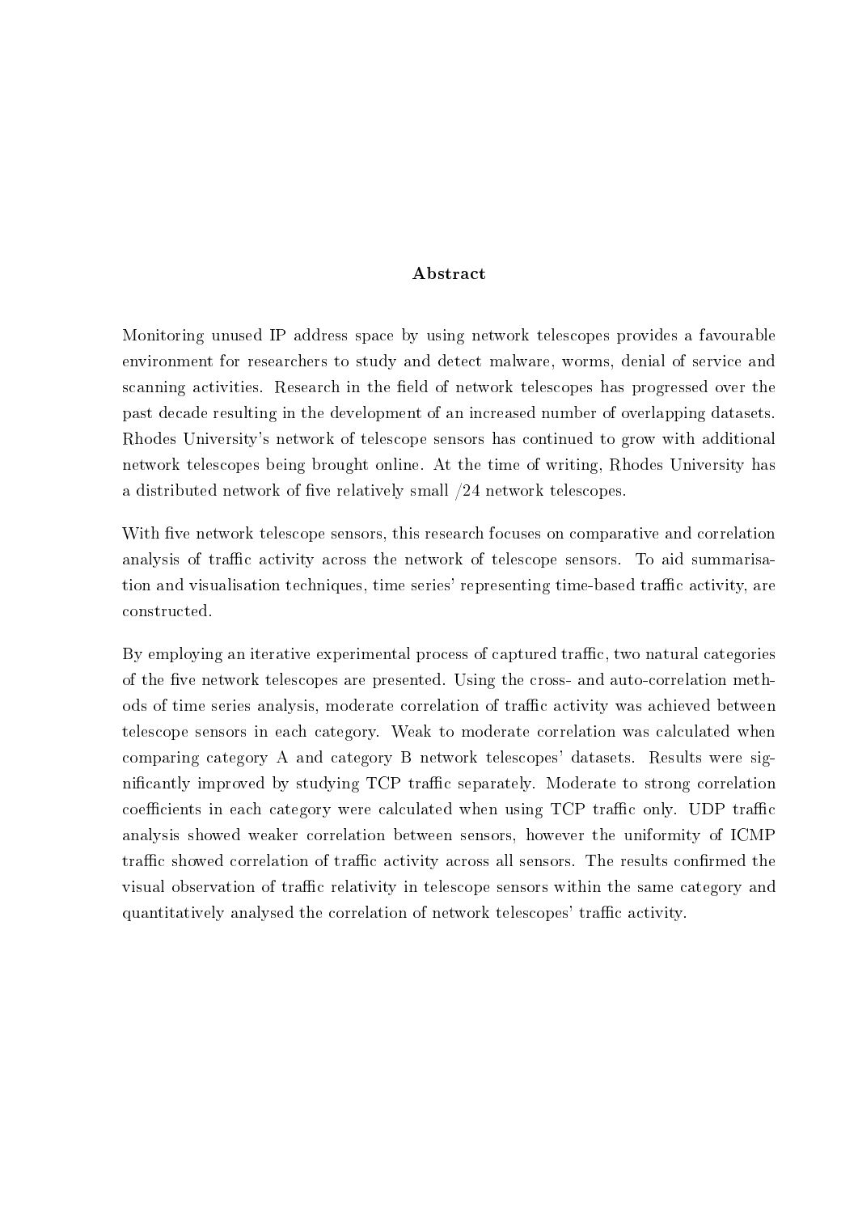## Abstract

Monitoring unused IP address space by using network telescopes provides a favourable environment for researchers to study and detect malware, worms, denial of service and scanning activities. Research in the field of network telescopes has progressed over the past decade resulting in the development of an increased number of overlapping datasets. Rhodes University's network of telescope sensors has continued to grow with additional network telescopes being brought online. At the time of writing, Rhodes University has a distributed network of five relatively small /24 network telescopes.

With five network telescope sensors, this research focuses on comparative and correlation analysis of traffic activity across the network of telescope sensors. To aid summarisation and visualisation techniques, time series' representing time-based traffic activity, are constructed.

By employing an iterative experimental process of captured traffic, two natural categories of the five network telescopes are presented. Using the cross- and auto-correlation methods of time series analysis, moderate correlation of traffic activity was achieved between telescope sensors in each category. Weak to moderate correlation was calculated when comparing category A and category B network telescopes' datasets. Results were significantly improved by studying TCP traffic separately. Moderate to strong correlation coefficients in each category were calculated when using TCP traffic only. UDP traffic analysis showed weaker correlation between sensors, however the uniformity of ICMP traffic showed correlation of traffic activity across all sensors. The results confirmed the visual observation of traffic relativity in telescope sensors within the same category and quantitatively analysed the correlation of network telescopes' traffic activity.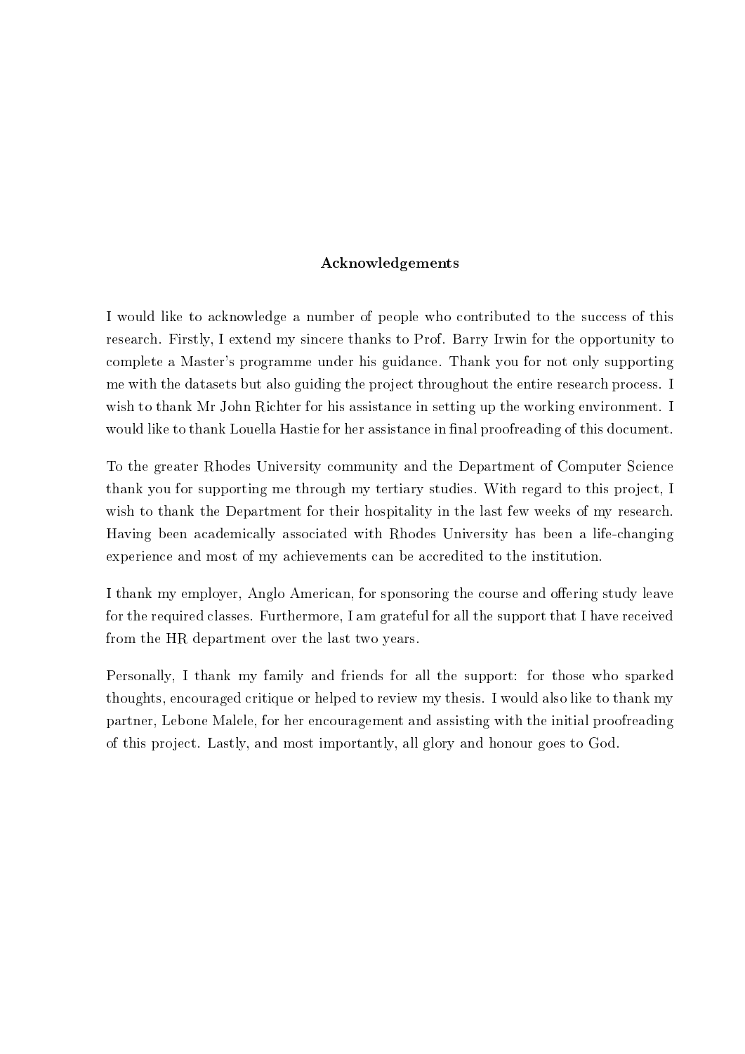## Acknowledgements

I would like to acknowledge a number of people who contributed to the success of this research. Firstly, I extend my sincere thanks to Prof. Barry Irwin for the opportunity to complete a Master's programme under his guidance. Thank you for not only supporting me with the datasets but also guiding the project throughout the entire research process. I wish to thank Mr John Richter for his assistance in setting up the working environment. I would like to thank Louella Hastie for her assistance in final proofreading of this document.

To the greater Rhodes University community and the Department of Computer Science thank you for supporting me through my tertiary studies. With regard to this project, I wish to thank the Department for their hospitality in the last few weeks of my research. Having been academically associated with Rhodes University has been a life-changing experience and most of my achievements can be accredited to the institution.

I thank my employer, Anglo American, for sponsoring the course and offering study leave for the required classes. Furthermore, I am grateful for all the support that I have received from the HR department over the last two years.

Personally, I thank my family and friends for all the support: for those who sparked thoughts, encouraged critique or helped to review my thesis. I would also like to thank my partner, Lebone Malele, for her encouragement and assisting with the initial proofreading of this project. Lastly, and most importantly, all glory and honour goes to God.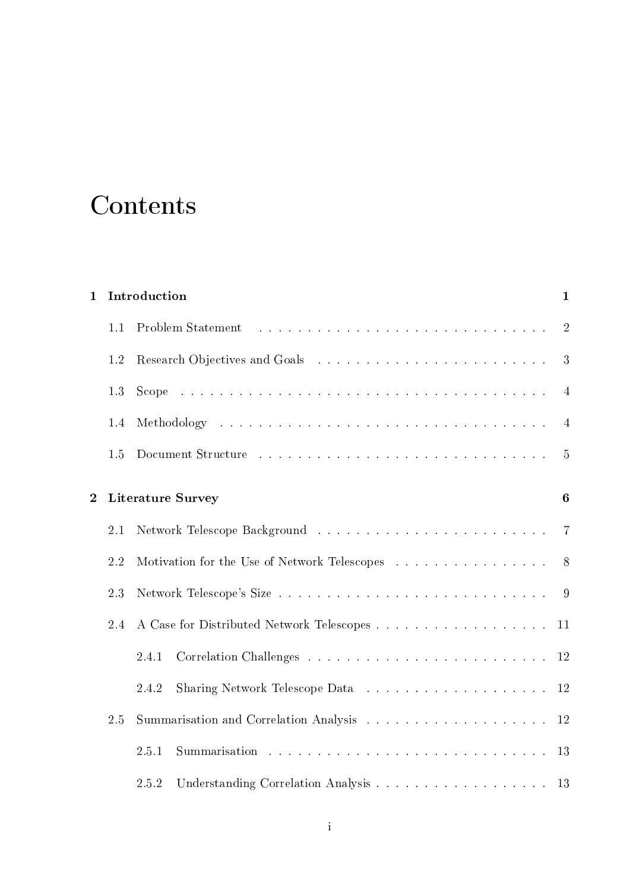# Contents

| | | |
|---|---|---|
| **1** | **Introduction** | **1** |
| 1.1 | Problem Statement | 2 |
| 1.2 | Research Objectives and Goals | 3 |
| 1.3 | Scope | 4 |
| 1.4 | Methodology | 4 |
| 1.5 | Document Structure | 5 |
| **2** | **Literature Survey** | **6** |
| 2.1 | Network Telescope Background | 7 |
| 2.2 | Motivation for the Use of Network Telescopes | 8 |
| 2.3 | Network Telescope's Size | 9 |
| 2.4 | A Case for Distributed Network Telescopes | 11 |
| 2.4.1 | Correlation Challenges | 12 |
| 2.4.2 | Sharing Network Telescope Data | 12 |
| 2.5 | Summarisation and Correlation Analysis | 12 |
| 2.5.1 | Summarisation | 13 |
| 2.5.2 | Understanding Correlation Analysis | 13 |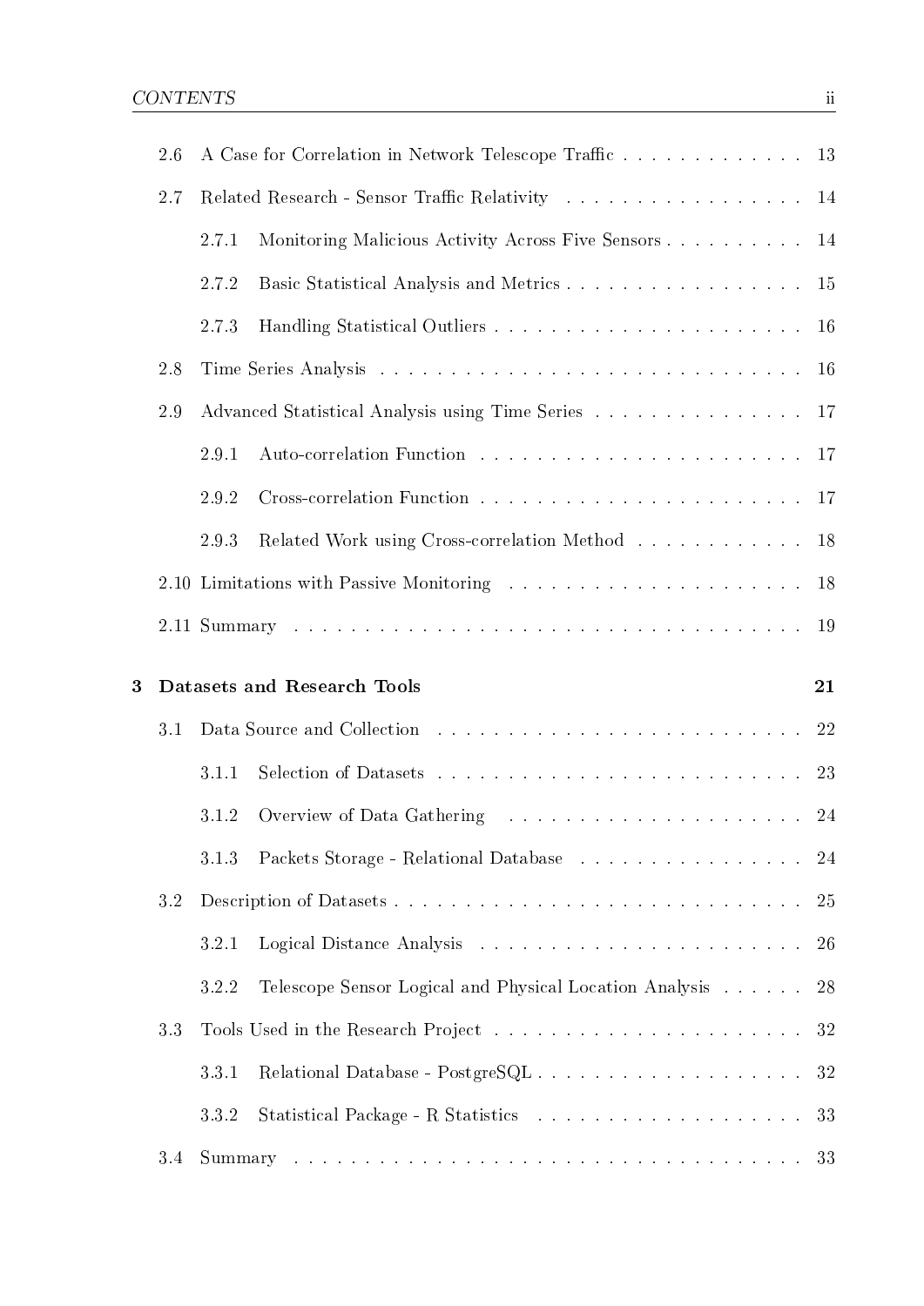2.6 A Case for Correlation in Network Telescope Traffic . . . . . . . . . . . . . 13

2.7 Related Research - Sensor Traffic Relativity . . . . . . . . . . . . . . . . . 14

2.7.1 Monitoring Malicious Activity Across Five Sensors . . . . . . . . . . 14

2.7.2 Basic Statistical Analysis and Metrics . . . . . . . . . . . . . . . . . 15

2.7.3 Handling Statistical Outliers . . . . . . . . . . . . . . . . . . . . . . 16

2.8 Time Series Analysis . . . . . . . . . . . . . . . . . . . . . . . . . . . . . 16

2.9 Advanced Statistical Analysis using Time Series . . . . . . . . . . . . . . . 17

2.9.1 Auto-correlation Function . . . . . . . . . . . . . . . . . . . . . . . 17

2.9.2 Cross-correlation Function . . . . . . . . . . . . . . . . . . . . . . . 17

2.9.3 Related Work using Cross-correlation Method . . . . . . . . . . . . 18

2.10 Limitations with Passive Monitoring . . . . . . . . . . . . . . . . . . . . . 18

2.11 Summary . . . . . . . . . . . . . . . . . . . . . . . . . . . . . . . . . . . . 19

**3 Datasets and Research Tools 21**

3.1 Data Source and Collection . . . . . . . . . . . . . . . . . . . . . . . . . . 22

3.1.1 Selection of Datasets . . . . . . . . . . . . . . . . . . . . . . . . . . 23

3.1.2 Overview of Data Gathering . . . . . . . . . . . . . . . . . . . . . . 24

3.1.3 Packets Storage - Relational Database . . . . . . . . . . . . . . . . 24

3.2 Description of Datasets . . . . . . . . . . . . . . . . . . . . . . . . . . . . 25

3.2.1 Logical Distance Analysis . . . . . . . . . . . . . . . . . . . . . . . 26

3.2.2 Telescope Sensor Logical and Physical Location Analysis . . . . . . 28

3.3 Tools Used in the Research Project . . . . . . . . . . . . . . . . . . . . . . 32

3.3.1 Relational Database - PostgreSQL . . . . . . . . . . . . . . . . . . . 32

3.3.2 Statistical Package - R Statistics . . . . . . . . . . . . . . . . . . . 33

3.4 Summary . . . . . . . . . . . . . . . . . . . . . . . . . . . . . . . . . . . . 33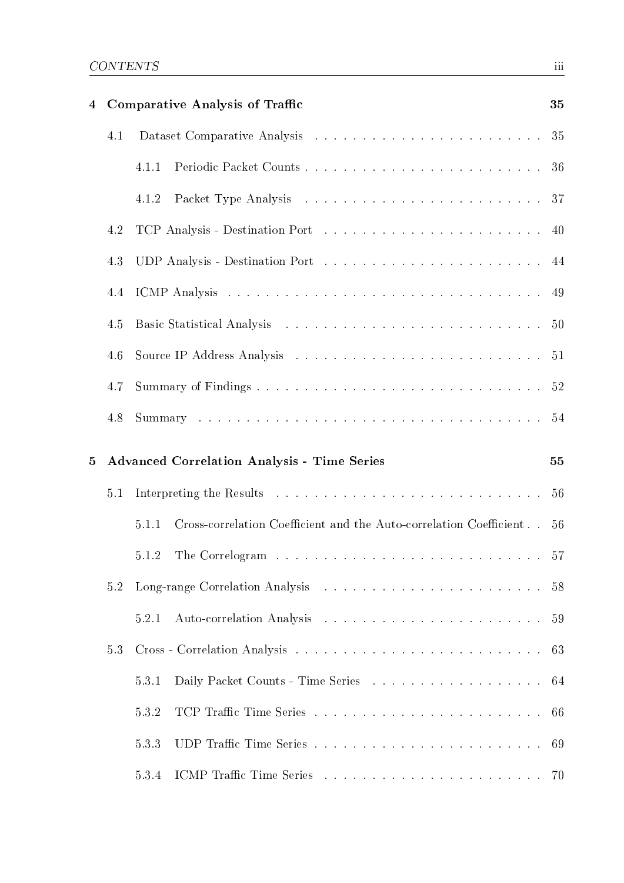**4 Comparative Analysis of Traffic** 35

- 4.1 Dataset Comparative Analysis 35
  - 4.1.1 Periodic Packet Counts 36
  - 4.1.2 Packet Type Analysis 37
- 4.2 TCP Analysis - Destination Port 40
- 4.3 UDP Analysis - Destination Port 44
- 4.4 ICMP Analysis 49
- 4.5 Basic Statistical Analysis 50
- 4.6 Source IP Address Analysis 51
- 4.7 Summary of Findings 52
- 4.8 Summary 54

**5 Advanced Correlation Analysis - Time Series** 55

- 5.1 Interpreting the Results 56
  - 5.1.1 Cross-correlation Coefficient and the Auto-correlation Coefficient 56
  - 5.1.2 The Correlogram 57
- 5.2 Long-range Correlation Analysis 58
  - 5.2.1 Auto-correlation Analysis 59
- 5.3 Cross - Correlation Analysis 63
  - 5.3.1 Daily Packet Counts - Time Series 64
  - 5.3.2 TCP Traffic Time Series 66
  - 5.3.3 UDP Traffic Time Series 69
  - 5.3.4 ICMP Traffic Time Series 70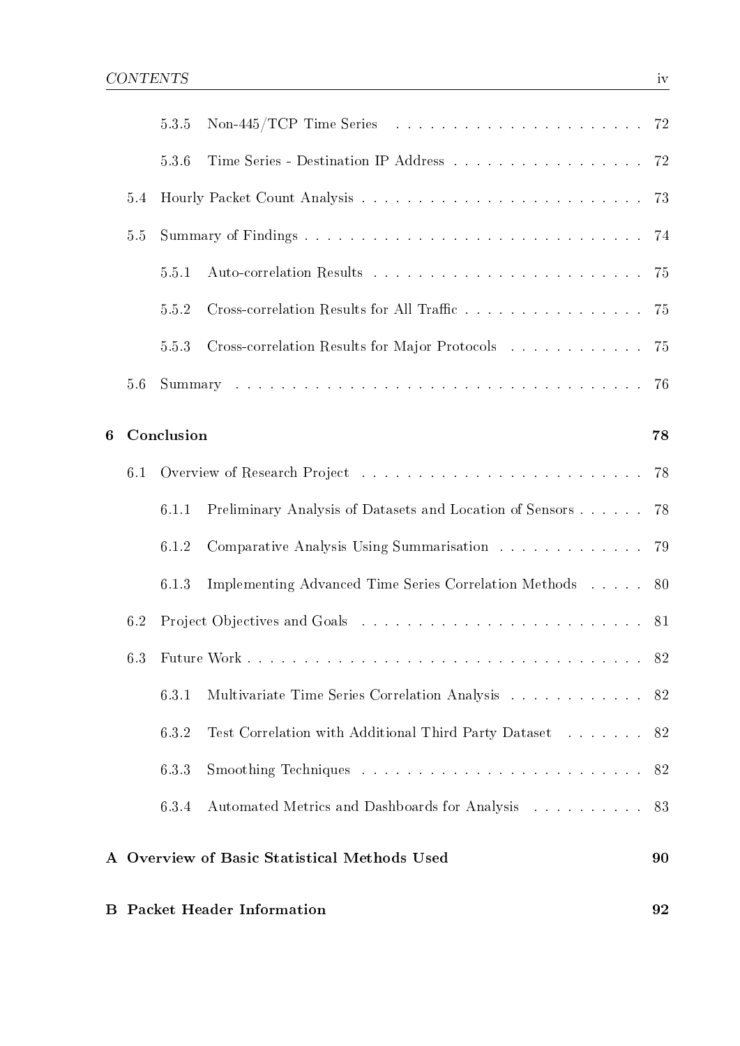- 5.3.5 Non-445/TCP Time Series . . . . . . . . . . . . . . . . . . . . . . 72
- 5.3.6 Time Series - Destination IP Address . . . . . . . . . . . . . . . . . 72
- 5.4 Hourly Packet Count Analysis . . . . . . . . . . . . . . . . . . . . . . . . . 73
- 5.5 Summary of Findings . . . . . . . . . . . . . . . . . . . . . . . . . . . . . 74
  - 5.5.1 Auto-correlation Results . . . . . . . . . . . . . . . . . . . . . . . 75
  - 5.5.2 Cross-correlation Results for All Traffic . . . . . . . . . . . . . . . . 75
  - 5.5.3 Cross-correlation Results for Major Protocols . . . . . . . . . . . . 75
- 5.6 Summary . . . . . . . . . . . . . . . . . . . . . . . . . . . . . . . . . . . 76

**6 Conclusion** **78**

- 6.1 Overview of Research Project . . . . . . . . . . . . . . . . . . . . . . . . 78
  - 6.1.1 Preliminary Analysis of Datasets and Location of Sensors . . . . . . 78
  - 6.1.2 Comparative Analysis Using Summarisation . . . . . . . . . . . . . 79
  - 6.1.3 Implementing Advanced Time Series Correlation Methods . . . . . 80
- 6.2 Project Objectives and Goals . . . . . . . . . . . . . . . . . . . . . . . . 81
- 6.3 Future Work . . . . . . . . . . . . . . . . . . . . . . . . . . . . . . . . . 82
  - 6.3.1 Multivariate Time Series Correlation Analysis . . . . . . . . . . . . 82
  - 6.3.2 Test Correlation with Additional Third Party Dataset . . . . . . . 82
  - 6.3.3 Smoothing Techniques . . . . . . . . . . . . . . . . . . . . . . . . . 82
  - 6.3.4 Automated Metrics and Dashboards for Analysis . . . . . . . . . . 83

**A Overview of Basic Statistical Methods Used** **90**

**B Packet Header Information** **92**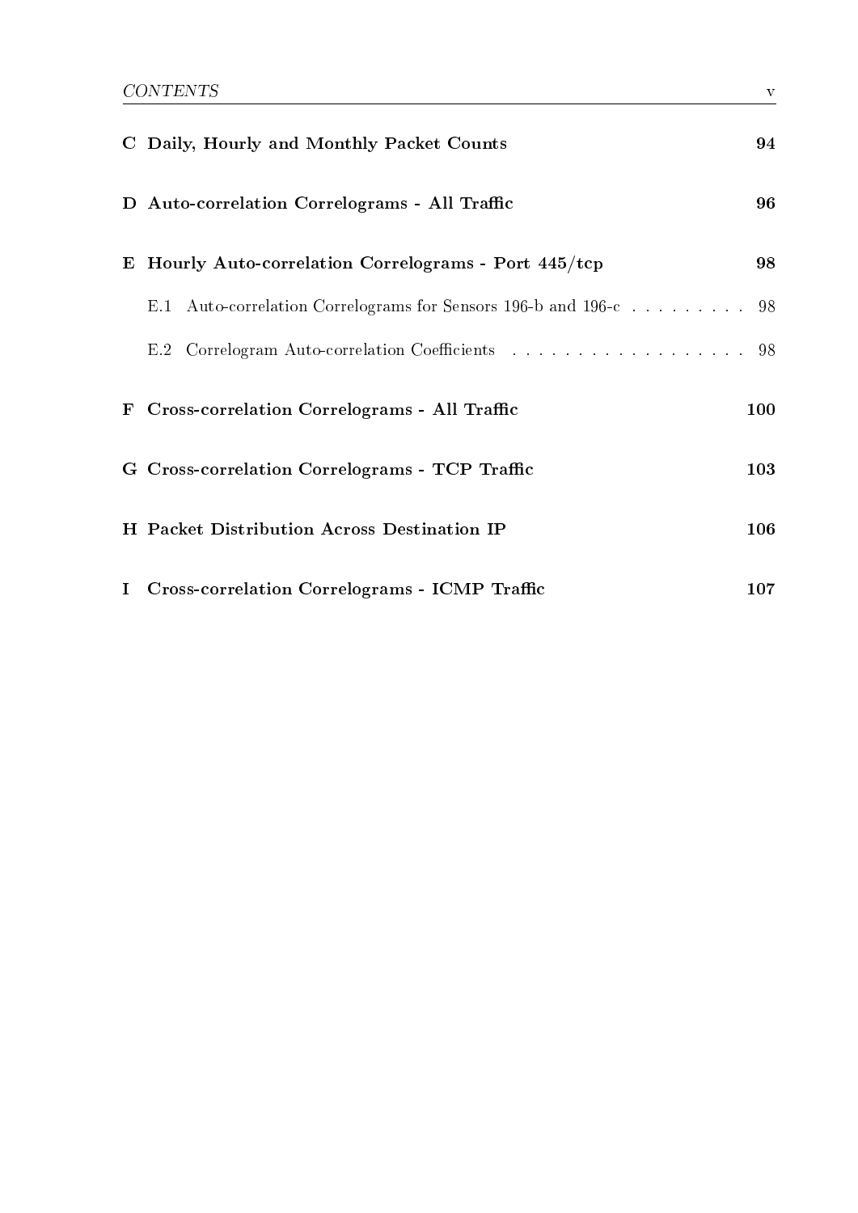**C Daily, Hourly and Monthly Packet Counts** 94

**D Auto-correlation Correlograms - All Traffic** 96

**E Hourly Auto-correlation Correlograms - Port 445/tcp** 98

- E.1 Auto-correlation Correlograms for Sensors 196-b and 196-c . . . . . . . . . 98
- E.2 Correlogram Auto-correlation Coefficients . . . . . . . . . . . . . . . . . . . 98

**F Cross-correlation Correlograms - All Traffic** 100

**G Cross-correlation Correlograms - TCP Traffic** 103

**H Packet Distribution Across Destination IP** 106

**I Cross-correlation Correlograms - ICMP Traffic** 107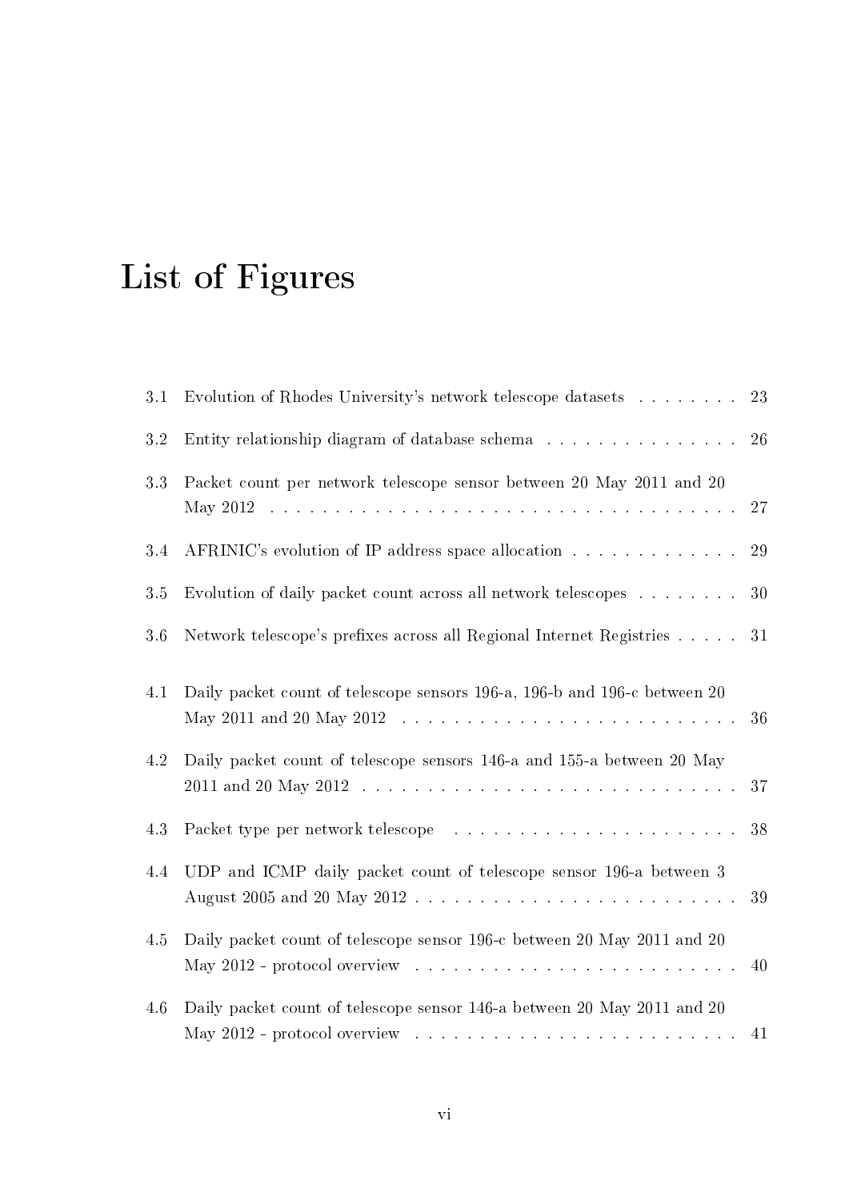# List of Figures

3.1 Evolution of Rhodes University's network telescope datasets . . . . . . . . 23

3.2 Entity relationship diagram of database schema . . . . . . . . . . . . . . . 26

3.3 Packet count per network telescope sensor between 20 May 2011 and 20 May 2012 . . . . . . . . . . . . . . . . . . . . . . . . . . . . . . . . . . . . . 27

3.4 AFRINIC's evolution of IP address space allocation . . . . . . . . . . . . . 29

3.5 Evolution of daily packet count across all network telescopes . . . . . . . . 30

3.6 Network telescope's prefixes across all Regional Internet Registries . . . . . 31

4.1 Daily packet count of telescope sensors 196-a, 196-b and 196-c between 20 May 2011 and 20 May 2012 . . . . . . . . . . . . . . . . . . . . . . . . . 36

4.2 Daily packet count of telescope sensors 146-a and 155-a between 20 May 2011 and 20 May 2012 . . . . . . . . . . . . . . . . . . . . . . . . . . . . . 37

4.3 Packet type per network telescope . . . . . . . . . . . . . . . . . . . . . . 38

4.4 UDP and ICMP daily packet count of telescope sensor 196-a between 3 August 2005 and 20 May 2012 . . . . . . . . . . . . . . . . . . . . . . . . . 39

4.5 Daily packet count of telescope sensor 196-c between 20 May 2011 and 20 May 2012 - protocol overview . . . . . . . . . . . . . . . . . . . . . . . . . 40

4.6 Daily packet count of telescope sensor 146-a between 20 May 2011 and 20 May 2012 - protocol overview . . . . . . . . . . . . . . . . . . . . . . . . . 41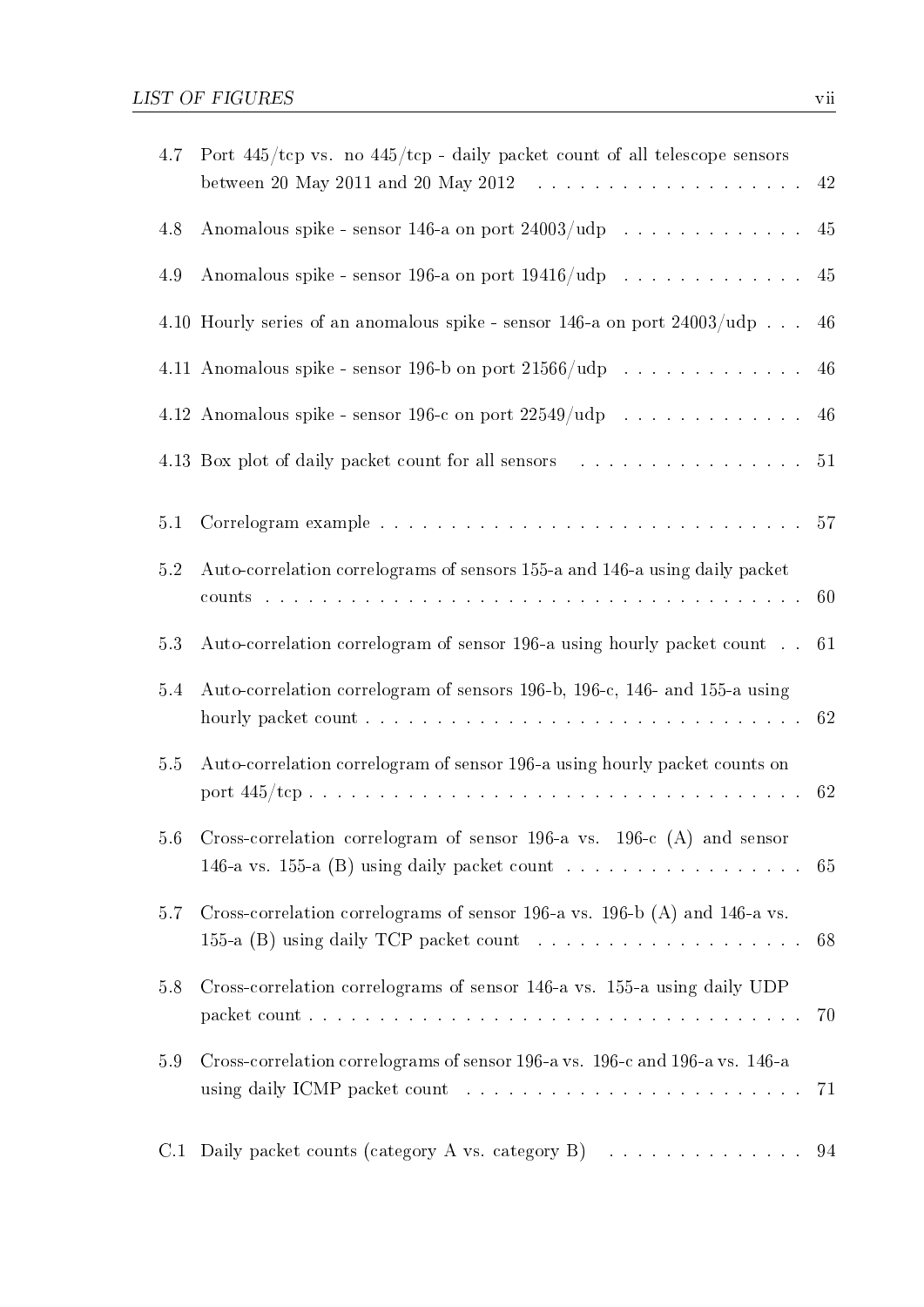4.7 Port 445/tcp vs. no 445/tcp - daily packet count of all telescope sensors between 20 May 2011 and 20 May 2012 . . . . . . . . . . . . . . . . . . . 42

4.8 Anomalous spike - sensor 146-a on port 24003/udp . . . . . . . . . . . . . 45

4.9 Anomalous spike - sensor 196-a on port 19416/udp . . . . . . . . . . . . . 45

4.10 Hourly series of an anomalous spike - sensor 146-a on port 24003/udp . . . 46

4.11 Anomalous spike - sensor 196-b on port 21566/udp . . . . . . . . . . . . . 46

4.12 Anomalous spike - sensor 196-c on port 22549/udp . . . . . . . . . . . . . 46

4.13 Box plot of daily packet count for all sensors . . . . . . . . . . . . . . . . 51

5.1 Correlogram example . . . . . . . . . . . . . . . . . . . . . . . . . . . . . 57

5.2 Auto-correlation correlograms of sensors 155-a and 146-a using daily packet counts . . . . . . . . . . . . . . . . . . . . . . . . . . . . . . . . . . . . 60

5.3 Auto-correlation correlogram of sensor 196-a using hourly packet count . . 61

5.4 Auto-correlation correlogram of sensors 196-b, 196-c, 146- and 155-a using hourly packet count . . . . . . . . . . . . . . . . . . . . . . . . . . . . . . 62

5.5 Auto-correlation correlogram of sensor 196-a using hourly packet counts on port 445/tcp . . . . . . . . . . . . . . . . . . . . . . . . . . . . . . . . . . 62

5.6 Cross-correlation correlogram of sensor 196-a vs. 196-c (A) and sensor 146-a vs. 155-a (B) using daily packet count . . . . . . . . . . . . . . . . . 65

5.7 Cross-correlation correlograms of sensor 196-a vs. 196-b (A) and 146-a vs. 155-a (B) using daily TCP packet count . . . . . . . . . . . . . . . . . . . 68

5.8 Cross-correlation correlograms of sensor 146-a vs. 155-a using daily UDP packet count . . . . . . . . . . . . . . . . . . . . . . . . . . . . . . . . . . 70

5.9 Cross-correlation correlograms of sensor 196-a vs. 196-c and 196-a vs. 146-a using daily ICMP packet count . . . . . . . . . . . . . . . . . . . . . . . 71

C.1 Daily packet counts (category A vs. category B) . . . . . . . . . . . . . . 94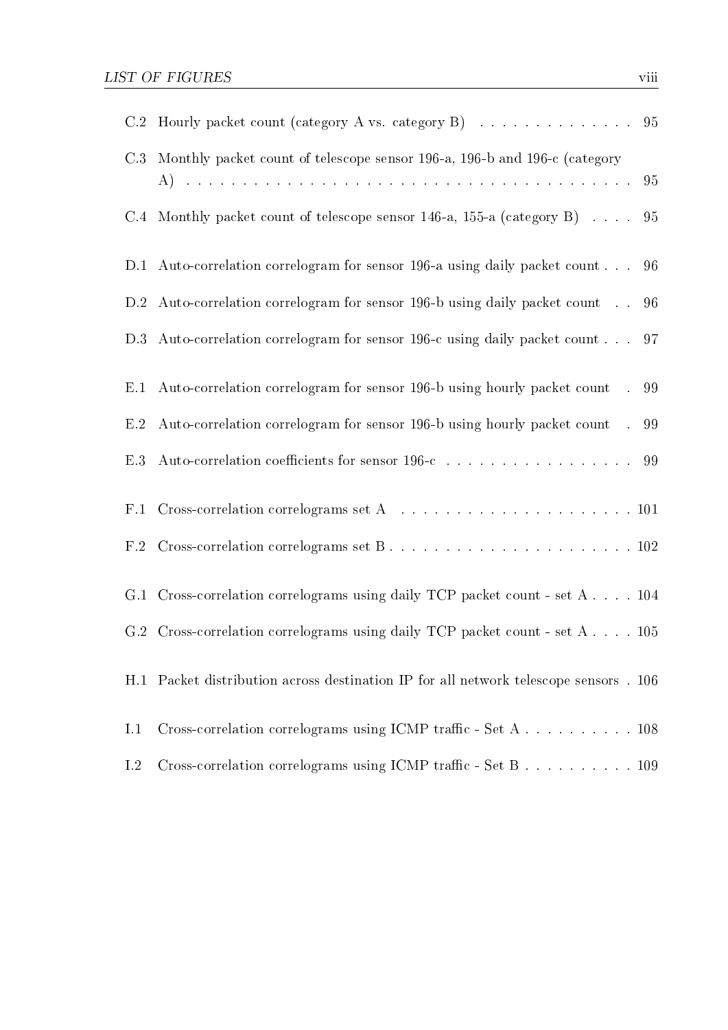C.2 Hourly packet count (category A vs. category B) . . . . . . . . . . . . . . . 95

C.3 Monthly packet count of telescope sensor 196-a, 196-b and 196-c (category A) . . . . . . . . . . . . . . . . . . . . . . . . . . . . . . . . . . . . . 95

C.4 Monthly packet count of telescope sensor 146-a, 155-a (category B) . . . . 95

D.1 Auto-correlation correlogram for sensor 196-a using daily packet count . . . 96

D.2 Auto-correlation correlogram for sensor 196-b using daily packet count . . 96

D.3 Auto-correlation correlogram for sensor 196-c using daily packet count . . . 97

E.1 Auto-correlation correlogram for sensor 196-b using hourly packet count . 99

E.2 Auto-correlation correlogram for sensor 196-b using hourly packet count . 99

E.3 Auto-correlation coefficients for sensor 196-c . . . . . . . . . . . . . . . . . 99

F.1 Cross-correlation correlograms set A . . . . . . . . . . . . . . . . . . . . . 101

F.2 Cross-correlation correlograms set B . . . . . . . . . . . . . . . . . . . . . 102

G.1 Cross-correlation correlograms using daily TCP packet count - set A . . . . 104

G.2 Cross-correlation correlograms using daily TCP packet count - set A . . . . 105

H.1 Packet distribution across destination IP for all network telescope sensors . 106

I.1 Cross-correlation correlograms using ICMP traffic - Set A . . . . . . . . . . 108

I.2 Cross-correlation correlograms using ICMP traffic - Set B . . . . . . . . . . 109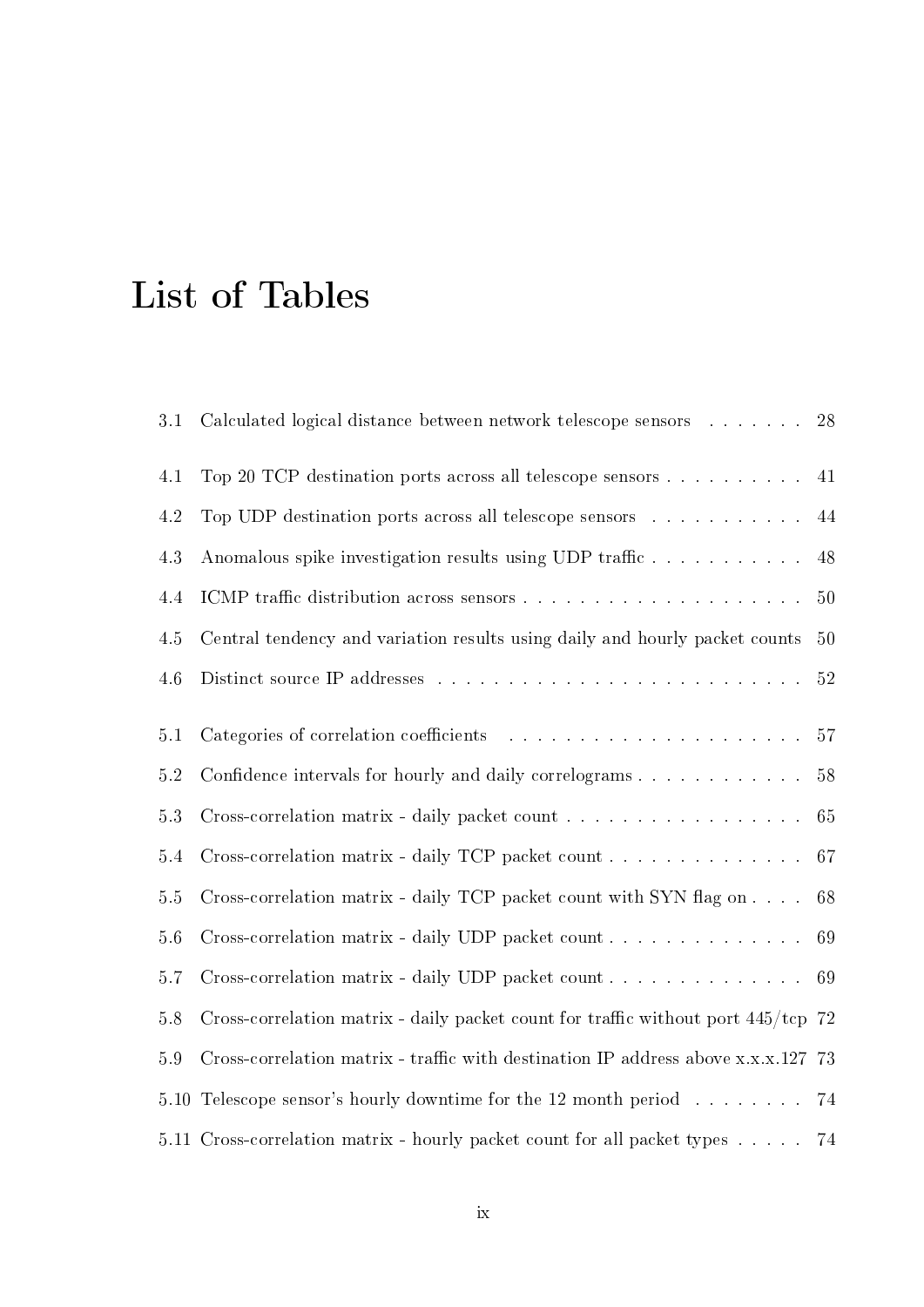# List of Tables

3.1 Calculated logical distance between network telescope sensors . . . . . . . 28

4.1 Top 20 TCP destination ports across all telescope sensors . . . . . . . . . . 41

4.2 Top UDP destination ports across all telescope sensors . . . . . . . . . . . 44

4.3 Anomalous spike investigation results using UDP traffic . . . . . . . . . . . 48

4.4 ICMP traffic distribution across sensors . . . . . . . . . . . . . . . . . . . . 50

4.5 Central tendency and variation results using daily and hourly packet counts 50

4.6 Distinct source IP addresses . . . . . . . . . . . . . . . . . . . . . . . . . . 52

5.1 Categories of correlation coefficients . . . . . . . . . . . . . . . . . . . . . 57

5.2 Confidence intervals for hourly and daily correlograms . . . . . . . . . . . . 58

5.3 Cross-correlation matrix - daily packet count . . . . . . . . . . . . . . . . . 65

5.4 Cross-correlation matrix - daily TCP packet count . . . . . . . . . . . . . . 67

5.5 Cross-correlation matrix - daily TCP packet count with SYN flag on . . . . 68

5.6 Cross-correlation matrix - daily UDP packet count . . . . . . . . . . . . . . 69

5.7 Cross-correlation matrix - daily UDP packet count . . . . . . . . . . . . . . 69

5.8 Cross-correlation matrix - daily packet count for traffic without port 445/tcp 72

5.9 Cross-correlation matrix - traffic with destination IP address above x.x.x.127 73

5.10 Telescope sensor's hourly downtime for the 12 month period . . . . . . . . 74

5.11 Cross-correlation matrix - hourly packet count for all packet types . . . . . 74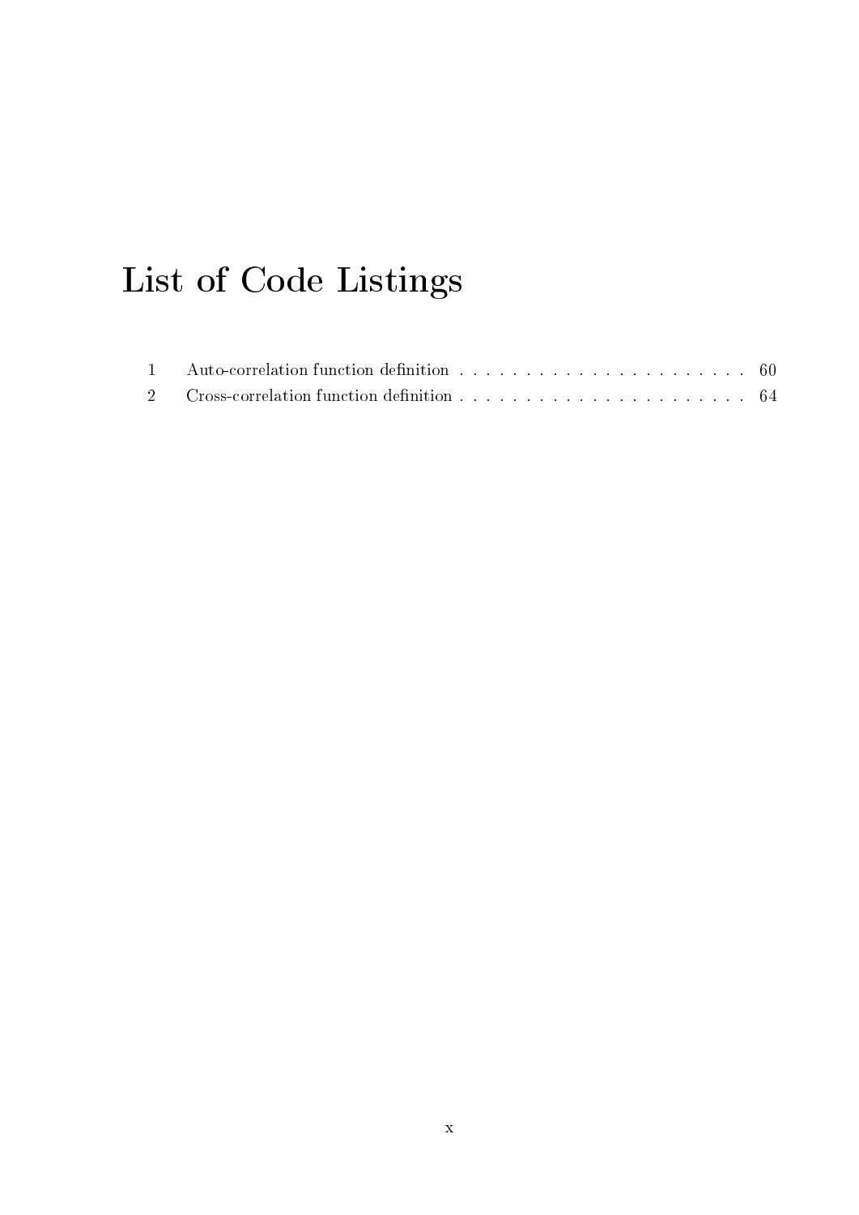# List of Code Listings

1 Auto-correlation function definition . . . . . . . . . . . . . . . . . . . . . . . 60

2 Cross-correlation function definition . . . . . . . . . . . . . . . . . . . . . . . 64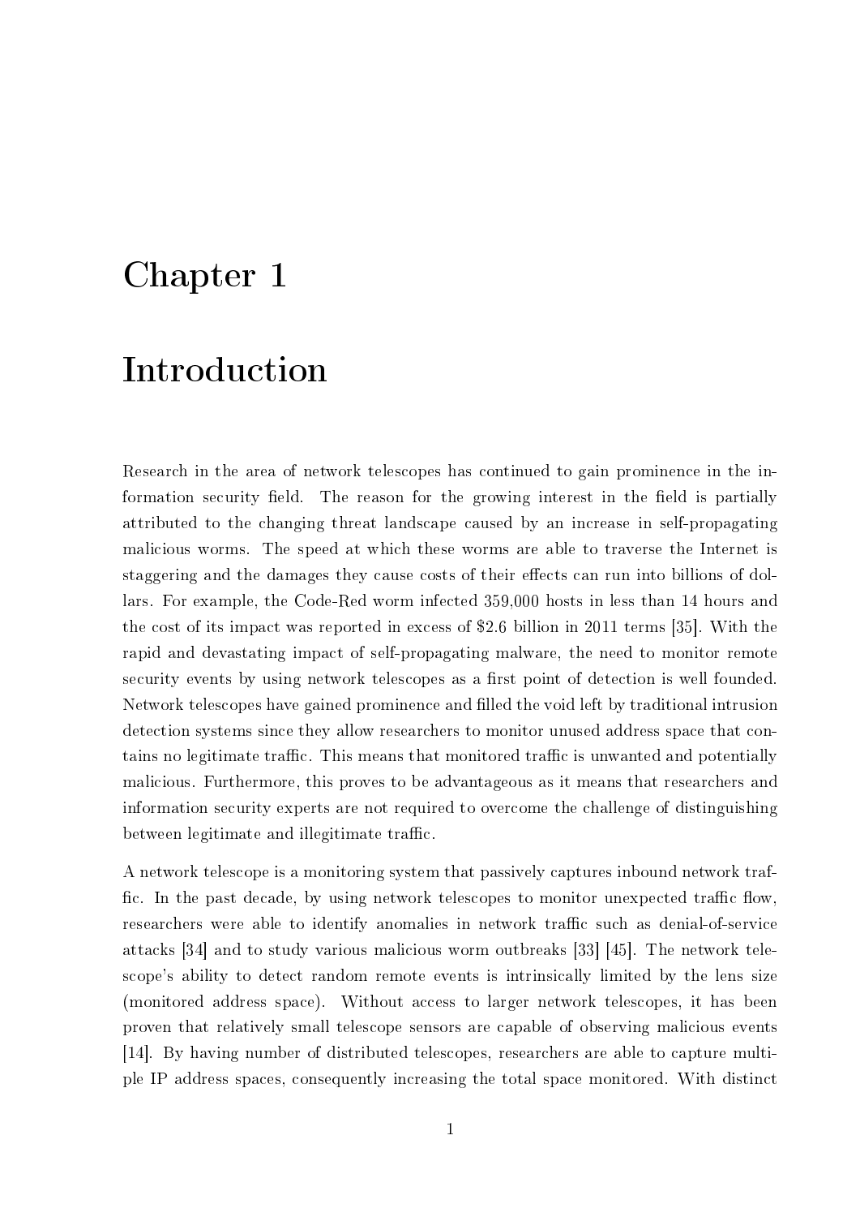# Chapter 1

# Introduction

Research in the area of network telescopes has continued to gain prominence in the information security field. The reason for the growing interest in the field is partially attributed to the changing threat landscape caused by an increase in self-propagating malicious worms. The speed at which these worms are able to traverse the Internet is staggering and the damages they cause costs of their effects can run into billions of dollars. For example, the Code-Red worm infected 359,000 hosts in less than 14 hours and the cost of its impact was reported in excess of $2.6 billion in 2011 terms [35]. With the rapid and devastating impact of self-propagating malware, the need to monitor remote security events by using network telescopes as a first point of detection is well founded. Network telescopes have gained prominence and filled the void left by traditional intrusion detection systems since they allow researchers to monitor unused address space that contains no legitimate traffic. This means that monitored traffic is unwanted and potentially malicious. Furthermore, this proves to be advantageous as it means that researchers and information security experts are not required to overcome the challenge of distinguishing between legitimate and illegitimate traffic.

A network telescope is a monitoring system that passively captures inbound network traffic. In the past decade, by using network telescopes to monitor unexpected traffic flow, researchers were able to identify anomalies in network traffic such as denial-of-service attacks [34] and to study various malicious worm outbreaks [33] [45]. The network telescope's ability to detect random remote events is intrinsically limited by the lens size (monitored address space). Without access to larger network telescopes, it has been proven that relatively small telescope sensors are capable of observing malicious events [14]. By having number of distributed telescopes, researchers are able to capture multiple IP address spaces, consequently increasing the total space monitored. With distinct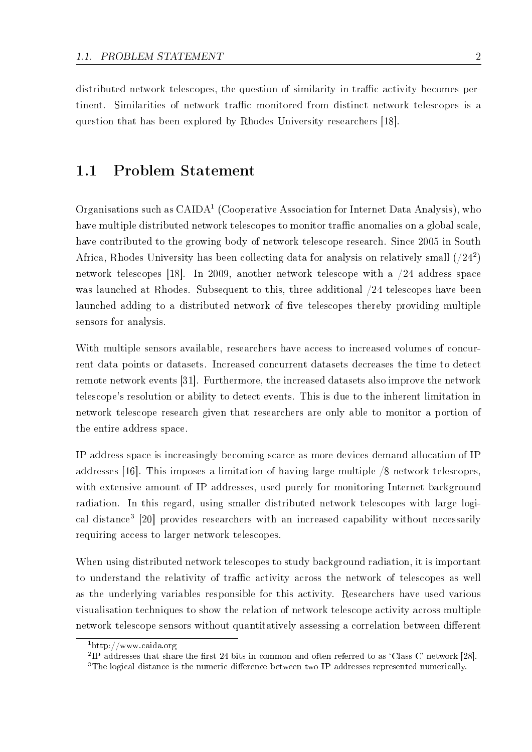distributed network telescopes, the question of similarity in traffic activity becomes pertinent. Similarities of network traffic monitored from distinct network telescopes is a question that has been explored by Rhodes University researchers [18].

## 1.1 Problem Statement

Organisations such as CAIDA[1] (Cooperative Association for Internet Data Analysis), who have multiple distributed network telescopes to monitor traffic anomalies on a global scale, have contributed to the growing body of network telescope research. Since 2005 in South Africa, Rhodes University has been collecting data for analysis on relatively small (/24[2]) network telescopes [18]. In 2009, another network telescope with a /24 address space was launched at Rhodes. Subsequent to this, three additional /24 telescopes have been launched adding to a distributed network of five telescopes thereby providing multiple sensors for analysis.

With multiple sensors available, researchers have access to increased volumes of concurrent data points or datasets. Increased concurrent datasets decreases the time to detect remote network events [31]. Furthermore, the increased datasets also improve the network telescope's resolution or ability to detect events. This is due to the inherent limitation in network telescope research given that researchers are only able to monitor a portion of the entire address space.

IP address space is increasingly becoming scarce as more devices demand allocation of IP addresses [16]. This imposes a limitation of having large multiple /8 network telescopes, with extensive amount of IP addresses, used purely for monitoring Internet background radiation. In this regard, using smaller distributed network telescopes with large logical distance[3] [20] provides researchers with an increased capability without necessarily requiring access to larger network telescopes.

When using distributed network telescopes to study background radiation, it is important to understand the relativity of traffic activity across the network of telescopes as well as the underlying variables responsible for this activity. Researchers have used various visualisation techniques to show the relation of network telescope activity across multiple network telescope sensors without quantitatively assessing a correlation between different

[1] http://www.caida.org

[2] IP addresses that share the first 24 bits in common and often referred to as 'Class C' network [28].

[3] The logical distance is the numeric difference between two IP addresses represented numerically.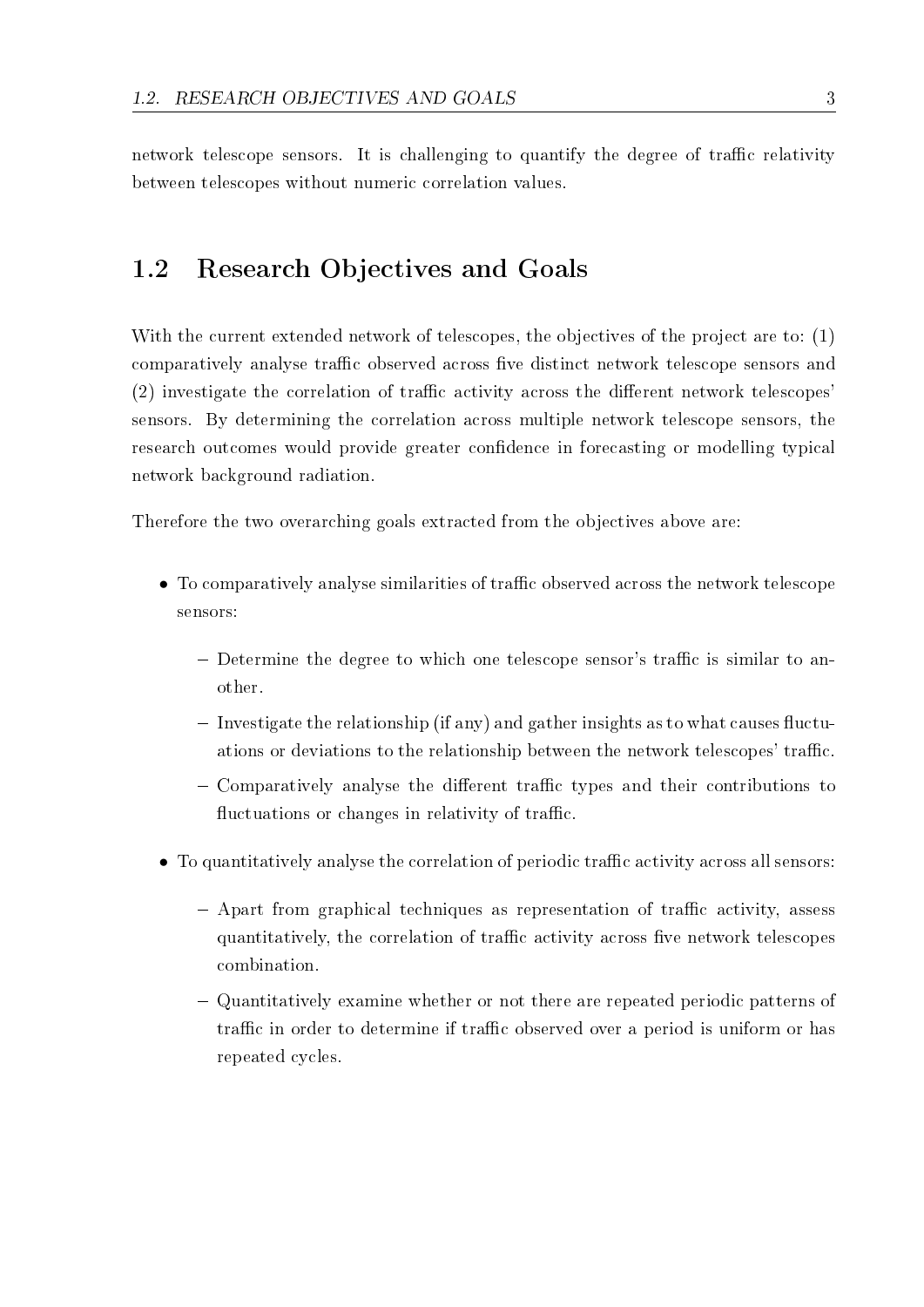network telescope sensors. It is challenging to quantify the degree of traffic relativity between telescopes without numeric correlation values.

## 1.2 Research Objectives and Goals

With the current extended network of telescopes, the objectives of the project are to: (1) comparatively analyse traffic observed across five distinct network telescope sensors and (2) investigate the correlation of traffic activity across the different network telescopes' sensors. By determining the correlation across multiple network telescope sensors, the research outcomes would provide greater confidence in forecasting or modelling typical network background radiation.

Therefore the two overarching goals extracted from the objectives above are:

- To comparatively analyse similarities of traffic observed across the network telescope sensors:
  - Determine the degree to which one telescope sensor's traffic is similar to another.
  - Investigate the relationship (if any) and gather insights as to what causes fluctuations or deviations to the relationship between the network telescopes' traffic.
  - Comparatively analyse the different traffic types and their contributions to fluctuations or changes in relativity of traffic.
- To quantitatively analyse the correlation of periodic traffic activity across all sensors:
  - Apart from graphical techniques as representation of traffic activity, assess quantitatively, the correlation of traffic activity across five network telescopes combination.
  - Quantitatively examine whether or not there are repeated periodic patterns of traffic in order to determine if traffic observed over a period is uniform or has repeated cycles.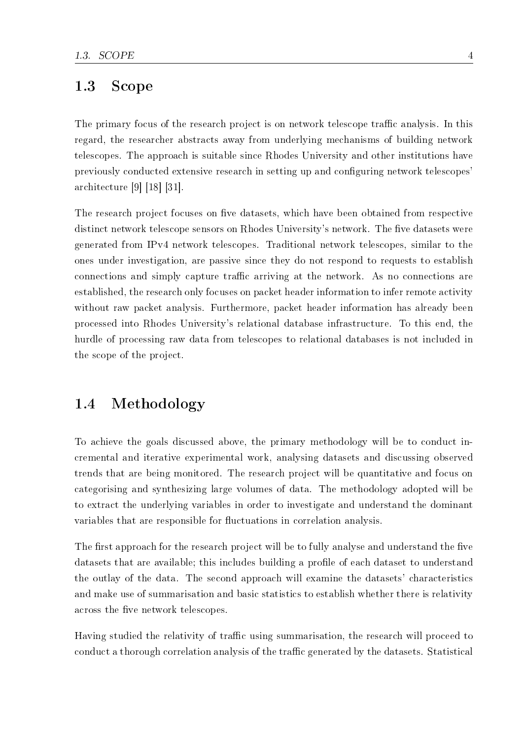## 1.3 Scope

The primary focus of the research project is on network telescope traffic analysis. In this regard, the researcher abstracts away from underlying mechanisms of building network telescopes. The approach is suitable since Rhodes University and other institutions have previously conducted extensive research in setting up and configuring network telescopes' architecture [9] [18] [31].

The research project focuses on five datasets, which have been obtained from respective distinct network telescope sensors on Rhodes University's network. The five datasets were generated from IPv4 network telescopes. Traditional network telescopes, similar to the ones under investigation, are passive since they do not respond to requests to establish connections and simply capture traffic arriving at the network. As no connections are established, the research only focuses on packet header information to infer remote activity without raw packet analysis. Furthermore, packet header information has already been processed into Rhodes University's relational database infrastructure. To this end, the hurdle of processing raw data from telescopes to relational databases is not included in the scope of the project.

## 1.4 Methodology

To achieve the goals discussed above, the primary methodology will be to conduct incremental and iterative experimental work, analysing datasets and discussing observed trends that are being monitored. The research project will be quantitative and focus on categorising and synthesizing large volumes of data. The methodology adopted will be to extract the underlying variables in order to investigate and understand the dominant variables that are responsible for fluctuations in correlation analysis.

The first approach for the research project will be to fully analyse and understand the five datasets that are available; this includes building a profile of each dataset to understand the outlay of the data. The second approach will examine the datasets' characteristics and make use of summarisation and basic statistics to establish whether there is relativity across the five network telescopes.

Having studied the relativity of traffic using summarisation, the research will proceed to conduct a thorough correlation analysis of the traffic generated by the datasets. Statistical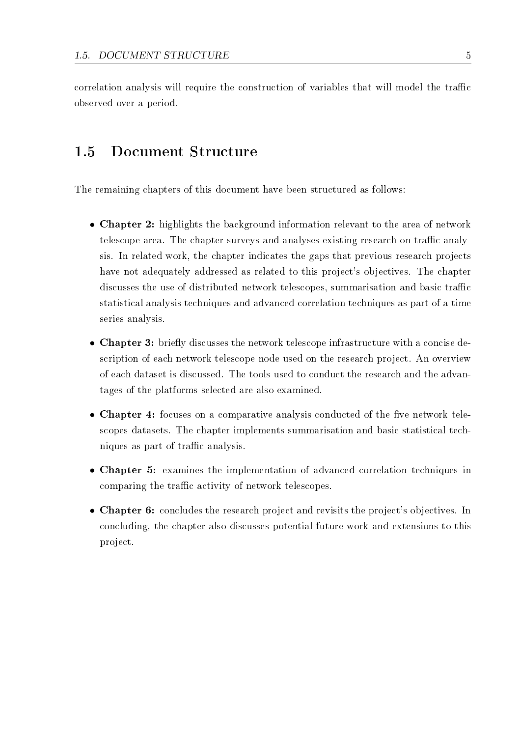correlation analysis will require the construction of variables that will model the traffic observed over a period.

## 1.5 Document Structure

The remaining chapters of this document have been structured as follows:

- **Chapter 2:** highlights the background information relevant to the area of network telescope area. The chapter surveys and analyses existing research on traffic analysis. In related work, the chapter indicates the gaps that previous research projects have not adequately addressed as related to this project's objectives. The chapter discusses the use of distributed network telescopes, summarisation and basic traffic statistical analysis techniques and advanced correlation techniques as part of a time series analysis.
- **Chapter 3:** briefly discusses the network telescope infrastructure with a concise description of each network telescope node used on the research project. An overview of each dataset is discussed. The tools used to conduct the research and the advantages of the platforms selected are also examined.
- **Chapter 4:** focuses on a comparative analysis conducted of the five network telescopes datasets. The chapter implements summarisation and basic statistical techniques as part of traffic analysis.
- **Chapter 5:** examines the implementation of advanced correlation techniques in comparing the traffic activity of network telescopes.
- **Chapter 6:** concludes the research project and revisits the project's objectives. In concluding, the chapter also discusses potential future work and extensions to this project.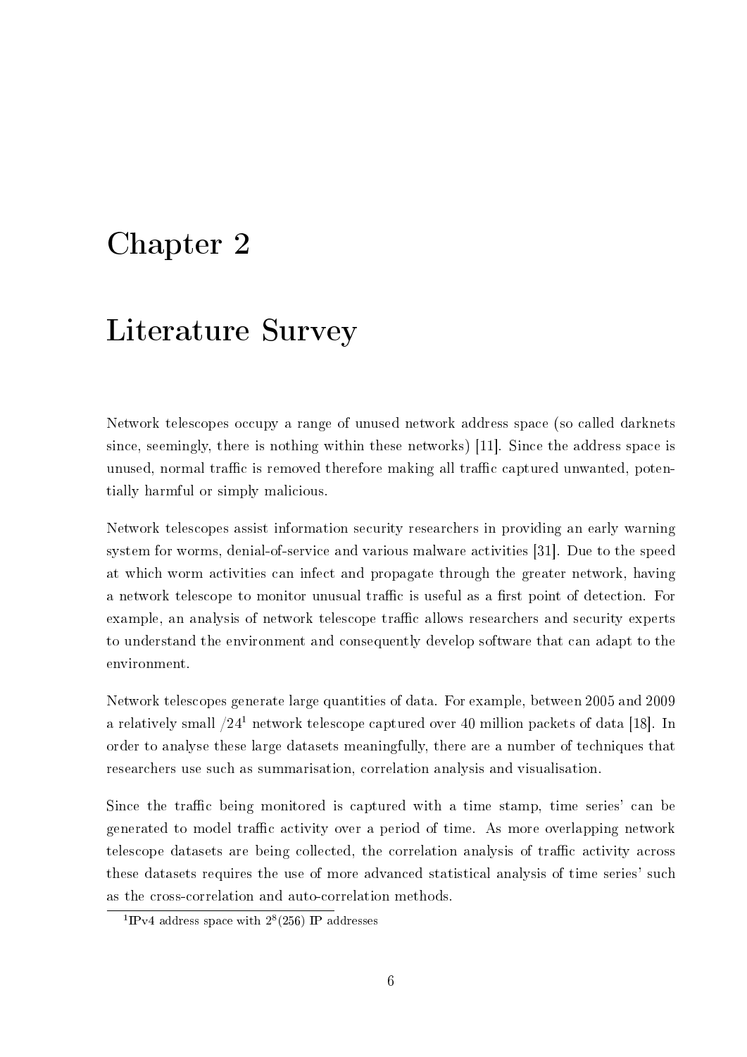# Chapter 2

# Literature Survey

Network telescopes occupy a range of unused network address space (so called darknets since, seemingly, there is nothing within these networks) [11]. Since the address space is unused, normal traffic is removed therefore making all traffic captured unwanted, potentially harmful or simply malicious.

Network telescopes assist information security researchers in providing an early warning system for worms, denial-of-service and various malware activities [31]. Due to the speed at which worm activities can infect and propagate through the greater network, having a network telescope to monitor unusual traffic is useful as a first point of detection. For example, an analysis of network telescope traffic allows researchers and security experts to understand the environment and consequently develop software that can adapt to the environment.

Network telescopes generate large quantities of data. For example, between 2005 and 2009 a relatively small /24[1] network telescope captured over 40 million packets of data [18]. In order to analyse these large datasets meaningfully, there are a number of techniques that researchers use such as summarisation, correlation analysis and visualisation.

Since the traffic being monitored is captured with a time stamp, time series' can be generated to model traffic activity over a period of time. As more overlapping network telescope datasets are being collected, the correlation analysis of traffic activity across these datasets requires the use of more advanced statistical analysis of time series' such as the cross-correlation and auto-correlation methods.

[1] IPv4 address space with $2^8(256)$ IP addresses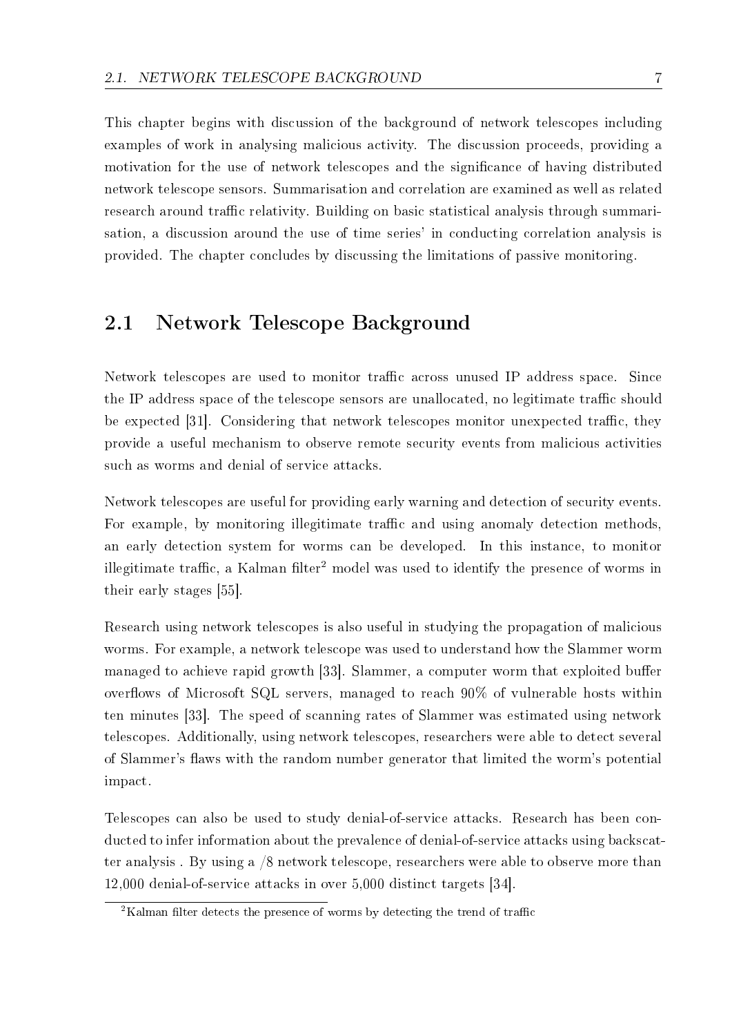This chapter begins with discussion of the background of network telescopes including examples of work in analysing malicious activity. The discussion proceeds, providing a motivation for the use of network telescopes and the significance of having distributed network telescope sensors. Summarisation and correlation are examined as well as related research around traffic relativity. Building on basic statistical analysis through summarisation, a discussion around the use of time series' in conducting correlation analysis is provided. The chapter concludes by discussing the limitations of passive monitoring.

## 2.1 Network Telescope Background

Network telescopes are used to monitor traffic across unused IP address space. Since the IP address space of the telescope sensors are unallocated, no legitimate traffic should be expected [31]. Considering that network telescopes monitor unexpected traffic, they provide a useful mechanism to observe remote security events from malicious activities such as worms and denial of service attacks.

Network telescopes are useful for providing early warning and detection of security events. For example, by monitoring illegitimate traffic and using anomaly detection methods, an early detection system for worms can be developed. In this instance, to monitor illegitimate traffic, a Kalman filter[2] model was used to identify the presence of worms in their early stages [55].

Research using network telescopes is also useful in studying the propagation of malicious worms. For example, a network telescope was used to understand how the Slammer worm managed to achieve rapid growth [33]. Slammer, a computer worm that exploited buffer overflows of Microsoft SQL servers, managed to reach 90% of vulnerable hosts within ten minutes [33]. The speed of scanning rates of Slammer was estimated using network telescopes. Additionally, using network telescopes, researchers were able to detect several of Slammer's flaws with the random number generator that limited the worm's potential impact.

Telescopes can also be used to study denial-of-service attacks. Research has been conducted to infer information about the prevalence of denial-of-service attacks using backscatter analysis . By using a /8 network telescope, researchers were able to observe more than 12,000 denial-of-service attacks in over 5,000 distinct targets [34].

[2] Kalman filter detects the presence of worms by detecting the trend of traffic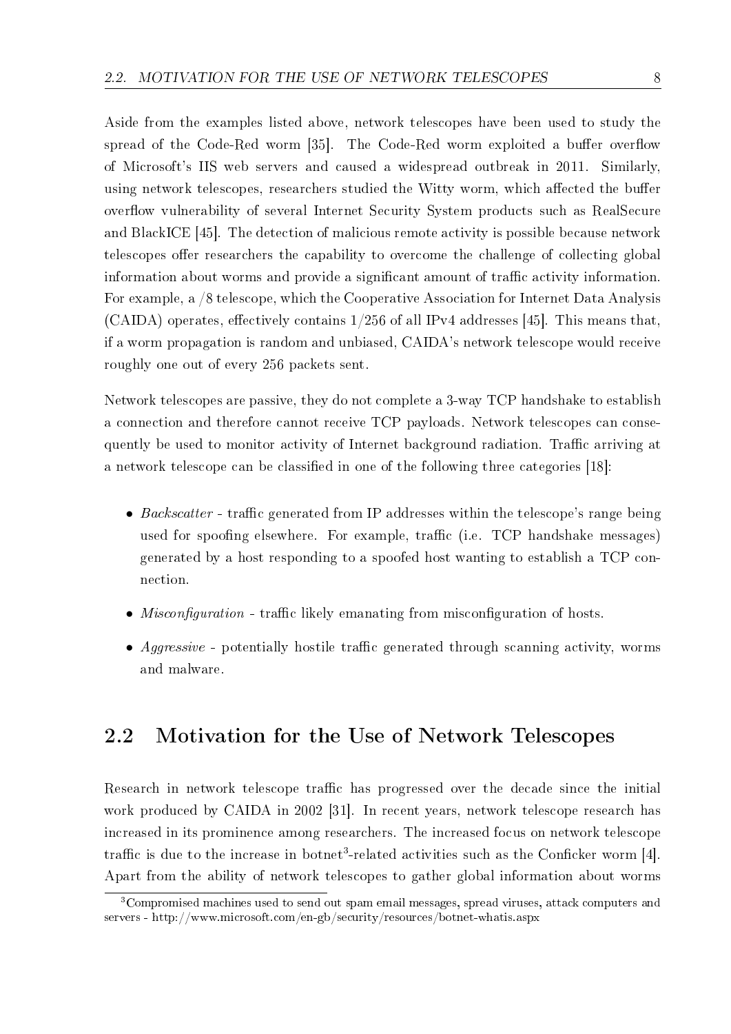Aside from the examples listed above, network telescopes have been used to study the spread of the Code-Red worm [35]. The Code-Red worm exploited a buffer overflow of Microsoft's IIS web servers and caused a widespread outbreak in 2011. Similarly, using network telescopes, researchers studied the Witty worm, which affected the buffer overflow vulnerability of several Internet Security System products such as RealSecure and BlackICE [45]. The detection of malicious remote activity is possible because network telescopes offer researchers the capability to overcome the challenge of collecting global information about worms and provide a significant amount of traffic activity information. For example, a /8 telescope, which the Cooperative Association for Internet Data Analysis (CAIDA) operates, effectively contains 1/256 of all IPv4 addresses [45]. This means that, if a worm propagation is random and unbiased, CAIDA's network telescope would receive roughly one out of every 256 packets sent.

Network telescopes are passive, they do not complete a 3-way TCP handshake to establish a connection and therefore cannot receive TCP payloads. Network telescopes can consequently be used to monitor activity of Internet background radiation. Traffic arriving at a network telescope can be classified in one of the following three categories [18]:

- *Backscatter* - traffic generated from IP addresses within the telescope's range being used for spoofing elsewhere. For example, traffic (i.e. TCP handshake messages) generated by a host responding to a spoofed host wanting to establish a TCP connection.
- *Misconfiguration* - traffic likely emanating from misconfiguration of hosts.
- *Aggressive* - potentially hostile traffic generated through scanning activity, worms and malware.

## 2.2 Motivation for the Use of Network Telescopes

Research in network telescope traffic has progressed over the decade since the initial work produced by CAIDA in 2002 [31]. In recent years, network telescope research has increased in its prominence among researchers. The increased focus on network telescope traffic is due to the increase in botnet[3]-related activities such as the Conficker worm [4]. Apart from the ability of network telescopes to gather global information about worms

[3] Compromised machines used to send out spam email messages, spread viruses, attack computers and servers - http://www.microsoft.com/en-gb/security/resources/botnet-whatis.aspx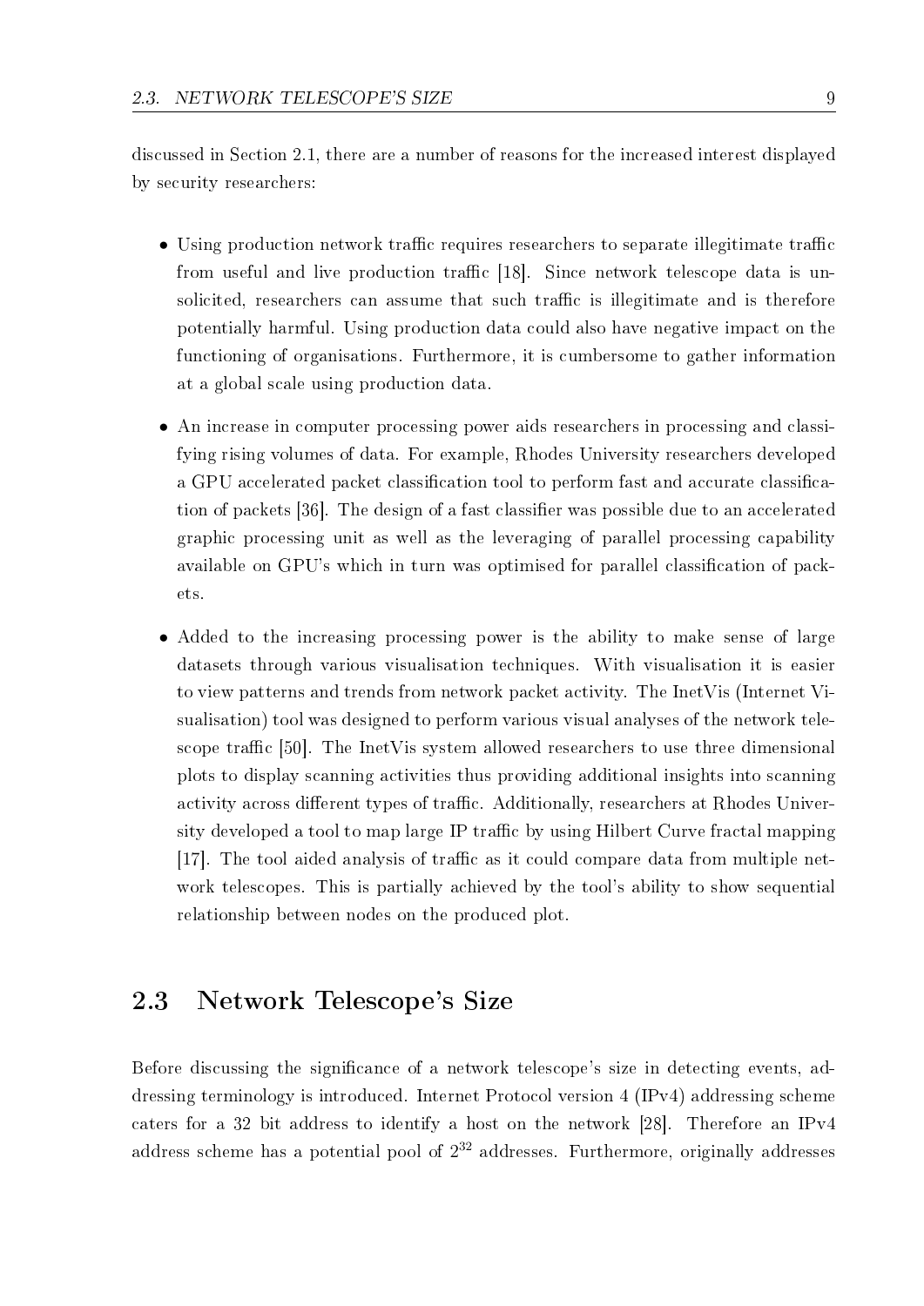discussed in Section 2.1, there are a number of reasons for the increased interest displayed by security researchers:

- Using production network traffic requires researchers to separate illegitimate traffic from useful and live production traffic [18]. Since network telescope data is unsolicited, researchers can assume that such traffic is illegitimate and is therefore potentially harmful. Using production data could also have negative impact on the functioning of organisations. Furthermore, it is cumbersome to gather information at a global scale using production data.

- An increase in computer processing power aids researchers in processing and classifying rising volumes of data. For example, Rhodes University researchers developed a GPU accelerated packet classification tool to perform fast and accurate classification of packets [36]. The design of a fast classifier was possible due to an accelerated graphic processing unit as well as the leveraging of parallel processing capability available on GPU's which in turn was optimised for parallel classification of packets.

- Added to the increasing processing power is the ability to make sense of large datasets through various visualisation techniques. With visualisation it is easier to view patterns and trends from network packet activity. The InetVis (Internet Visualisation) tool was designed to perform various visual analyses of the network telescope traffic [50]. The InetVis system allowed researchers to use three dimensional plots to display scanning activities thus providing additional insights into scanning activity across different types of traffic. Additionally, researchers at Rhodes University developed a tool to map large IP traffic by using Hilbert Curve fractal mapping [17]. The tool aided analysis of traffic as it could compare data from multiple network telescopes. This is partially achieved by the tool's ability to show sequential relationship between nodes on the produced plot.

## 2.3 Network Telescope's Size

Before discussing the significance of a network telescope's size in detecting events, addressing terminology is introduced. Internet Protocol version 4 (IPv4) addressing scheme caters for a 32 bit address to identify a host on the network [28]. Therefore an IPv4 address scheme has a potential pool of $2^{32}$ addresses. Furthermore, originally addresses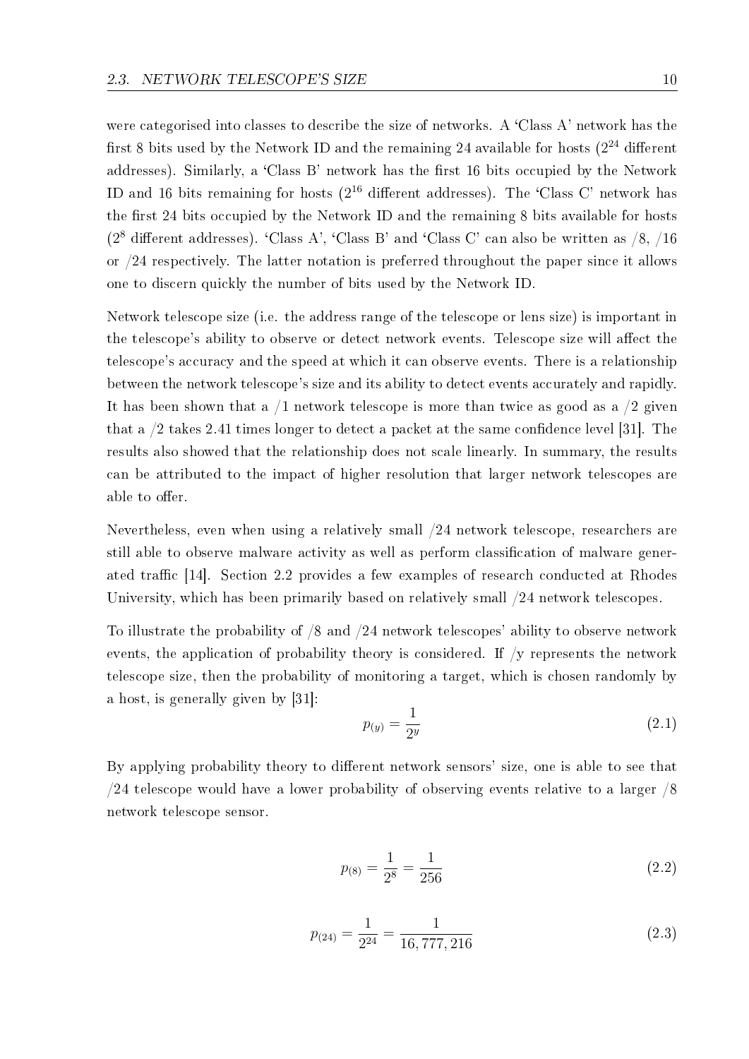were categorised into classes to describe the size of networks. A 'Class A' network has the first 8 bits used by the Network ID and the remaining 24 available for hosts ($2^{24}$ different addresses). Similarly, a 'Class B' network has the first 16 bits occupied by the Network ID and 16 bits remaining for hosts ($2^{16}$ different addresses). The 'Class C' network has the first 24 bits occupied by the Network ID and the remaining 8 bits available for hosts ($2^{8}$ different addresses). 'Class A', 'Class B' and 'Class C' can also be written as /8, /16 or /24 respectively. The latter notation is preferred throughout the paper since it allows one to discern quickly the number of bits used by the Network ID.

Network telescope size (i.e. the address range of the telescope or lens size) is important in the telescope's ability to observe or detect network events. Telescope size will affect the telescope's accuracy and the speed at which it can observe events. There is a relationship between the network telescope's size and its ability to detect events accurately and rapidly. It has been shown that a /1 network telescope is more than twice as good as a /2 given that a /2 takes 2.41 times longer to detect a packet at the same confidence level [31]. The results also showed that the relationship does not scale linearly. In summary, the results can be attributed to the impact of higher resolution that larger network telescopes are able to offer.

Nevertheless, even when using a relatively small /24 network telescope, researchers are still able to observe malware activity as well as perform classification of malware generated traffic [14]. Section 2.2 provides a few examples of research conducted at Rhodes University, which has been primarily based on relatively small /24 network telescopes.

To illustrate the probability of /8 and /24 network telescopes' ability to observe network events, the application of probability theory is considered. If /y represents the network telescope size, then the probability of monitoring a target, which is chosen randomly by a host, is generally given by [31]:

$$p_{(y)} = \frac{1}{2^{y}} \tag{2.1}$$

By applying probability theory to different network sensors' size, one is able to see that /24 telescope would have a lower probability of observing events relative to a larger /8 network telescope sensor.

$$p_{(8)} = \frac{1}{2^{8}} = \frac{1}{256} \tag{2.2}$$

$$p_{(24)} = \frac{1}{2^{24}} = \frac{1}{16,777,216} \tag{2.3}$$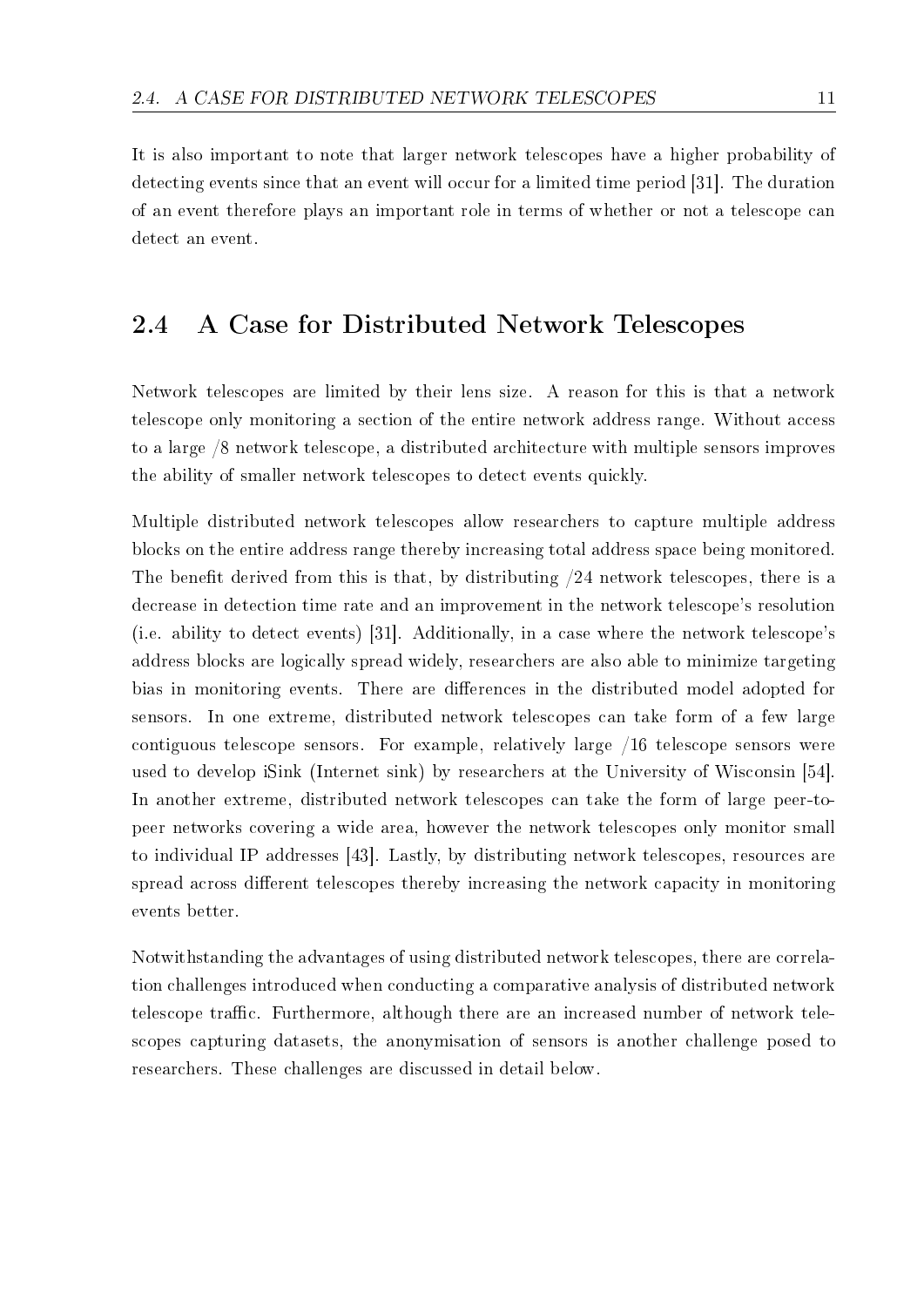It is also important to note that larger network telescopes have a higher probability of detecting events since that an event will occur for a limited time period [31]. The duration of an event therefore plays an important role in terms of whether or not a telescope can detect an event.

## 2.4 A Case for Distributed Network Telescopes

Network telescopes are limited by their lens size. A reason for this is that a network telescope only monitoring a section of the entire network address range. Without access to a large /8 network telescope, a distributed architecture with multiple sensors improves the ability of smaller network telescopes to detect events quickly.

Multiple distributed network telescopes allow researchers to capture multiple address blocks on the entire address range thereby increasing total address space being monitored. The benefit derived from this is that, by distributing /24 network telescopes, there is a decrease in detection time rate and an improvement in the network telescope's resolution (i.e. ability to detect events) [31]. Additionally, in a case where the network telescope's address blocks are logically spread widely, researchers are also able to minimize targeting bias in monitoring events. There are differences in the distributed model adopted for sensors. In one extreme, distributed network telescopes can take form of a few large contiguous telescope sensors. For example, relatively large /16 telescope sensors were used to develop iSink (Internet sink) by researchers at the University of Wisconsin [54]. In another extreme, distributed network telescopes can take the form of large peer-to-peer networks covering a wide area, however the network telescopes only monitor small to individual IP addresses [43]. Lastly, by distributing network telescopes, resources are spread across different telescopes thereby increasing the network capacity in monitoring events better.

Notwithstanding the advantages of using distributed network telescopes, there are correlation challenges introduced when conducting a comparative analysis of distributed network telescope traffic. Furthermore, although there are an increased number of network telescopes capturing datasets, the anonymisation of sensors is another challenge posed to researchers. These challenges are discussed in detail below.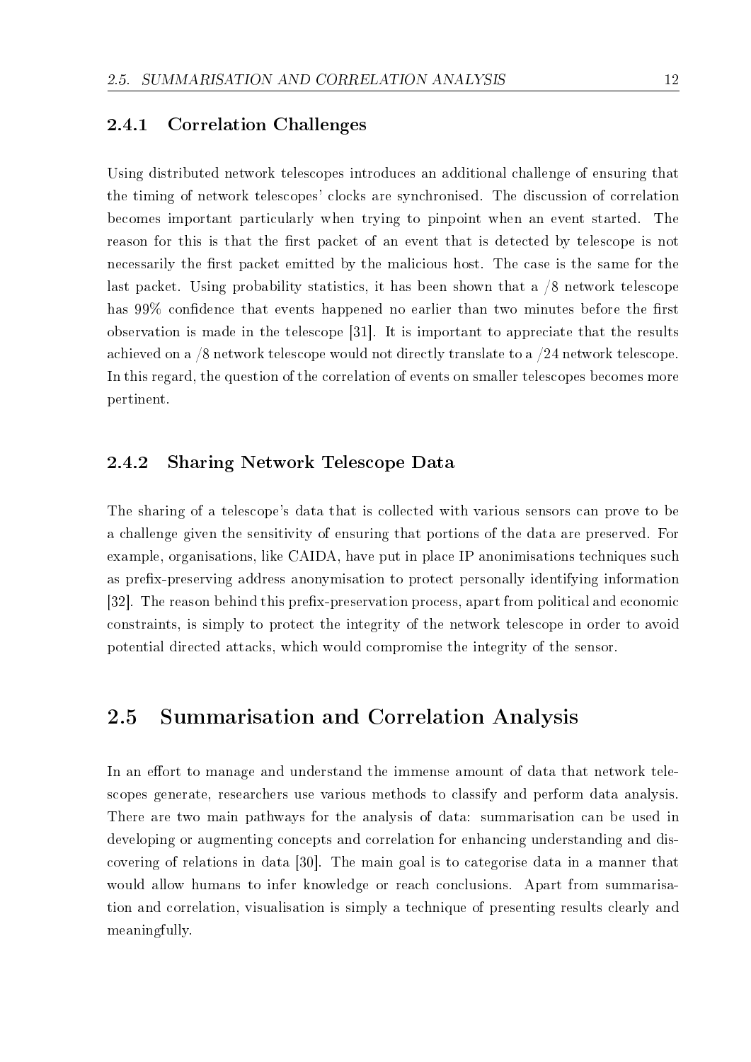### 2.4.1 Correlation Challenges

Using distributed network telescopes introduces an additional challenge of ensuring that the timing of network telescopes' clocks are synchronised. The discussion of correlation becomes important particularly when trying to pinpoint when an event started. The reason for this is that the first packet of an event that is detected by telescope is not necessarily the first packet emitted by the malicious host. The case is the same for the last packet. Using probability statistics, it has been shown that a /8 network telescope has 99% confidence that events happened no earlier than two minutes before the first observation is made in the telescope [31]. It is important to appreciate that the results achieved on a /8 network telescope would not directly translate to a /24 network telescope. In this regard, the question of the correlation of events on smaller telescopes becomes more pertinent.

### 2.4.2 Sharing Network Telescope Data

The sharing of a telescope's data that is collected with various sensors can prove to be a challenge given the sensitivity of ensuring that portions of the data are preserved. For example, organisations, like CAIDA, have put in place IP anonimisations techniques such as prefix-preserving address anonymisation to protect personally identifying information [32]. The reason behind this prefix-preservation process, apart from political and economic constraints, is simply to protect the integrity of the network telescope in order to avoid potential directed attacks, which would compromise the integrity of the sensor.

## 2.5 Summarisation and Correlation Analysis

In an effort to manage and understand the immense amount of data that network telescopes generate, researchers use various methods to classify and perform data analysis. There are two main pathways for the analysis of data: summarisation can be used in developing or augmenting concepts and correlation for enhancing understanding and discovering of relations in data [30]. The main goal is to categorise data in a manner that would allow humans to infer knowledge or reach conclusions. Apart from summarisation and correlation, visualisation is simply a technique of presenting results clearly and meaningfully.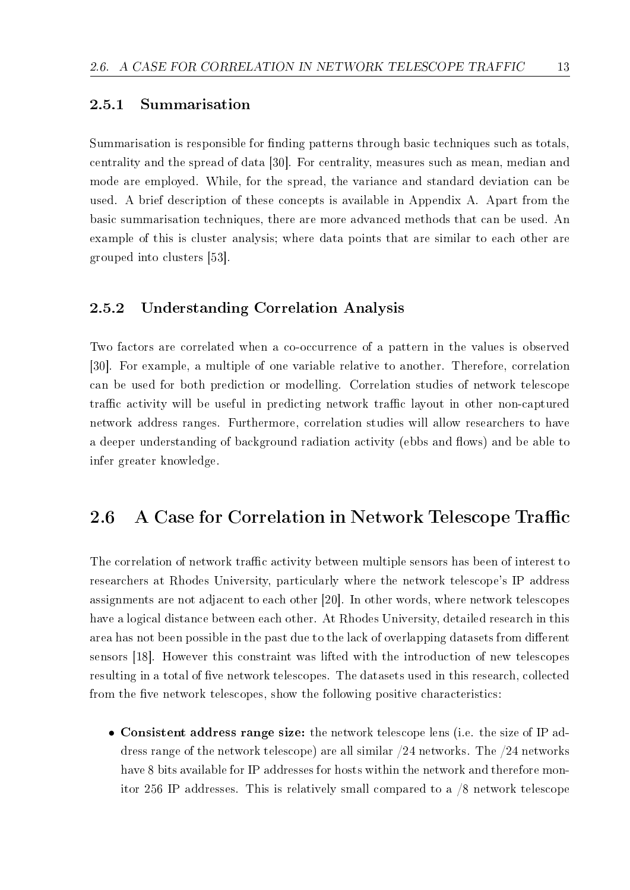### 2.5.1 Summarisation

Summarisation is responsible for finding patterns through basic techniques such as totals, centrality and the spread of data [30]. For centrality, measures such as mean, median and mode are employed. While, for the spread, the variance and standard deviation can be used. A brief description of these concepts is available in Appendix A. Apart from the basic summarisation techniques, there are more advanced methods that can be used. An example of this is cluster analysis; where data points that are similar to each other are grouped into clusters [53].

### 2.5.2 Understanding Correlation Analysis

Two factors are correlated when a co-occurrence of a pattern in the values is observed [30]. For example, a multiple of one variable relative to another. Therefore, correlation can be used for both prediction or modelling. Correlation studies of network telescope traffic activity will be useful in predicting network traffic layout in other non-captured network address ranges. Furthermore, correlation studies will allow researchers to have a deeper understanding of background radiation activity (ebbs and flows) and be able to infer greater knowledge.

## 2.6 A Case for Correlation in Network Telescope Traffic

The correlation of network traffic activity between multiple sensors has been of interest to researchers at Rhodes University, particularly where the network telescope's IP address assignments are not adjacent to each other [20]. In other words, where network telescopes have a logical distance between each other. At Rhodes University, detailed research in this area has not been possible in the past due to the lack of overlapping datasets from different sensors [18]. However this constraint was lifted with the introduction of new telescopes resulting in a total of five network telescopes. The datasets used in this research, collected from the five network telescopes, show the following positive characteristics:

- **Consistent address range size:** the network telescope lens (i.e. the size of IP address range of the network telescope) are all similar /24 networks. The /24 networks have 8 bits available for IP addresses for hosts within the network and therefore monitor 256 IP addresses. This is relatively small compared to a /8 network telescope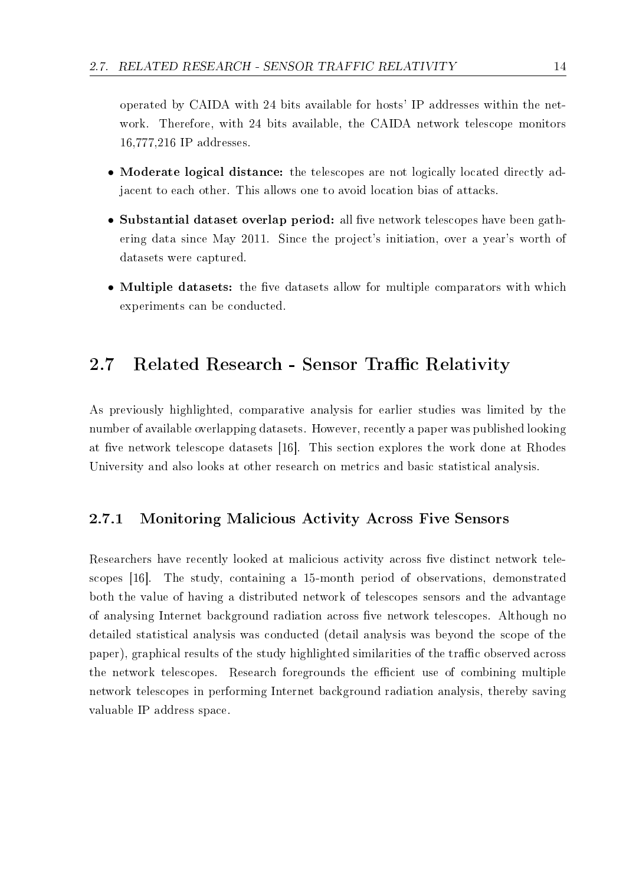operated by CAIDA with 24 bits available for hosts' IP addresses within the network. Therefore, with 24 bits available, the CAIDA network telescope monitors 16,777,216 IP addresses.

- **Moderate logical distance:** the telescopes are not logically located directly adjacent to each other. This allows one to avoid location bias of attacks.
- **Substantial dataset overlap period:** all five network telescopes have been gathering data since May 2011. Since the project's initiation, over a year's worth of datasets were captured.
- **Multiple datasets:** the five datasets allow for multiple comparators with which experiments can be conducted.

## 2.7 Related Research - Sensor Traffic Relativity

As previously highlighted, comparative analysis for earlier studies was limited by the number of available overlapping datasets. However, recently a paper was published looking at five network telescope datasets [16]. This section explores the work done at Rhodes University and also looks at other research on metrics and basic statistical analysis.

### 2.7.1 Monitoring Malicious Activity Across Five Sensors

Researchers have recently looked at malicious activity across five distinct network telescopes [16]. The study, containing a 15-month period of observations, demonstrated both the value of having a distributed network of telescopes sensors and the advantage of analysing Internet background radiation across five network telescopes. Although no detailed statistical analysis was conducted (detail analysis was beyond the scope of the paper), graphical results of the study highlighted similarities of the traffic observed across the network telescopes. Research foregrounds the efficient use of combining multiple network telescopes in performing Internet background radiation analysis, thereby saving valuable IP address space.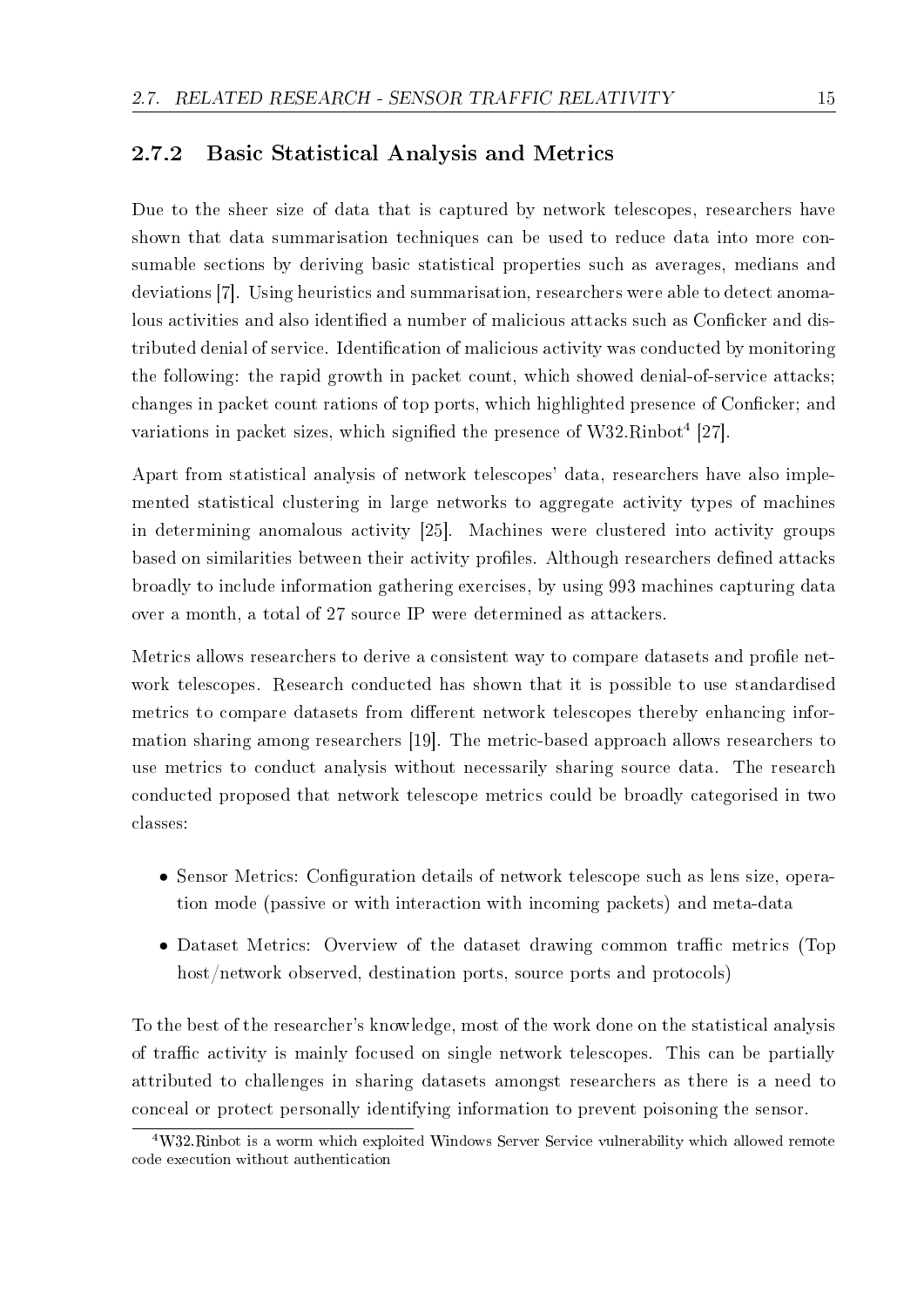### 2.7.2 Basic Statistical Analysis and Metrics

Due to the sheer size of data that is captured by network telescopes, researchers have shown that data summarisation techniques can be used to reduce data into more consumable sections by deriving basic statistical properties such as averages, medians and deviations [7]. Using heuristics and summarisation, researchers were able to detect anomalous activities and also identified a number of malicious attacks such as Conficker and distributed denial of service. Identification of malicious activity was conducted by monitoring the following: the rapid growth in packet count, which showed denial-of-service attacks; changes in packet count rations of top ports, which highlighted presence of Conficker; and variations in packet sizes, which signified the presence of W32.Rinbot[4] [27].

Apart from statistical analysis of network telescopes' data, researchers have also implemented statistical clustering in large networks to aggregate activity types of machines in determining anomalous activity [25]. Machines were clustered into activity groups based on similarities between their activity profiles. Although researchers defined attacks broadly to include information gathering exercises, by using 993 machines capturing data over a month, a total of 27 source IP were determined as attackers.

Metrics allows researchers to derive a consistent way to compare datasets and profile network telescopes. Research conducted has shown that it is possible to use standardised metrics to compare datasets from different network telescopes thereby enhancing information sharing among researchers [19]. The metric-based approach allows researchers to use metrics to conduct analysis without necessarily sharing source data. The research conducted proposed that network telescope metrics could be broadly categorised in two classes:

- Sensor Metrics: Configuration details of network telescope such as lens size, operation mode (passive or with interaction with incoming packets) and meta-data
- Dataset Metrics: Overview of the dataset drawing common traffic metrics (Top host/network observed, destination ports, source ports and protocols)

To the best of the researcher's knowledge, most of the work done on the statistical analysis of traffic activity is mainly focused on single network telescopes. This can be partially attributed to challenges in sharing datasets amongst researchers as there is a need to conceal or protect personally identifying information to prevent poisoning the sensor.

[4] W32.Rinbot is a worm which exploited Windows Server Service vulnerability which allowed remote code execution without authentication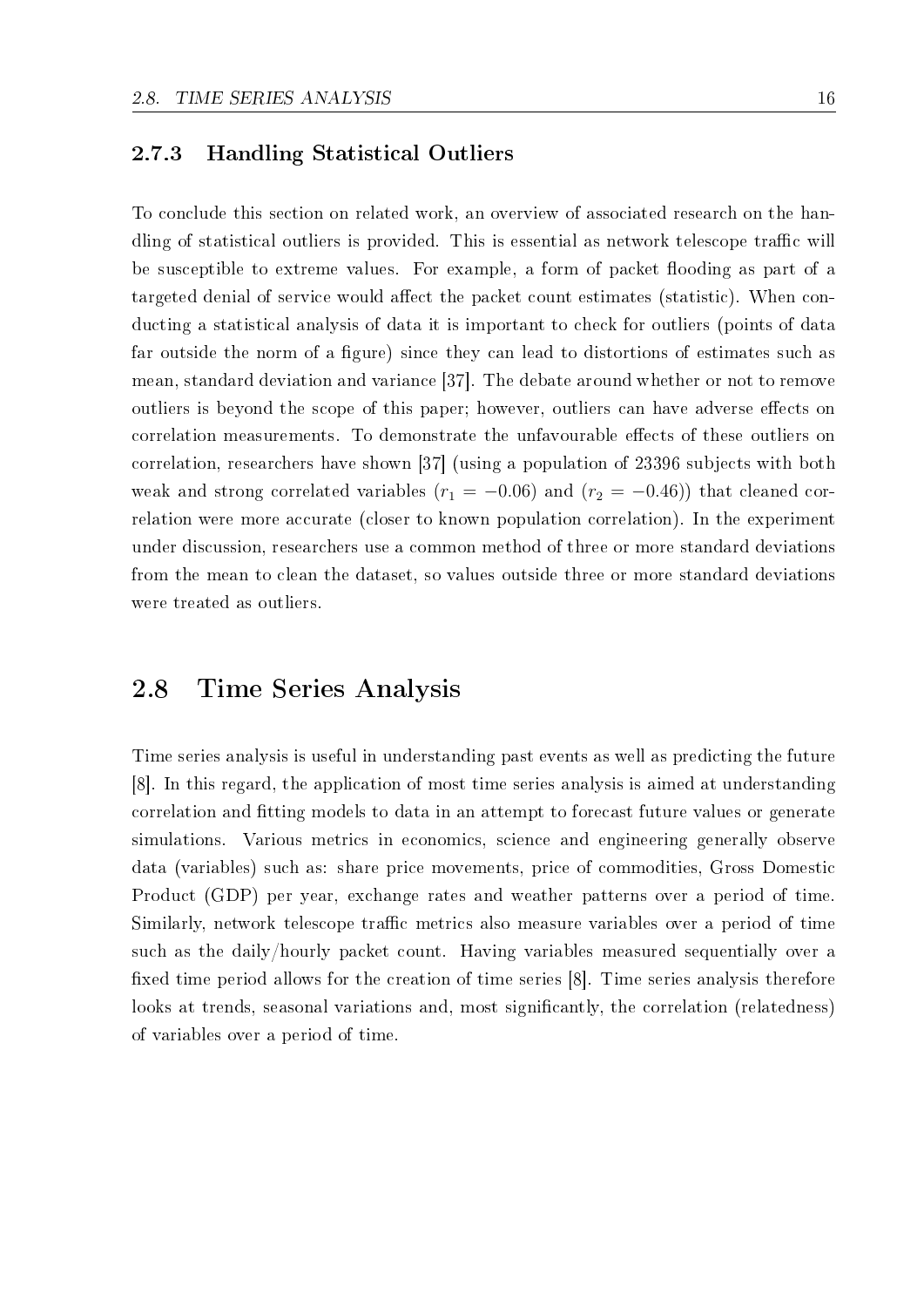### 2.7.3 Handling Statistical Outliers

To conclude this section on related work, an overview of associated research on the handling of statistical outliers is provided. This is essential as network telescope traffic will be susceptible to extreme values. For example, a form of packet flooding as part of a targeted denial of service would affect the packet count estimates (statistic). When conducting a statistical analysis of data it is important to check for outliers (points of data far outside the norm of a figure) since they can lead to distortions of estimates such as mean, standard deviation and variance [37]. The debate around whether or not to remove outliers is beyond the scope of this paper; however, outliers can have adverse effects on correlation measurements. To demonstrate the unfavourable effects of these outliers on correlation, researchers have shown [37] (using a population of 23396 subjects with both weak and strong correlated variables ($r_1 = -0.06$) and ($r_2 = -0.46$)) that cleaned correlation were more accurate (closer to known population correlation). In the experiment under discussion, researchers use a common method of three or more standard deviations from the mean to clean the dataset, so values outside three or more standard deviations were treated as outliers.

## 2.8 Time Series Analysis

Time series analysis is useful in understanding past events as well as predicting the future [8]. In this regard, the application of most time series analysis is aimed at understanding correlation and fitting models to data in an attempt to forecast future values or generate simulations. Various metrics in economics, science and engineering generally observe data (variables) such as: share price movements, price of commodities, Gross Domestic Product (GDP) per year, exchange rates and weather patterns over a period of time. Similarly, network telescope traffic metrics also measure variables over a period of time such as the daily/hourly packet count. Having variables measured sequentially over a fixed time period allows for the creation of time series [8]. Time series analysis therefore looks at trends, seasonal variations and, most significantly, the correlation (relatedness) of variables over a period of time.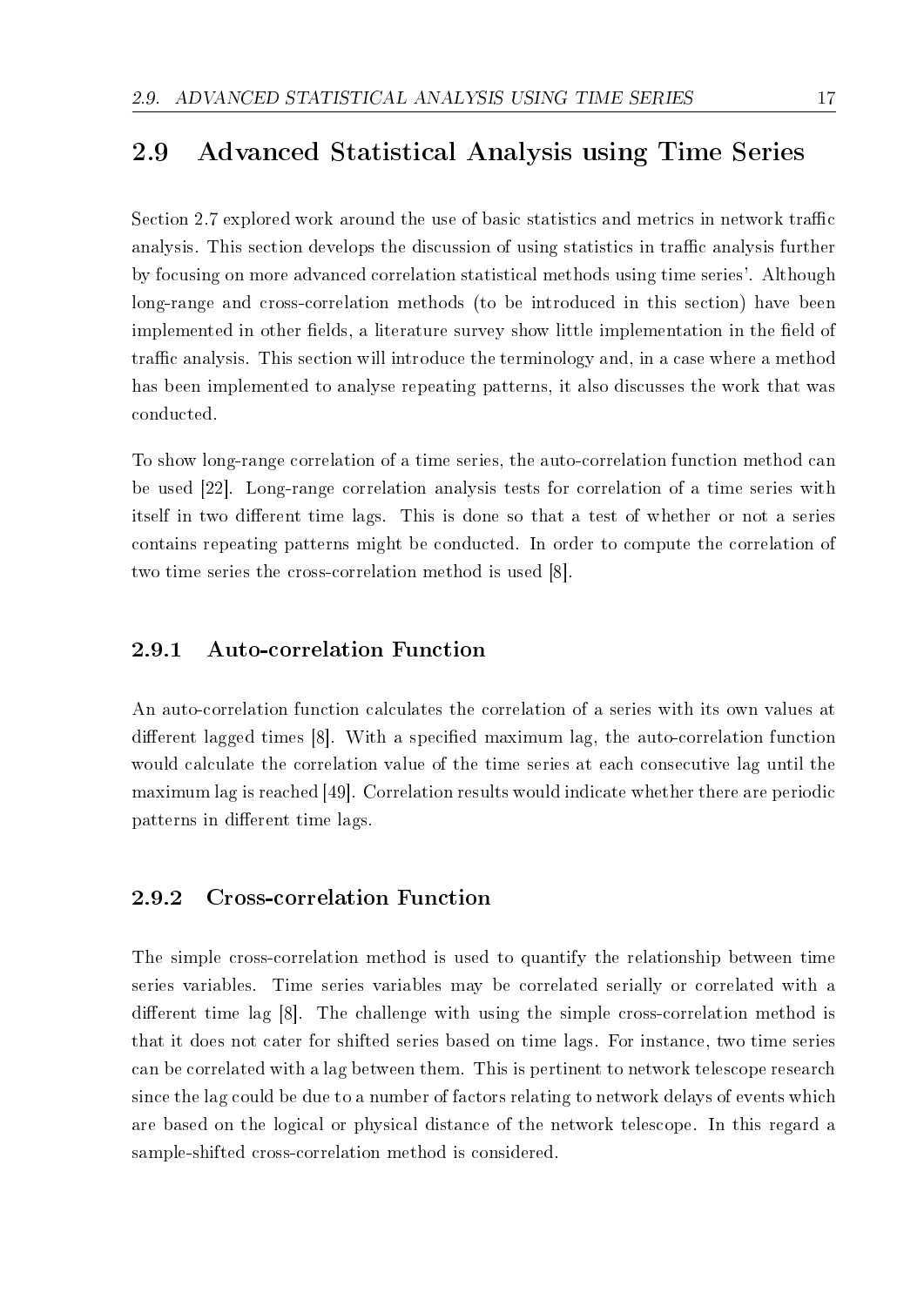## 2.9 Advanced Statistical Analysis using Time Series

Section 2.7 explored work around the use of basic statistics and metrics in network traffic analysis. This section develops the discussion of using statistics in traffic analysis further by focusing on more advanced correlation statistical methods using time series'. Although long-range and cross-correlation methods (to be introduced in this section) have been implemented in other fields, a literature survey show little implementation in the field of traffic analysis. This section will introduce the terminology and, in a case where a method has been implemented to analyse repeating patterns, it also discusses the work that was conducted.

To show long-range correlation of a time series, the auto-correlation function method can be used [22]. Long-range correlation analysis tests for correlation of a time series with itself in two different time lags. This is done so that a test of whether or not a series contains repeating patterns might be conducted. In order to compute the correlation of two time series the cross-correlation method is used [8].

### 2.9.1 Auto-correlation Function

An auto-correlation function calculates the correlation of a series with its own values at different lagged times [8]. With a specified maximum lag, the auto-correlation function would calculate the correlation value of the time series at each consecutive lag until the maximum lag is reached [49]. Correlation results would indicate whether there are periodic patterns in different time lags.

### 2.9.2 Cross-correlation Function

The simple cross-correlation method is used to quantify the relationship between time series variables. Time series variables may be correlated serially or correlated with a different time lag [8]. The challenge with using the simple cross-correlation method is that it does not cater for shifted series based on time lags. For instance, two time series can be correlated with a lag between them. This is pertinent to network telescope research since the lag could be due to a number of factors relating to network delays of events which are based on the logical or physical distance of the network telescope. In this regard a sample-shifted cross-correlation method is considered.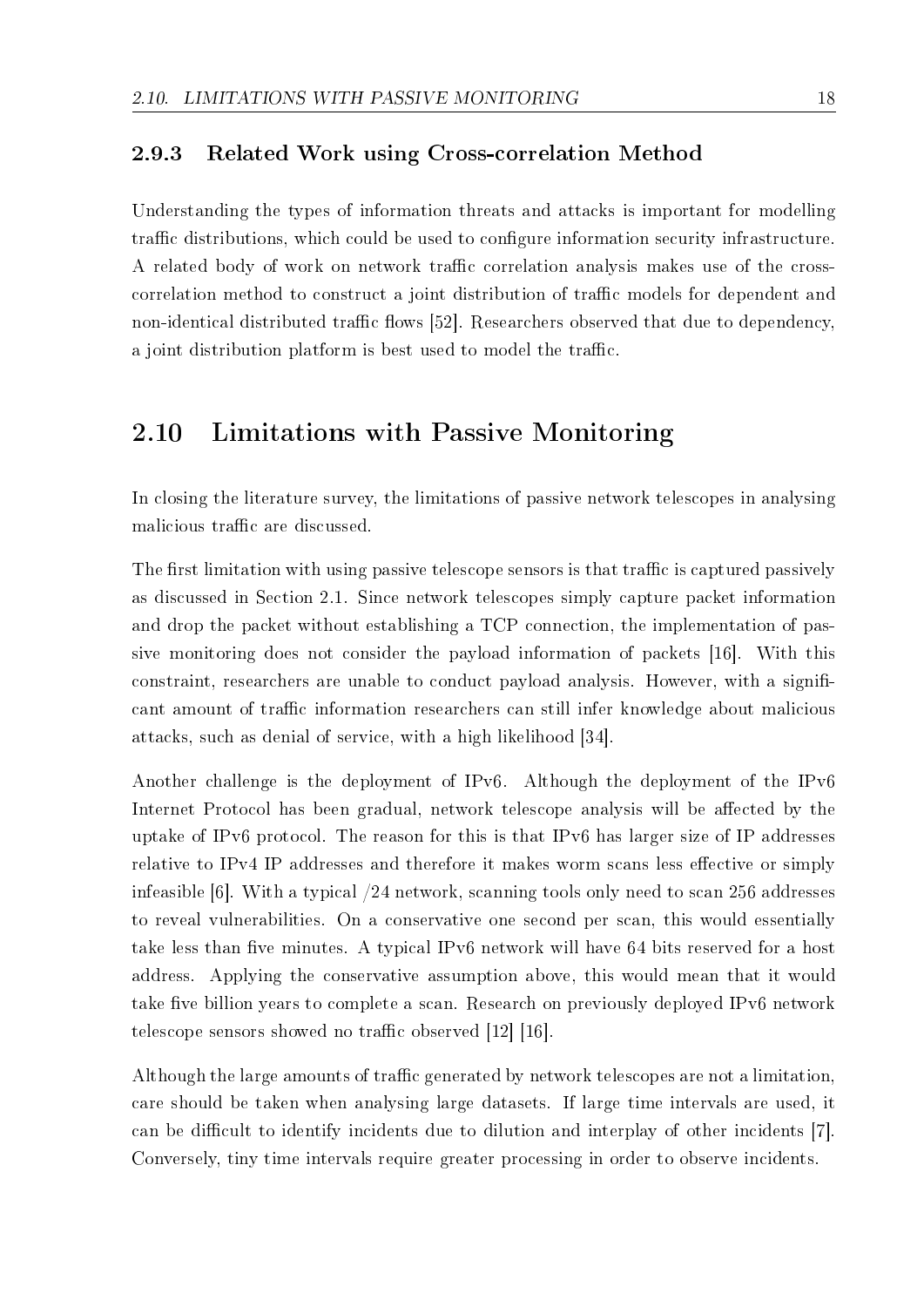### 2.9.3 Related Work using Cross-correlation Method

Understanding the types of information threats and attacks is important for modelling traffic distributions, which could be used to configure information security infrastructure. A related body of work on network traffic correlation analysis makes use of the cross-correlation method to construct a joint distribution of traffic models for dependent and non-identical distributed traffic flows [52]. Researchers observed that due to dependency, a joint distribution platform is best used to model the traffic.

## 2.10 Limitations with Passive Monitoring

In closing the literature survey, the limitations of passive network telescopes in analysing malicious traffic are discussed.

The first limitation with using passive telescope sensors is that traffic is captured passively as discussed in Section 2.1. Since network telescopes simply capture packet information and drop the packet without establishing a TCP connection, the implementation of passive monitoring does not consider the payload information of packets [16]. With this constraint, researchers are unable to conduct payload analysis. However, with a significant amount of traffic information researchers can still infer knowledge about malicious attacks, such as denial of service, with a high likelihood [34].

Another challenge is the deployment of IPv6. Although the deployment of the IPv6 Internet Protocol has been gradual, network telescope analysis will be affected by the uptake of IPv6 protocol. The reason for this is that IPv6 has larger size of IP addresses relative to IPv4 IP addresses and therefore it makes worm scans less effective or simply infeasible [6]. With a typical /24 network, scanning tools only need to scan 256 addresses to reveal vulnerabilities. On a conservative one second per scan, this would essentially take less than five minutes. A typical IPv6 network will have 64 bits reserved for a host address. Applying the conservative assumption above, this would mean that it would take five billion years to complete a scan. Research on previously deployed IPv6 network telescope sensors showed no traffic observed [12] [16].

Although the large amounts of traffic generated by network telescopes are not a limitation, care should be taken when analysing large datasets. If large time intervals are used, it can be difficult to identify incidents due to dilution and interplay of other incidents [7]. Conversely, tiny time intervals require greater processing in order to observe incidents.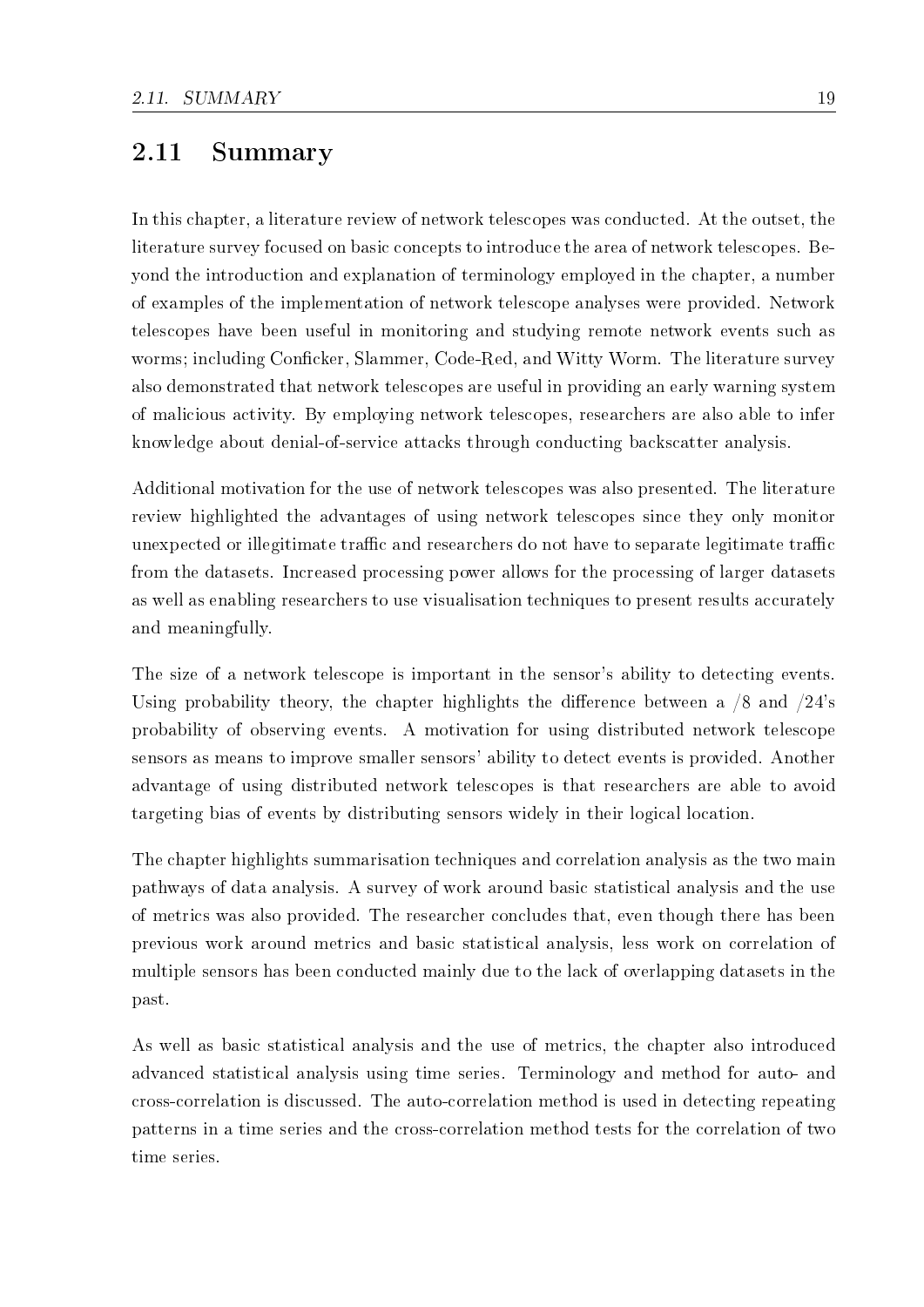## 2.11 Summary

In this chapter, a literature review of network telescopes was conducted. At the outset, the literature survey focused on basic concepts to introduce the area of network telescopes. Beyond the introduction and explanation of terminology employed in the chapter, a number of examples of the implementation of network telescope analyses were provided. Network telescopes have been useful in monitoring and studying remote network events such as worms; including Conficker, Slammer, Code-Red, and Witty Worm. The literature survey also demonstrated that network telescopes are useful in providing an early warning system of malicious activity. By employing network telescopes, researchers are also able to infer knowledge about denial-of-service attacks through conducting backscatter analysis.

Additional motivation for the use of network telescopes was also presented. The literature review highlighted the advantages of using network telescopes since they only monitor unexpected or illegitimate traffic and researchers do not have to separate legitimate traffic from the datasets. Increased processing power allows for the processing of larger datasets as well as enabling researchers to use visualisation techniques to present results accurately and meaningfully.

The size of a network telescope is important in the sensor's ability to detecting events. Using probability theory, the chapter highlights the difference between a /8 and /24's probability of observing events. A motivation for using distributed network telescope sensors as means to improve smaller sensors' ability to detect events is provided. Another advantage of using distributed network telescopes is that researchers are able to avoid targeting bias of events by distributing sensors widely in their logical location.

The chapter highlights summarisation techniques and correlation analysis as the two main pathways of data analysis. A survey of work around basic statistical analysis and the use of metrics was also provided. The researcher concludes that, even though there has been previous work around metrics and basic statistical analysis, less work on correlation of multiple sensors has been conducted mainly due to the lack of overlapping datasets in the past.

As well as basic statistical analysis and the use of metrics, the chapter also introduced advanced statistical analysis using time series. Terminology and method for auto- and cross-correlation is discussed. The auto-correlation method is used in detecting repeating patterns in a time series and the cross-correlation method tests for the correlation of two time series.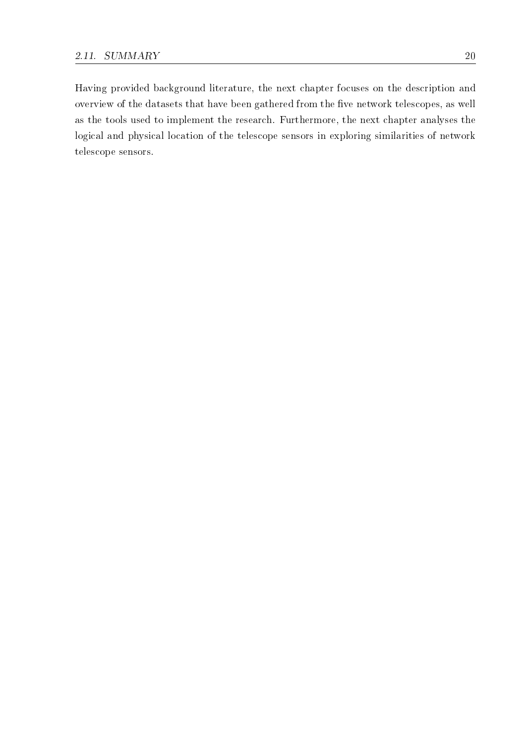Having provided background literature, the next chapter focuses on the description and overview of the datasets that have been gathered from the five network telescopes, as well as the tools used to implement the research. Furthermore, the next chapter analyses the logical and physical location of the telescope sensors in exploring similarities of network telescope sensors.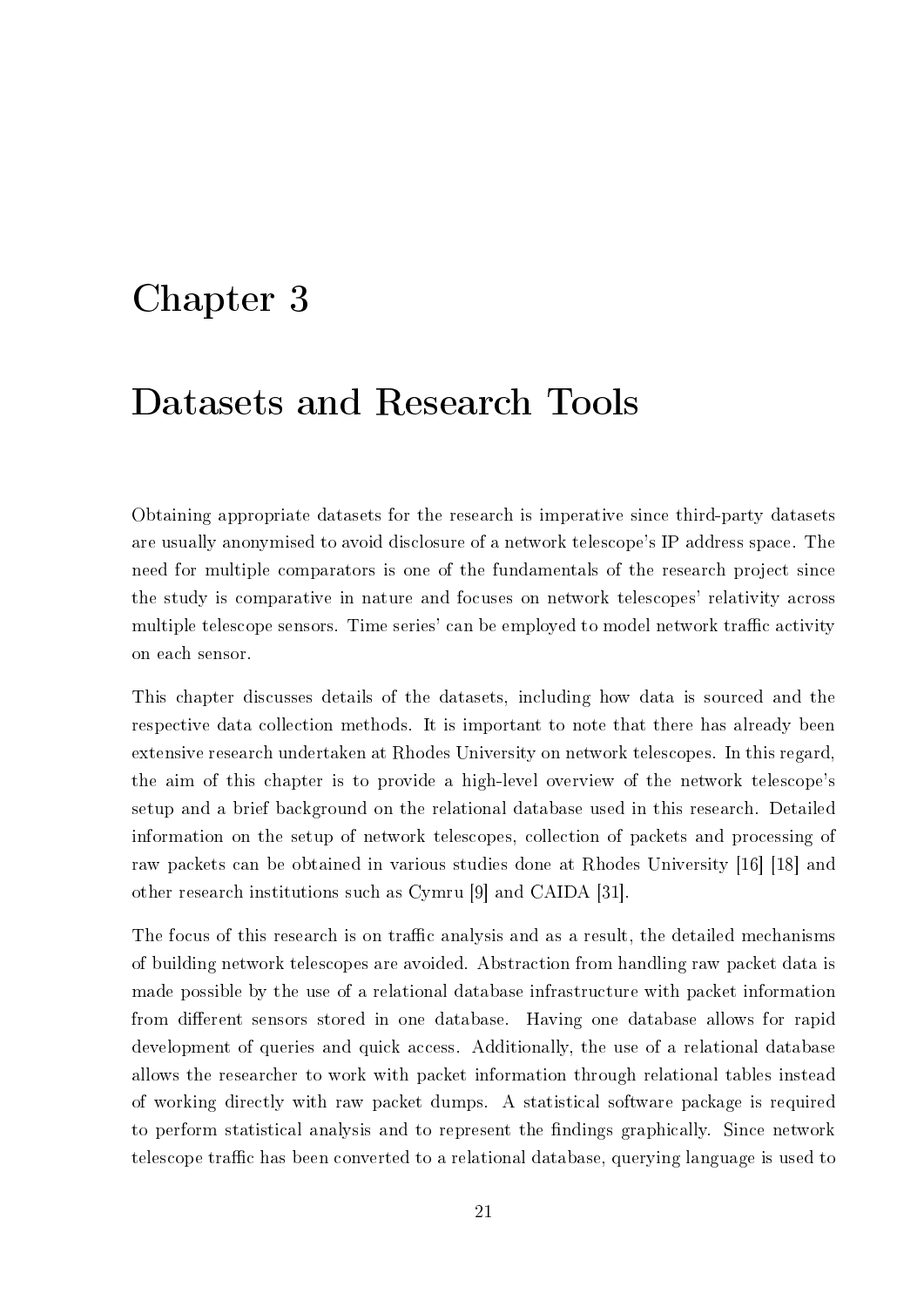# Chapter 3

# Datasets and Research Tools

Obtaining appropriate datasets for the research is imperative since third-party datasets are usually anonymised to avoid disclosure of a network telescope's IP address space. The need for multiple comparators is one of the fundamentals of the research project since the study is comparative in nature and focuses on network telescopes' relativity across multiple telescope sensors. Time series' can be employed to model network traffic activity on each sensor.

This chapter discusses details of the datasets, including how data is sourced and the respective data collection methods. It is important to note that there has already been extensive research undertaken at Rhodes University on network telescopes. In this regard, the aim of this chapter is to provide a high-level overview of the network telescope's setup and a brief background on the relational database used in this research. Detailed information on the setup of network telescopes, collection of packets and processing of raw packets can be obtained in various studies done at Rhodes University [16] [18] and other research institutions such as Cymru [9] and CAIDA [31].

The focus of this research is on traffic analysis and as a result, the detailed mechanisms of building network telescopes are avoided. Abstraction from handling raw packet data is made possible by the use of a relational database infrastructure with packet information from different sensors stored in one database. Having one database allows for rapid development of queries and quick access. Additionally, the use of a relational database allows the researcher to work with packet information through relational tables instead of working directly with raw packet dumps. A statistical software package is required to perform statistical analysis and to represent the findings graphically. Since network telescope traffic has been converted to a relational database, querying language is used to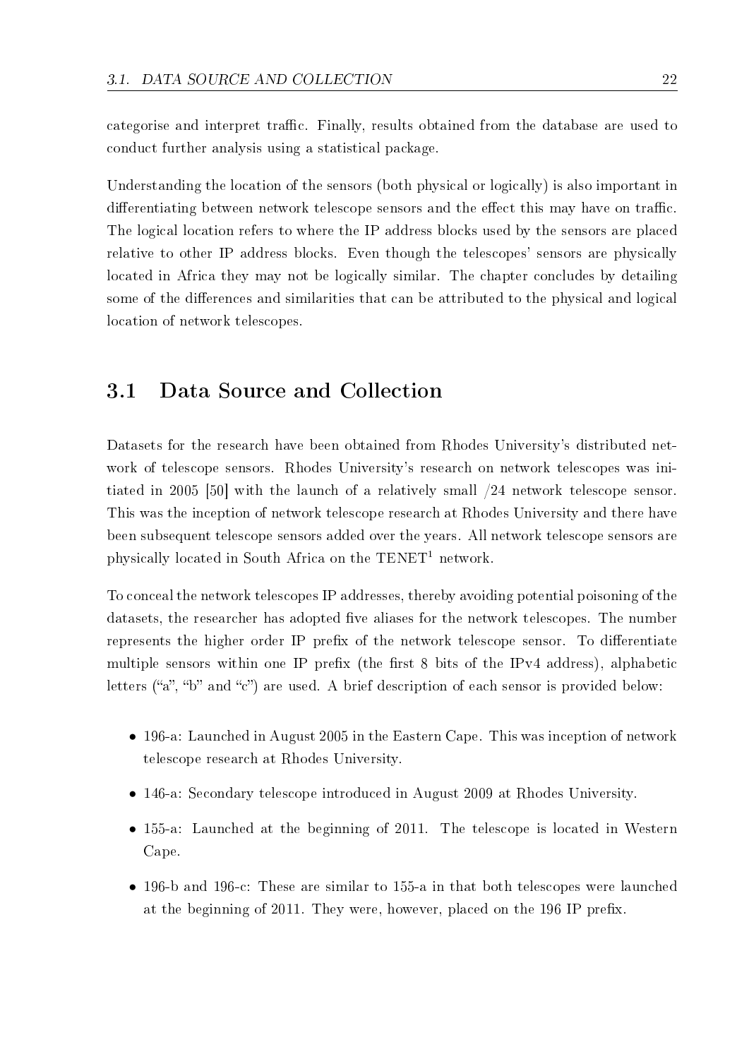categorise and interpret traffic. Finally, results obtained from the database are used to conduct further analysis using a statistical package.

Understanding the location of the sensors (both physical or logically) is also important in differentiating between network telescope sensors and the effect this may have on traffic. The logical location refers to where the IP address blocks used by the sensors are placed relative to other IP address blocks. Even though the telescopes' sensors are physically located in Africa they may not be logically similar. The chapter concludes by detailing some of the differences and similarities that can be attributed to the physical and logical location of network telescopes.

## 3.1 Data Source and Collection

Datasets for the research have been obtained from Rhodes University's distributed network of telescope sensors. Rhodes University's research on network telescopes was initiated in 2005 [50] with the launch of a relatively small /24 network telescope sensor. This was the inception of network telescope research at Rhodes University and there have been subsequent telescope sensors added over the years. All network telescope sensors are physically located in South Africa on the TENET[1] network.

To conceal the network telescopes IP addresses, thereby avoiding potential poisoning of the datasets, the researcher has adopted five aliases for the network telescopes. The number represents the higher order IP prefix of the network telescope sensor. To differentiate multiple sensors within one IP prefix (the first 8 bits of the IPv4 address), alphabetic letters ("a", "b" and "c") are used. A brief description of each sensor is provided below:

- 196-a: Launched in August 2005 in the Eastern Cape. This was inception of network telescope research at Rhodes University.
- 146-a: Secondary telescope introduced in August 2009 at Rhodes University.
- 155-a: Launched at the beginning of 2011. The telescope is located in Western Cape.
- 196-b and 196-c: These are similar to 155-a in that both telescopes were launched at the beginning of 2011. They were, however, placed on the 196 IP prefix.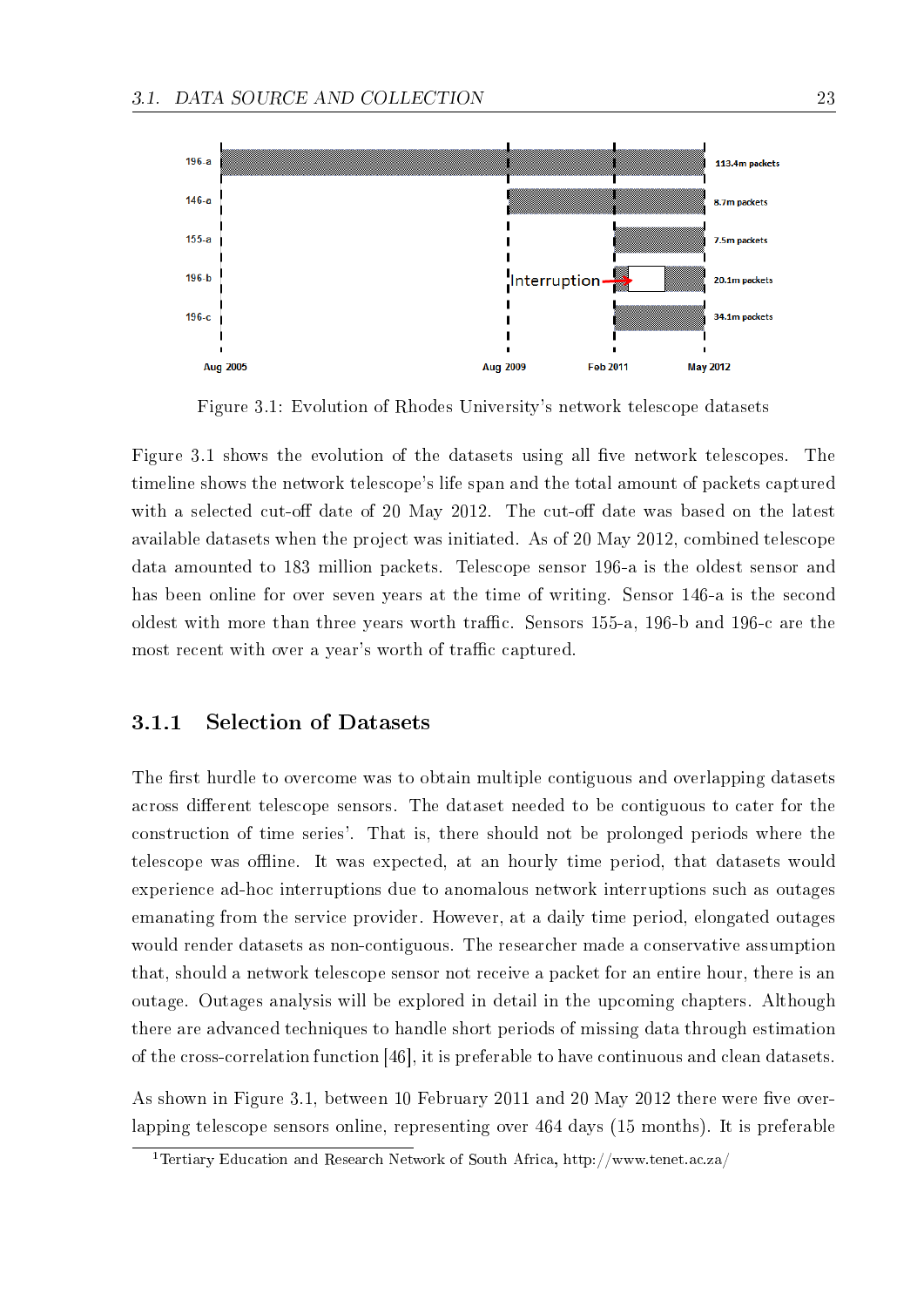Figure 3.1: Evolution of Rhodes University's network telescope datasets

Figure 3.1 shows the evolution of the datasets using all five network telescopes. The timeline shows the network telescope's life span and the total amount of packets captured with a selected cut-off date of 20 May 2012. The cut-off date was based on the latest available datasets when the project was initiated. As of 20 May 2012, combined telescope data amounted to 183 million packets. Telescope sensor 196-a is the oldest sensor and has been online for over seven years at the time of writing. Sensor 146-a is the second oldest with more than three years worth traffic. Sensors 155-a, 196-b and 196-c are the most recent with over a year's worth of traffic captured.

### 3.1.1 Selection of Datasets

The first hurdle to overcome was to obtain multiple contiguous and overlapping datasets across different telescope sensors. The dataset needed to be contiguous to cater for the construction of time series'. That is, there should not be prolonged periods where the telescope was offline. It was expected, at an hourly time period, that datasets would experience ad-hoc interruptions due to anomalous network interruptions such as outages emanating from the service provider. However, at a daily time period, elongated outages would render datasets as non-contiguous. The researcher made a conservative assumption that, should a network telescope sensor not receive a packet for an entire hour, there is an outage. Outages analysis will be explored in detail in the upcoming chapters. Although there are advanced techniques to handle short periods of missing data through estimation of the cross-correlation function [46], it is preferable to have continuous and clean datasets.

As shown in Figure 3.1, between 10 February 2011 and 20 May 2012 there were five overlapping telescope sensors online, representing over 464 days (15 months). It is preferable

[1] Tertiary Education and Research Network of South Africa, http://www.tenet.ac.za/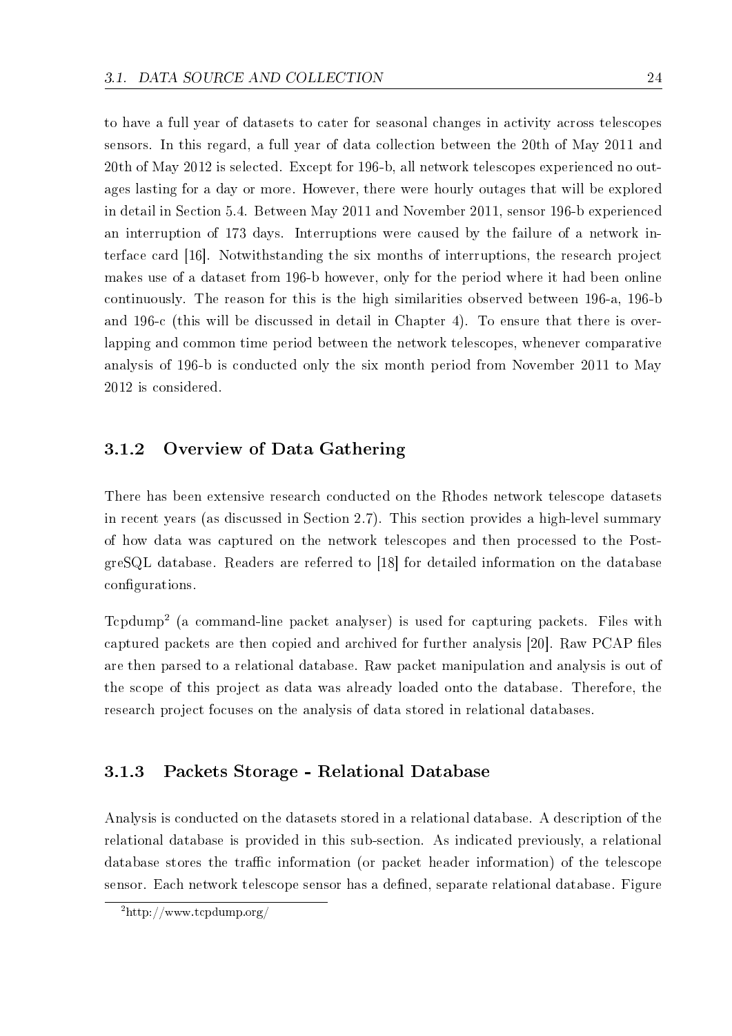to have a full year of datasets to cater for seasonal changes in activity across telescopes sensors. In this regard, a full year of data collection between the 20th of May 2011 and 20th of May 2012 is selected. Except for 196-b, all network telescopes experienced no outages lasting for a day or more. However, there were hourly outages that will be explored in detail in Section 5.4. Between May 2011 and November 2011, sensor 196-b experienced an interruption of 173 days. Interruptions were caused by the failure of a network interface card [16]. Notwithstanding the six months of interruptions, the research project makes use of a dataset from 196-b however, only for the period where it had been online continuously. The reason for this is the high similarities observed between 196-a, 196-b and 196-c (this will be discussed in detail in Chapter 4). To ensure that there is overlapping and common time period between the network telescopes, whenever comparative analysis of 196-b is conducted only the six month period from November 2011 to May 2012 is considered.

### 3.1.2 Overview of Data Gathering

There has been extensive research conducted on the Rhodes network telescope datasets in recent years (as discussed in Section 2.7). This section provides a high-level summary of how data was captured on the network telescopes and then processed to the PostgreSQL database. Readers are referred to [18] for detailed information on the database configurations.

Tcpdump[2] (a command-line packet analyser) is used for capturing packets. Files with captured packets are then copied and archived for further analysis [20]. Raw PCAP files are then parsed to a relational database. Raw packet manipulation and analysis is out of the scope of this project as data was already loaded onto the database. Therefore, the research project focuses on the analysis of data stored in relational databases.

### 3.1.3 Packets Storage - Relational Database

Analysis is conducted on the datasets stored in a relational database. A description of the relational database is provided in this sub-section. As indicated previously, a relational database stores the traffic information (or packet header information) of the telescope sensor. Each network telescope sensor has a defined, separate relational database. Figure

[2] http://www.tcpdump.org/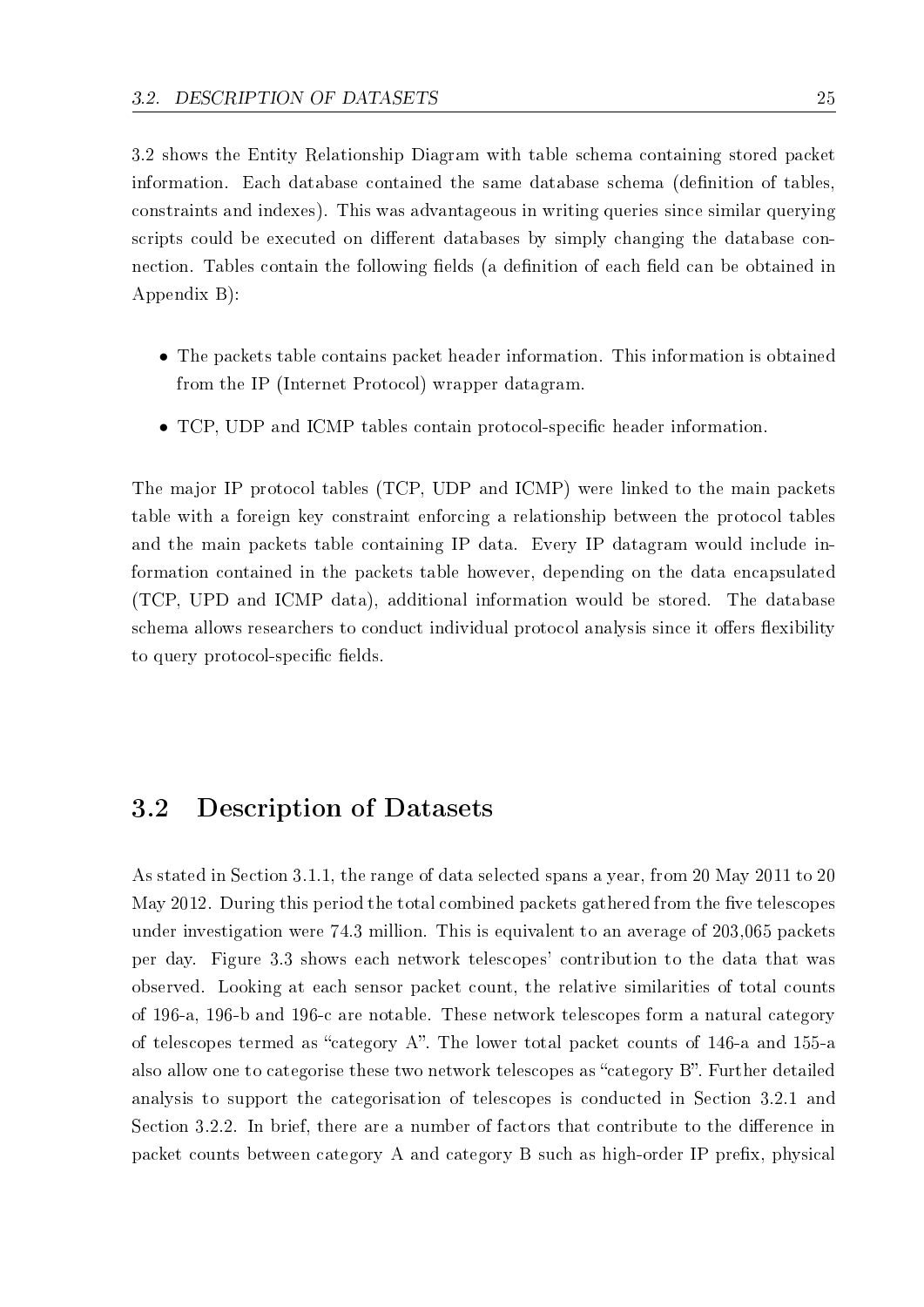3.2 shows the Entity Relationship Diagram with table schema containing stored packet information. Each database contained the same database schema (definition of tables, constraints and indexes). This was advantageous in writing queries since similar querying scripts could be executed on different databases by simply changing the database connection. Tables contain the following fields (a definition of each field can be obtained in Appendix B):

- The packets table contains packet header information. This information is obtained from the IP (Internet Protocol) wrapper datagram.
- TCP, UDP and ICMP tables contain protocol-specific header information.

The major IP protocol tables (TCP, UDP and ICMP) were linked to the main packets table with a foreign key constraint enforcing a relationship between the protocol tables and the main packets table containing IP data. Every IP datagram would include information contained in the packets table however, depending on the data encapsulated (TCP, UPD and ICMP data), additional information would be stored. The database schema allows researchers to conduct individual protocol analysis since it offers flexibility to query protocol-specific fields.

## 3.2 Description of Datasets

As stated in Section 3.1.1, the range of data selected spans a year, from 20 May 2011 to 20 May 2012. During this period the total combined packets gathered from the five telescopes under investigation were 74.3 million. This is equivalent to an average of 203,065 packets per day. Figure 3.3 shows each network telescopes' contribution to the data that was observed. Looking at each sensor packet count, the relative similarities of total counts of 196-a, 196-b and 196-c are notable. These network telescopes form a natural category of telescopes termed as "category A". The lower total packet counts of 146-a and 155-a also allow one to categorise these two network telescopes as "category B". Further detailed analysis to support the categorisation of telescopes is conducted in Section 3.2.1 and Section 3.2.2. In brief, there are a number of factors that contribute to the difference in packet counts between category A and category B such as high-order IP prefix, physical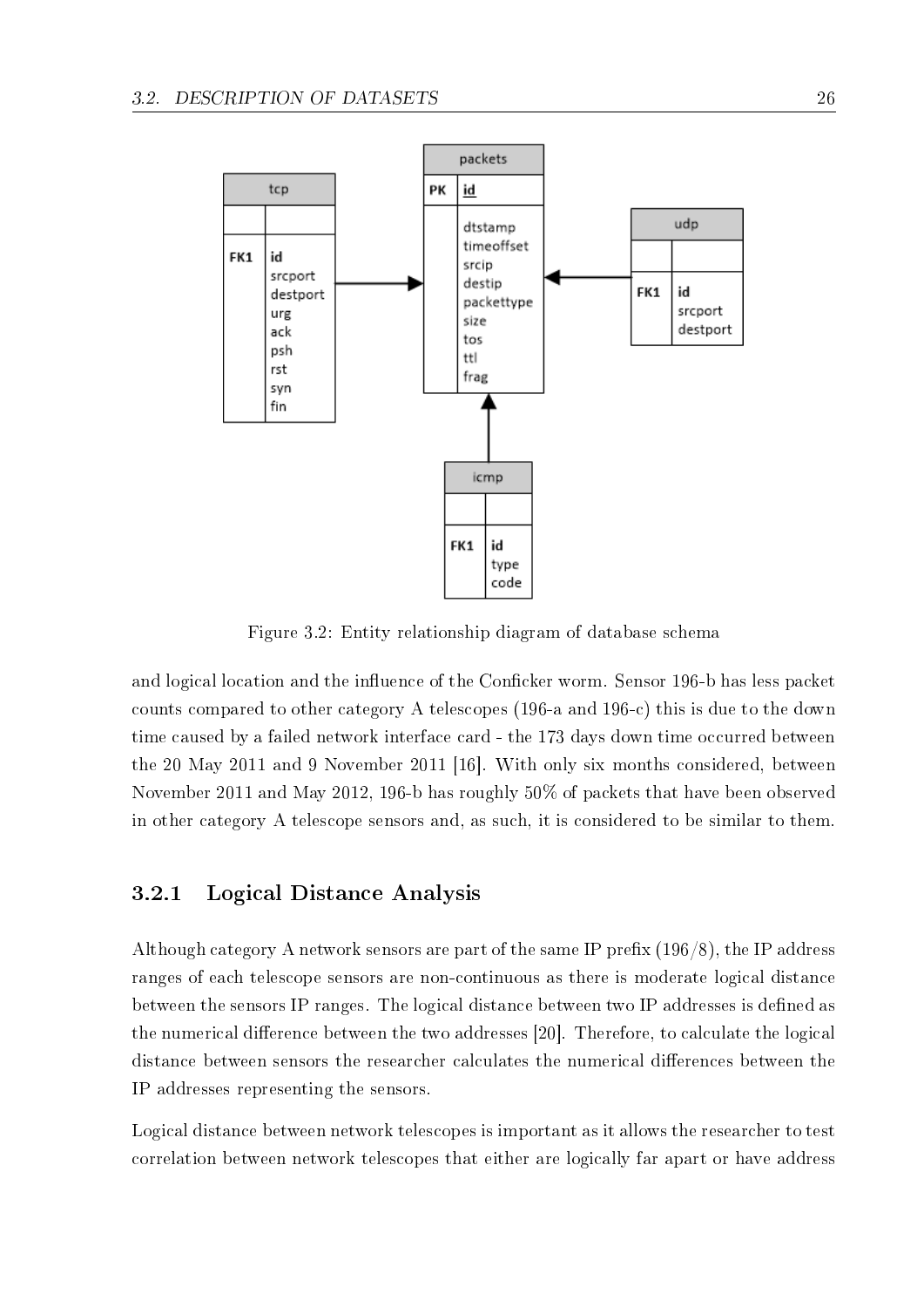Figure 3.2: Entity relationship diagram of database schema

and logical location and the influence of the Conficker worm. Sensor 196-b has less packet counts compared to other category A telescopes (196-a and 196-c) this is due to the down time caused by a failed network interface card - the 173 days down time occurred between the 20 May 2011 and 9 November 2011 [16]. With only six months considered, between November 2011 and May 2012, 196-b has roughly 50% of packets that have been observed in other category A telescope sensors and, as such, it is considered to be similar to them.

### 3.2.1 Logical Distance Analysis

Although category A network sensors are part of the same IP prefix (196/8), the IP address ranges of each telescope sensors are non-continuous as there is moderate logical distance between the sensors IP ranges. The logical distance between two IP addresses is defined as the numerical difference between the two addresses [20]. Therefore, to calculate the logical distance between sensors the researcher calculates the numerical differences between the IP addresses representing the sensors.

Logical distance between network telescopes is important as it allows the researcher to test correlation between network telescopes that either are logically far apart or have address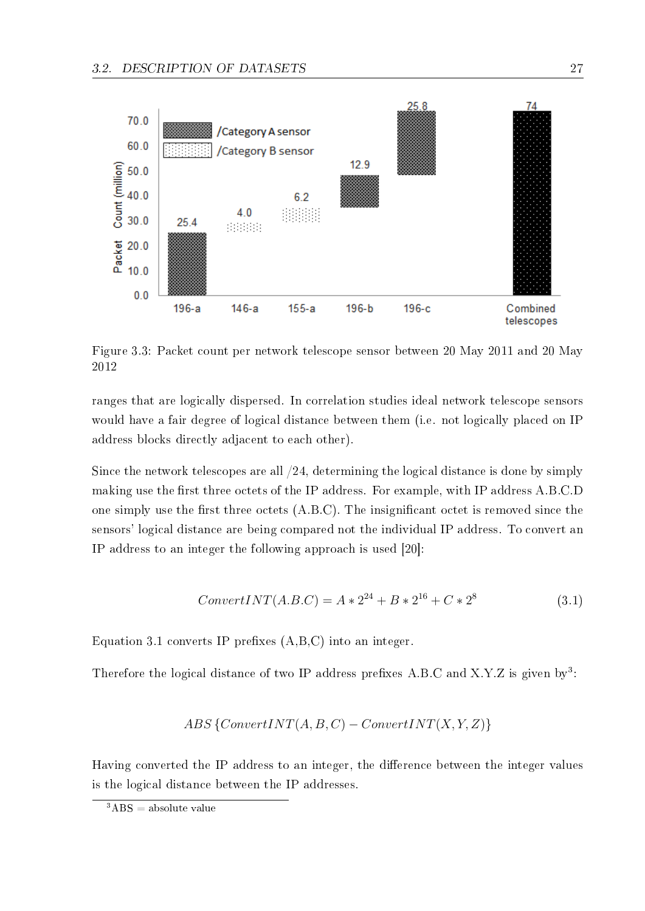Figure 3.3: Packet count per network telescope sensor between 20 May 2011 and 20 May 2012

ranges that are logically dispersed. In correlation studies ideal network telescope sensors would have a fair degree of logical distance between them (i.e. not logically placed on IP address blocks directly adjacent to each other).

Since the network telescopes are all /24, determining the logical distance is done by simply making use the first three octets of the IP address. For example, with IP address A.B.C.D one simply use the first three octets (A.B.C). The insignificant octet is removed since the sensors' logical distance are being compared not the individual IP address. To convert an IP address to an integer the following approach is used [20]:

$$ConvertINT(A.B.C) = A * 2^{24} + B * 2^{16} + C * 2^{8} \tag{3.1}$$

Equation 3.1 converts IP prefixes (A,B,C) into an integer.

Therefore the logical distance of two IP address prefixes A.B.C and X.Y.Z is given by[3]:

$$ABS\left\{ConvertINT(A, B, C) - ConvertINT(X, Y, Z)\right\}$$

Having converted the IP address to an integer, the difference between the integer values is the logical distance between the IP addresses.

[3] ABS = absolute value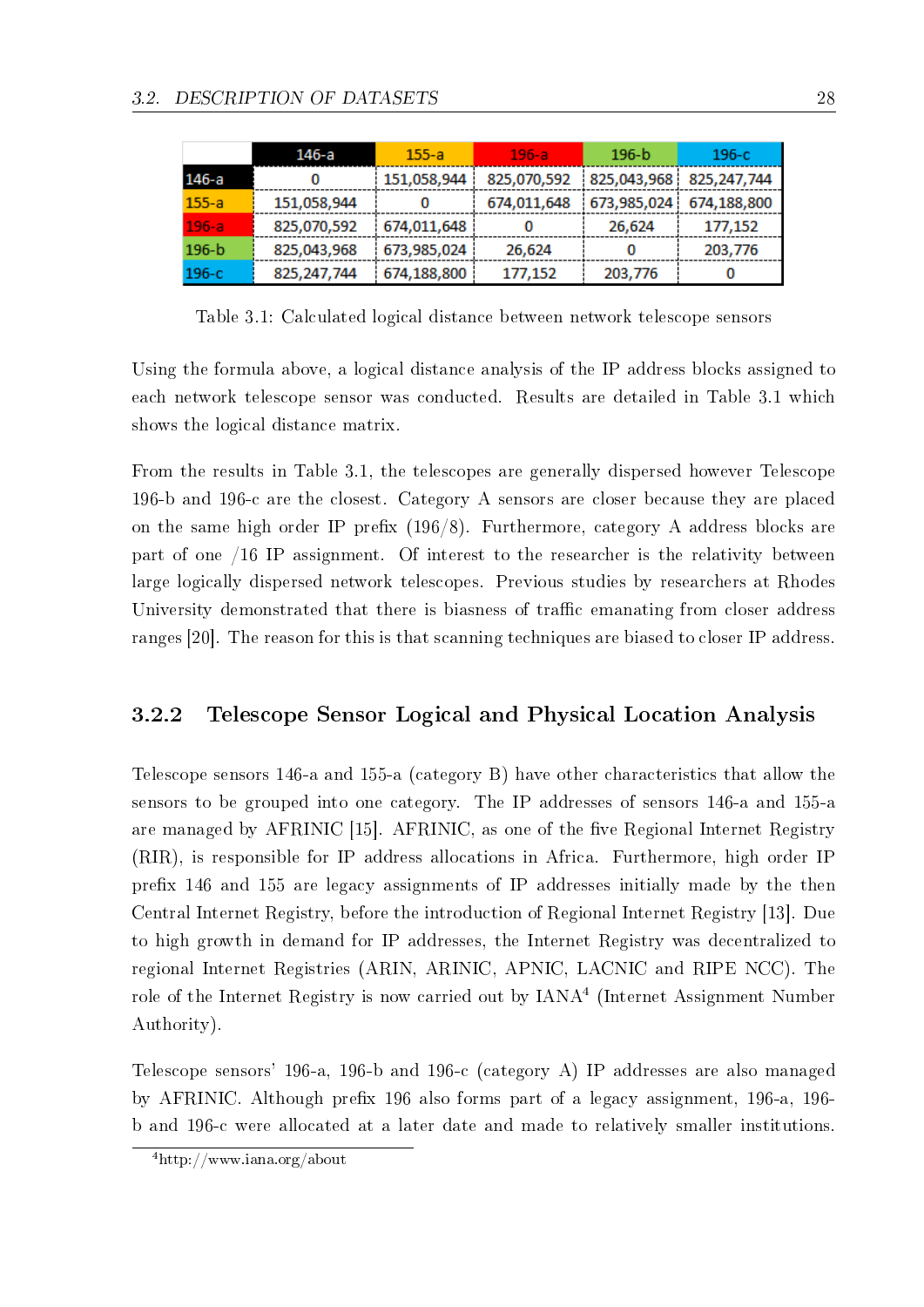| | 146-a | 155-a | 196-a | 196-b | 196-c |
|---|---|---|---|---|---|
| 146-a | 0 | 151,058,944 | 825,070,592 | 825,043,968 | 825,247,744 |
| 155-a | 151,058,944 | 0 | 674,011,648 | 673,985,024 | 674,188,800 |
| 196-a | 825,070,592 | 674,011,648 | 0 | 26,624 | 177,152 |
| 196-b | 825,043,968 | 673,985,024 | 26,624 | 0 | 203,776 |
| 196-c | 825,247,744 | 674,188,800 | 177,152 | 203,776 | 0 |

Table 3.1: Calculated logical distance between network telescope sensors

Using the formula above, a logical distance analysis of the IP address blocks assigned to each network telescope sensor was conducted. Results are detailed in Table 3.1 which shows the logical distance matrix.

From the results in Table 3.1, the telescopes are generally dispersed however Telescope 196-b and 196-c are the closest. Category A sensors are closer because they are placed on the same high order IP prefix (196/8). Furthermore, category A address blocks are part of one /16 IP assignment. Of interest to the researcher is the relativity between large logically dispersed network telescopes. Previous studies by researchers at Rhodes University demonstrated that there is biasness of traffic emanating from closer address ranges [20]. The reason for this is that scanning techniques are biased to closer IP address.

### 3.2.2 Telescope Sensor Logical and Physical Location Analysis

Telescope sensors 146-a and 155-a (category B) have other characteristics that allow the sensors to be grouped into one category. The IP addresses of sensors 146-a and 155-a are managed by AFRINIC [15]. AFRINIC, as one of the five Regional Internet Registry (RIR), is responsible for IP address allocations in Africa. Furthermore, high order IP prefix 146 and 155 are legacy assignments of IP addresses initially made by the then Central Internet Registry, before the introduction of Regional Internet Registry [13]. Due to high growth in demand for IP addresses, the Internet Registry was decentralized to regional Internet Registries (ARIN, ARINIC, APNIC, LACNIC and RIPE NCC). The role of the Internet Registry is now carried out by IANA[4] (Internet Assignment Number Authority).

Telescope sensors' 196-a, 196-b and 196-c (category A) IP addresses are also managed by AFRINIC. Although prefix 196 also forms part of a legacy assignment, 196-a, 196-b and 196-c were allocated at a later date and made to relatively smaller institutions.

[4]http://www.iana.org/about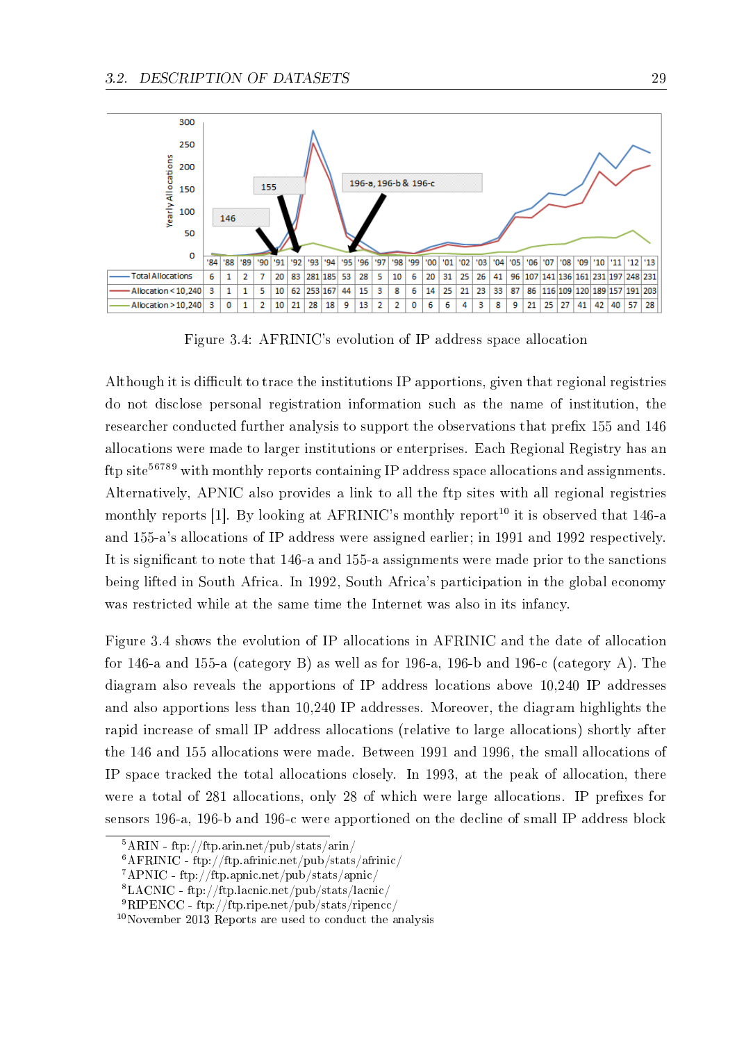| | '84 | '88 | '89 | '90 | '91 | '92 | '93 | '94 | '95 | '96 | '97 | '98 | '99 | '00 | '01 | '02 | '03 | '04 | '05 | '06 | '07 | '08 | '09 | '10 | '11 | '12 | '13 |
|---|---|---|---|---|---|---|---|---|---|---|---|---|---|---|---|---|---|---|---|---|---|---|---|---|---|---|---|
| Total Allocations | 6 | 1 | 2 | 7 | 20 | 83 | 281 | 185 | 53 | 28 | 5 | 10 | 6 | 20 | 31 | 25 | 26 | 41 | 96 | 107 | 141 | 136 | 161 | 231 | 197 | 248 | 231 |
| Allocation < 10,240 | 3 | 1 | 1 | 5 | 10 | 62 | 253 | 167 | 44 | 15 | 3 | 8 | 6 | 14 | 25 | 21 | 23 | 33 | 87 | 86 | 116 | 109 | 120 | 189 | 157 | 191 | 203 |
| Allocation > 10,240 | 3 | 0 | 1 | 2 | 10 | 21 | 28 | 18 | 9 | 13 | 2 | 2 | 0 | 6 | 6 | 4 | 3 | 8 | 9 | 21 | 25 | 27 | 41 | 42 | 40 | 57 | 28 |

Figure 3.4: AFRINIC's evolution of IP address space allocation

Although it is difficult to trace the institutions IP apportions, given that regional registries do not disclose personal registration information such as the name of institution, the researcher conducted further analysis to support the observations that prefix 155 and 146 allocations were made to larger institutions or enterprises. Each Regional Registry has an ftp site[5][6][7][8][9] with monthly reports containing IP address space allocations and assignments. Alternatively, APNIC also provides a link to all the ftp sites with all regional registries monthly reports [1]. By looking at AFRINIC's monthly report[10] it is observed that 146-a and 155-a's allocations of IP address were assigned earlier; in 1991 and 1992 respectively. It is significant to note that 146-a and 155-a assignments were made prior to the sanctions being lifted in South Africa. In 1992, South Africa's participation in the global economy was restricted while at the same time the Internet was also in its infancy.

Figure 3.4 shows the evolution of IP allocations in AFRINIC and the date of allocation for 146-a and 155-a (category B) as well as for 196-a, 196-b and 196-c (category A). The diagram also reveals the apportions of IP address locations above 10,240 IP addresses and also apportions less than 10,240 IP addresses. Moreover, the diagram highlights the rapid increase of small IP address allocations (relative to large allocations) shortly after the 146 and 155 allocations were made. Between 1991 and 1996, the small allocations of IP space tracked the total allocations closely. In 1993, at the peak of allocation, there were a total of 281 allocations, only 28 of which were large allocations. IP prefixes for sensors 196-a, 196-b and 196-c were apportioned on the decline of small IP address block

[5] ARIN - ftp://ftp.arin.net/pub/stats/arin/
[6] AFRINIC - ftp://ftp.afrinic.net/pub/stats/afrinic/
[7] APNIC - ftp://ftp.apnic.net/pub/stats/apnic/
[8] LACNIC - ftp://ftp.lacnic.net/pub/stats/lacnic/
[9] RIPENCC - ftp://ftp.ripe.net/pub/stats/ripencc/
[10] November 2013 Reports are used to conduct the analysis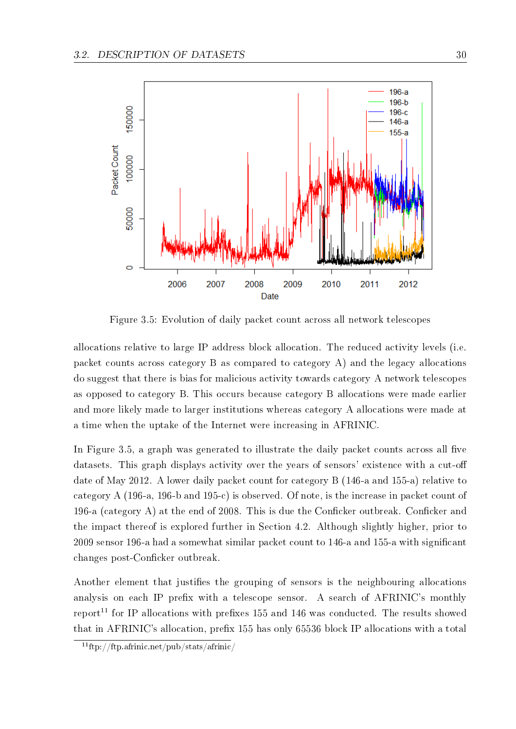Figure 3.5: Evolution of daily packet count across all network telescopes

allocations relative to large IP address block allocation. The reduced activity levels (i.e. packet counts across category B as compared to category A) and the legacy allocations do suggest that there is bias for malicious activity towards category A network telescopes as opposed to category B. This occurs because category B allocations were made earlier and more likely made to larger institutions whereas category A allocations were made at a time when the uptake of the Internet were increasing in AFRINIC.

In Figure 3.5, a graph was generated to illustrate the daily packet counts across all five datasets. This graph displays activity over the years of sensors' existence with a cut-off date of May 2012. A lower daily packet count for category B (146-a and 155-a) relative to category A (196-a, 196-b and 195-c) is observed. Of note, is the increase in packet count of 196-a (category A) at the end of 2008. This is due the Conficker outbreak. Conficker and the impact thereof is explored further in Section 4.2. Although slightly higher, prior to 2009 sensor 196-a had a somewhat similar packet count to 146-a and 155-a with significant changes post-Conficker outbreak.

Another element that justifies the grouping of sensors is the neighbouring allocations analysis on each IP prefix with a telescope sensor. A search of AFRINIC's monthly report[11] for IP allocations with prefixes 155 and 146 was conducted. The results showed that in AFRINIC's allocation, prefix 155 has only 65536 block IP allocations with a total

[11] ftp://ftp.afrinic.net/pub/stats/afrinic/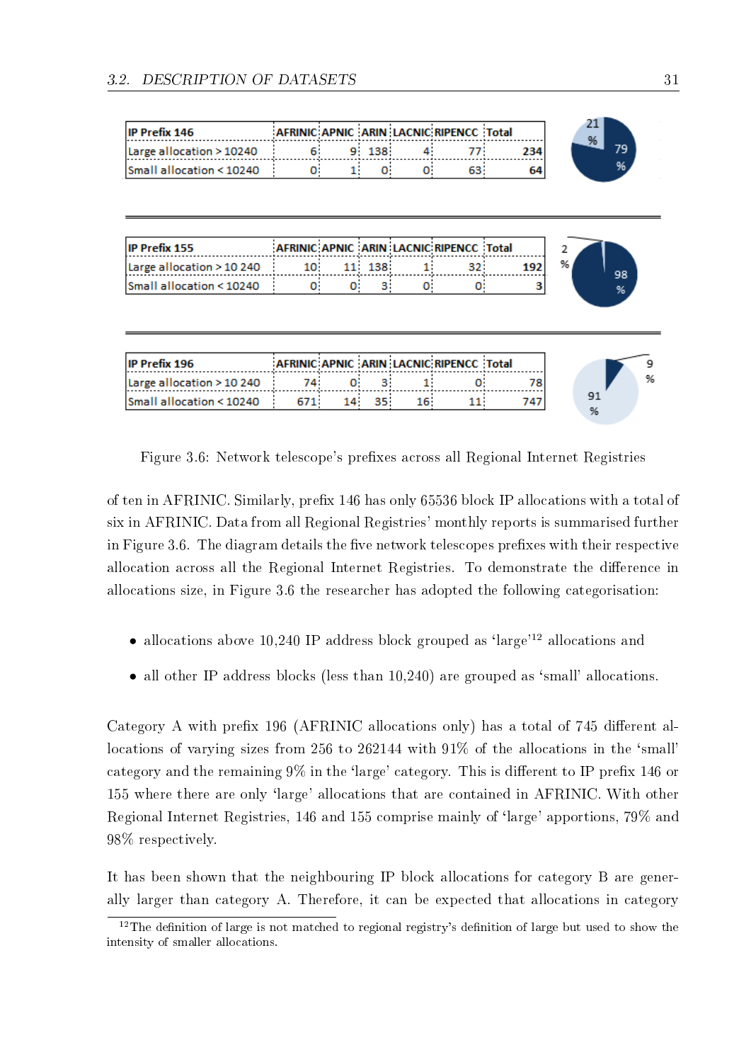| IP Prefix 146 | AFRINIC | APNIC | ARIN | LACNIC | RIPENCC | Total |
|---|---|---|---|---|---|---|
| Large allocation > 10240 | 6 | 9 | 138 | 4 | 77 | 234 |
| Small allocation < 10240 | 0 | 1 | 0 | 0 | 63 | 64 |

| IP Prefix 155 | AFRINIC | APNIC | ARIN | LACNIC | RIPENCC | Total |
|---|---|---|---|---|---|---|
| Large allocation > 10 240 | 10 | 11 | 138 | 1 | 32 | 192 |
| Small allocation < 10240 | 0 | 0 | 3 | 0 | 0 | 3 |

| IP Prefix 196 | AFRINIC | APNIC | ARIN | LACNIC | RIPENCC | Total |
|---|---|---|---|---|---|---|
| Large allocation > 10 240 | 74 | 0 | 3 | 1 | 0 | 78 |
| Small allocation < 10240 | 671 | 14 | 35 | 16 | 11 | 747 |

Figure 3.6: Network telescope's prefixes across all Regional Internet Registries

of ten in AFRINIC. Similarly, prefix 146 has only 65536 block IP allocations with a total of six in AFRINIC. Data from all Regional Registries' monthly reports is summarised further in Figure 3.6. The diagram details the five network telescopes prefixes with their respective allocation across all the Regional Internet Registries. To demonstrate the difference in allocations size, in Figure 3.6 the researcher has adopted the following categorisation:

- allocations above 10,240 IP address block grouped as 'large'[12] allocations and
- all other IP address blocks (less than 10,240) are grouped as 'small' allocations.

Category A with prefix 196 (AFRINIC allocations only) has a total of 745 different allocations of varying sizes from 256 to 262144 with 91% of the allocations in the 'small' category and the remaining 9% in the 'large' category. This is different to IP prefix 146 or 155 where there are only 'large' allocations that are contained in AFRINIC. With other Regional Internet Registries, 146 and 155 comprise mainly of 'large' apportions, 79% and 98% respectively.

It has been shown that the neighbouring IP block allocations for category B are generally larger than category A. Therefore, it can be expected that allocations in category

[12] The definition of large is not matched to regional registry's definition of large but used to show the intensity of smaller allocations.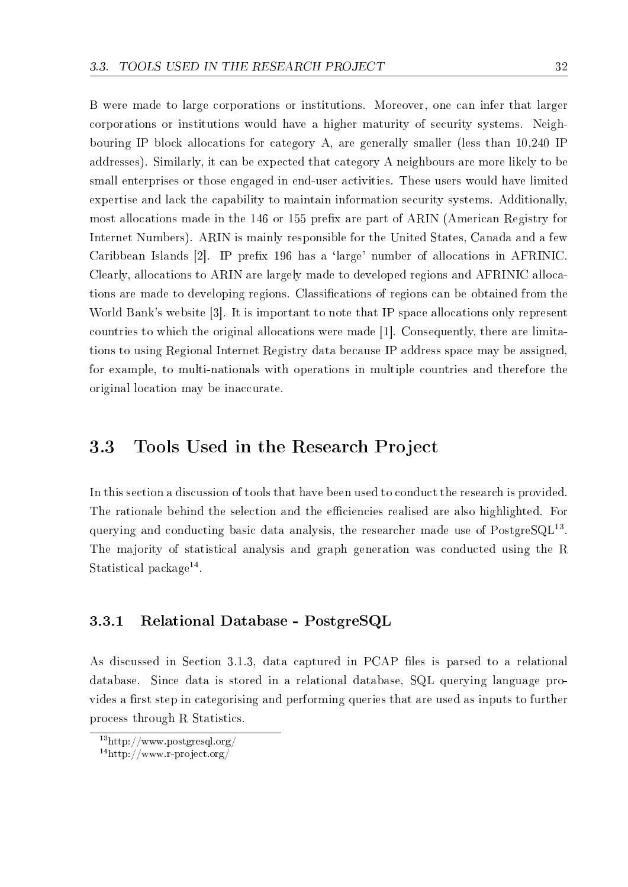B were made to large corporations or institutions. Moreover, one can infer that larger corporations or institutions would have a higher maturity of security systems. Neighbouring IP block allocations for category A, are generally smaller (less than 10,240 IP addresses). Similarly, it can be expected that category A neighbours are more likely to be small enterprises or those engaged in end-user activities. These users would have limited expertise and lack the capability to maintain information security systems. Additionally, most allocations made in the 146 or 155 prefix are part of ARIN (American Registry for Internet Numbers). ARIN is mainly responsible for the United States, Canada and a few Caribbean Islands [2]. IP prefix 196 has a 'large' number of allocations in AFRINIC. Clearly, allocations to ARIN are largely made to developed regions and AFRINIC allocations are made to developing regions. Classifications of regions can be obtained from the World Bank's website [3]. It is important to note that IP space allocations only represent countries to which the original allocations were made [1]. Consequently, there are limitations to using Regional Internet Registry data because IP address space may be assigned, for example, to multi-nationals with operations in multiple countries and therefore the original location may be inaccurate.

## 3.3 Tools Used in the Research Project

In this section a discussion of tools that have been used to conduct the research is provided. The rationale behind the selection and the efficiencies realised are also highlighted. For querying and conducting basic data analysis, the researcher made use of PostgreSQL[13]. The majority of statistical analysis and graph generation was conducted using the R Statistical package[14].

### 3.3.1 Relational Database - PostgreSQL

As discussed in Section 3.1.3, data captured in PCAP files is parsed to a relational database. Since data is stored in a relational database, SQL querying language provides a first step in categorising and performing queries that are used as inputs to further process through R Statistics.

[13] http://www.postgresql.org/

[14] http://www.r-project.org/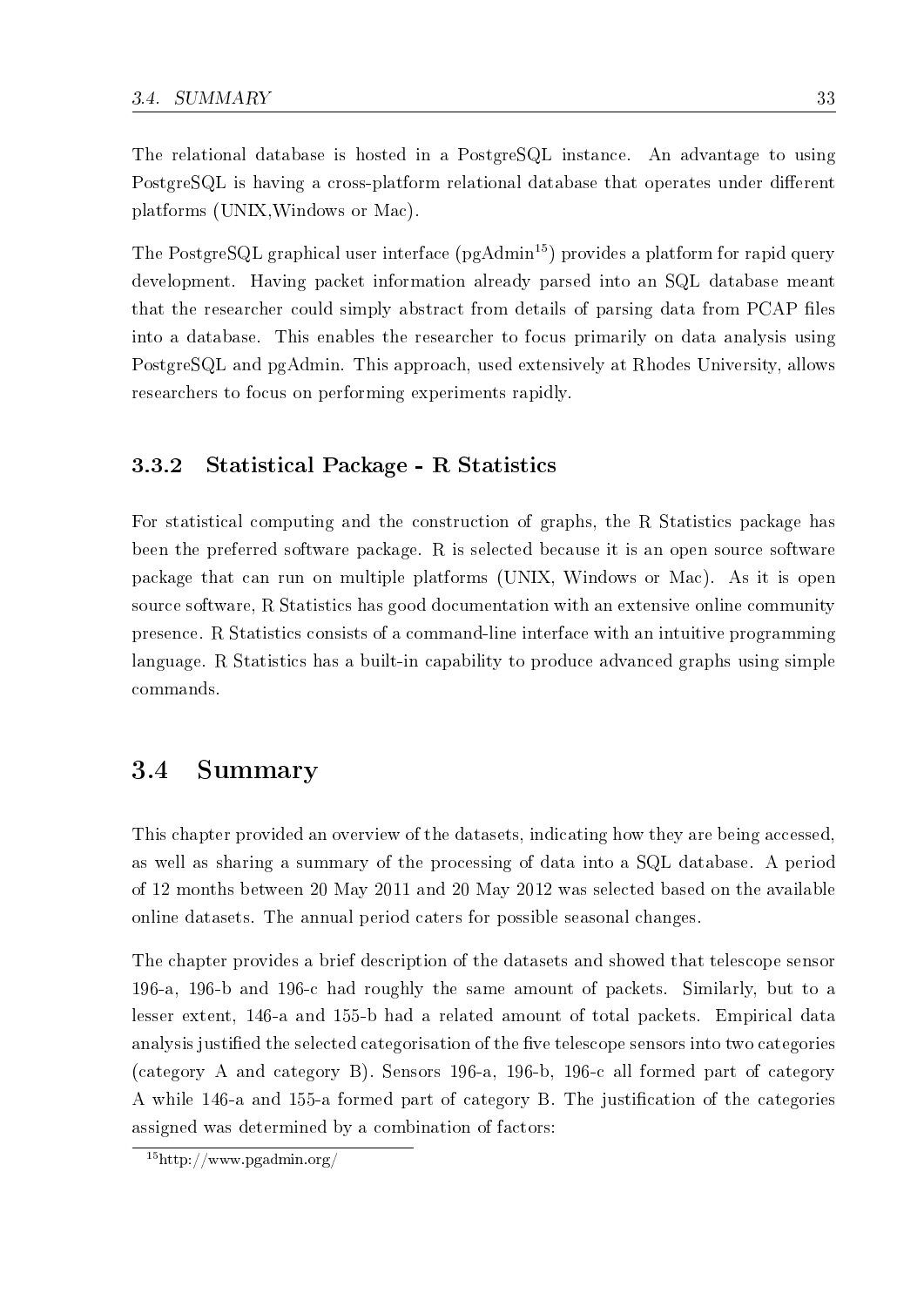The relational database is hosted in a PostgreSQL instance. An advantage to using PostgreSQL is having a cross-platform relational database that operates under different platforms (UNIX,Windows or Mac).

The PostgreSQL graphical user interface (pgAdmin[15]) provides a platform for rapid query development. Having packet information already parsed into an SQL database meant that the researcher could simply abstract from details of parsing data from PCAP files into a database. This enables the researcher to focus primarily on data analysis using PostgreSQL and pgAdmin. This approach, used extensively at Rhodes University, allows researchers to focus on performing experiments rapidly.

### 3.3.2 Statistical Package - R Statistics

For statistical computing and the construction of graphs, the R Statistics package has been the preferred software package. R is selected because it is an open source software package that can run on multiple platforms (UNIX, Windows or Mac). As it is open source software, R Statistics has good documentation with an extensive online community presence. R Statistics consists of a command-line interface with an intuitive programming language. R Statistics has a built-in capability to produce advanced graphs using simple commands.

## 3.4 Summary

This chapter provided an overview of the datasets, indicating how they are being accessed, as well as sharing a summary of the processing of data into a SQL database. A period of 12 months between 20 May 2011 and 20 May 2012 was selected based on the available online datasets. The annual period caters for possible seasonal changes.

The chapter provides a brief description of the datasets and showed that telescope sensor 196-a, 196-b and 196-c had roughly the same amount of packets. Similarly, but to a lesser extent, 146-a and 155-b had a related amount of total packets. Empirical data analysis justified the selected categorisation of the five telescope sensors into two categories (category A and category B). Sensors 196-a, 196-b, 196-c all formed part of category A while 146-a and 155-a formed part of category B. The justification of the categories assigned was determined by a combination of factors:

[15] http://www.pgadmin.org/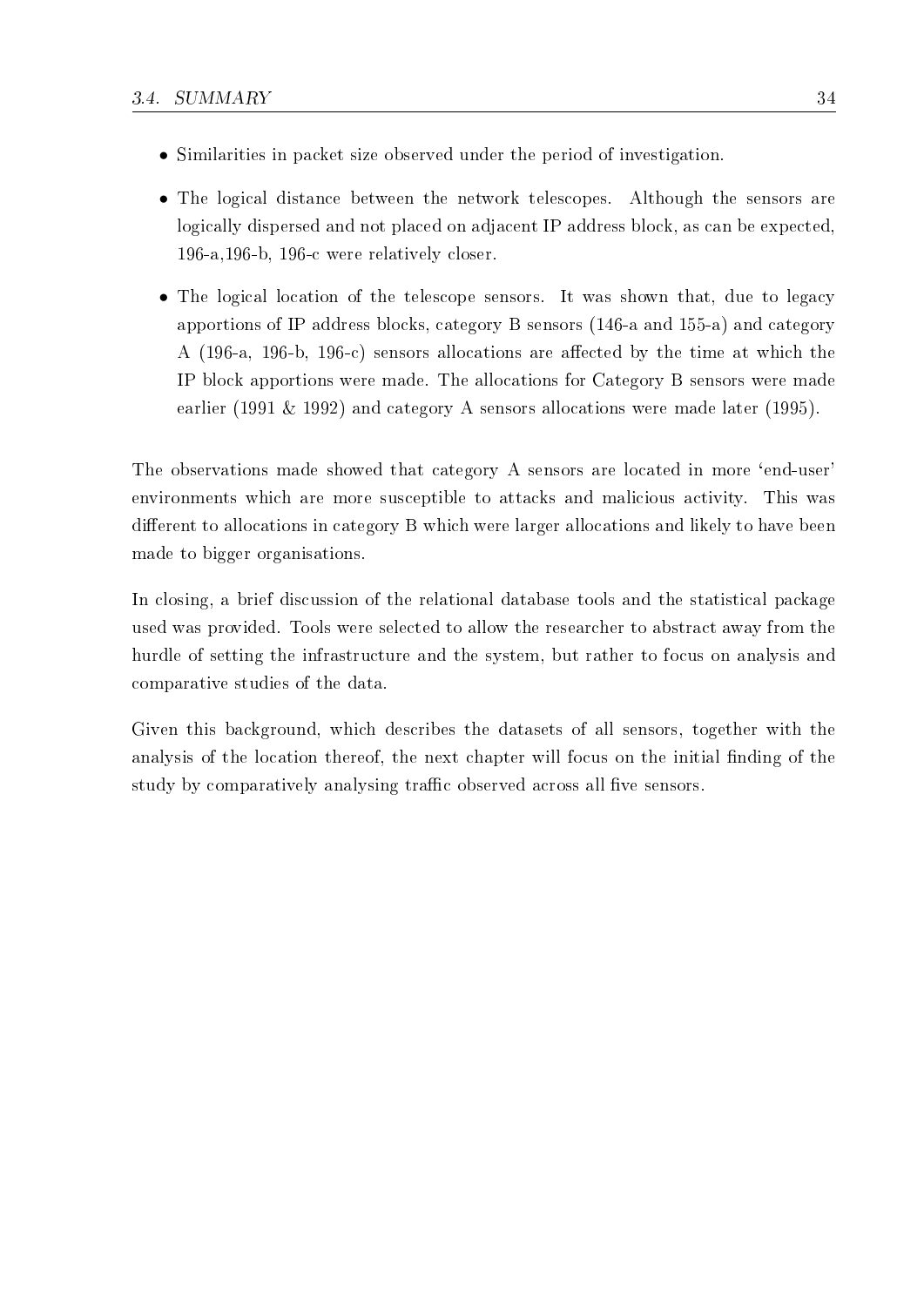- Similarities in packet size observed under the period of investigation.
- The logical distance between the network telescopes. Although the sensors are logically dispersed and not placed on adjacent IP address block, as can be expected, 196-a,196-b, 196-c were relatively closer.
- The logical location of the telescope sensors. It was shown that, due to legacy apportions of IP address blocks, category B sensors (146-a and 155-a) and category A (196-a, 196-b, 196-c) sensors allocations are affected by the time at which the IP block apportions were made. The allocations for Category B sensors were made earlier (1991 & 1992) and category A sensors allocations were made later (1995).

The observations made showed that category A sensors are located in more 'end-user' environments which are more susceptible to attacks and malicious activity. This was different to allocations in category B which were larger allocations and likely to have been made to bigger organisations.

In closing, a brief discussion of the relational database tools and the statistical package used was provided. Tools were selected to allow the researcher to abstract away from the hurdle of setting the infrastructure and the system, but rather to focus on analysis and comparative studies of the data.

Given this background, which describes the datasets of all sensors, together with the analysis of the location thereof, the next chapter will focus on the initial finding of the study by comparatively analysing traffic observed across all five sensors.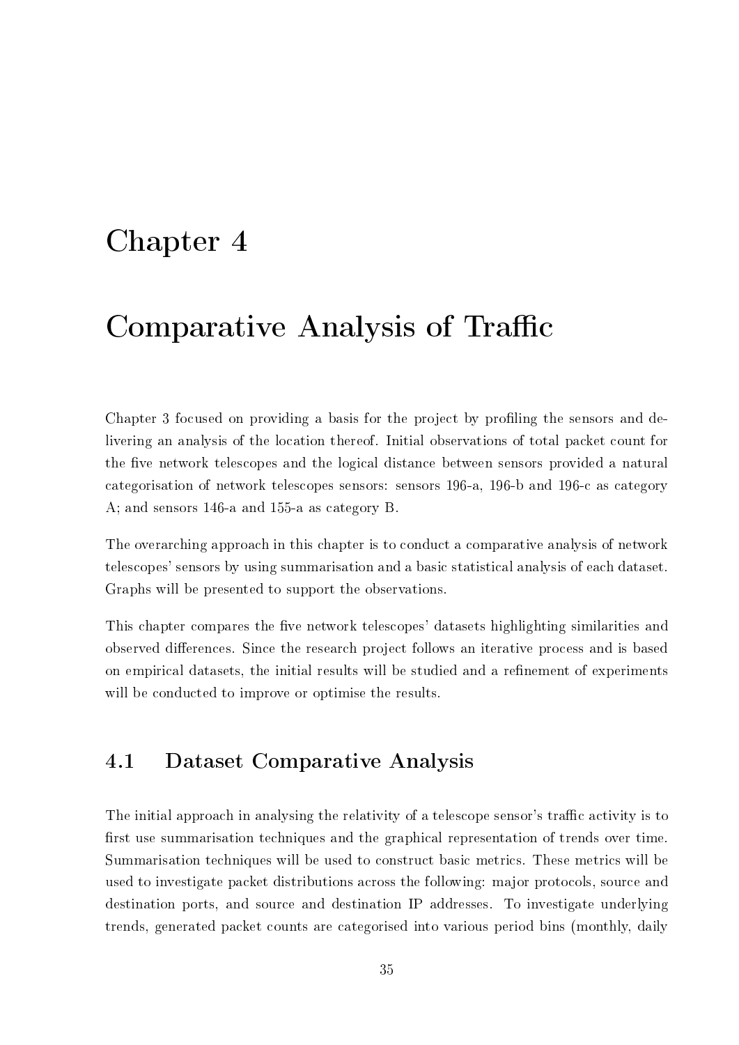# Chapter 4

# Comparative Analysis of Traffic

Chapter 3 focused on providing a basis for the project by profiling the sensors and delivering an analysis of the location thereof. Initial observations of total packet count for the five network telescopes and the logical distance between sensors provided a natural categorisation of network telescopes sensors: sensors 196-a, 196-b and 196-c as category A; and sensors 146-a and 155-a as category B.

The overarching approach in this chapter is to conduct a comparative analysis of network telescopes' sensors by using summarisation and a basic statistical analysis of each dataset. Graphs will be presented to support the observations.

This chapter compares the five network telescopes' datasets highlighting similarities and observed differences. Since the research project follows an iterative process and is based on empirical datasets, the initial results will be studied and a refinement of experiments will be conducted to improve or optimise the results.

## 4.1 Dataset Comparative Analysis

The initial approach in analysing the relativity of a telescope sensor's traffic activity is to first use summarisation techniques and the graphical representation of trends over time. Summarisation techniques will be used to construct basic metrics. These metrics will be used to investigate packet distributions across the following: major protocols, source and destination ports, and source and destination IP addresses. To investigate underlying trends, generated packet counts are categorised into various period bins (monthly, daily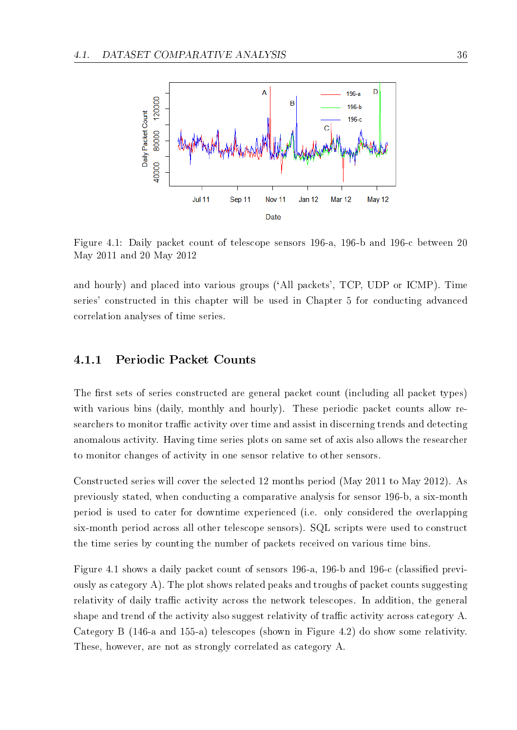Figure 4.1: Daily packet count of telescope sensors 196-a, 196-b and 196-c between 20 May 2011 and 20 May 2012

and hourly) and placed into various groups ('All packets', TCP, UDP or ICMP). Time series' constructed in this chapter will be used in Chapter 5 for conducting advanced correlation analyses of time series.

### 4.1.1 Periodic Packet Counts

The first sets of series constructed are general packet count (including all packet types) with various bins (daily, monthly and hourly). These periodic packet counts allow researchers to monitor traffic activity over time and assist in discerning trends and detecting anomalous activity. Having time series plots on same set of axis also allows the researcher to monitor changes of activity in one sensor relative to other sensors.

Constructed series will cover the selected 12 months period (May 2011 to May 2012). As previously stated, when conducting a comparative analysis for sensor 196-b, a six-month period is used to cater for downtime experienced (i.e. only considered the overlapping six-month period across all other telescope sensors). SQL scripts were used to construct the time series by counting the number of packets received on various time bins.

Figure 4.1 shows a daily packet count of sensors 196-a, 196-b and 196-c (classified previously as category A). The plot shows related peaks and troughs of packet counts suggesting relativity of daily traffic activity across the network telescopes. In addition, the general shape and trend of the activity also suggest relativity of traffic activity across category A. Category B (146-a and 155-a) telescopes (shown in Figure 4.2) do show some relativity. These, however, are not as strongly correlated as category A.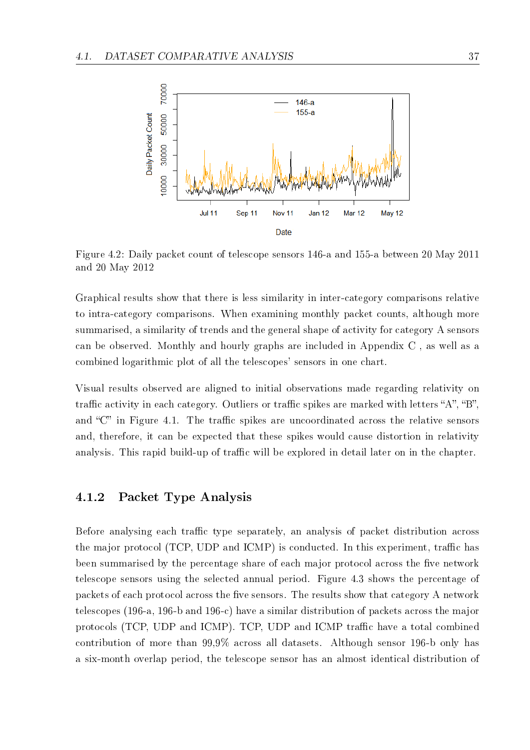Figure 4.2: Daily packet count of telescope sensors 146-a and 155-a between 20 May 2011 and 20 May 2012

Graphical results show that there is less similarity in inter-category comparisons relative to intra-category comparisons. When examining monthly packet counts, although more summarised, a similarity of trends and the general shape of activity for category A sensors can be observed. Monthly and hourly graphs are included in Appendix C , as well as a combined logarithmic plot of all the telescopes' sensors in one chart.

Visual results observed are aligned to initial observations made regarding relativity on traffic activity in each category. Outliers or traffic spikes are marked with letters "A", "B", and "C" in Figure 4.1. The traffic spikes are uncoordinated across the relative sensors and, therefore, it can be expected that these spikes would cause distortion in relativity analysis. This rapid build-up of traffic will be explored in detail later on in the chapter.

### 4.1.2 Packet Type Analysis

Before analysing each traffic type separately, an analysis of packet distribution across the major protocol (TCP, UDP and ICMP) is conducted. In this experiment, traffic has been summarised by the percentage share of each major protocol across the five network telescope sensors using the selected annual period. Figure 4.3 shows the percentage of packets of each protocol across the five sensors. The results show that category A network telescopes (196-a, 196-b and 196-c) have a similar distribution of packets across the major protocols (TCP, UDP and ICMP). TCP, UDP and ICMP traffic have a total combined contribution of more than 99,9% across all datasets. Although sensor 196-b only has a six-month overlap period, the telescope sensor has an almost identical distribution of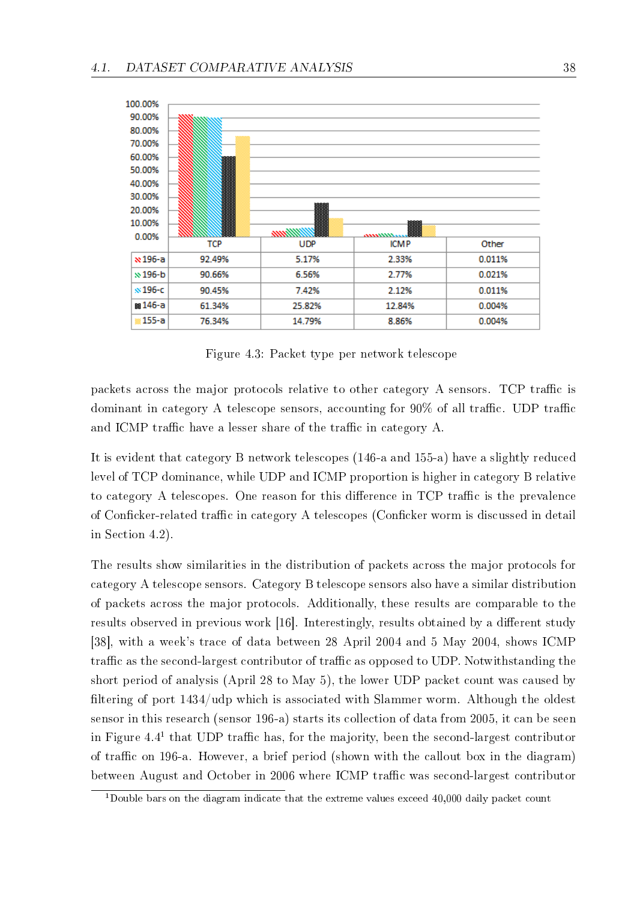|  | TCP | UDP | ICMP | Other |
|---|---|---|---|---|
| 196-a | 92.49% | 5.17% | 2.33% | 0.011% |
| 196-b | 90.66% | 6.56% | 2.77% | 0.021% |
| 196-c | 90.45% | 7.42% | 2.12% | 0.011% |
| 146-a | 61.34% | 25.82% | 12.84% | 0.004% |
| 155-a | 76.34% | 14.79% | 8.86% | 0.004% |

Figure 4.3: Packet type per network telescope

packets across the major protocols relative to other category A sensors. TCP traffic is dominant in category A telescope sensors, accounting for 90% of all traffic. UDP traffic and ICMP traffic have a lesser share of the traffic in category A.

It is evident that category B network telescopes (146-a and 155-a) have a slightly reduced level of TCP dominance, while UDP and ICMP proportion is higher in category B relative to category A telescopes. One reason for this difference in TCP traffic is the prevalence of Conficker-related traffic in category A telescopes (Conficker worm is discussed in detail in Section 4.2).

The results show similarities in the distribution of packets across the major protocols for category A telescope sensors. Category B telescope sensors also have a similar distribution of packets across the major protocols. Additionally, these results are comparable to the results observed in previous work [16]. Interestingly, results obtained by a different study [38], with a week's trace of data between 28 April 2004 and 5 May 2004, shows ICMP traffic as the second-largest contributor of traffic as opposed to UDP. Notwithstanding the short period of analysis (April 28 to May 5), the lower UDP packet count was caused by filtering of port 1434/udp which is associated with Slammer worm. Although the oldest sensor in this research (sensor 196-a) starts its collection of data from 2005, it can be seen in Figure 4.4[1] that UDP traffic has, for the majority, been the second-largest contributor of traffic on 196-a. However, a brief period (shown with the callout box in the diagram) between August and October in 2006 where ICMP traffic was second-largest contributor

[1] Double bars on the diagram indicate that the extreme values exceed 40,000 daily packet count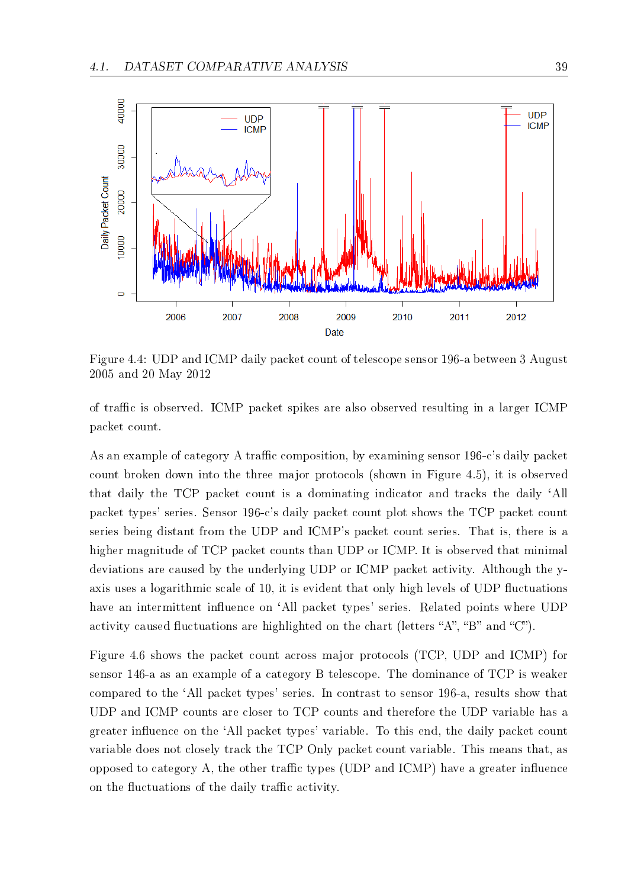Figure 4.4: UDP and ICMP daily packet count of telescope sensor 196-a between 3 August 2005 and 20 May 2012

of traffic is observed. ICMP packet spikes are also observed resulting in a larger ICMP packet count.

As an example of category A traffic composition, by examining sensor 196-c's daily packet count broken down into the three major protocols (shown in Figure 4.5), it is observed that daily the TCP packet count is a dominating indicator and tracks the daily 'All packet types' series. Sensor 196-c's daily packet count plot shows the TCP packet count series being distant from the UDP and ICMP's packet count series. That is, there is a higher magnitude of TCP packet counts than UDP or ICMP. It is observed that minimal deviations are caused by the underlying UDP or ICMP packet activity. Although the y-axis uses a logarithmic scale of 10, it is evident that only high levels of UDP fluctuations have an intermittent influence on 'All packet types' series. Related points where UDP activity caused fluctuations are highlighted on the chart (letters "A", "B" and "C").

Figure 4.6 shows the packet count across major protocols (TCP, UDP and ICMP) for sensor 146-a as an example of a category B telescope. The dominance of TCP is weaker compared to the 'All packet types' series. In contrast to sensor 196-a, results show that UDP and ICMP counts are closer to TCP counts and therefore the UDP variable has a greater influence on the 'All packet types' variable. To this end, the daily packet count variable does not closely track the TCP Only packet count variable. This means that, as opposed to category A, the other traffic types (UDP and ICMP) have a greater influence on the fluctuations of the daily traffic activity.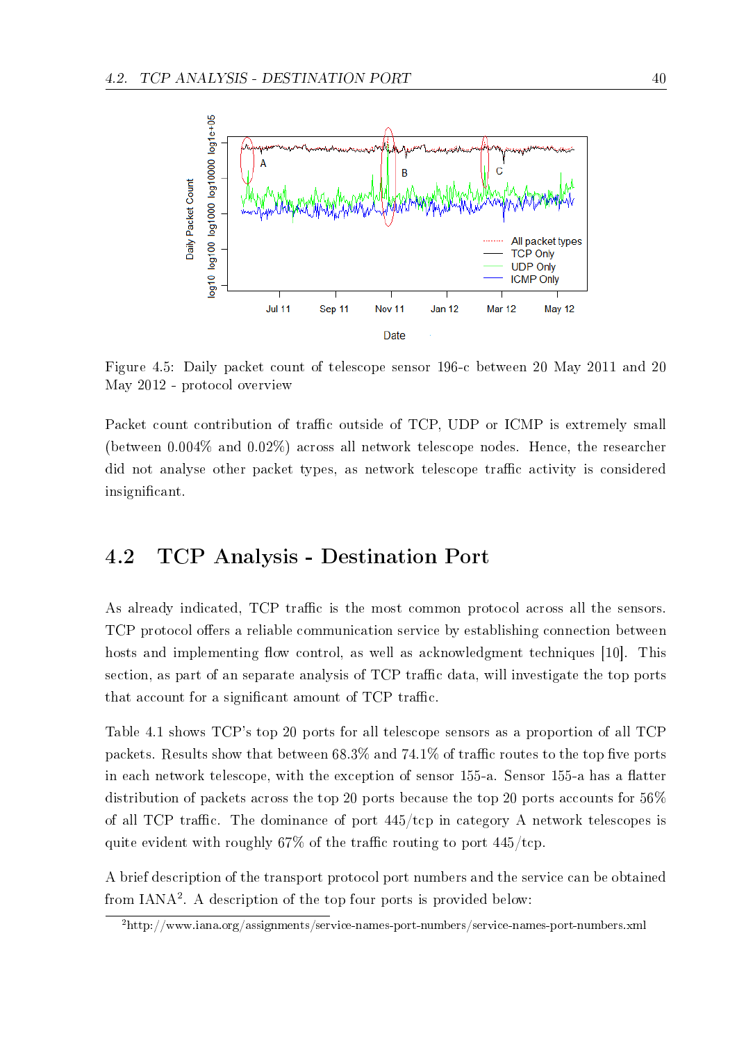Figure 4.5: Daily packet count of telescope sensor 196-c between 20 May 2011 and 20 May 2012 - protocol overview

Packet count contribution of traffic outside of TCP, UDP or ICMP is extremely small (between 0.004% and 0.02%) across all network telescope nodes. Hence, the researcher did not analyse other packet types, as network telescope traffic activity is considered insignificant.

## 4.2 TCP Analysis - Destination Port

As already indicated, TCP traffic is the most common protocol across all the sensors. TCP protocol offers a reliable communication service by establishing connection between hosts and implementing flow control, as well as acknowledgment techniques [10]. This section, as part of an separate analysis of TCP traffic data, will investigate the top ports that account for a significant amount of TCP traffic.

Table 4.1 shows TCP's top 20 ports for all telescope sensors as a proportion of all TCP packets. Results show that between 68.3% and 74.1% of traffic routes to the top five ports in each network telescope, with the exception of sensor 155-a. Sensor 155-a has a flatter distribution of packets across the top 20 ports because the top 20 ports accounts for 56% of all TCP traffic. The dominance of port 445/tcp in category A network telescopes is quite evident with roughly 67% of the traffic routing to port 445/tcp.

A brief description of the transport protocol port numbers and the service can be obtained from IANA[2]. A description of the top four ports is provided below:

[2] http://www.iana.org/assignments/service-names-port-numbers/service-names-port-numbers.xml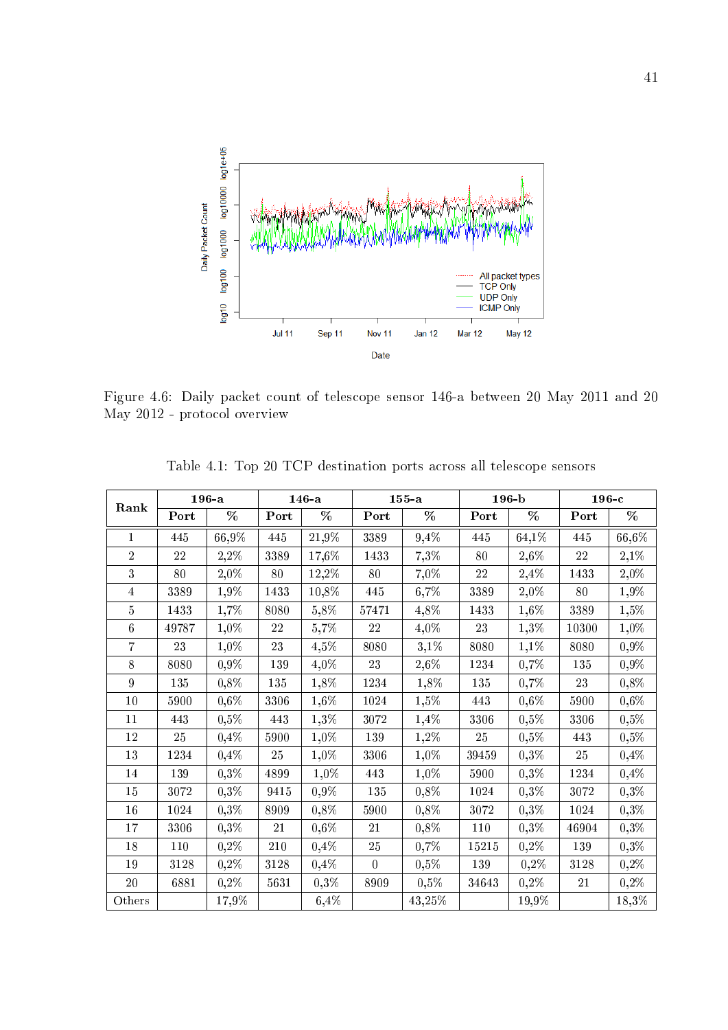Figure 4.6: Daily packet count of telescope sensor 146-a between 20 May 2011 and 20 May 2012 - protocol overview

Table 4.1: Top 20 TCP destination ports across all telescope sensors

| Rank | 196-a | | 146-a | | 155-a | | 196-b | | 196-c | |
|---|---|---|---|---|---|---|---|---|---|---|
| | Port | % | Port | % | Port | % | Port | % | Port | % |
| 1 | 445 | 66,9% | 445 | 21,9% | 3389 | 9,4% | 445 | 64,1% | 445 | 66,6% |
| 2 | 22 | 2,2% | 3389 | 17,6% | 1433 | 7,3% | 80 | 2,6% | 22 | 2,1% |
| 3 | 80 | 2,0% | 80 | 12,2% | 80 | 7,0% | 22 | 2,4% | 1433 | 2,0% |
| 4 | 3389 | 1,9% | 1433 | 10,8% | 445 | 6,7% | 3389 | 2,0% | 80 | 1,9% |
| 5 | 1433 | 1,7% | 8080 | 5,8% | 57471 | 4,8% | 1433 | 1,6% | 3389 | 1,5% |
| 6 | 49787 | 1,0% | 22 | 5,7% | 22 | 4,0% | 23 | 1,3% | 10300 | 1,0% |
| 7 | 23 | 1,0% | 23 | 4,5% | 8080 | 3,1% | 8080 | 1,1% | 8080 | 0,9% |
| 8 | 8080 | 0,9% | 139 | 4,0% | 23 | 2,6% | 1234 | 0,7% | 135 | 0,9% |
| 9 | 135 | 0,8% | 135 | 1,8% | 1234 | 1,8% | 135 | 0,7% | 23 | 0,8% |
| 10 | 5900 | 0,6% | 3306 | 1,6% | 1024 | 1,5% | 443 | 0,6% | 5900 | 0,6% |
| 11 | 443 | 0,5% | 443 | 1,3% | 3072 | 1,4% | 3306 | 0,5% | 3306 | 0,5% |
| 12 | 25 | 0,4% | 5900 | 1,0% | 139 | 1,2% | 25 | 0,5% | 443 | 0,5% |
| 13 | 1234 | 0,4% | 25 | 1,0% | 3306 | 1,0% | 39459 | 0,3% | 25 | 0,4% |
| 14 | 139 | 0,3% | 4899 | 1,0% | 443 | 1,0% | 5900 | 0,3% | 1234 | 0,4% |
| 15 | 3072 | 0,3% | 9415 | 0,9% | 135 | 0,8% | 1024 | 0,3% | 3072 | 0,3% |
| 16 | 1024 | 0,3% | 8909 | 0,8% | 5900 | 0,8% | 3072 | 0,3% | 1024 | 0,3% |
| 17 | 3306 | 0,3% | 21 | 0,6% | 21 | 0,8% | 110 | 0,3% | 46904 | 0,3% |
| 18 | 110 | 0,2% | 210 | 0,4% | 25 | 0,7% | 15215 | 0,2% | 139 | 0,3% |
| 19 | 3128 | 0,2% | 3128 | 0,4% | 0 | 0,5% | 139 | 0,2% | 3128 | 0,2% |
| 20 | 6881 | 0,2% | 5631 | 0,3% | 8909 | 0,5% | 34643 | 0,2% | 21 | 0,2% |
| Others | | 17,9% | | 6,4% | | 43,25% | | 19,9% | | 18,3% |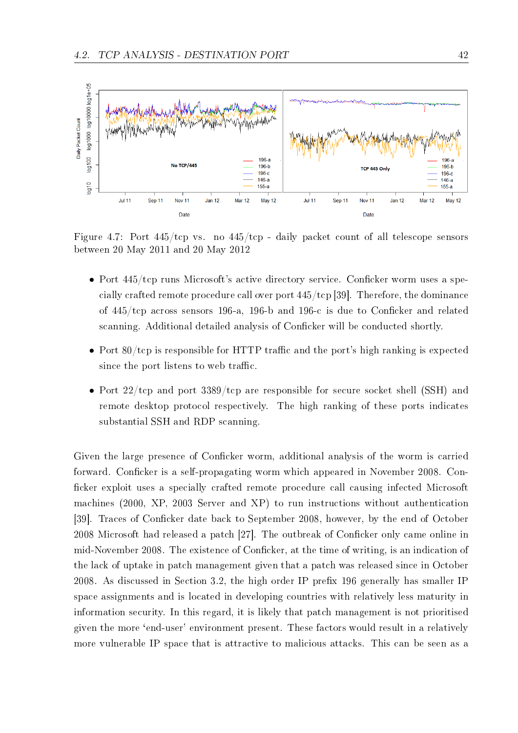Figure 4.7: Port 445/tcp vs. no 445/tcp - daily packet count of all telescope sensors between 20 May 2011 and 20 May 2012

- Port 445/tcp runs Microsoft's active directory service. Conficker worm uses a specially crafted remote procedure call over port 445/tcp [39]. Therefore, the dominance of 445/tcp across sensors 196-a, 196-b and 196-c is due to Conficker and related scanning. Additional detailed analysis of Conficker will be conducted shortly.
- Port 80/tcp is responsible for HTTP traffic and the port's high ranking is expected since the port listens to web traffic.
- Port 22/tcp and port 3389/tcp are responsible for secure socket shell (SSH) and remote desktop protocol respectively. The high ranking of these ports indicates substantial SSH and RDP scanning.

Given the large presence of Conficker worm, additional analysis of the worm is carried forward. Conficker is a self-propagating worm which appeared in November 2008. Conficker exploit uses a specially crafted remote procedure call causing infected Microsoft machines (2000, XP, 2003 Server and XP) to run instructions without authentication [39]. Traces of Conficker date back to September 2008, however, by the end of October 2008 Microsoft had released a patch [27]. The outbreak of Conficker only came online in mid-November 2008. The existence of Conficker, at the time of writing, is an indication of the lack of uptake in patch management given that a patch was released since in October 2008. As discussed in Section 3.2, the high order IP prefix 196 generally has smaller IP space assignments and is located in developing countries with relatively less maturity in information security. In this regard, it is likely that patch management is not prioritised given the more 'end-user' environment present. These factors would result in a relatively more vulnerable IP space that is attractive to malicious attacks. This can be seen as a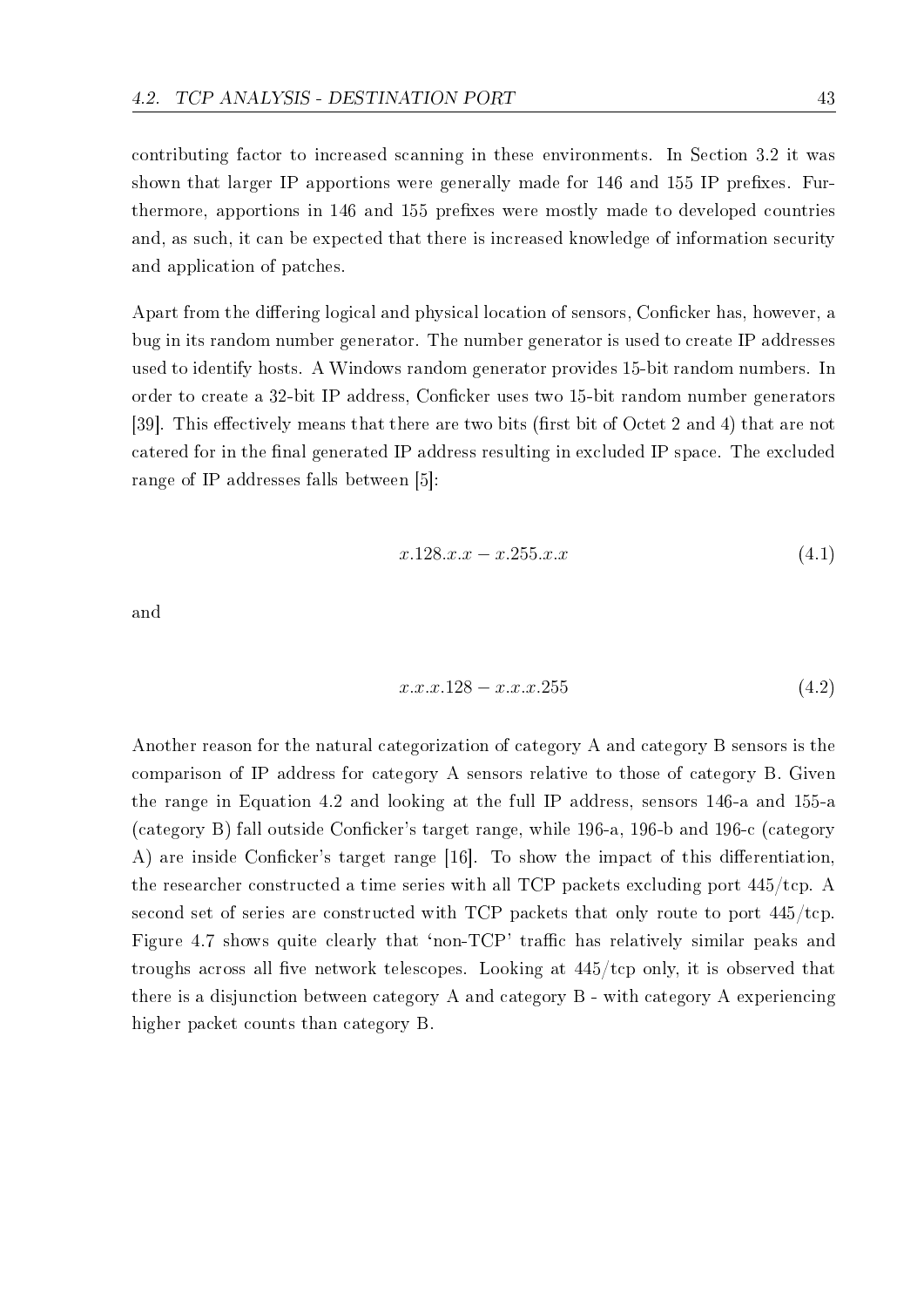contributing factor to increased scanning in these environments. In Section 3.2 it was shown that larger IP apportions were generally made for 146 and 155 IP prefixes. Furthermore, apportions in 146 and 155 prefixes were mostly made to developed countries and, as such, it can be expected that there is increased knowledge of information security and application of patches.

Apart from the differing logical and physical location of sensors, Conficker has, however, a bug in its random number generator. The number generator is used to create IP addresses used to identify hosts. A Windows random generator provides 15-bit random numbers. In order to create a 32-bit IP address, Conficker uses two 15-bit random number generators [39]. This effectively means that there are two bits (first bit of Octet 2 and 4) that are not catered for in the final generated IP address resulting in excluded IP space. The excluded range of IP addresses falls between [5]:

$$x.128.x.x - x.255.x.x \tag{4.1}$$

and

$$x.x.x.128 - x.x.x.255 \tag{4.2}$$

Another reason for the natural categorization of category A and category B sensors is the comparison of IP address for category A sensors relative to those of category B. Given the range in Equation 4.2 and looking at the full IP address, sensors 146-a and 155-a (category B) fall outside Conficker's target range, while 196-a, 196-b and 196-c (category A) are inside Conficker's target range [16]. To show the impact of this differentiation, the researcher constructed a time series with all TCP packets excluding port 445/tcp. A second set of series are constructed with TCP packets that only route to port 445/tcp. Figure 4.7 shows quite clearly that 'non-TCP' traffic has relatively similar peaks and troughs across all five network telescopes. Looking at 445/tcp only, it is observed that there is a disjunction between category A and category B - with category A experiencing higher packet counts than category B.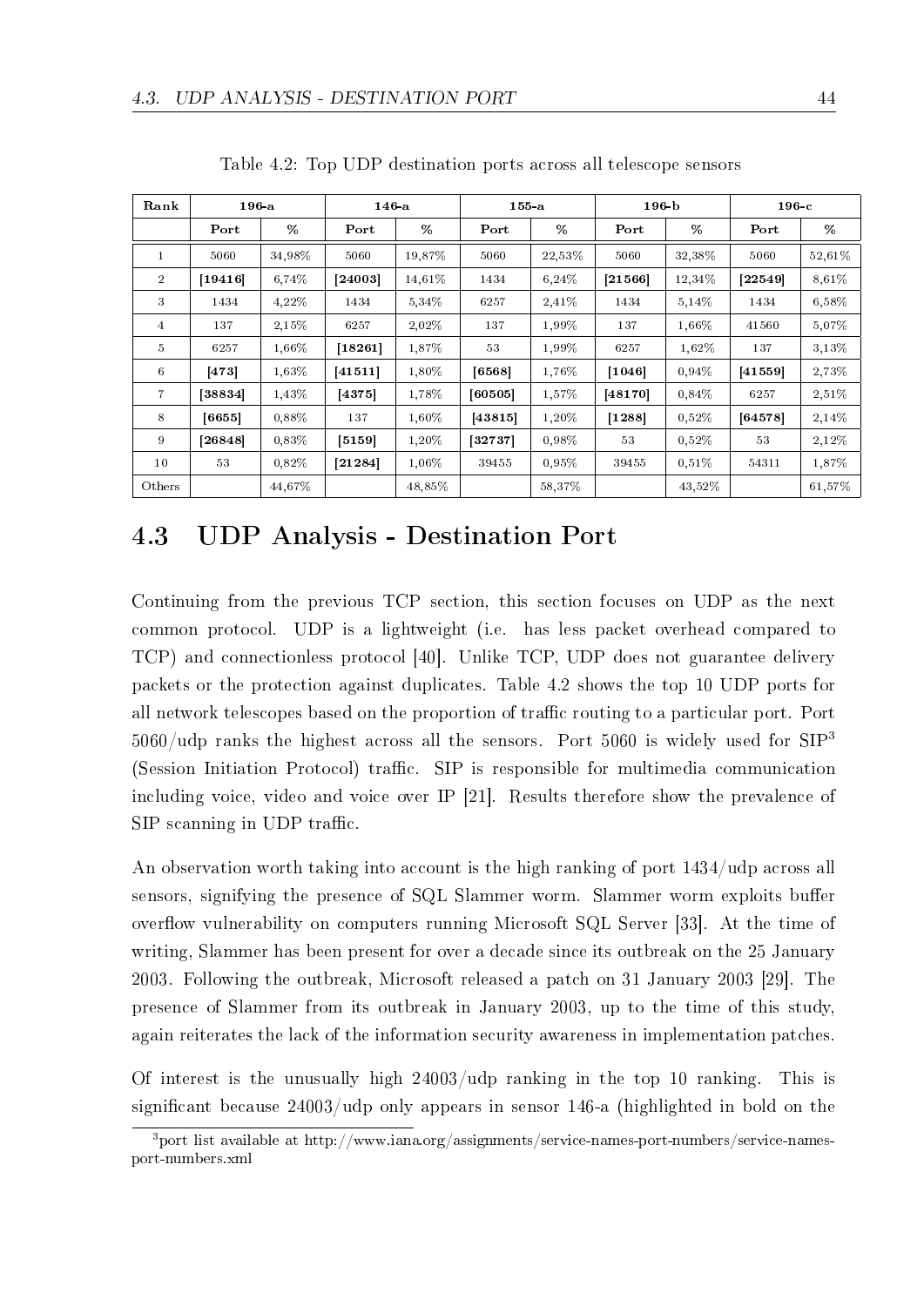Table 4.2: Top UDP destination ports across all telescope sensors

| Rank | 196-a | | 146-a | | 155-a | | 196-b | | 196-c | |
|---|---|---|---|---|---|---|---|---|---|---|
| | Port | % | Port | % | Port | % | Port | % | Port | % |
| 1 | 5060 | 34,98% | 5060 | 19,87% | 5060 | 22,53% | 5060 | 32,38% | 5060 | 52,61% |
| 2 | **[19416]** | 6,74% | **[24003]** | 14,61% | 1434 | 6,24% | **[21566]** | 12,34% | **[22549]** | 8,61% |
| 3 | 1434 | 4,22% | 1434 | 5,34% | 6257 | 2,41% | 1434 | 5,14% | 1434 | 6,58% |
| 4 | 137 | 2,15% | 6257 | 2,02% | 137 | 1,99% | 137 | 1,66% | 41560 | 5,07% |
| 5 | 6257 | 1,66% | **[18261]** | 1,87% | 53 | 1,99% | 6257 | 1,62% | 137 | 3,13% |
| 6 | **[473]** | 1,63% | **[41511]** | 1,80% | **[6568]** | 1,76% | **[1046]** | 0,94% | **[41559]** | 2,73% |
| 7 | **[38834]** | 1,43% | **[4375]** | 1,78% | **[60505]** | 1,57% | **[48170]** | 0,84% | 6257 | 2,51% |
| 8 | **[6655]** | 0,88% | 137 | 1,60% | **[43815]** | 1,20% | **[1288]** | 0,52% | **[64578]** | 2,14% |
| 9 | **[26848]** | 0,83% | **[5159]** | 1,20% | **[32737]** | 0,98% | 53 | 0,52% | 53 | 2,12% |
| 10 | 53 | 0,82% | **[21284]** | 1,06% | 39455 | 0,95% | 39455 | 0,51% | 54311 | 1,87% |
| Others | | 44,67% | | 48,85% | | 58,37% | | 43,52% | | 61,57% |

## 4.3 UDP Analysis - Destination Port

Continuing from the previous TCP section, this section focuses on UDP as the next common protocol. UDP is a lightweight (i.e. has less packet overhead compared to TCP) and connectionless protocol [40]. Unlike TCP, UDP does not guarantee delivery packets or the protection against duplicates. Table 4.2 shows the top 10 UDP ports for all network telescopes based on the proportion of traffic routing to a particular port. Port 5060/udp ranks the highest across all the sensors. Port 5060 is widely used for SIP[3] (Session Initiation Protocol) traffic. SIP is responsible for multimedia communication including voice, video and voice over IP [21]. Results therefore show the prevalence of SIP scanning in UDP traffic.

An observation worth taking into account is the high ranking of port 1434/udp across all sensors, signifying the presence of SQL Slammer worm. Slammer worm exploits buffer overflow vulnerability on computers running Microsoft SQL Server [33]. At the time of writing, Slammer has been present for over a decade since its outbreak on the 25 January 2003. Following the outbreak, Microsoft released a patch on 31 January 2003 [29]. The presence of Slammer from its outbreak in January 2003, up to the time of this study, again reiterates the lack of the information security awareness in implementation patches.

Of interest is the unusually high 24003/udp ranking in the top 10 ranking. This is significant because 24003/udp only appears in sensor 146-a (highlighted in bold on the

[3] port list available at http://www.iana.org/assignments/service-names-port-numbers/service-names-port-numbers.xml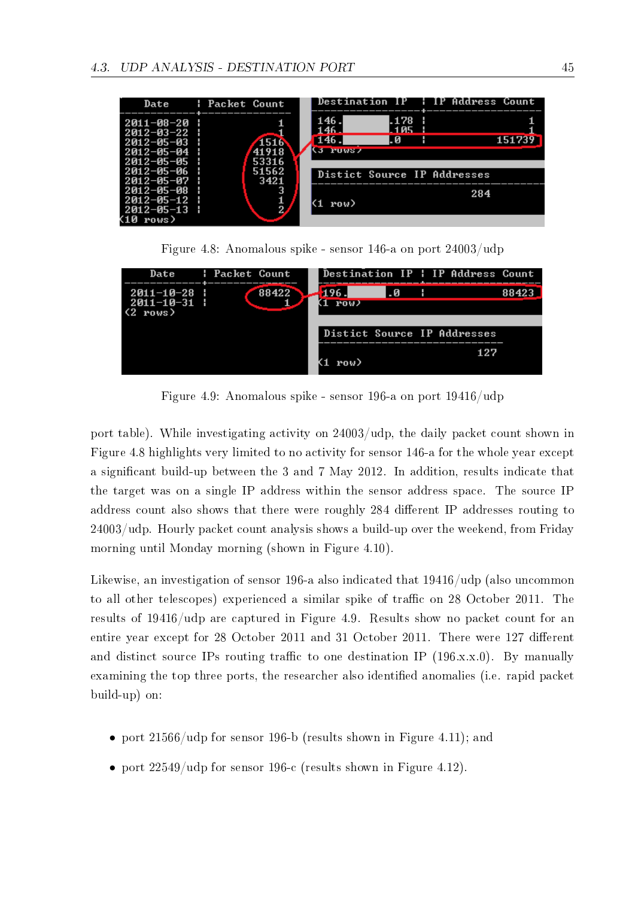Figure 4.8: Anomalous spike - sensor 146-a on port 24003/udp

Figure 4.9: Anomalous spike - sensor 196-a on port 19416/udp

port table). While investigating activity on 24003/udp, the daily packet count shown in Figure 4.8 highlights very limited to no activity for sensor 146-a for the whole year except a significant build-up between the 3 and 7 May 2012. In addition, results indicate that the target was on a single IP address within the sensor address space. The source IP address count also shows that there were roughly 284 different IP addresses routing to 24003/udp. Hourly packet count analysis shows a build-up over the weekend, from Friday morning until Monday morning (shown in Figure 4.10).

Likewise, an investigation of sensor 196-a also indicated that 19416/udp (also uncommon to all other telescopes) experienced a similar spike of traffic on 28 October 2011. The results of 19416/udp are captured in Figure 4.9. Results show no packet count for an entire year except for 28 October 2011 and 31 October 2011. There were 127 different and distinct source IPs routing traffic to one destination IP (196.x.x.0). By manually examining the top three ports, the researcher also identified anomalies (i.e. rapid packet build-up) on:

- port 21566/udp for sensor 196-b (results shown in Figure 4.11); and
- port 22549/udp for sensor 196-c (results shown in Figure 4.12).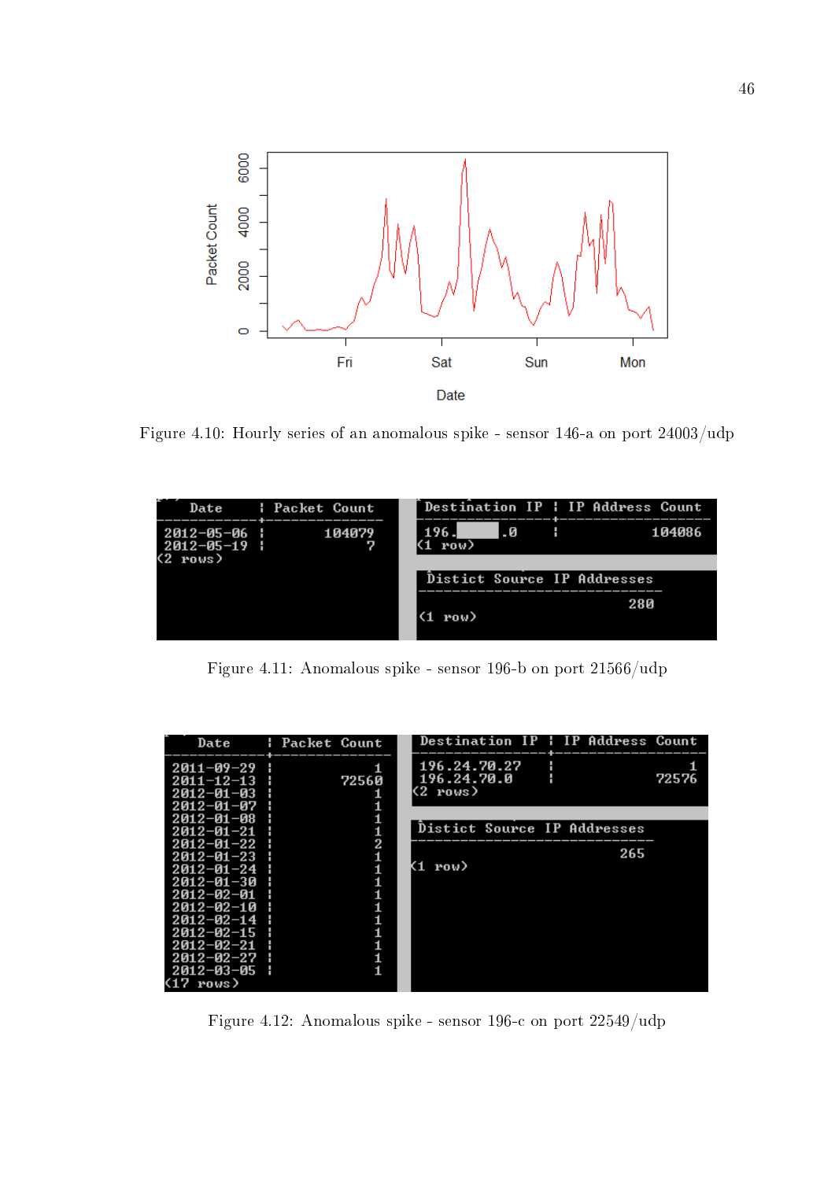Figure 4.10: Hourly series of an anomalous spike - sensor 146-a on port 24003/udp

| Date | Packet Count |
| --- | --- |
| 2012-05-06 | 104079 |
| 2012-05-19 | 7 |

(2 rows)

| Destination IP | IP Address Count |
| --- | --- |
| 196.████.0 | 104086 |

(1 row)

| Distict Source IP Addresses |
| --- |
| 280 |

(1 row)

Figure 4.11: Anomalous spike - sensor 196-b on port 21566/udp

| Date | Packet Count |
| --- | --- |
| 2011-09-29 | 1 |
| 2011-12-13 | 72560 |
| 2012-01-03 | 1 |
| 2012-01-07 | 1 |
| 2012-01-08 | 1 |
| 2012-01-21 | 1 |
| 2012-01-22 | 2 |
| 2012-01-23 | 1 |
| 2012-01-24 | 1 |
| 2012-01-30 | 1 |
| 2012-02-01 | 1 |
| 2012-02-10 | 1 |
| 2012-02-14 | 1 |
| 2012-02-15 | 1 |
| 2012-02-21 | 1 |
| 2012-02-27 | 1 |
| 2012-03-05 | 1 |

(17 rows)

| Destination IP | IP Address Count |
| --- | --- |
| 196.24.70.27 | 1 |
| 196.24.70.0 | 72576 |

(2 rows)

| Distict Source IP Addresses |
| --- |
| 265 |

(1 row)

Figure 4.12: Anomalous spike - sensor 196-c on port 22549/udp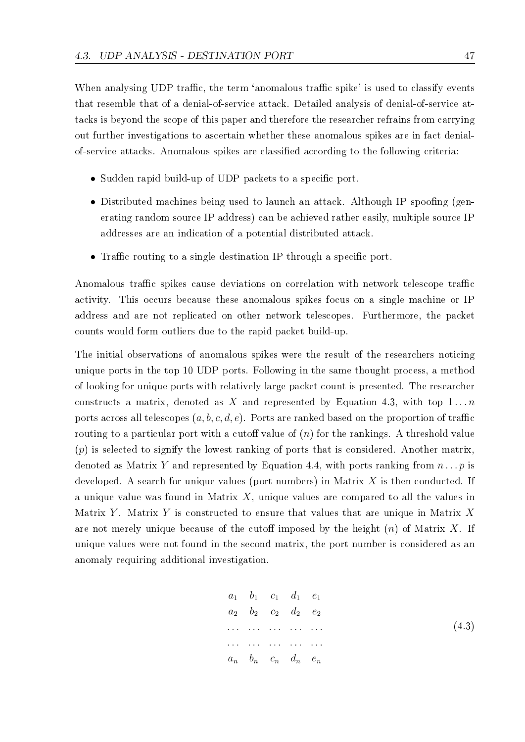When analysing UDP traffic, the term 'anomalous traffic spike' is used to classify events that resemble that of a denial-of-service attack. Detailed analysis of denial-of-service attacks is beyond the scope of this paper and therefore the researcher refrains from carrying out further investigations to ascertain whether these anomalous spikes are in fact denial-of-service attacks. Anomalous spikes are classified according to the following criteria:

- Sudden rapid build-up of UDP packets to a specific port.
- Distributed machines being used to launch an attack. Although IP spoofing (generating random source IP address) can be achieved rather easily, multiple source IP addresses are an indication of a potential distributed attack.
- Traffic routing to a single destination IP through a specific port.

Anomalous traffic spikes cause deviations on correlation with network telescope traffic activity. This occurs because these anomalous spikes focus on a single machine or IP address and are not replicated on other network telescopes. Furthermore, the packet counts would form outliers due to the rapid packet build-up.

The initial observations of anomalous spikes were the result of the researchers noticing unique ports in the top 10 UDP ports. Following in the same thought process, a method of looking for unique ports with relatively large packet count is presented. The researcher constructs a matrix, denoted as $X$ and represented by Equation 4.3, with top $1 \ldots n$ ports across all telescopes $(a, b, c, d, e)$. Ports are ranked based on the proportion of traffic routing to a particular port with a cutoff value of $(n)$ for the rankings. A threshold value $(p)$ is selected to signify the lowest ranking of ports that is considered. Another matrix, denoted as Matrix $Y$ and represented by Equation 4.4, with ports ranking from $n \ldots p$ is developed. A search for unique values (port numbers) in Matrix $X$ is then conducted. If a unique value was found in Matrix $X$, unique values are compared to all the values in Matrix $Y$. Matrix $Y$ is constructed to ensure that values that are unique in Matrix $X$ are not merely unique because of the cutoff imposed by the height $(n)$ of Matrix $X$. If unique values were not found in the second matrix, the port number is considered as an anomaly requiring additional investigation.

$$
\begin{matrix}
a_1 & b_1 & c_1 & d_1 & e_1 \\
a_2 & b_2 & c_2 & d_2 & e_2 \\
\ldots & \ldots & \ldots & \ldots & \ldots \\
\ldots & \ldots & \ldots & \ldots & \ldots \\
a_n & b_n & c_n & d_n & e_n
\end{matrix}
\tag{4.3}
$$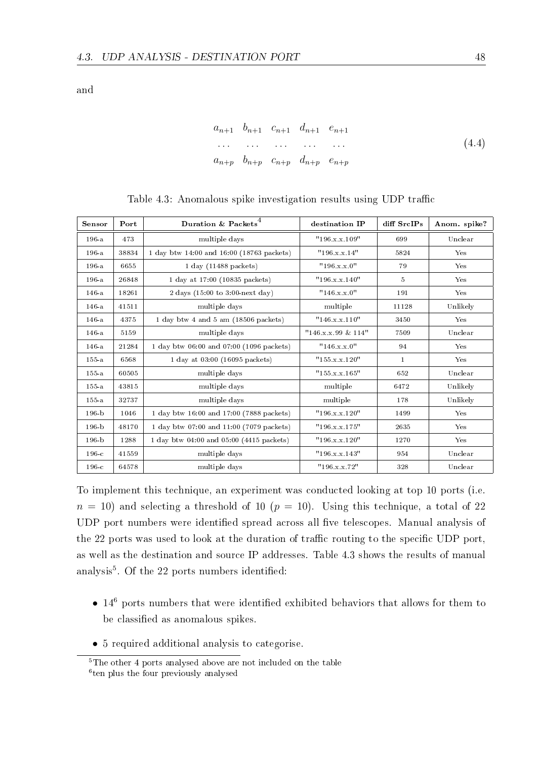and

$$
\begin{array}{ccccc}
a_{n+1} & b_{n+1} & c_{n+1} & d_{n+1} & e_{n+1} \\
\dots & \dots & \dots & \dots & \dots \\
a_{n+p} & b_{n+p} & c_{n+p} & d_{n+p} & e_{n+p}
\end{array} \tag{4.4}
$$

Table 4.3: Anomalous spike investigation results using UDP traffic

| Sensor | Port | Duration & Packets[4] | destination IP | diff SrcIPs | Anom. spike? |
|---|---|---|---|---|---|
| 196-a | 473 | multiple days | "196.x.x.109" | 699 | Unclear |
| 196-a | 38834 | 1 day btw 14:00 and 16:00 (18763 packets) | "196.x.x.14" | 5824 | Yes |
| 196-a | 6655 | 1 day (11488 packets) | "196.x.x.0" | 79 | Yes |
| 196-a | 26848 | 1 day at 17:00 (10835 packets) | "196.x.x.140" | 5 | Yes |
| 146-a | 18261 | 2 days (15:00 to 3:00-next day) | "146.x.x.0" | 191 | Yes |
| 146-a | 41511 | multiple days | multiple | 11128 | Unlikely |
| 146-a | 4375 | 1 day btw 4 and 5 am (18506 packets) | "146.x.x.110" | 3450 | Yes |
| 146-a | 5159 | multiple days | "146.x.x.99 & 114" | 7509 | Unclear |
| 146-a | 21284 | 1 day btw 06:00 and 07:00 (1096 packets) | "146.x.x.0" | 94 | Yes |
| 155-a | 6568 | 1 day at 03:00 (16095 packets) | "155.x.x.120" | 1 | Yes |
| 155-a | 60505 | multiple days | "155.x.x.165" | 652 | Unclear |
| 155-a | 43815 | multiple days | multiple | 6472 | Unlikely |
| 155-a | 32737 | multiple days | multiple | 178 | Unlikely |
| 196-b | 1046 | 1 day btw 16:00 and 17:00 (7888 packets) | "196.x.x.120" | 1499 | Yes |
| 196-b | 48170 | 1 day btw 07:00 and 11:00 (7079 packets) | "196.x.x.175" | 2635 | Yes |
| 196-b | 1288 | 1 day btw 04:00 and 05:00 (4415 packets) | "196.x.x.120" | 1270 | Yes |
| 196-c | 41559 | multiple days | "196.x.x.143" | 954 | Unclear |
| 196-c | 64578 | multiple days | "196.x.x.72" | 328 | Unclear |

To implement this technique, an experiment was conducted looking at top 10 ports (i.e. $n = 10$) and selecting a threshold of 10 ($p = 10$). Using this technique, a total of 22 UDP port numbers were identified spread across all five telescopes. Manual analysis of the 22 ports was used to look at the duration of traffic routing to the specific UDP port, as well as the destination and source IP addresses. Table 4.3 shows the results of manual analysis[5]. Of the 22 ports numbers identified:

- 14[6] ports numbers that were identified exhibited behaviors that allows for them to be classified as anomalous spikes.
- 5 required additional analysis to categorise.

[5] The other 4 ports analysed above are not included on the table

[6] ten plus the four previously analysed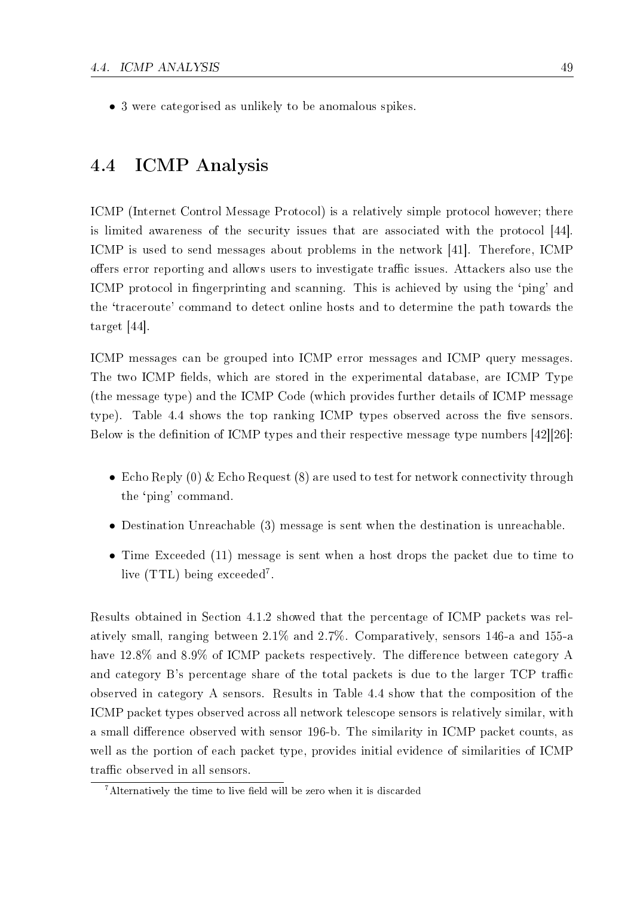- 3 were categorised as unlikely to be anomalous spikes.

## 4.4 ICMP Analysis

ICMP (Internet Control Message Protocol) is a relatively simple protocol however; there is limited awareness of the security issues that are associated with the protocol [44]. ICMP is used to send messages about problems in the network [41]. Therefore, ICMP offers error reporting and allows users to investigate traffic issues. Attackers also use the ICMP protocol in fingerprinting and scanning. This is achieved by using the 'ping' and the 'traceroute' command to detect online hosts and to determine the path towards the target [44].

ICMP messages can be grouped into ICMP error messages and ICMP query messages. The two ICMP fields, which are stored in the experimental database, are ICMP Type (the message type) and the ICMP Code (which provides further details of ICMP message type). Table 4.4 shows the top ranking ICMP types observed across the five sensors. Below is the definition of ICMP types and their respective message type numbers [42][26]:

- Echo Reply (0) & Echo Request (8) are used to test for network connectivity through the 'ping' command.
- Destination Unreachable (3) message is sent when the destination is unreachable.
- Time Exceeded (11) message is sent when a host drops the packet due to time to live (TTL) being exceeded[7].

Results obtained in Section 4.1.2 showed that the percentage of ICMP packets was relatively small, ranging between 2.1% and 2.7%. Comparatively, sensors 146-a and 155-a have 12.8% and 8.9% of ICMP packets respectively. The difference between category A and category B's percentage share of the total packets is due to the larger TCP traffic observed in category A sensors. Results in Table 4.4 show that the composition of the ICMP packet types observed across all network telescope sensors is relatively similar, with a small difference observed with sensor 196-b. The similarity in ICMP packet counts, as well as the portion of each packet type, provides initial evidence of similarities of ICMP traffic observed in all sensors.

[7] Alternatively the time to live field will be zero when it is discarded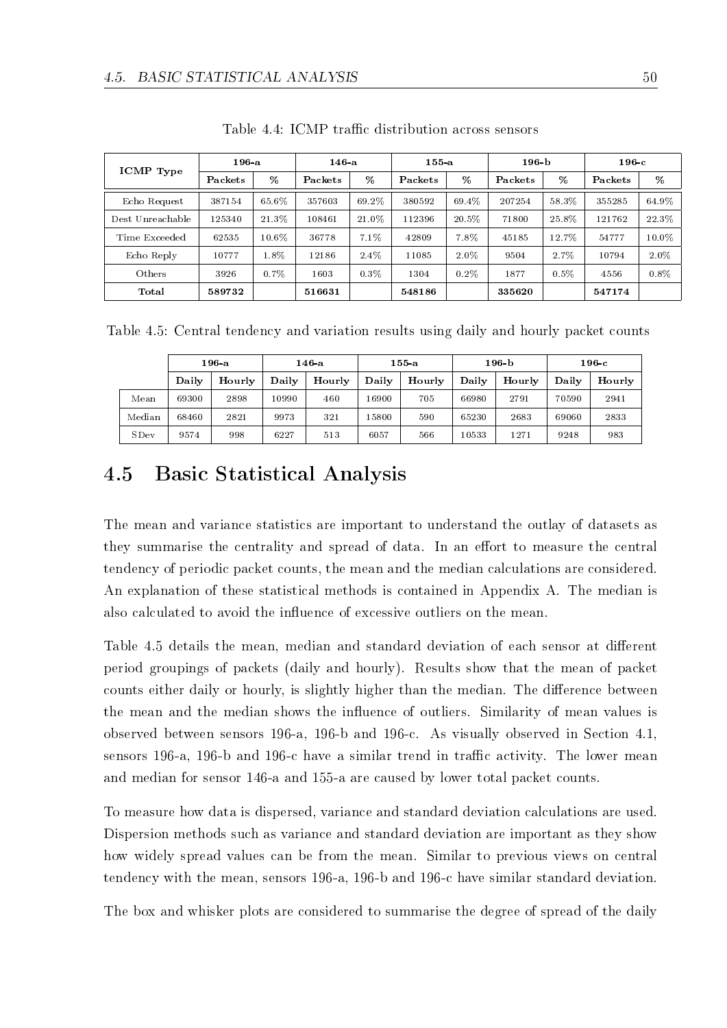Table 4.4: ICMP traffic distribution across sensors

| ICMP Type | 196-a | | 146-a | | 155-a | | 196-b | | 196-c | |
|---|---|---|---|---|---|---|---|---|---|---|
| | Packets | % | Packets | % | Packets | % | Packets | % | Packets | % |
| Echo Request | 387154 | 65.6% | 357603 | 69.2% | 380592 | 69.4% | 207254 | 58.3% | 355285 | 64.9% |
| Dest Unreachable | 125340 | 21.3% | 108461 | 21.0% | 112396 | 20.5% | 71800 | 25.8% | 121762 | 22.3% |
| Time Exceeded | 62535 | 10.6% | 36778 | 7.1% | 42809 | 7.8% | 45185 | 12.7% | 54777 | 10.0% |
| Echo Reply | 10777 | 1.8% | 12186 | 2.4% | 11085 | 2.0% | 9504 | 2.7% | 10794 | 2.0% |
| Others | 3926 | 0.7% | 1603 | 0.3% | 1304 | 0.2% | 1877 | 0.5% | 4556 | 0.8% |
| **Total** | **589732** | | **516631** | | **548186** | | **335620** | | **547174** | |

Table 4.5: Central tendency and variation results using daily and hourly packet counts

| | 196-a | | 146-a | | 155-a | | 196-b | | 196-c | |
|---|---|---|---|---|---|---|---|---|---|---|
| | Daily | Hourly | Daily | Hourly | Daily | Hourly | Daily | Hourly | Daily | Hourly |
| Mean | 69300 | 2898 | 10990 | 460 | 16900 | 705 | 66980 | 2791 | 70590 | 2941 |
| Median | 68460 | 2821 | 9973 | 321 | 15800 | 590 | 65230 | 2683 | 69060 | 2833 |
| SDev | 9574 | 998 | 6227 | 513 | 6057 | 566 | 10533 | 1271 | 9248 | 983 |

## 4.5 Basic Statistical Analysis

The mean and variance statistics are important to understand the outlay of datasets as they summarise the centrality and spread of data. In an effort to measure the central tendency of periodic packet counts, the mean and the median calculations are considered. An explanation of these statistical methods is contained in Appendix A. The median is also calculated to avoid the influence of excessive outliers on the mean.

Table 4.5 details the mean, median and standard deviation of each sensor at different period groupings of packets (daily and hourly). Results show that the mean of packet counts either daily or hourly, is slightly higher than the median. The difference between the mean and the median shows the influence of outliers. Similarity of mean values is observed between sensors 196-a, 196-b and 196-c. As visually observed in Section 4.1, sensors 196-a, 196-b and 196-c have a similar trend in traffic activity. The lower mean and median for sensor 146-a and 155-a are caused by lower total packet counts.

To measure how data is dispersed, variance and standard deviation calculations are used. Dispersion methods such as variance and standard deviation are important as they show how widely spread values can be from the mean. Similar to previous views on central tendency with the mean, sensors 196-a, 196-b and 196-c have similar standard deviation.

The box and whisker plots are considered to summarise the degree of spread of the daily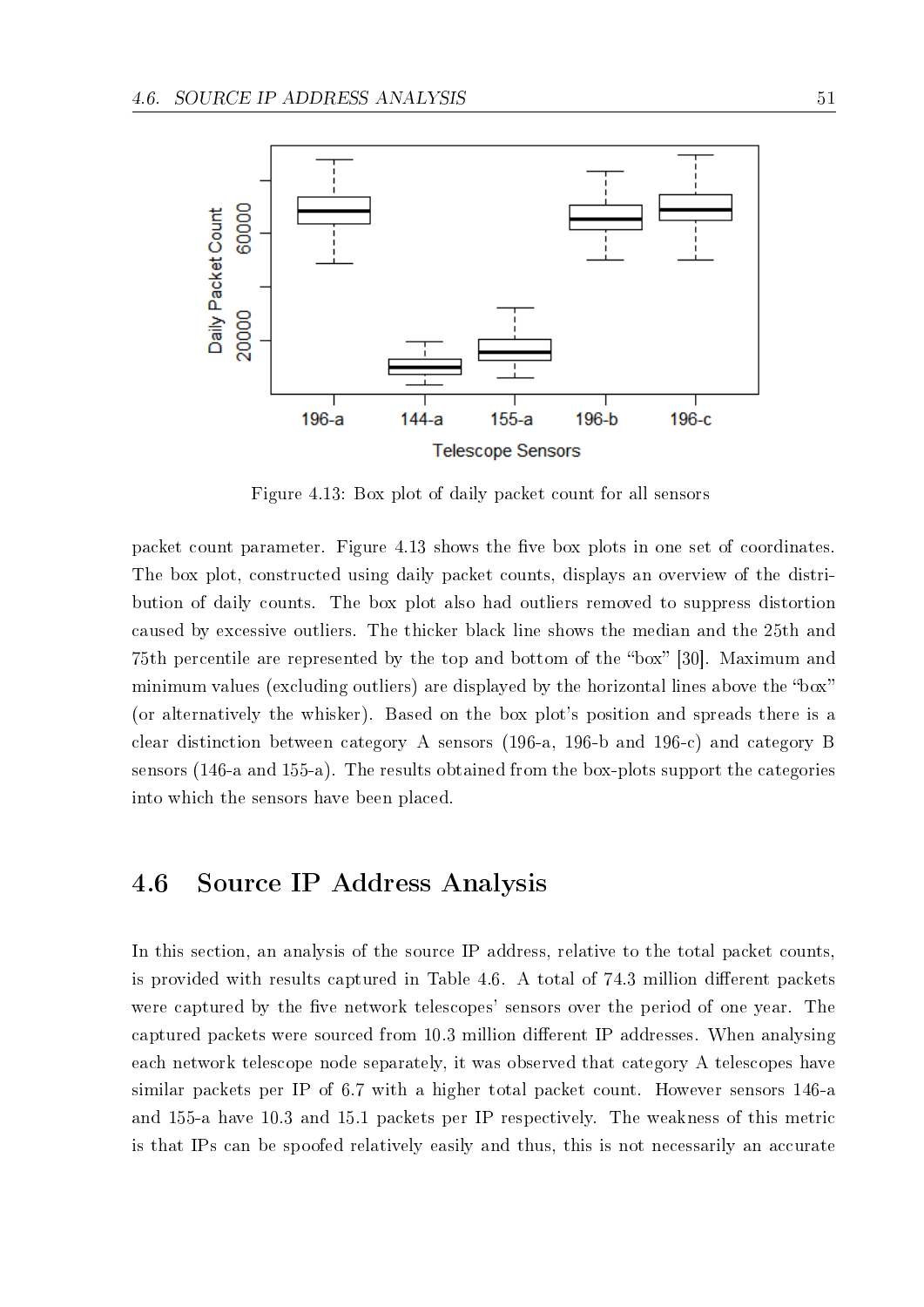Figure 4.13: Box plot of daily packet count for all sensors

packet count parameter. Figure 4.13 shows the five box plots in one set of coordinates. The box plot, constructed using daily packet counts, displays an overview of the distribution of daily counts. The box plot also had outliers removed to suppress distortion caused by excessive outliers. The thicker black line shows the median and the 25th and 75th percentile are represented by the top and bottom of the "box" [30]. Maximum and minimum values (excluding outliers) are displayed by the horizontal lines above the "box" (or alternatively the whisker). Based on the box plot's position and spreads there is a clear distinction between category A sensors (196-a, 196-b and 196-c) and category B sensors (146-a and 155-a). The results obtained from the box-plots support the categories into which the sensors have been placed.

## 4.6 Source IP Address Analysis

In this section, an analysis of the source IP address, relative to the total packet counts, is provided with results captured in Table 4.6. A total of 74.3 million different packets were captured by the five network telescopes' sensors over the period of one year. The captured packets were sourced from 10.3 million different IP addresses. When analysing each network telescope node separately, it was observed that category A telescopes have similar packets per IP of 6.7 with a higher total packet count. However sensors 146-a and 155-a have 10.3 and 15.1 packets per IP respectively. The weakness of this metric is that IPs can be spoofed relatively easily and thus, this is not necessarily an accurate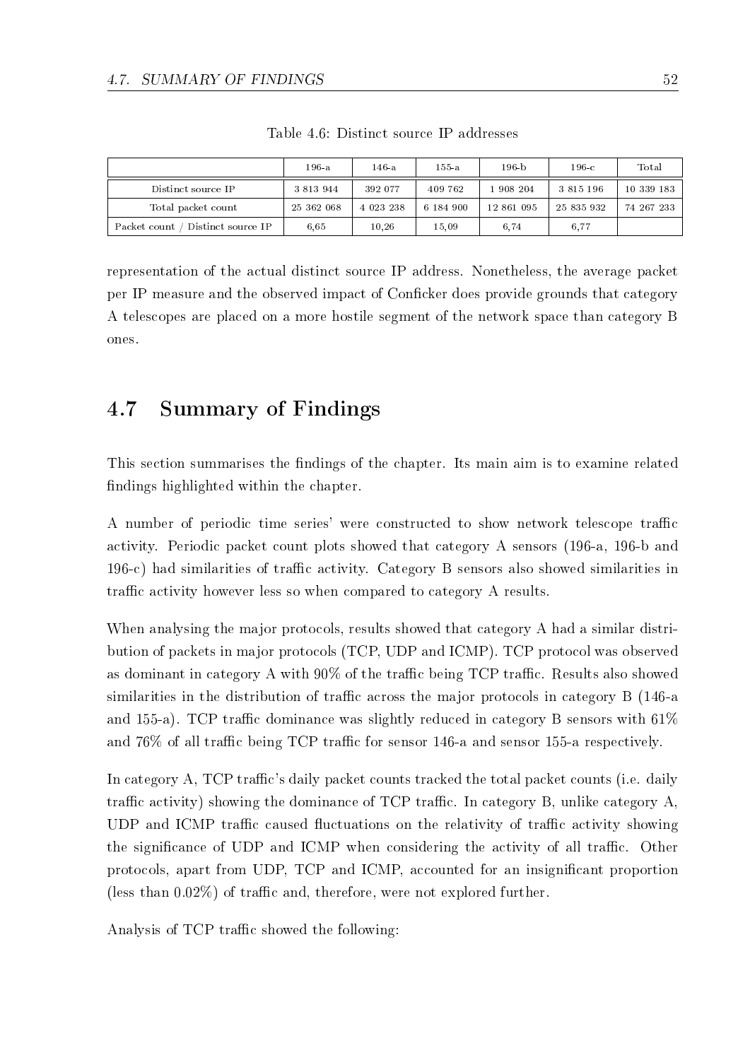Table 4.6: Distinct source IP addresses

| | 196-a | 146-a | 155-a | 196-b | 196-c | Total |
|---|---|---|---|---|---|---|
| Distinct source IP | 3 813 944 | 392 077 | 409 762 | 1 908 204 | 3 815 196 | 10 339 183 |
| Total packet count | 25 362 068 | 4 023 238 | 6 184 900 | 12 861 095 | 25 835 932 | 74 267 233 |
| Packet count / Distinct source IP | 6,65 | 10,26 | 15,09 | 6,74 | 6,77 | |

representation of the actual distinct source IP address. Nonetheless, the average packet per IP measure and the observed impact of Conficker does provide grounds that category A telescopes are placed on a more hostile segment of the network space than category B ones.

## 4.7 Summary of Findings

This section summarises the findings of the chapter. Its main aim is to examine related findings highlighted within the chapter.

A number of periodic time series' were constructed to show network telescope traffic activity. Periodic packet count plots showed that category A sensors (196-a, 196-b and 196-c) had similarities of traffic activity. Category B sensors also showed similarities in traffic activity however less so when compared to category A results.

When analysing the major protocols, results showed that category A had a similar distribution of packets in major protocols (TCP, UDP and ICMP). TCP protocol was observed as dominant in category A with 90% of the traffic being TCP traffic. Results also showed similarities in the distribution of traffic across the major protocols in category B (146-a and 155-a). TCP traffic dominance was slightly reduced in category B sensors with 61% and 76% of all traffic being TCP traffic for sensor 146-a and sensor 155-a respectively.

In category A, TCP traffic's daily packet counts tracked the total packet counts (i.e. daily traffic activity) showing the dominance of TCP traffic. In category B, unlike category A, UDP and ICMP traffic caused fluctuations on the relativity of traffic activity showing the significance of UDP and ICMP when considering the activity of all traffic. Other protocols, apart from UDP, TCP and ICMP, accounted for an insignificant proportion (less than 0.02%) of traffic and, therefore, were not explored further.

Analysis of TCP traffic showed the following: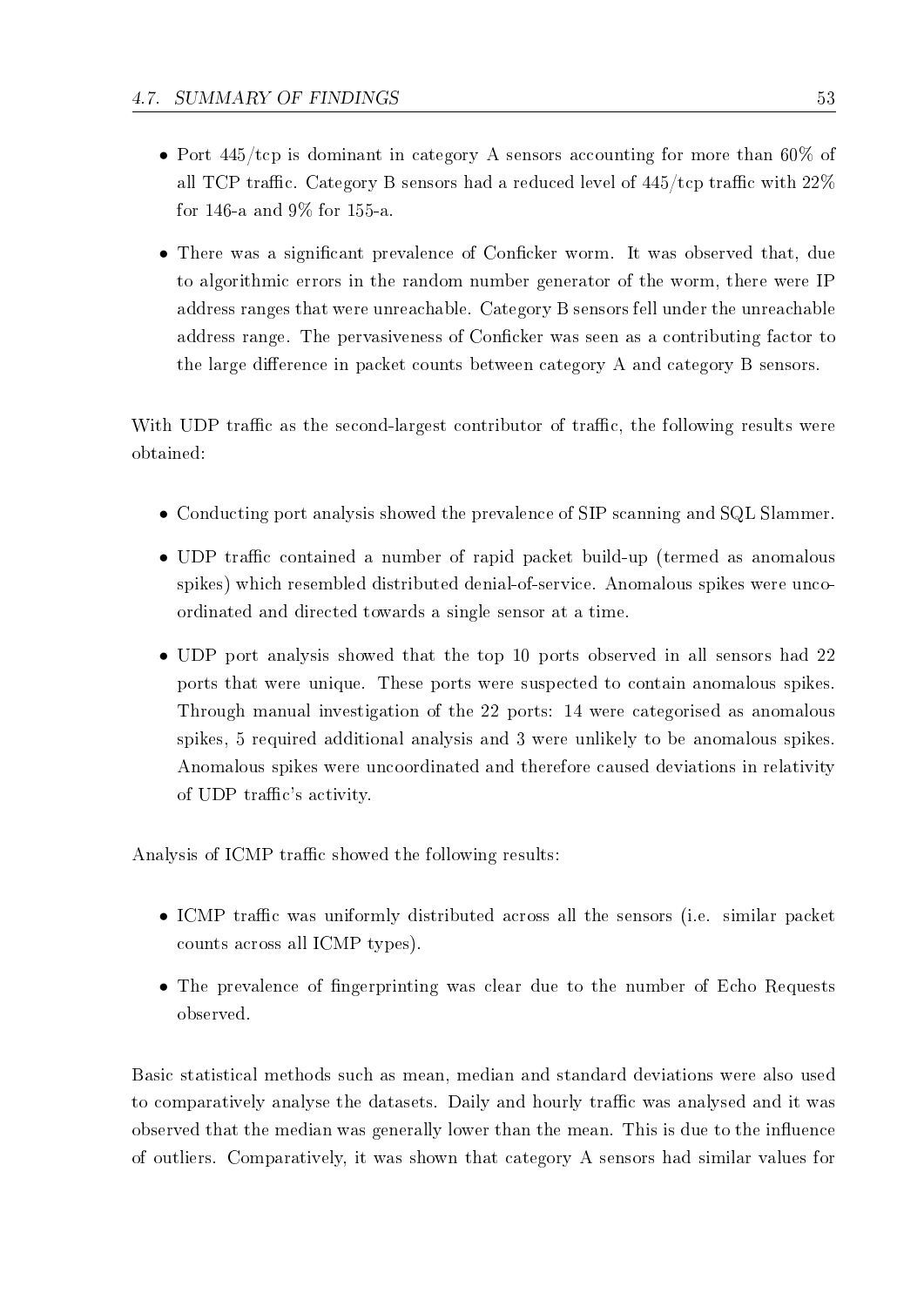- Port 445/tcp is dominant in category A sensors accounting for more than 60% of all TCP traffic. Category B sensors had a reduced level of 445/tcp traffic with 22% for 146-a and 9% for 155-a.
- There was a significant prevalence of Conficker worm. It was observed that, due to algorithmic errors in the random number generator of the worm, there were IP address ranges that were unreachable. Category B sensors fell under the unreachable address range. The pervasiveness of Conficker was seen as a contributing factor to the large difference in packet counts between category A and category B sensors.

With UDP traffic as the second-largest contributor of traffic, the following results were obtained:

- Conducting port analysis showed the prevalence of SIP scanning and SQL Slammer.
- UDP traffic contained a number of rapid packet build-up (termed as anomalous spikes) which resembled distributed denial-of-service. Anomalous spikes were uncoordinated and directed towards a single sensor at a time.
- UDP port analysis showed that the top 10 ports observed in all sensors had 22 ports that were unique. These ports were suspected to contain anomalous spikes. Through manual investigation of the 22 ports: 14 were categorised as anomalous spikes, 5 required additional analysis and 3 were unlikely to be anomalous spikes. Anomalous spikes were uncoordinated and therefore caused deviations in relativity of UDP traffic's activity.

Analysis of ICMP traffic showed the following results:

- ICMP traffic was uniformly distributed across all the sensors (i.e. similar packet counts across all ICMP types).
- The prevalence of fingerprinting was clear due to the number of Echo Requests observed.

Basic statistical methods such as mean, median and standard deviations were also used to comparatively analyse the datasets. Daily and hourly traffic was analysed and it was observed that the median was generally lower than the mean. This is due to the influence of outliers. Comparatively, it was shown that category A sensors had similar values for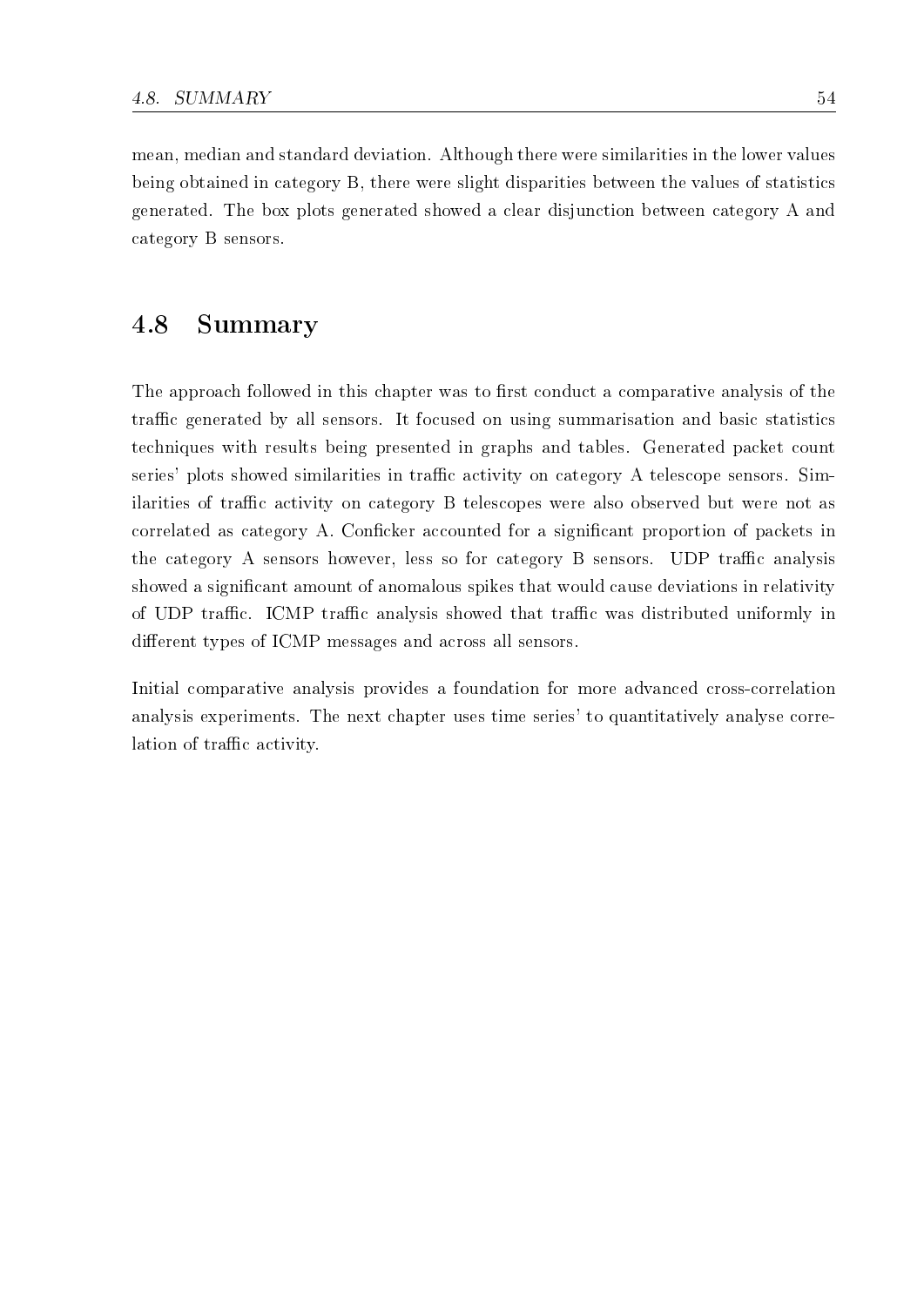mean, median and standard deviation. Although there were similarities in the lower values being obtained in category B, there were slight disparities between the values of statistics generated. The box plots generated showed a clear disjunction between category A and category B sensors.

## 4.8 Summary

The approach followed in this chapter was to first conduct a comparative analysis of the traffic generated by all sensors. It focused on using summarisation and basic statistics techniques with results being presented in graphs and tables. Generated packet count series' plots showed similarities in traffic activity on category A telescope sensors. Similarities of traffic activity on category B telescopes were also observed but were not as correlated as category A. Conficker accounted for a significant proportion of packets in the category A sensors however, less so for category B sensors. UDP traffic analysis showed a significant amount of anomalous spikes that would cause deviations in relativity of UDP traffic. ICMP traffic analysis showed that traffic was distributed uniformly in different types of ICMP messages and across all sensors.

Initial comparative analysis provides a foundation for more advanced cross-correlation analysis experiments. The next chapter uses time series' to quantitatively analyse correlation of traffic activity.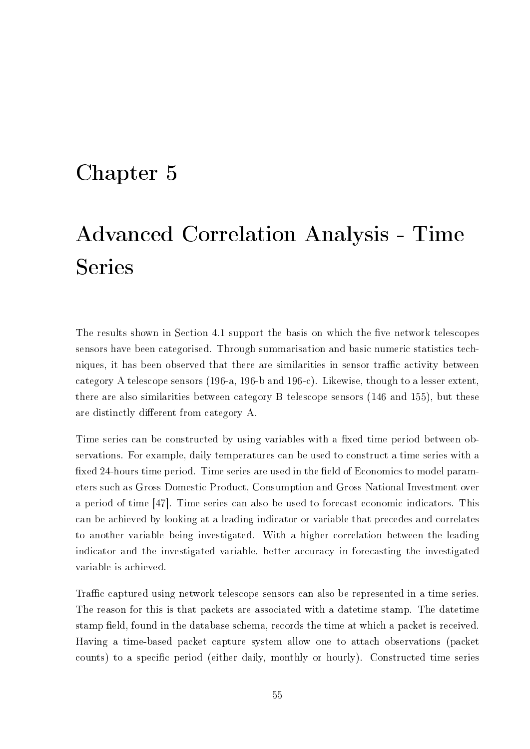# Chapter 5

# Advanced Correlation Analysis - Time Series

The results shown in Section 4.1 support the basis on which the five network telescopes sensors have been categorised. Through summarisation and basic numeric statistics techniques, it has been observed that there are similarities in sensor traffic activity between category A telescope sensors (196-a, 196-b and 196-c). Likewise, though to a lesser extent, there are also similarities between category B telescope sensors (146 and 155), but these are distinctly different from category A.

Time series can be constructed by using variables with a fixed time period between observations. For example, daily temperatures can be used to construct a time series with a fixed 24-hours time period. Time series are used in the field of Economics to model parameters such as Gross Domestic Product, Consumption and Gross National Investment over a period of time [47]. Time series can also be used to forecast economic indicators. This can be achieved by looking at a leading indicator or variable that precedes and correlates to another variable being investigated. With a higher correlation between the leading indicator and the investigated variable, better accuracy in forecasting the investigated variable is achieved.

Traffic captured using network telescope sensors can also be represented in a time series. The reason for this is that packets are associated with a datetime stamp. The datetime stamp field, found in the database schema, records the time at which a packet is received. Having a time-based packet capture system allow one to attach observations (packet counts) to a specific period (either daily, monthly or hourly). Constructed time series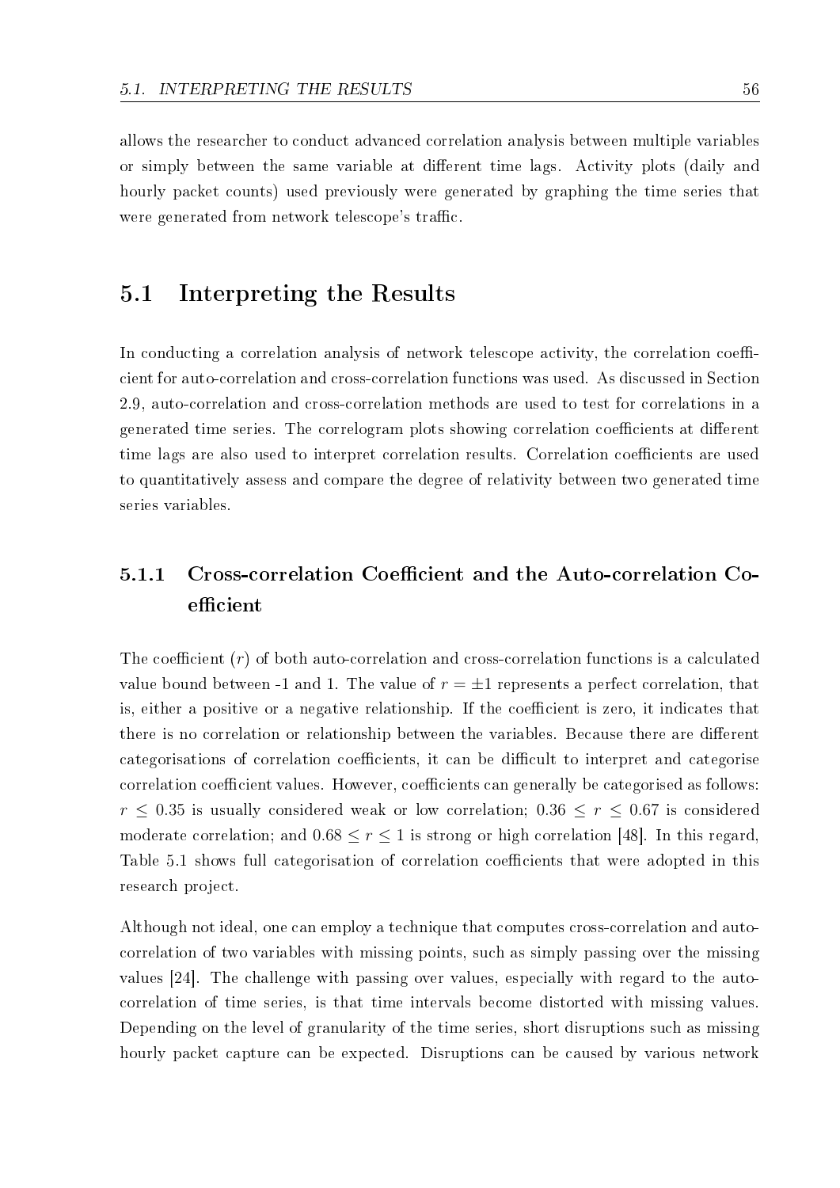allows the researcher to conduct advanced correlation analysis between multiple variables or simply between the same variable at different time lags. Activity plots (daily and hourly packet counts) used previously were generated by graphing the time series that were generated from network telescope's traffic.

## 5.1 Interpreting the Results

In conducting a correlation analysis of network telescope activity, the correlation coefficient for auto-correlation and cross-correlation functions was used. As discussed in Section 2.9, auto-correlation and cross-correlation methods are used to test for correlations in a generated time series. The correlogram plots showing correlation coefficients at different time lags are also used to interpret correlation results. Correlation coefficients are used to quantitatively assess and compare the degree of relativity between two generated time series variables.

### 5.1.1 Cross-correlation Coefficient and the Auto-correlation Coefficient

The coefficient ($r$) of both auto-correlation and cross-correlation functions is a calculated value bound between -1 and 1. The value of $r = \pm 1$ represents a perfect correlation, that is, either a positive or a negative relationship. If the coefficient is zero, it indicates that there is no correlation or relationship between the variables. Because there are different categorisations of correlation coefficients, it can be difficult to interpret and categorise correlation coefficient values. However, coefficients can generally be categorised as follows: $r \leq 0.35$ is usually considered weak or low correlation; $0.36 \leq r \leq 0.67$ is considered moderate correlation; and $0.68 \leq r \leq 1$ is strong or high correlation [48]. In this regard, Table 5.1 shows full categorisation of correlation coefficients that were adopted in this research project.

Although not ideal, one can employ a technique that computes cross-correlation and auto-correlation of two variables with missing points, such as simply passing over the missing values [24]. The challenge with passing over values, especially with regard to the auto-correlation of time series, is that time intervals become distorted with missing values. Depending on the level of granularity of the time series, short disruptions such as missing hourly packet capture can be expected. Disruptions can be caused by various network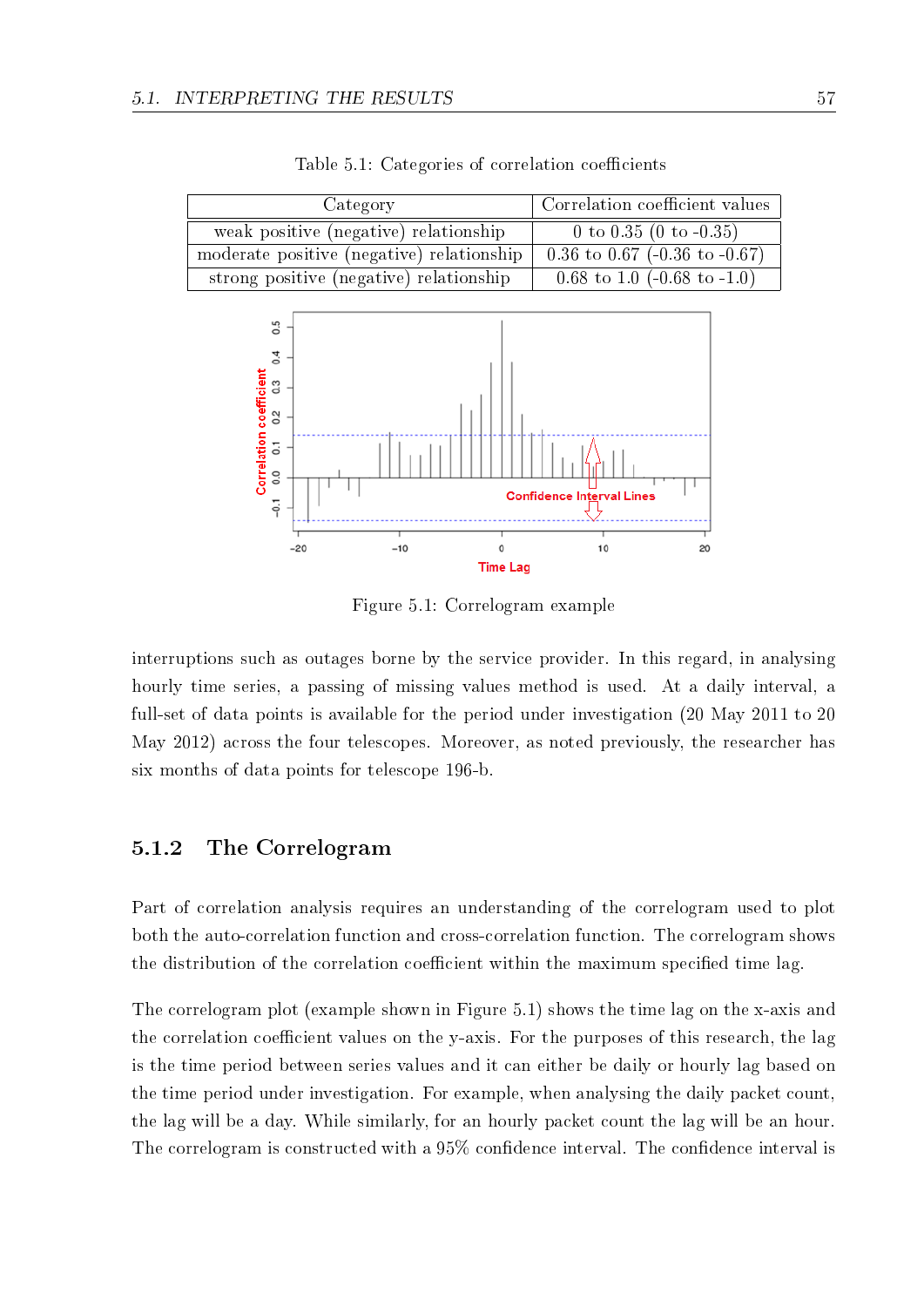Table 5.1: Categories of correlation coefficients

| Category | Correlation coefficient values |
|---|---|
| weak positive (negative) relationship | 0 to 0.35 (0 to -0.35) |
| moderate positive (negative) relationship | 0.36 to 0.67 (-0.36 to -0.67) |
| strong positive (negative) relationship | 0.68 to 1.0 (-0.68 to -1.0) |

Figure 5.1: Correlogram example

interruptions such as outages borne by the service provider. In this regard, in analysing hourly time series, a passing of missing values method is used. At a daily interval, a full-set of data points is available for the period under investigation (20 May 2011 to 20 May 2012) across the four telescopes. Moreover, as noted previously, the researcher has six months of data points for telescope 196-b.

### 5.1.2 The Correlogram

Part of correlation analysis requires an understanding of the correlogram used to plot both the auto-correlation function and cross-correlation function. The correlogram shows the distribution of the correlation coefficient within the maximum specified time lag.

The correlogram plot (example shown in Figure 5.1) shows the time lag on the x-axis and the correlation coefficient values on the y-axis. For the purposes of this research, the lag is the time period between series values and it can either be daily or hourly lag based on the time period under investigation. For example, when analysing the daily packet count, the lag will be a day. While similarly, for an hourly packet count the lag will be an hour. The correlogram is constructed with a 95% confidence interval. The confidence interval is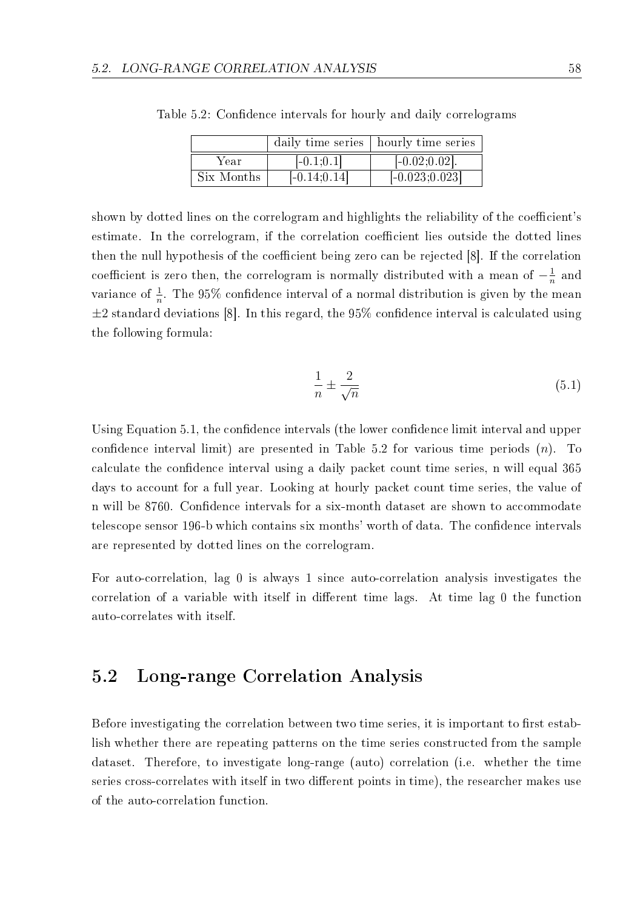Table 5.2: Confidence intervals for hourly and daily correlograms

| | daily time series | hourly time series |
|---|---|---|
| Year | [-0.1;0.1] | [-0.02;0.02]. |
| Six Months | [-0.14;0.14] | [-0.023;0.023] |

shown by dotted lines on the correlogram and highlights the reliability of the coefficient's estimate. In the correlogram, if the correlation coefficient lies outside the dotted lines then the null hypothesis of the coefficient being zero can be rejected [8]. If the correlation coefficient is zero then, the correlogram is normally distributed with a mean of $-\frac{1}{n}$ and variance of $\frac{1}{n}$. The 95% confidence interval of a normal distribution is given by the mean $\pm 2$ standard deviations [8]. In this regard, the 95% confidence interval is calculated using the following formula:

$$\frac{1}{n} \pm \frac{2}{\sqrt{n}} \tag{5.1}$$

Using Equation 5.1, the confidence intervals (the lower confidence limit interval and upper confidence interval limit) are presented in Table 5.2 for various time periods ($n$). To calculate the confidence interval using a daily packet count time series, n will equal 365 days to account for a full year. Looking at hourly packet count time series, the value of n will be 8760. Confidence intervals for a six-month dataset are shown to accommodate telescope sensor 196-b which contains six months' worth of data. The confidence intervals are represented by dotted lines on the correlogram.

For auto-correlation, lag 0 is always 1 since auto-correlation analysis investigates the correlation of a variable with itself in different time lags. At time lag 0 the function auto-correlates with itself.

## 5.2 Long-range Correlation Analysis

Before investigating the correlation between two time series, it is important to first establish whether there are repeating patterns on the time series constructed from the sample dataset. Therefore, to investigate long-range (auto) correlation (i.e. whether the time series cross-correlates with itself in two different points in time), the researcher makes use of the auto-correlation function.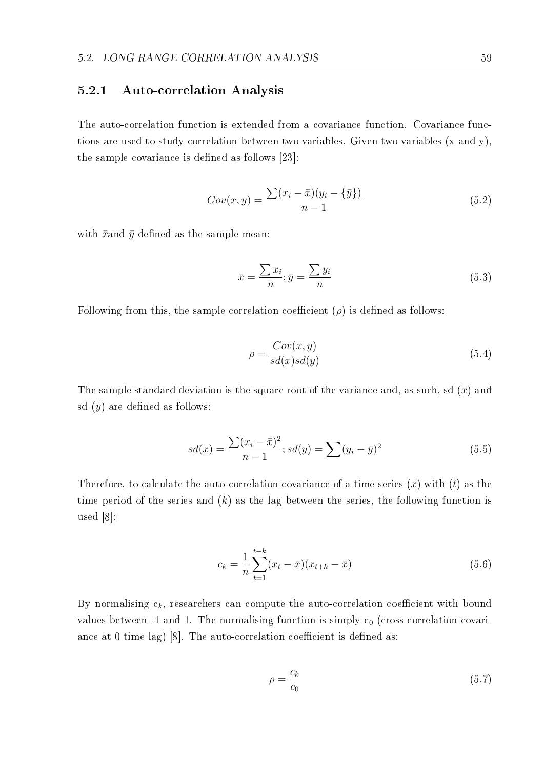### 5.2.1 Auto-correlation Analysis

The auto-correlation function is extended from a covariance function. Covariance functions are used to study correlation between two variables. Given two variables (x and y), the sample covariance is defined as follows [23]:

$$Cov(x,y) = \frac{\sum(x_i - \bar{x})(y_i - \{\bar{y}\})}{n-1} \tag{5.2}$$

with $\bar{x}$and $\bar{y}$ defined as the sample mean:

$$\bar{x} = \frac{\sum x_i}{n}; \bar{y} = \frac{\sum y_i}{n} \tag{5.3}$$

Following from this, the sample correlation coefficient ($\rho$) is defined as follows:

$$\rho = \frac{Cov(x,y)}{sd(x)sd(y)} \tag{5.4}$$

The sample standard deviation is the square root of the variance and, as such, sd ($x$) and sd ($y$) are defined as follows:

$$sd(x) = \frac{\sum(x_i - \bar{x})^2}{n-1}; sd(y) = \sum(y_i - \bar{y})^2 \tag{5.5}$$

Therefore, to calculate the auto-correlation covariance of a time series ($x$) with ($t$) as the time period of the series and ($k$) as the lag between the series, the following function is used [8]:

$$c_k = \frac{1}{n}\sum_{t=1}^{t-k}(x_t - \bar{x})(x_{t+k} - \bar{x}) \tag{5.6}$$

By normalising $c_k$, researchers can compute the auto-correlation coefficient with bound values between -1 and 1. The normalising function is simply $c_0$ (cross correlation covariance at 0 time lag) [8]. The auto-correlation coefficient is defined as:

$$\rho = \frac{c_k}{c_0} \tag{5.7}$$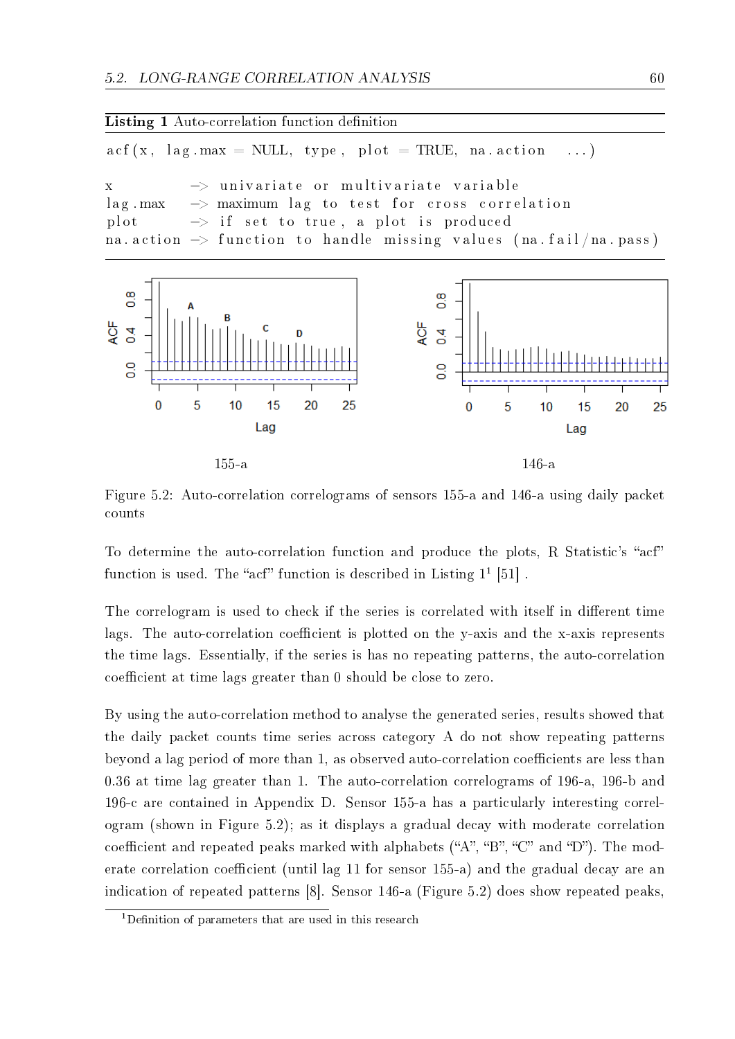**Listing 1** Auto-correlation function definition

```
acf(x, lag.max = NULL, type, plot = TRUE, na.action ...)

x          -> univariate or multivariate variable
lag.max    -> maximum lag to test for cross correlation
plot       -> if set to true, a plot is produced
na.action  -> function to handle missing values (na.fail/na.pass)
```

155-a

146-a

Figure 5.2: Auto-correlation correlograms of sensors 155-a and 146-a using daily packet counts

To determine the auto-correlation function and produce the plots, R Statistic's "acf" function is used. The "acf" function is described in Listing 1[1] [51] .

The correlogram is used to check if the series is correlated with itself in different time lags. The auto-correlation coefficient is plotted on the y-axis and the x-axis represents the time lags. Essentially, if the series is has no repeating patterns, the auto-correlation coefficient at time lags greater than 0 should be close to zero.

By using the auto-correlation method to analyse the generated series, results showed that the daily packet counts time series across category A do not show repeating patterns beyond a lag period of more than 1, as observed auto-correlation coefficients are less than 0.36 at time lag greater than 1. The auto-correlation correlograms of 196-a, 196-b and 196-c are contained in Appendix D. Sensor 155-a has a particularly interesting correlogram (shown in Figure 5.2); as it displays a gradual decay with moderate correlation coefficient and repeated peaks marked with alphabets ("A", "B", "C" and "D"). The moderate correlation coefficient (until lag 11 for sensor 155-a) and the gradual decay are an indication of repeated patterns [8]. Sensor 146-a (Figure 5.2) does show repeated peaks,

[1] Definition of parameters that are used in this research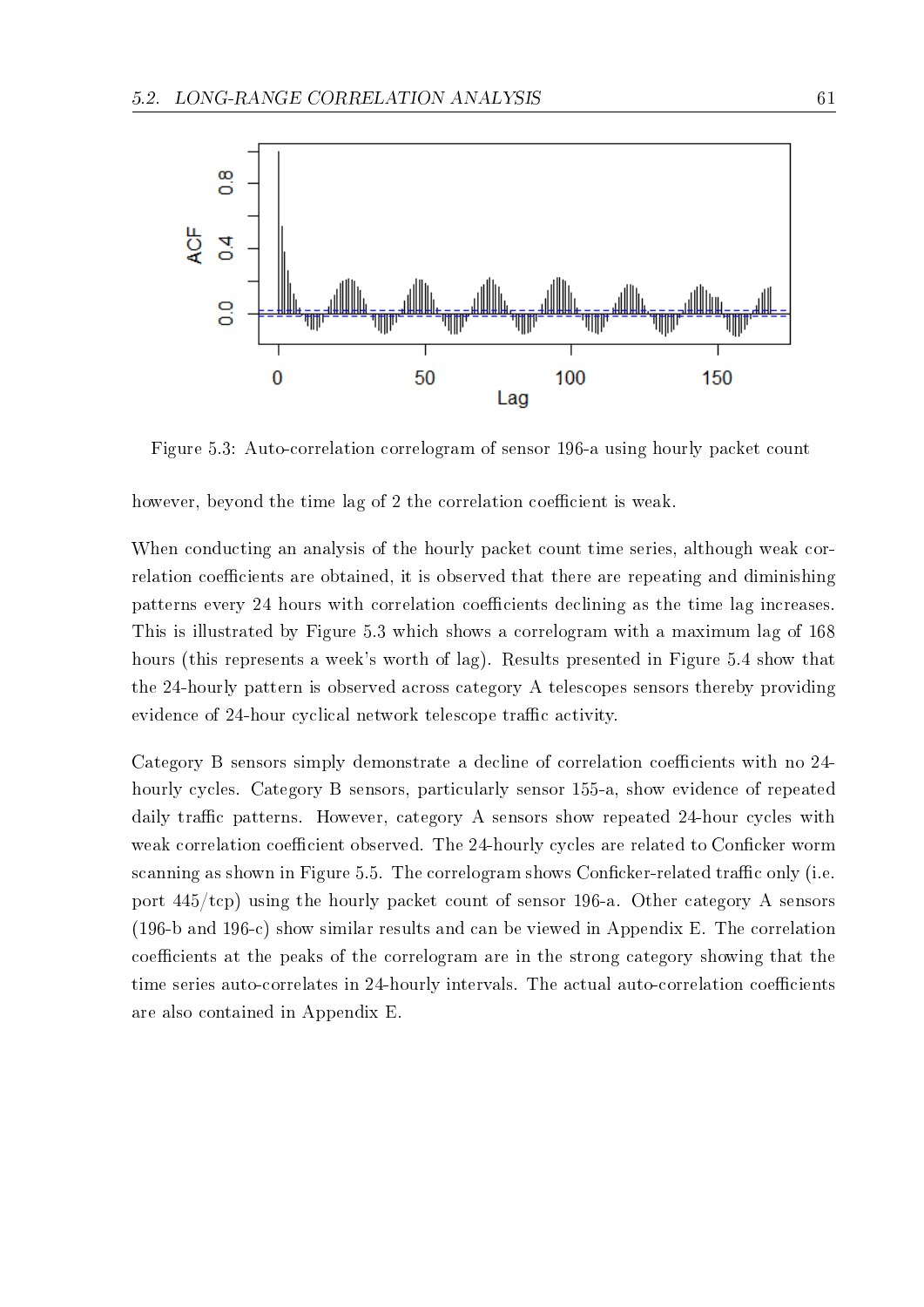Figure 5.3: Auto-correlation correlogram of sensor 196-a using hourly packet count

however, beyond the time lag of 2 the correlation coefficient is weak.

When conducting an analysis of the hourly packet count time series, although weak correlation coefficients are obtained, it is observed that there are repeating and diminishing patterns every 24 hours with correlation coefficients declining as the time lag increases. This is illustrated by Figure 5.3 which shows a correlogram with a maximum lag of 168 hours (this represents a week's worth of lag). Results presented in Figure 5.4 show that the 24-hourly pattern is observed across category A telescopes sensors thereby providing evidence of 24-hour cyclical network telescope traffic activity.

Category B sensors simply demonstrate a decline of correlation coefficients with no 24-hourly cycles. Category B sensors, particularly sensor 155-a, show evidence of repeated daily traffic patterns. However, category A sensors show repeated 24-hour cycles with weak correlation coefficient observed. The 24-hourly cycles are related to Conficker worm scanning as shown in Figure 5.5. The correlogram shows Conficker-related traffic only (i.e. port 445/tcp) using the hourly packet count of sensor 196-a. Other category A sensors (196-b and 196-c) show similar results and can be viewed in Appendix E. The correlation coefficients at the peaks of the correlogram are in the strong category showing that the time series auto-correlates in 24-hourly intervals. The actual auto-correlation coefficients are also contained in Appendix E.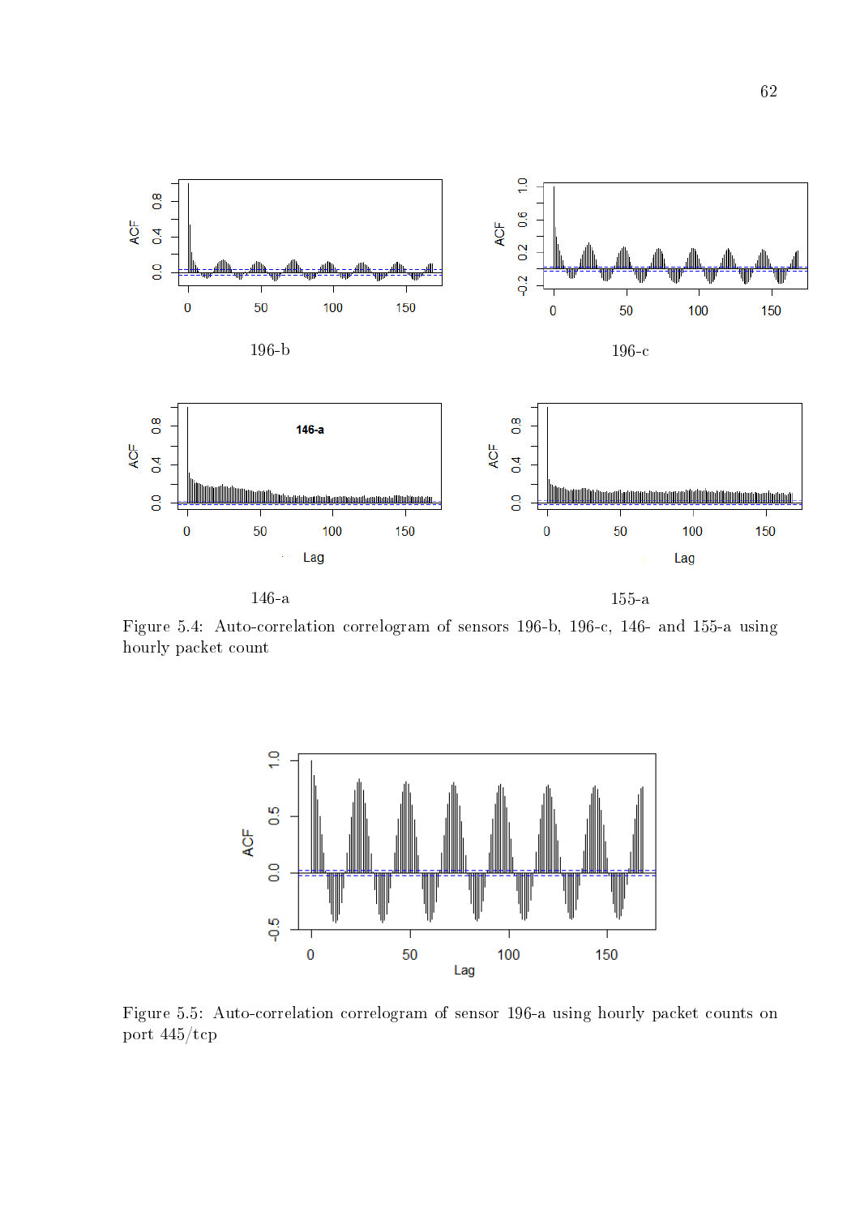196-b

196-c

146-a

155-a

Figure 5.4: Auto-correlation correlogram of sensors 196-b, 196-c, 146- and 155-a using hourly packet count

Figure 5.5: Auto-correlation correlogram of sensor 196-a using hourly packet counts on port 445/tcp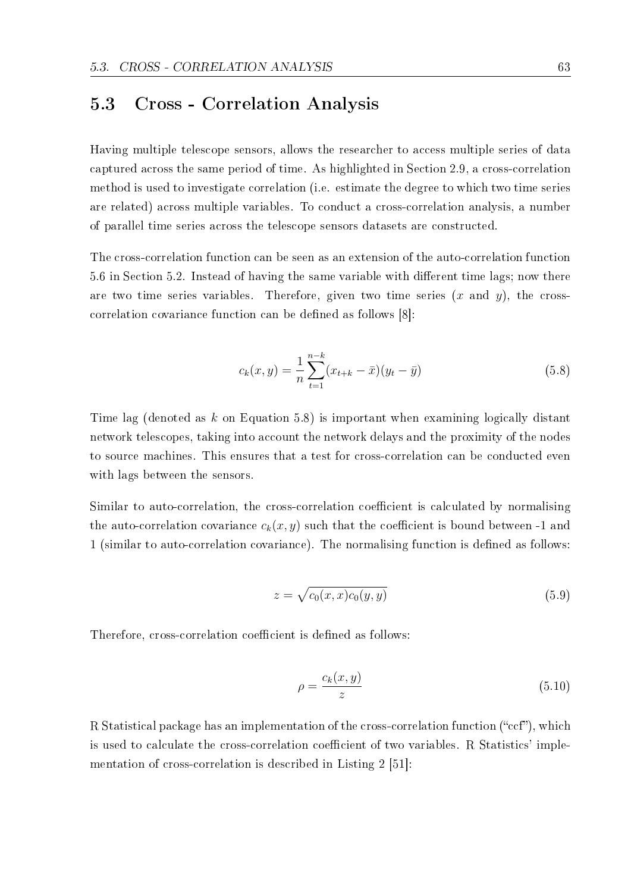## 5.3 Cross - Correlation Analysis

Having multiple telescope sensors, allows the researcher to access multiple series of data captured across the same period of time. As highlighted in Section 2.9, a cross-correlation method is used to investigate correlation (i.e. estimate the degree to which two time series are related) across multiple variables. To conduct a cross-correlation analysis, a number of parallel time series across the telescope sensors datasets are constructed.

The cross-correlation function can be seen as an extension of the auto-correlation function 5.6 in Section 5.2. Instead of having the same variable with different time lags; now there are two time series variables. Therefore, given two time series ($x$ and $y$), the cross-correlation covariance function can be defined as follows [8]:

$$c_k(x, y) = \frac{1}{n} \sum_{t=1}^{n-k} (x_{t+k} - \bar{x})(y_t - \bar{y}) \tag{5.8}$$

Time lag (denoted as $k$ on Equation 5.8) is important when examining logically distant network telescopes, taking into account the network delays and the proximity of the nodes to source machines. This ensures that a test for cross-correlation can be conducted even with lags between the sensors.

Similar to auto-correlation, the cross-correlation coefficient is calculated by normalising the auto-correlation covariance $c_k(x, y)$ such that the coefficient is bound between -1 and 1 (similar to auto-correlation covariance). The normalising function is defined as follows:

$$z = \sqrt{c_0(x, x) c_0(y, y)} \tag{5.9}$$

Therefore, cross-correlation coefficient is defined as follows:

$$\rho = \frac{c_k(x, y)}{z} \tag{5.10}$$

R Statistical package has an implementation of the cross-correlation function ("ccf"), which is used to calculate the cross-correlation coefficient of two variables. R Statistics' implementation of cross-correlation is described in Listing 2 [51]: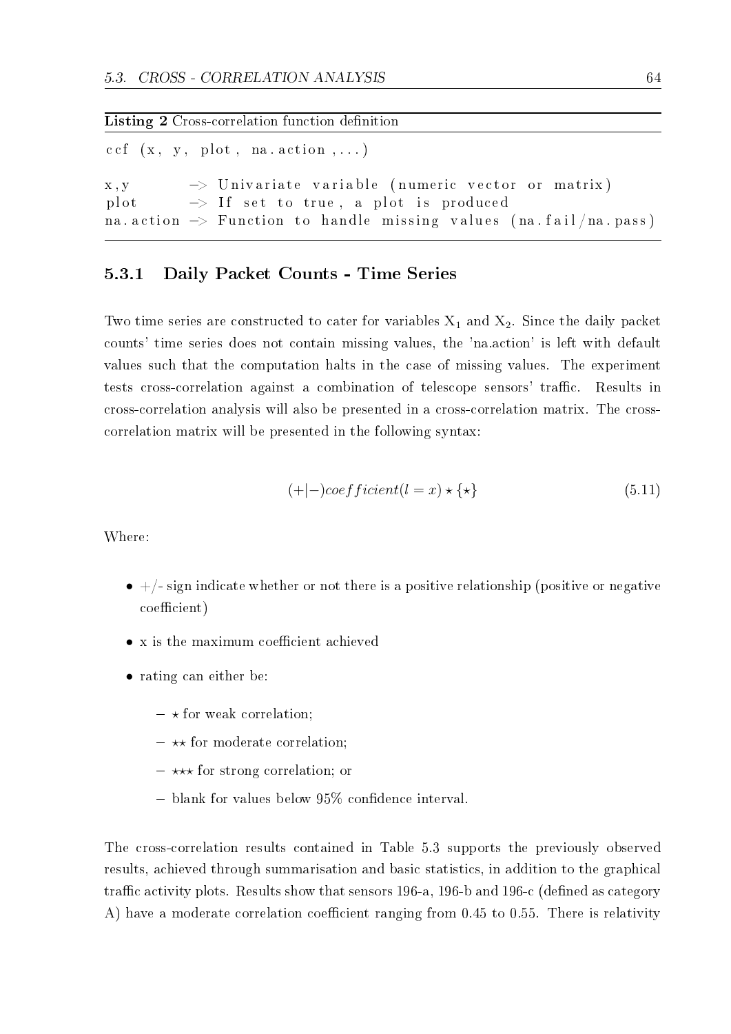**Listing 2** Cross-correlation function definition

```
ccf (x, y, plot, na.action ,...)

x,y       -> Univariate variable (numeric vector or matrix)
plot      -> If set to true, a plot is produced
na.action -> Function to handle missing values (na.fail/na.pass)
```

### 5.3.1 Daily Packet Counts - Time Series

Two time series are constructed to cater for variables $X_1$ and $X_2$. Since the daily packet counts' time series does not contain missing values, the 'na.action' is left with default values such that the computation halts in the case of missing values. The experiment tests cross-correlation against a combination of telescope sensors' traffic. Results in cross-correlation analysis will also be presented in a cross-correlation matrix. The cross-correlation matrix will be presented in the following syntax:

$$(+|-)coefficient(l = x) \star \{\star\} \tag{5.11}$$

Where:

- +/- sign indicate whether or not there is a positive relationship (positive or negative coefficient)
- x is the maximum coefficient achieved
- rating can either be:
  - $\star$ for weak correlation;
  - $\star\star$ for moderate correlation;
  - $\star\star\star$ for strong correlation; or
  - blank for values below 95% confidence interval.

The cross-correlation results contained in Table 5.3 supports the previously observed results, achieved through summarisation and basic statistics, in addition to the graphical traffic activity plots. Results show that sensors 196-a, 196-b and 196-c (defined as category A) have a moderate correlation coefficient ranging from 0.45 to 0.55. There is relativity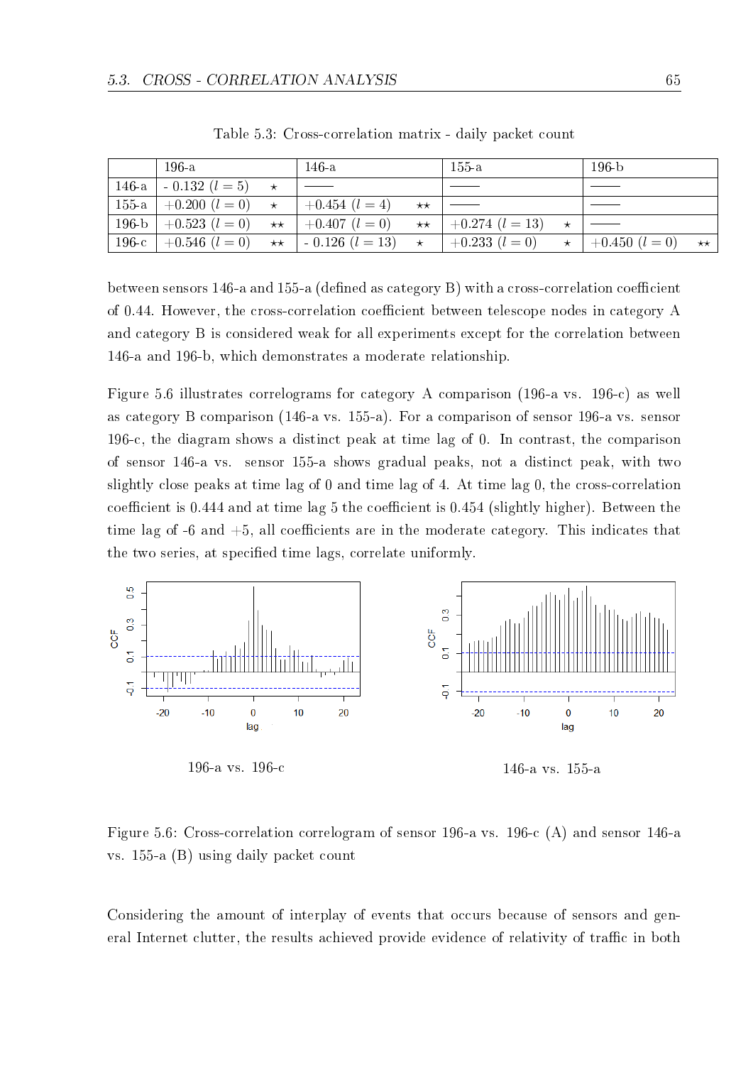Table 5.3: Cross-correlation matrix - daily packet count

| | 196-a | 146-a | 155-a | 196-b |
|---|---|---|---|---|
| 146-a | - 0.132 ($l = 5$) ⋆ | —— | —— | —— |
| 155-a | +0.200 ($l = 0$) ⋆ | +0.454 ($l = 4$) ⋆⋆ | —— | —— |
| 196-b | +0.523 ($l = 0$) ⋆⋆ | +0.407 ($l = 0$) ⋆⋆ | +0.274 ($l = 13$) ⋆ | —— |
| 196-c | +0.546 ($l = 0$) ⋆⋆ | - 0.126 ($l = 13$) ⋆ | +0.233 ($l = 0$) ⋆ | +0.450 ($l = 0$) ⋆⋆ |

between sensors 146-a and 155-a (defined as category B) with a cross-correlation coefficient of 0.44. However, the cross-correlation coefficient between telescope nodes in category A and category B is considered weak for all experiments except for the correlation between 146-a and 196-b, which demonstrates a moderate relationship.

Figure 5.6 illustrates correlograms for category A comparison (196-a vs. 196-c) as well as category B comparison (146-a vs. 155-a). For a comparison of sensor 196-a vs. sensor 196-c, the diagram shows a distinct peak at time lag of 0. In contrast, the comparison of sensor 146-a vs. sensor 155-a shows gradual peaks, not a distinct peak, with two slightly close peaks at time lag of 0 and time lag of 4. At time lag 0, the cross-correlation coefficient is 0.444 and at time lag 5 the coefficient is 0.454 (slightly higher). Between the time lag of -6 and +5, all coefficients are in the moderate category. This indicates that the two series, at specified time lags, correlate uniformly.

196-a vs. 196-c

146-a vs. 155-a

Figure 5.6: Cross-correlation correlogram of sensor 196-a vs. 196-c (A) and sensor 146-a vs. 155-a (B) using daily packet count

Considering the amount of interplay of events that occurs because of sensors and general Internet clutter, the results achieved provide evidence of relativity of traffic in both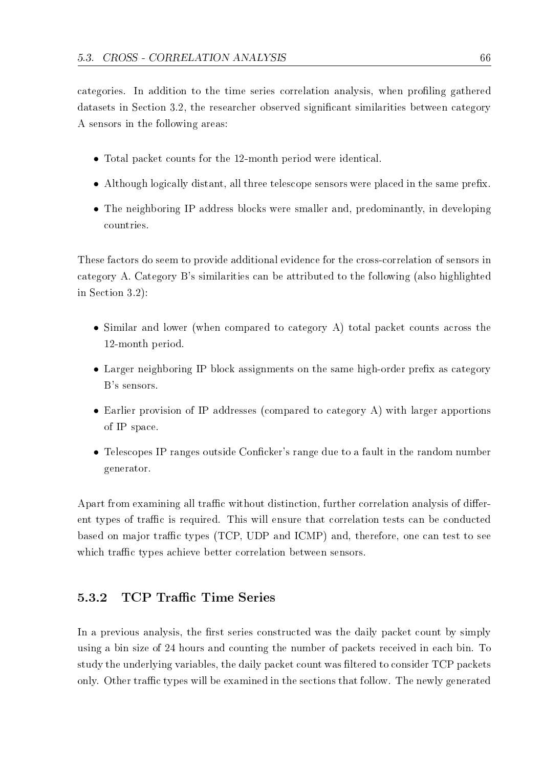categories. In addition to the time series correlation analysis, when profiling gathered datasets in Section 3.2, the researcher observed significant similarities between category A sensors in the following areas:

- Total packet counts for the 12-month period were identical.
- Although logically distant, all three telescope sensors were placed in the same prefix.
- The neighboring IP address blocks were smaller and, predominantly, in developing countries.

These factors do seem to provide additional evidence for the cross-correlation of sensors in category A. Category B's similarities can be attributed to the following (also highlighted in Section 3.2):

- Similar and lower (when compared to category A) total packet counts across the 12-month period.
- Larger neighboring IP block assignments on the same high-order prefix as category B's sensors.
- Earlier provision of IP addresses (compared to category A) with larger apportions of IP space.
- Telescopes IP ranges outside Conficker's range due to a fault in the random number generator.

Apart from examining all traffic without distinction, further correlation analysis of different types of traffic is required. This will ensure that correlation tests can be conducted based on major traffic types (TCP, UDP and ICMP) and, therefore, one can test to see which traffic types achieve better correlation between sensors.

### 5.3.2 TCP Traffic Time Series

In a previous analysis, the first series constructed was the daily packet count by simply using a bin size of 24 hours and counting the number of packets received in each bin. To study the underlying variables, the daily packet count was filtered to consider TCP packets only. Other traffic types will be examined in the sections that follow. The newly generated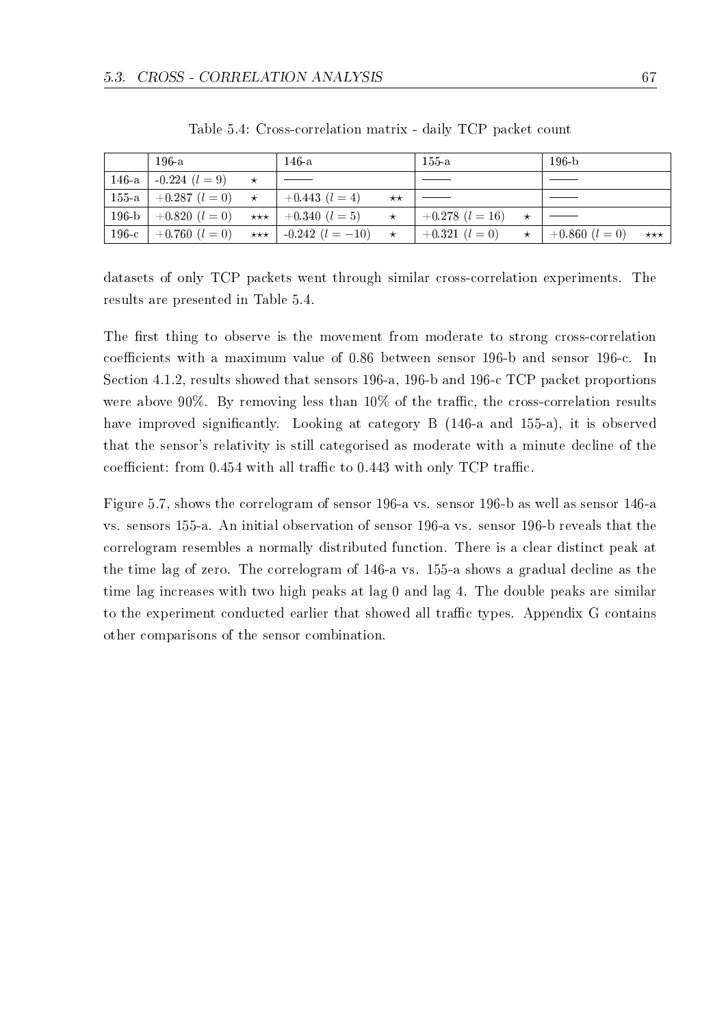Table 5.4: Cross-correlation matrix - daily TCP packet count

| | 196-a | 146-a | 155-a | 196-b |
|---|---|---|---|---|
| 146-a | -0.224 ($l = 9$) ⋆ | ——— | ——— | ——— |
| 155-a | +0.287 ($l = 0$) ⋆ | +0.443 ($l = 4$) ⋆⋆ | ——— | ——— |
| 196-b | +0.820 ($l = 0$) ⋆⋆⋆ | +0.340 ($l = 5$) ⋆ | +0.278 ($l = 16$) ⋆ | ——— |
| 196-c | +0.760 ($l = 0$) ⋆⋆⋆ | -0.242 ($l = -10$) ⋆ | +0.321 ($l = 0$) ⋆ | +0.860 ($l = 0$) ⋆⋆⋆ |

datasets of only TCP packets went through similar cross-correlation experiments. The results are presented in Table 5.4.

The first thing to observe is the movement from moderate to strong cross-correlation coefficients with a maximum value of 0.86 between sensor 196-b and sensor 196-c. In Section 4.1.2, results showed that sensors 196-a, 196-b and 196-c TCP packet proportions were above 90%. By removing less than 10% of the traffic, the cross-correlation results have improved significantly. Looking at category B (146-a and 155-a), it is observed that the sensor's relativity is still categorised as moderate with a minute decline of the coefficient: from 0.454 with all traffic to 0.443 with only TCP traffic.

Figure 5.7, shows the correlogram of sensor 196-a vs. sensor 196-b as well as sensor 146-a vs. sensors 155-a. An initial observation of sensor 196-a vs. sensor 196-b reveals that the correlogram resembles a normally distributed function. There is a clear distinct peak at the time lag of zero. The correlogram of 146-a vs. 155-a shows a gradual decline as the time lag increases with two high peaks at lag 0 and lag 4. The double peaks are similar to the experiment conducted earlier that showed all traffic types. Appendix G contains other comparisons of the sensor combination.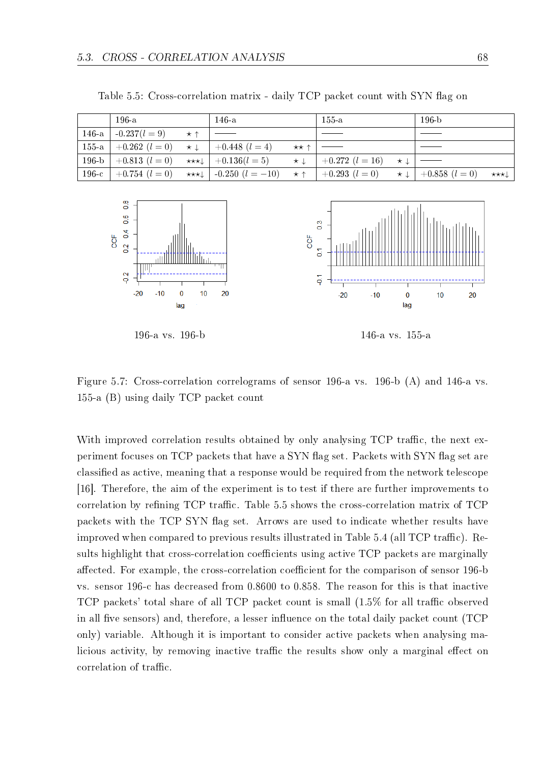Table 5.5: Cross-correlation matrix - daily TCP packet count with SYN flag on

| | 196-a | 146-a | 155-a | 196-b |
|---|---|---|---|---|
| 146-a | -0.237($l = 9$) ⋆ ↑ | ——— | ——— | ——— |
| 155-a | +0.262 ($l = 0$) ⋆ ↓ | +0.448 ($l = 4$) ⋆⋆ ↑ | ——— | ——— |
| 196-b | +0.813 ($l = 0$) ⋆⋆⋆↓ | +0.136($l = 5$) ⋆ ↓ | +0.272 ($l = 16$) ⋆ ↓ | ——— |
| 196-c | +0.754 ($l = 0$) ⋆⋆⋆↓ | -0.250 ($l = -10$) ⋆ ↑ | +0.293 ($l = 0$) ⋆ ↓ | +0.858 ($l = 0$) ⋆⋆⋆↓ |

196-a vs. 196-b

146-a vs. 155-a

Figure 5.7: Cross-correlation correlograms of sensor 196-a vs. 196-b (A) and 146-a vs. 155-a (B) using daily TCP packet count

With improved correlation results obtained by only analysing TCP traffic, the next experiment focuses on TCP packets that have a SYN flag set. Packets with SYN flag set are classified as active, meaning that a response would be required from the network telescope [16]. Therefore, the aim of the experiment is to test if there are further improvements to correlation by refining TCP traffic. Table 5.5 shows the cross-correlation matrix of TCP packets with the TCP SYN flag set. Arrows are used to indicate whether results have improved when compared to previous results illustrated in Table 5.4 (all TCP traffic). Results highlight that cross-correlation coefficients using active TCP packets are marginally affected. For example, the cross-correlation coefficient for the comparison of sensor 196-b vs. sensor 196-c has decreased from 0.8600 to 0.858. The reason for this is that inactive TCP packets' total share of all TCP packet count is small (1.5% for all traffic observed in all five sensors) and, therefore, a lesser influence on the total daily packet count (TCP only) variable. Although it is important to consider active packets when analysing malicious activity, by removing inactive traffic the results show only a marginal effect on correlation of traffic.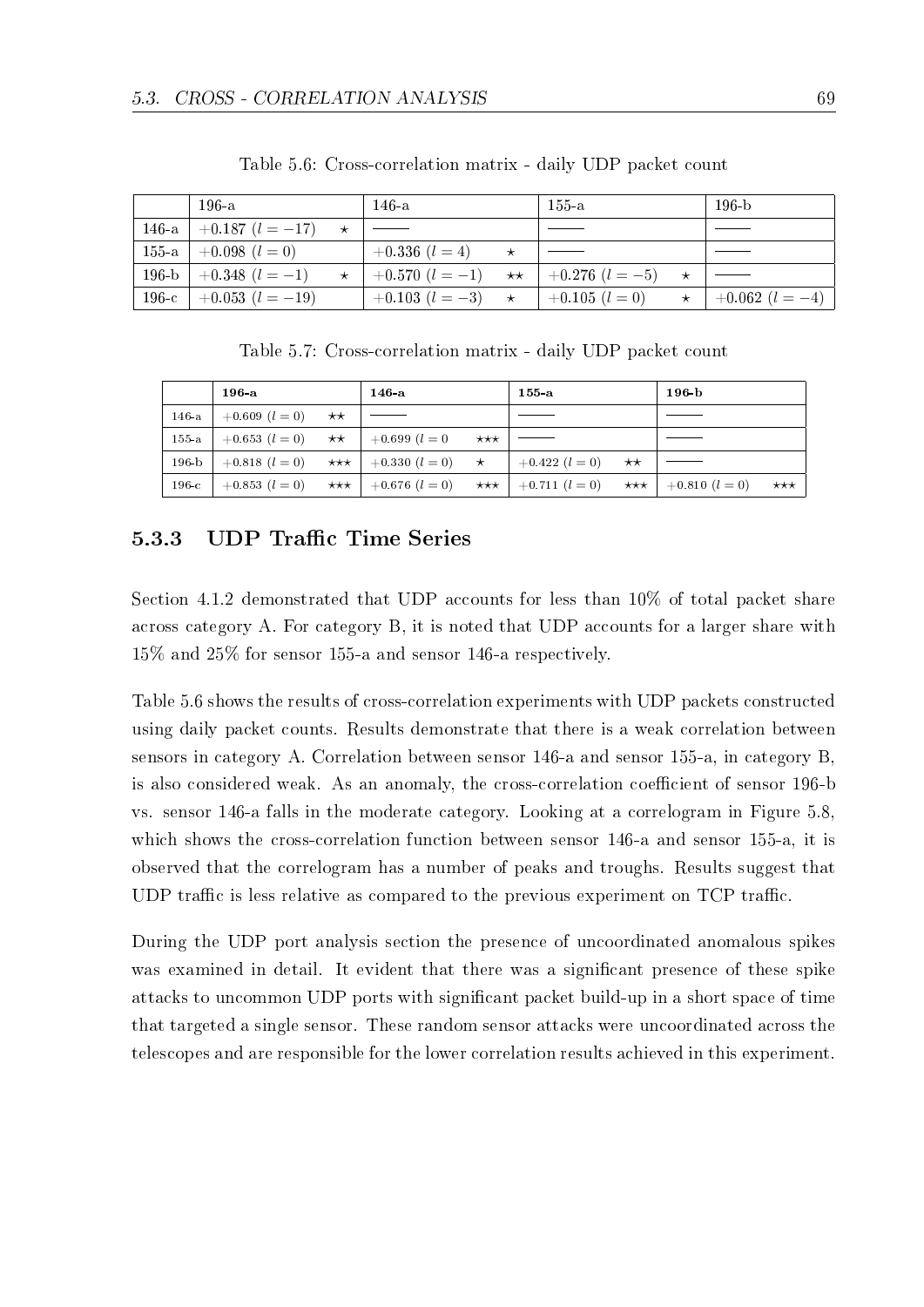Table 5.6: Cross-correlation matrix - daily UDP packet count

| | 196-a | 146-a | 155-a | 196-b |
|---|---|---|---|---|
| 146-a | $+0.187$ ($l = -17$) ⋆ | ——— | ——— | ——— |
| 155-a | $+0.098$ ($l = 0$) | $+0.336$ ($l = 4$) ⋆ | ——— | ——— |
| 196-b | $+0.348$ ($l = -1$) ⋆ | $+0.570$ ($l = -1$) ⋆⋆ | $+0.276$ ($l = -5$) ⋆ | ——— |
| 196-c | $+0.053$ ($l = -19$) | $+0.103$ ($l = -3$) ⋆ | $+0.105$ ($l = 0$) ⋆ | $+0.062$ ($l = -4$) |

Table 5.7: Cross-correlation matrix - daily UDP packet count

| | **196-a** | **146-a** | **155-a** | **196-b** |
|---|---|---|---|---|
| 146-a | $+0.609$ ($l = 0$) ⋆⋆ | ——— | ——— | ——— |
| 155-a | $+0.653$ ($l = 0$) ⋆⋆ | $+0.699$ ($l = 0$ ⋆⋆⋆ | ——— | ——— |
| 196-b | $+0.818$ ($l = 0$) ⋆⋆⋆ | $+0.330$ ($l = 0$) ⋆ | $+0.422$ ($l = 0$) ⋆⋆ | ——— |
| 196-c | $+0.853$ ($l = 0$) ⋆⋆⋆ | $+0.676$ ($l = 0$) ⋆⋆⋆ | $+0.711$ ($l = 0$) ⋆⋆⋆ | $+0.810$ ($l = 0$) ⋆⋆⋆ |

### 5.3.3 UDP Traffic Time Series

Section 4.1.2 demonstrated that UDP accounts for less than 10% of total packet share across category A. For category B, it is noted that UDP accounts for a larger share with 15% and 25% for sensor 155-a and sensor 146-a respectively.

Table 5.6 shows the results of cross-correlation experiments with UDP packets constructed using daily packet counts. Results demonstrate that there is a weak correlation between sensors in category A. Correlation between sensor 146-a and sensor 155-a, in category B, is also considered weak. As an anomaly, the cross-correlation coefficient of sensor 196-b vs. sensor 146-a falls in the moderate category. Looking at a correlogram in Figure 5.8, which shows the cross-correlation function between sensor 146-a and sensor 155-a, it is observed that the correlogram has a number of peaks and troughs. Results suggest that UDP traffic is less relative as compared to the previous experiment on TCP traffic.

During the UDP port analysis section the presence of uncoordinated anomalous spikes was examined in detail. It evident that there was a significant presence of these spike attacks to uncommon UDP ports with significant packet build-up in a short space of time that targeted a single sensor. These random sensor attacks were uncoordinated across the telescopes and are responsible for the lower correlation results achieved in this experiment.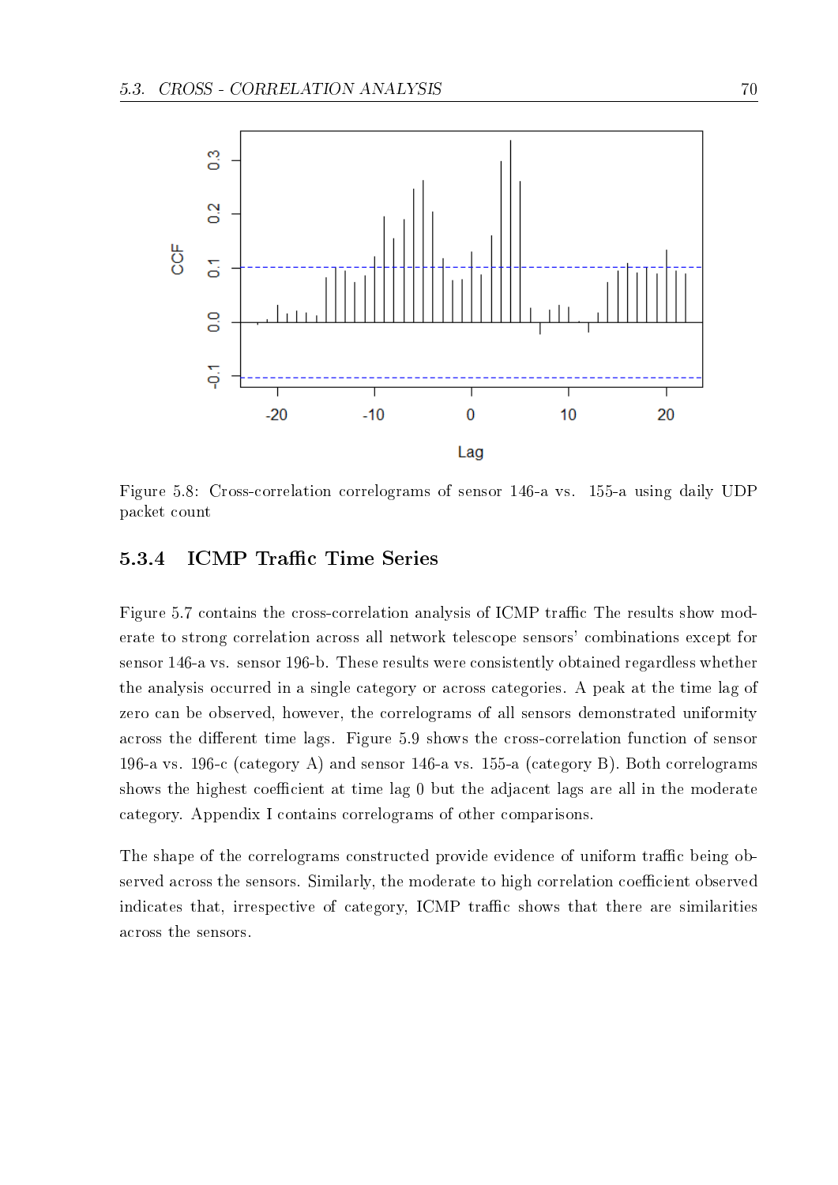Figure 5.8: Cross-correlation correlograms of sensor 146-a vs. 155-a using daily UDP packet count

### 5.3.4 ICMP Traffic Time Series

Figure 5.7 contains the cross-correlation analysis of ICMP traffic The results show moderate to strong correlation across all network telescope sensors' combinations except for sensor 146-a vs. sensor 196-b. These results were consistently obtained regardless whether the analysis occurred in a single category or across categories. A peak at the time lag of zero can be observed, however, the correlograms of all sensors demonstrated uniformity across the different time lags. Figure 5.9 shows the cross-correlation function of sensor 196-a vs. 196-c (category A) and sensor 146-a vs. 155-a (category B). Both correlograms shows the highest coefficient at time lag 0 but the adjacent lags are all in the moderate category. Appendix I contains correlograms of other comparisons.

The shape of the correlograms constructed provide evidence of uniform traffic being observed across the sensors. Similarly, the moderate to high correlation coefficient observed indicates that, irrespective of category, ICMP traffic shows that there are similarities across the sensors.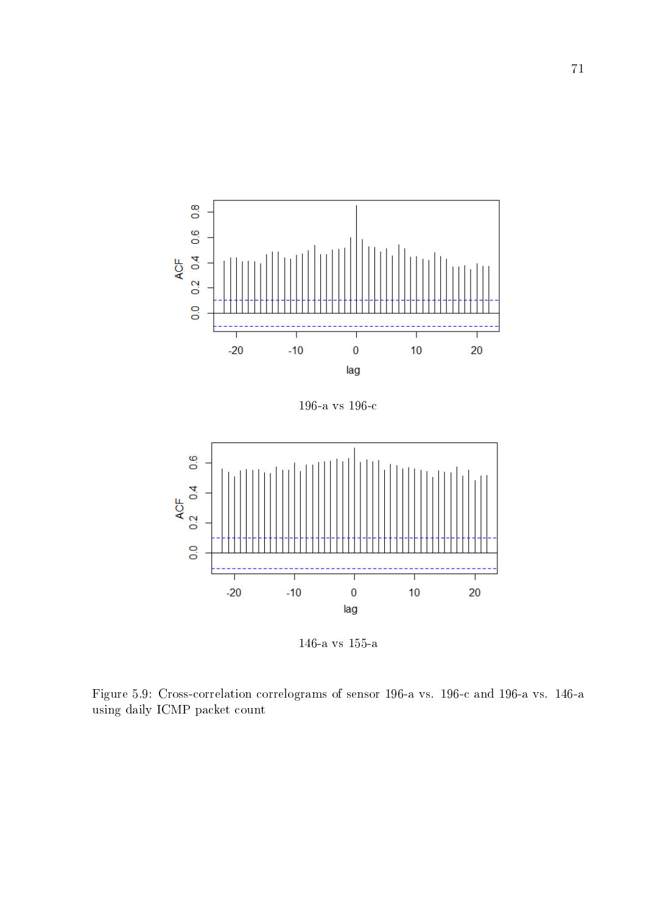196-a vs 196-c

146-a vs 155-a

Figure 5.9: Cross-correlation correlograms of sensor 196-a vs. 196-c and 196-a vs. 146-a using daily ICMP packet count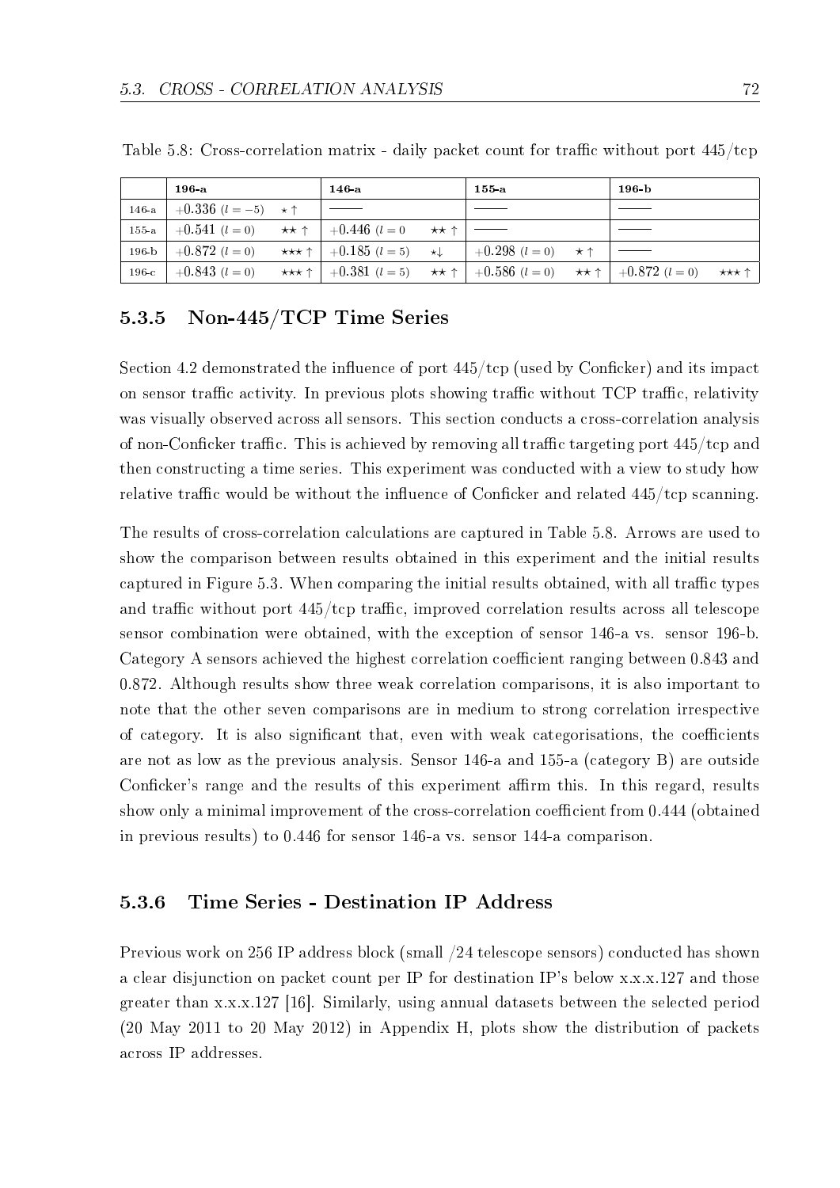Table 5.8: Cross-correlation matrix - daily packet count for traffic without port 445/tcp

| | 196-a | 146-a | 155-a | 196-b |
|---|---|---|---|---|
| 146-a | +0.336 ($l = -5$) ⋆ ↑ | ——— | ——— | ——— |
| 155-a | +0.541 ($l = 0$) ⋆⋆ ↑ | +0.446 ($l = 0$ ⋆⋆ ↑ | ——— | ——— |
| 196-b | +0.872 ($l = 0$) ⋆⋆⋆ ↑ | +0.185 ($l = 5$) ⋆↓ | +0.298 ($l = 0$) ⋆ ↑ | ——— |
| 196-c | +0.843 ($l = 0$) ⋆⋆⋆ ↑ | +0.381 ($l = 5$) ⋆⋆ ↑ | +0.586 ($l = 0$) ⋆⋆ ↑ | +0.872 ($l = 0$) ⋆⋆⋆ ↑ |

### 5.3.5 Non-445/TCP Time Series

Section 4.2 demonstrated the influence of port 445/tcp (used by Conficker) and its impact on sensor traffic activity. In previous plots showing traffic without TCP traffic, relativity was visually observed across all sensors. This section conducts a cross-correlation analysis of non-Conficker traffic. This is achieved by removing all traffic targeting port 445/tcp and then constructing a time series. This experiment was conducted with a view to study how relative traffic would be without the influence of Conficker and related 445/tcp scanning.

The results of cross-correlation calculations are captured in Table 5.8. Arrows are used to show the comparison between results obtained in this experiment and the initial results captured in Figure 5.3. When comparing the initial results obtained, with all traffic types and traffic without port 445/tcp traffic, improved correlation results across all telescope sensor combination were obtained, with the exception of sensor 146-a vs. sensor 196-b. Category A sensors achieved the highest correlation coefficient ranging between 0.843 and 0.872. Although results show three weak correlation comparisons, it is also important to note that the other seven comparisons are in medium to strong correlation irrespective of category. It is also significant that, even with weak categorisations, the coefficients are not as low as the previous analysis. Sensor 146-a and 155-a (category B) are outside Conficker's range and the results of this experiment affirm this. In this regard, results show only a minimal improvement of the cross-correlation coefficient from 0.444 (obtained in previous results) to 0.446 for sensor 146-a vs. sensor 144-a comparison.

### 5.3.6 Time Series - Destination IP Address

Previous work on 256 IP address block (small /24 telescope sensors) conducted has shown a clear disjunction on packet count per IP for destination IP's below x.x.x.127 and those greater than x.x.x.127 [16]. Similarly, using annual datasets between the selected period (20 May 2011 to 20 May 2012) in Appendix H, plots show the distribution of packets across IP addresses.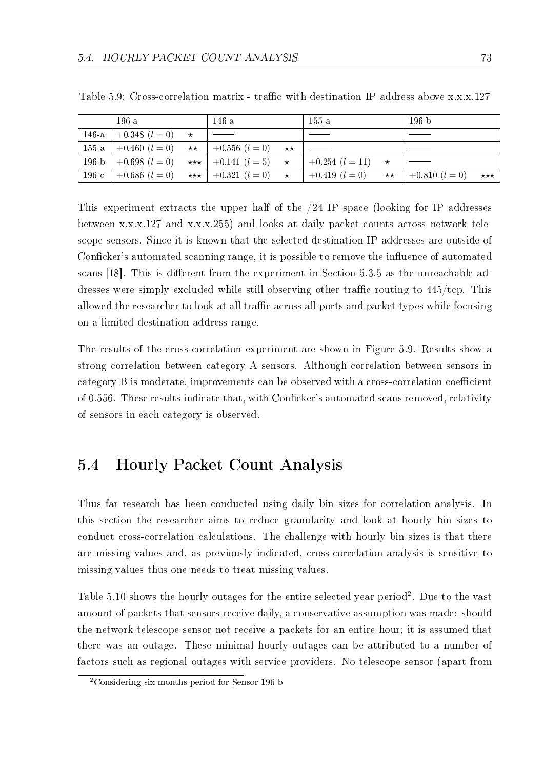Table 5.9: Cross-correlation matrix - traffic with destination IP address above x.x.x.127

| | 196-a | | 146-a | | 155-a | | 196-b | |
|---|---|---|---|---|---|---|---|---|
| 146-a | +0.348 ($l = 0$) | ⋆ | ——— | | ——— | | ——— | |
| 155-a | +0.460 ($l = 0$) | ⋆⋆ | +0.556 ($l = 0$) | ⋆⋆ | ——— | | ——— | |
| 196-b | +0.698 ($l = 0$) | ⋆⋆⋆ | +0.141 ($l = 5$) | ⋆ | +0.254 ($l = 11$) | ⋆ | ——— | |
| 196-c | +0.686 ($l = 0$) | ⋆⋆⋆ | +0.321 ($l = 0$) | ⋆ | +0.419 ($l = 0$) | ⋆⋆ | +0.810 ($l = 0$) | ⋆⋆⋆ |

This experiment extracts the upper half of the /24 IP space (looking for IP addresses between x.x.x.127 and x.x.x.255) and looks at daily packet counts across network telescope sensors. Since it is known that the selected destination IP addresses are outside of Conficker's automated scanning range, it is possible to remove the influence of automated scans [18]. This is different from the experiment in Section 5.3.5 as the unreachable addresses were simply excluded while still observing other traffic routing to 445/tcp. This allowed the researcher to look at all traffic across all ports and packet types while focusing on a limited destination address range.

The results of the cross-correlation experiment are shown in Figure 5.9. Results show a strong correlation between category A sensors. Although correlation between sensors in category B is moderate, improvements can be observed with a cross-correlation coefficient of 0.556. These results indicate that, with Conficker's automated scans removed, relativity of sensors in each category is observed.

## 5.4 Hourly Packet Count Analysis

Thus far research has been conducted using daily bin sizes for correlation analysis. In this section the researcher aims to reduce granularity and look at hourly bin sizes to conduct cross-correlation calculations. The challenge with hourly bin sizes is that there are missing values and, as previously indicated, cross-correlation analysis is sensitive to missing values thus one needs to treat missing values.

Table 5.10 shows the hourly outages for the entire selected year period[2]. Due to the vast amount of packets that sensors receive daily, a conservative assumption was made: should the network telescope sensor not receive a packets for an entire hour; it is assumed that there was an outage. These minimal hourly outages can be attributed to a number of factors such as regional outages with service providers. No telescope sensor (apart from

[2] Considering six months period for Sensor 196-b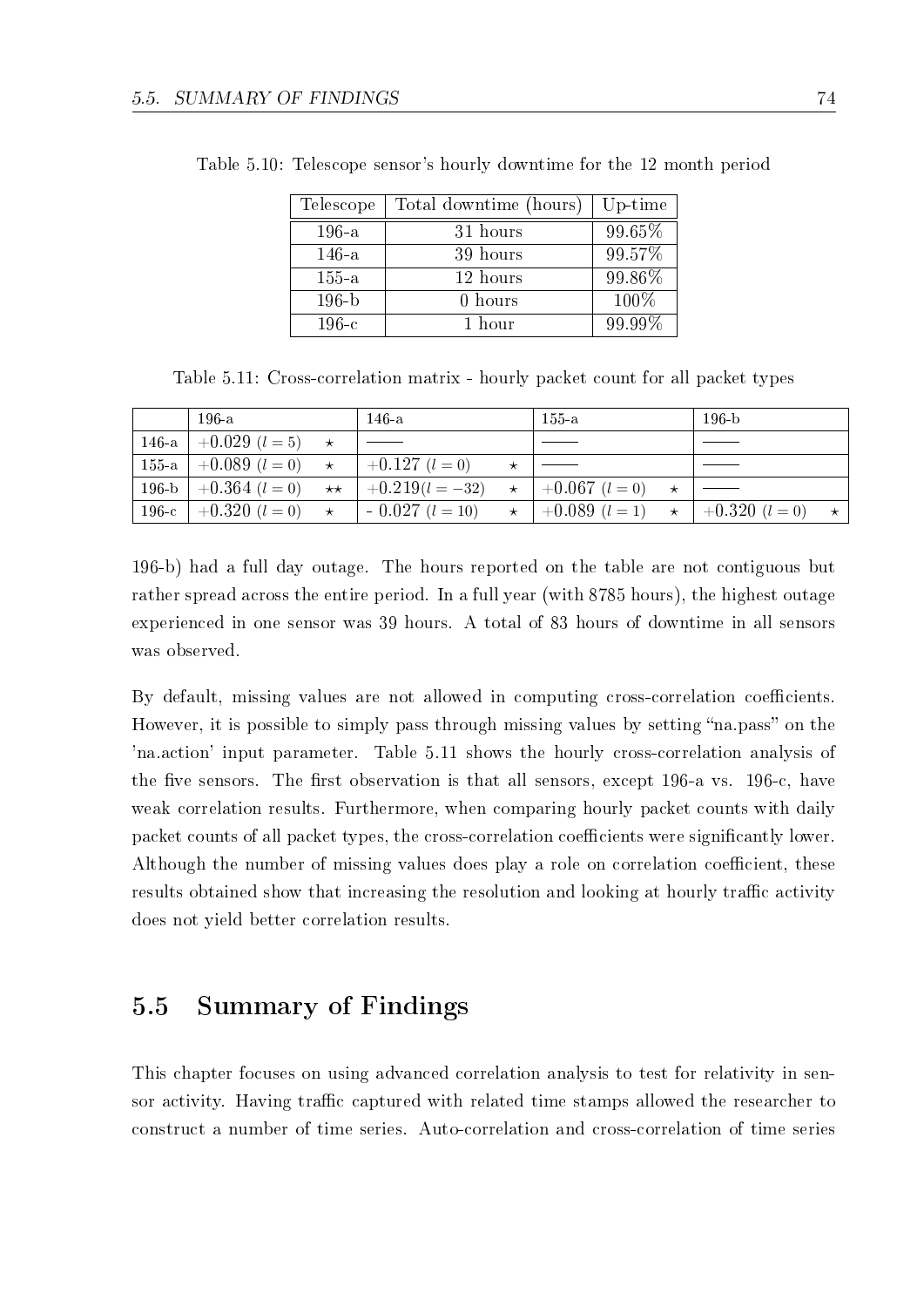Table 5.10: Telescope sensor's hourly downtime for the 12 month period

| Telescope | Total downtime (hours) | Up-time |
|---|---|---|
| 196-a | 31 hours | 99.65% |
| 146-a | 39 hours | 99.57% |
| 155-a | 12 hours | 99.86% |
| 196-b | 0 hours | 100% |
| 196-c | 1 hour | 99.99% |

Table 5.11: Cross-correlation matrix - hourly packet count for all packet types

| | 196-a | 146-a | 155-a | 196-b |
|---|---|---|---|---|
| 146-a | $+0.029$ ($l = 5$) $\star$ | ——— | ——— | ——— |
| 155-a | $+0.089$ ($l = 0$) $\star$ | $+0.127$ ($l = 0$) $\star$ | ——— | ——— |
| 196-b | $+0.364$ ($l = 0$) $\star\star$ | $+0.219$($l = -32$) $\star$ | $+0.067$ ($l = 0$) $\star$ | ——— |
| 196-c | $+0.320$ ($l = 0$) $\star$ | $-$ 0.027 ($l = 10$) $\star$ | $+0.089$ ($l = 1$) $\star$ | $+0.320$ ($l = 0$) $\star$ |

196-b) had a full day outage. The hours reported on the table are not contiguous but rather spread across the entire period. In a full year (with 8785 hours), the highest outage experienced in one sensor was 39 hours. A total of 83 hours of downtime in all sensors was observed.

By default, missing values are not allowed in computing cross-correlation coefficients. However, it is possible to simply pass through missing values by setting "na.pass" on the 'na.action' input parameter. Table 5.11 shows the hourly cross-correlation analysis of the five sensors. The first observation is that all sensors, except 196-a vs. 196-c, have weak correlation results. Furthermore, when comparing hourly packet counts with daily packet counts of all packet types, the cross-correlation coefficients were significantly lower. Although the number of missing values does play a role on correlation coefficient, these results obtained show that increasing the resolution and looking at hourly traffic activity does not yield better correlation results.

## 5.5 Summary of Findings

This chapter focuses on using advanced correlation analysis to test for relativity in sensor activity. Having traffic captured with related time stamps allowed the researcher to construct a number of time series. Auto-correlation and cross-correlation of time series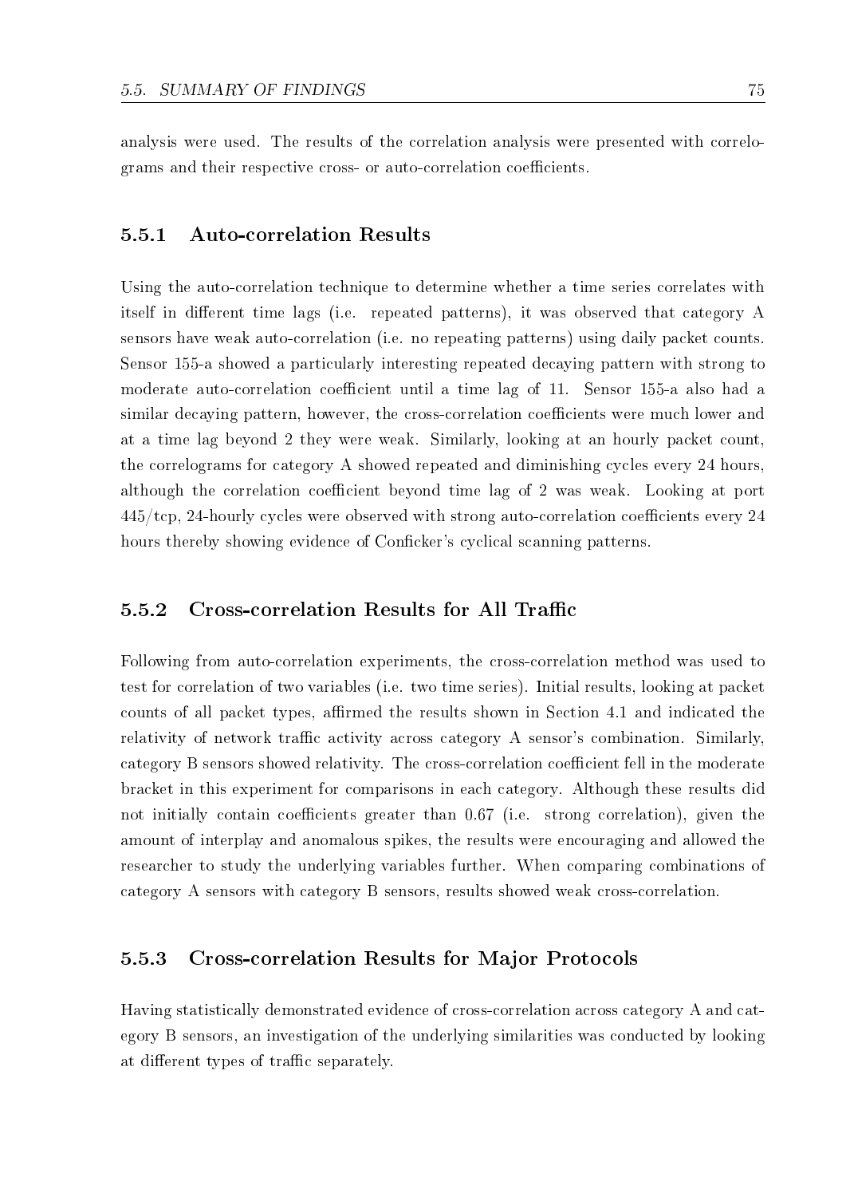analysis were used. The results of the correlation analysis were presented with correlograms and their respective cross- or auto-correlation coefficients.

### 5.5.1 Auto-correlation Results

Using the auto-correlation technique to determine whether a time series correlates with itself in different time lags (i.e. repeated patterns), it was observed that category A sensors have weak auto-correlation (i.e. no repeating patterns) using daily packet counts. Sensor 155-a showed a particularly interesting repeated decaying pattern with strong to moderate auto-correlation coefficient until a time lag of 11. Sensor 155-a also had a similar decaying pattern, however, the cross-correlation coefficients were much lower and at a time lag beyond 2 they were weak. Similarly, looking at an hourly packet count, the correlograms for category A showed repeated and diminishing cycles every 24 hours, although the correlation coefficient beyond time lag of 2 was weak. Looking at port 445/tcp, 24-hourly cycles were observed with strong auto-correlation coefficients every 24 hours thereby showing evidence of Conficker's cyclical scanning patterns.

### 5.5.2 Cross-correlation Results for All Traffic

Following from auto-correlation experiments, the cross-correlation method was used to test for correlation of two variables (i.e. two time series). Initial results, looking at packet counts of all packet types, affirmed the results shown in Section 4.1 and indicated the relativity of network traffic activity across category A sensor's combination. Similarly, category B sensors showed relativity. The cross-correlation coefficient fell in the moderate bracket in this experiment for comparisons in each category. Although these results did not initially contain coefficients greater than 0.67 (i.e. strong correlation), given the amount of interplay and anomalous spikes, the results were encouraging and allowed the researcher to study the underlying variables further. When comparing combinations of category A sensors with category B sensors, results showed weak cross-correlation.

### 5.5.3 Cross-correlation Results for Major Protocols

Having statistically demonstrated evidence of cross-correlation across category A and category B sensors, an investigation of the underlying similarities was conducted by looking at different types of traffic separately.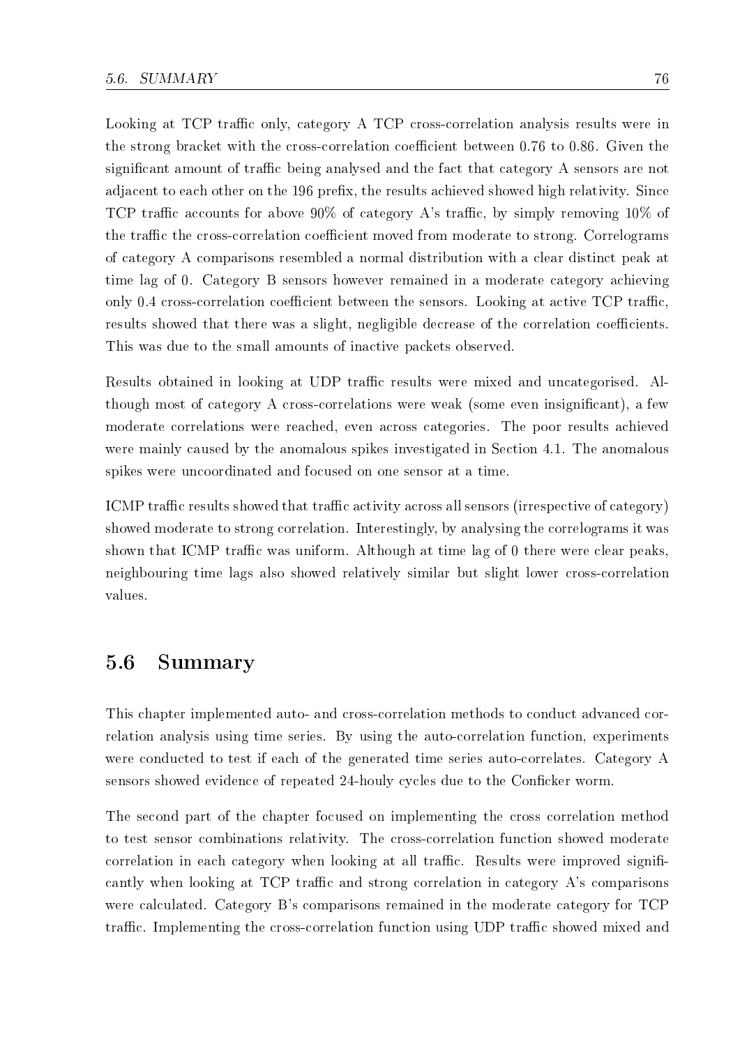Looking at TCP traffic only, category A TCP cross-correlation analysis results were in the strong bracket with the cross-correlation coefficient between 0.76 to 0.86. Given the significant amount of traffic being analysed and the fact that category A sensors are not adjacent to each other on the 196 prefix, the results achieved showed high relativity. Since TCP traffic accounts for above 90% of category A's traffic, by simply removing 10% of the traffic the cross-correlation coefficient moved from moderate to strong. Correlograms of category A comparisons resembled a normal distribution with a clear distinct peak at time lag of 0. Category B sensors however remained in a moderate category achieving only 0.4 cross-correlation coefficient between the sensors. Looking at active TCP traffic, results showed that there was a slight, negligible decrease of the correlation coefficients. This was due to the small amounts of inactive packets observed.

Results obtained in looking at UDP traffic results were mixed and uncategorised. Although most of category A cross-correlations were weak (some even insignificant), a few moderate correlations were reached, even across categories. The poor results achieved were mainly caused by the anomalous spikes investigated in Section 4.1. The anomalous spikes were uncoordinated and focused on one sensor at a time.

ICMP traffic results showed that traffic activity across all sensors (irrespective of category) showed moderate to strong correlation. Interestingly, by analysing the correlograms it was shown that ICMP traffic was uniform. Although at time lag of 0 there were clear peaks, neighbouring time lags also showed relatively similar but slight lower cross-correlation values.

## 5.6 Summary

This chapter implemented auto- and cross-correlation methods to conduct advanced correlation analysis using time series. By using the auto-correlation function, experiments were conducted to test if each of the generated time series auto-correlates. Category A sensors showed evidence of repeated 24-houly cycles due to the Conficker worm.

The second part of the chapter focused on implementing the cross correlation method to test sensor combinations relativity. The cross-correlation function showed moderate correlation in each category when looking at all traffic. Results were improved significantly when looking at TCP traffic and strong correlation in category A's comparisons were calculated. Category B's comparisons remained in the moderate category for TCP traffic. Implementing the cross-correlation function using UDP traffic showed mixed and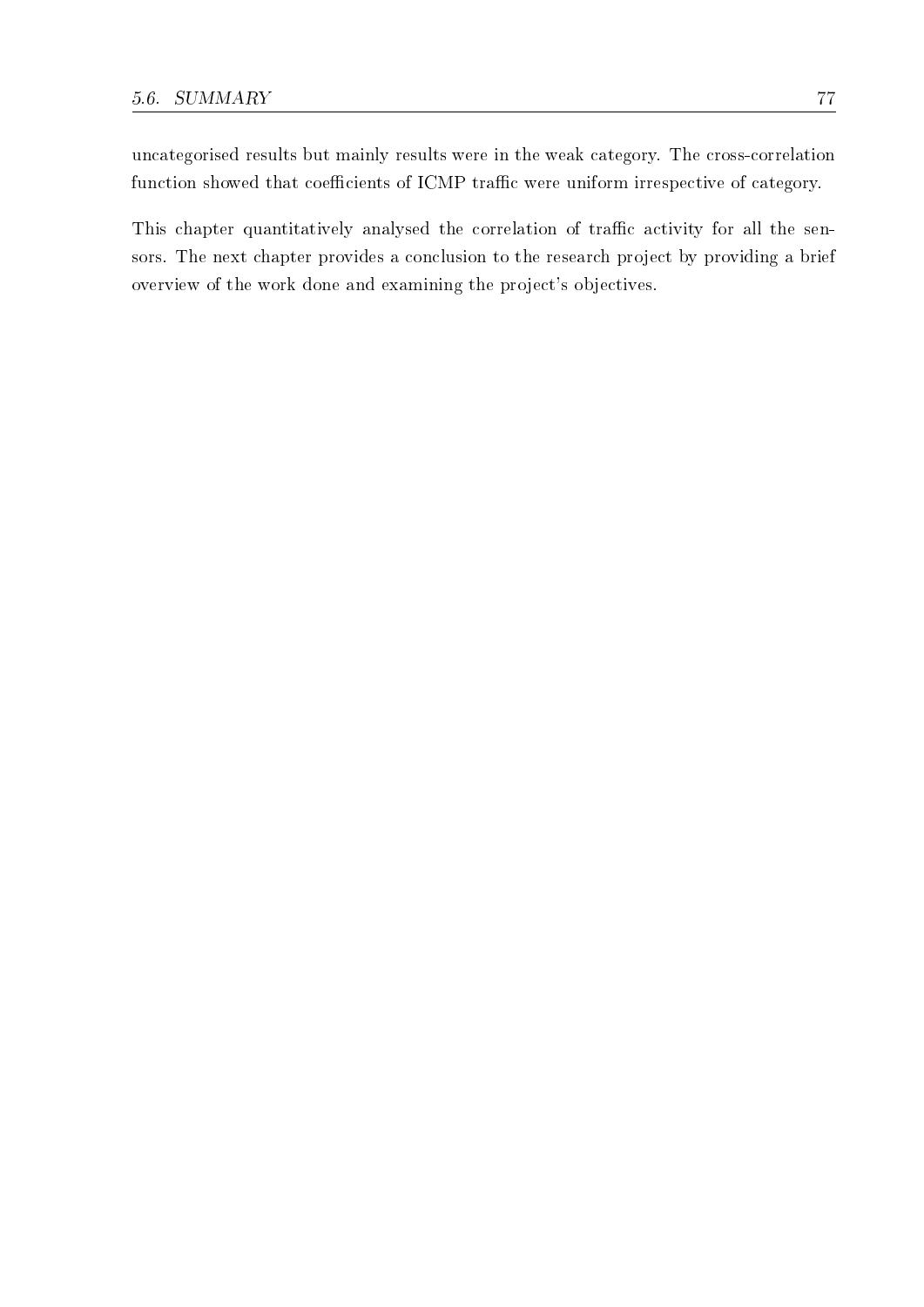uncategorised results but mainly results were in the weak category. The cross-correlation function showed that coefficients of ICMP traffic were uniform irrespective of category.

This chapter quantitatively analysed the correlation of traffic activity for all the sensors. The next chapter provides a conclusion to the research project by providing a brief overview of the work done and examining the project's objectives.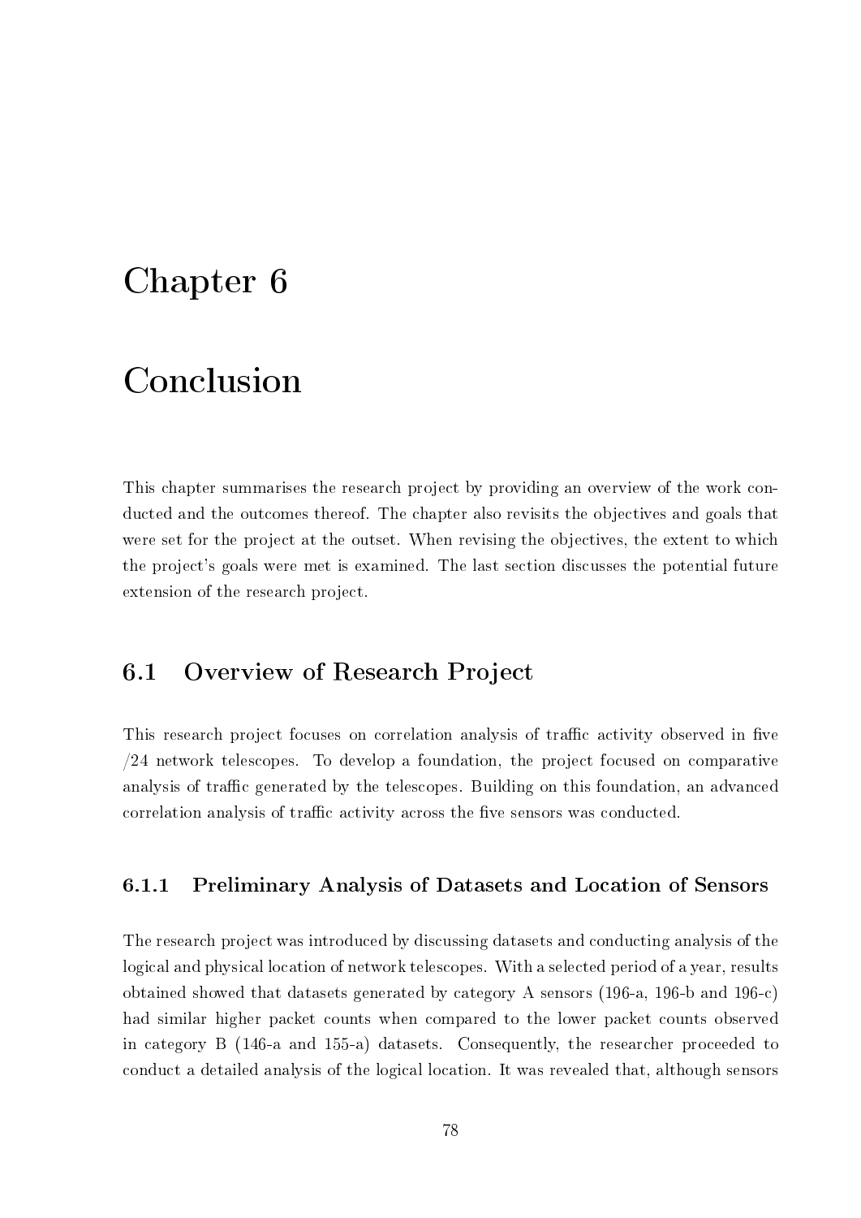# Chapter 6

# Conclusion

This chapter summarises the research project by providing an overview of the work conducted and the outcomes thereof. The chapter also revisits the objectives and goals that were set for the project at the outset. When revising the objectives, the extent to which the project's goals were met is examined. The last section discusses the potential future extension of the research project.

## 6.1 Overview of Research Project

This research project focuses on correlation analysis of traffic activity observed in five /24 network telescopes. To develop a foundation, the project focused on comparative analysis of traffic generated by the telescopes. Building on this foundation, an advanced correlation analysis of traffic activity across the five sensors was conducted.

### 6.1.1 Preliminary Analysis of Datasets and Location of Sensors

The research project was introduced by discussing datasets and conducting analysis of the logical and physical location of network telescopes. With a selected period of a year, results obtained showed that datasets generated by category A sensors (196-a, 196-b and 196-c) had similar higher packet counts when compared to the lower packet counts observed in category B (146-a and 155-a) datasets. Consequently, the researcher proceeded to conduct a detailed analysis of the logical location. It was revealed that, although sensors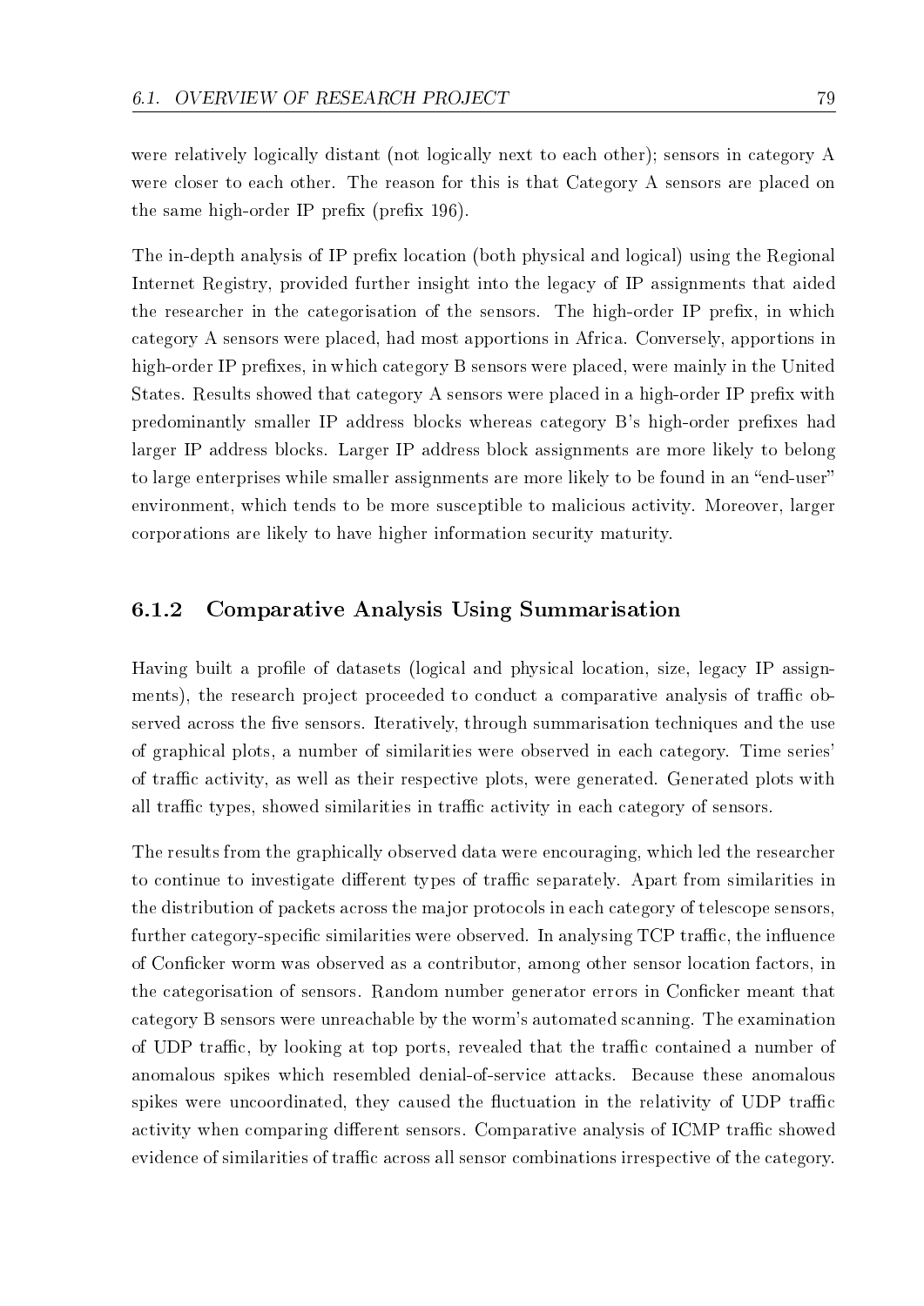were relatively logically distant (not logically next to each other); sensors in category A were closer to each other. The reason for this is that Category A sensors are placed on the same high-order IP prefix (prefix 196).

The in-depth analysis of IP prefix location (both physical and logical) using the Regional Internet Registry, provided further insight into the legacy of IP assignments that aided the researcher in the categorisation of the sensors. The high-order IP prefix, in which category A sensors were placed, had most apportions in Africa. Conversely, apportions in high-order IP prefixes, in which category B sensors were placed, were mainly in the United States. Results showed that category A sensors were placed in a high-order IP prefix with predominantly smaller IP address blocks whereas category B's high-order prefixes had larger IP address blocks. Larger IP address block assignments are more likely to belong to large enterprises while smaller assignments are more likely to be found in an "end-user" environment, which tends to be more susceptible to malicious activity. Moreover, larger corporations are likely to have higher information security maturity.

### 6.1.2 Comparative Analysis Using Summarisation

Having built a profile of datasets (logical and physical location, size, legacy IP assignments), the research project proceeded to conduct a comparative analysis of traffic observed across the five sensors. Iteratively, through summarisation techniques and the use of graphical plots, a number of similarities were observed in each category. Time series' of traffic activity, as well as their respective plots, were generated. Generated plots with all traffic types, showed similarities in traffic activity in each category of sensors.

The results from the graphically observed data were encouraging, which led the researcher to continue to investigate different types of traffic separately. Apart from similarities in the distribution of packets across the major protocols in each category of telescope sensors, further category-specific similarities were observed. In analysing TCP traffic, the influence of Conficker worm was observed as a contributor, among other sensor location factors, in the categorisation of sensors. Random number generator errors in Conficker meant that category B sensors were unreachable by the worm's automated scanning. The examination of UDP traffic, by looking at top ports, revealed that the traffic contained a number of anomalous spikes which resembled denial-of-service attacks. Because these anomalous spikes were uncoordinated, they caused the fluctuation in the relativity of UDP traffic activity when comparing different sensors. Comparative analysis of ICMP traffic showed evidence of similarities of traffic across all sensor combinations irrespective of the category.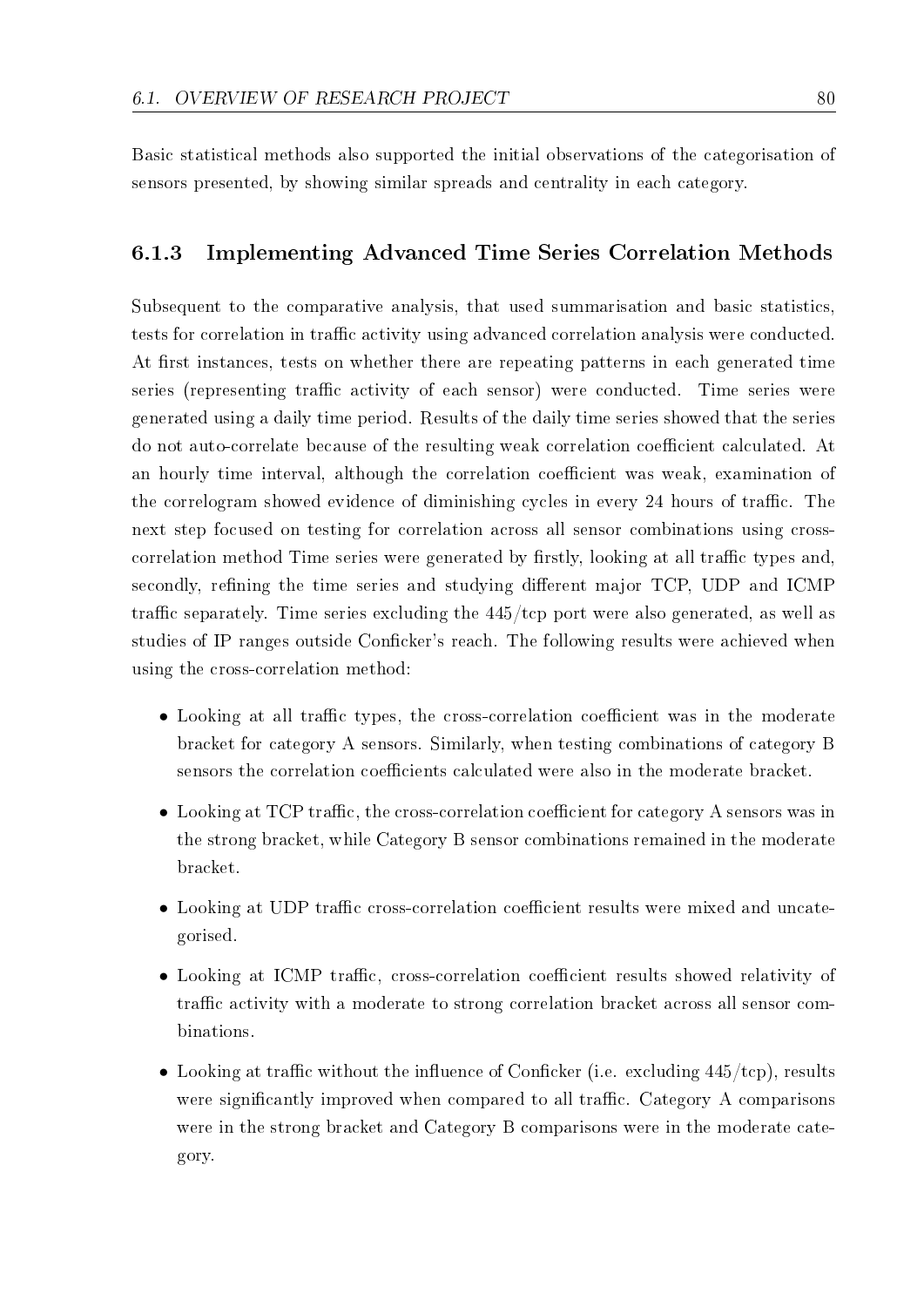Basic statistical methods also supported the initial observations of the categorisation of sensors presented, by showing similar spreads and centrality in each category.

### 6.1.3 Implementing Advanced Time Series Correlation Methods

Subsequent to the comparative analysis, that used summarisation and basic statistics, tests for correlation in traffic activity using advanced correlation analysis were conducted. At first instances, tests on whether there are repeating patterns in each generated time series (representing traffic activity of each sensor) were conducted. Time series were generated using a daily time period. Results of the daily time series showed that the series do not auto-correlate because of the resulting weak correlation coefficient calculated. At an hourly time interval, although the correlation coefficient was weak, examination of the correlogram showed evidence of diminishing cycles in every 24 hours of traffic. The next step focused on testing for correlation across all sensor combinations using cross-correlation method Time series were generated by firstly, looking at all traffic types and, secondly, refining the time series and studying different major TCP, UDP and ICMP traffic separately. Time series excluding the 445/tcp port were also generated, as well as studies of IP ranges outside Conficker's reach. The following results were achieved when using the cross-correlation method:

- Looking at all traffic types, the cross-correlation coefficient was in the moderate bracket for category A sensors. Similarly, when testing combinations of category B sensors the correlation coefficients calculated were also in the moderate bracket.
- Looking at TCP traffic, the cross-correlation coefficient for category A sensors was in the strong bracket, while Category B sensor combinations remained in the moderate bracket.
- Looking at UDP traffic cross-correlation coefficient results were mixed and uncategorised.
- Looking at ICMP traffic, cross-correlation coefficient results showed relativity of traffic activity with a moderate to strong correlation bracket across all sensor combinations.
- Looking at traffic without the influence of Conficker (i.e. excluding 445/tcp), results were significantly improved when compared to all traffic. Category A comparisons were in the strong bracket and Category B comparisons were in the moderate category.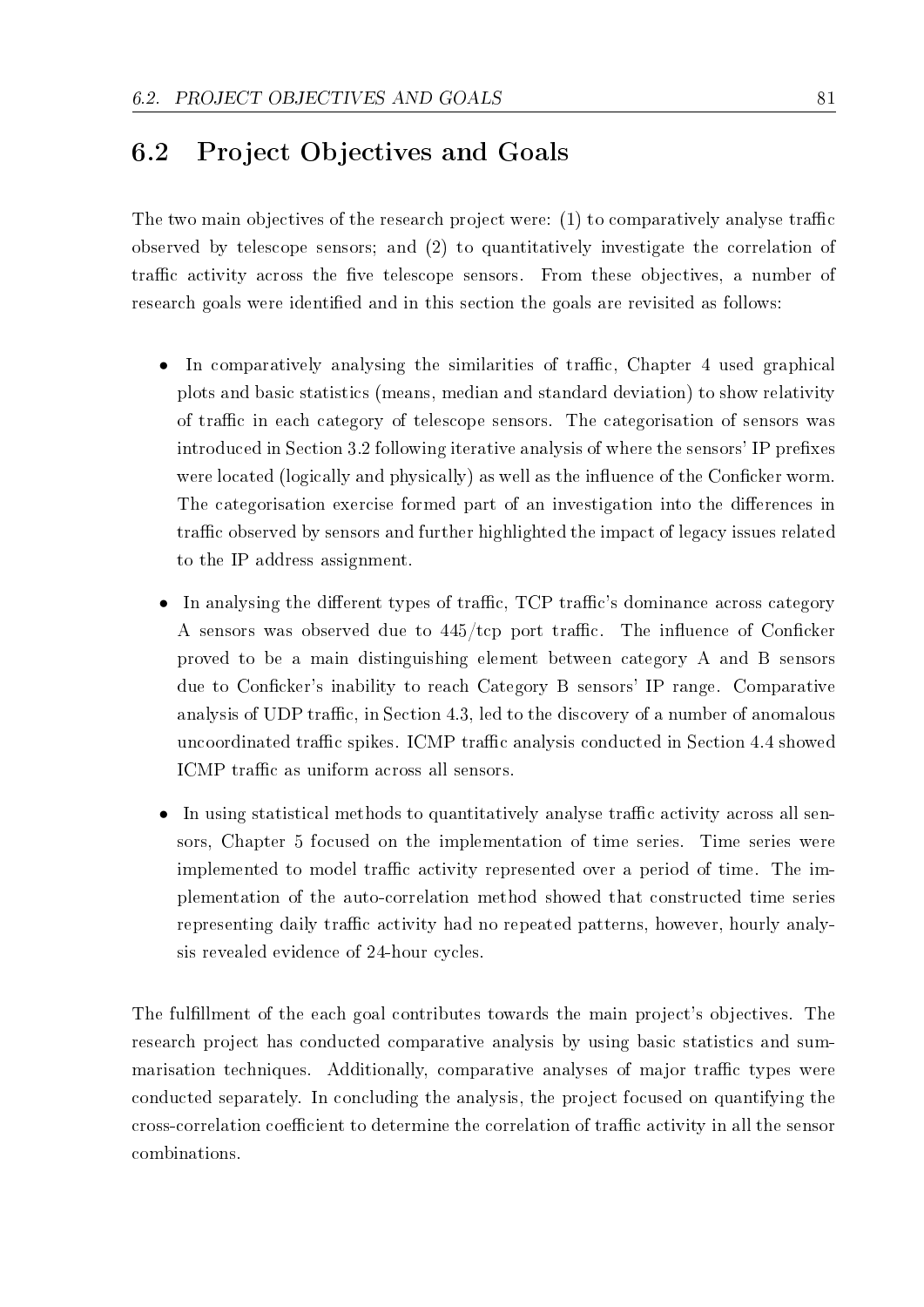## 6.2 Project Objectives and Goals

The two main objectives of the research project were: (1) to comparatively analyse traffic observed by telescope sensors; and (2) to quantitatively investigate the correlation of traffic activity across the five telescope sensors. From these objectives, a number of research goals were identified and in this section the goals are revisited as follows:

- In comparatively analysing the similarities of traffic, Chapter 4 used graphical plots and basic statistics (means, median and standard deviation) to show relativity of traffic in each category of telescope sensors. The categorisation of sensors was introduced in Section 3.2 following iterative analysis of where the sensors' IP prefixes were located (logically and physically) as well as the influence of the Conficker worm. The categorisation exercise formed part of an investigation into the differences in traffic observed by sensors and further highlighted the impact of legacy issues related to the IP address assignment.

- In analysing the different types of traffic, TCP traffic's dominance across category A sensors was observed due to 445/tcp port traffic. The influence of Conficker proved to be a main distinguishing element between category A and B sensors due to Conficker's inability to reach Category B sensors' IP range. Comparative analysis of UDP traffic, in Section 4.3, led to the discovery of a number of anomalous uncoordinated traffic spikes. ICMP traffic analysis conducted in Section 4.4 showed ICMP traffic as uniform across all sensors.

- In using statistical methods to quantitatively analyse traffic activity across all sensors, Chapter 5 focused on the implementation of time series. Time series were implemented to model traffic activity represented over a period of time. The implementation of the auto-correlation method showed that constructed time series representing daily traffic activity had no repeated patterns, however, hourly analysis revealed evidence of 24-hour cycles.

The fulfillment of the each goal contributes towards the main project's objectives. The research project has conducted comparative analysis by using basic statistics and summarisation techniques. Additionally, comparative analyses of major traffic types were conducted separately. In concluding the analysis, the project focused on quantifying the cross-correlation coefficient to determine the correlation of traffic activity in all the sensor combinations.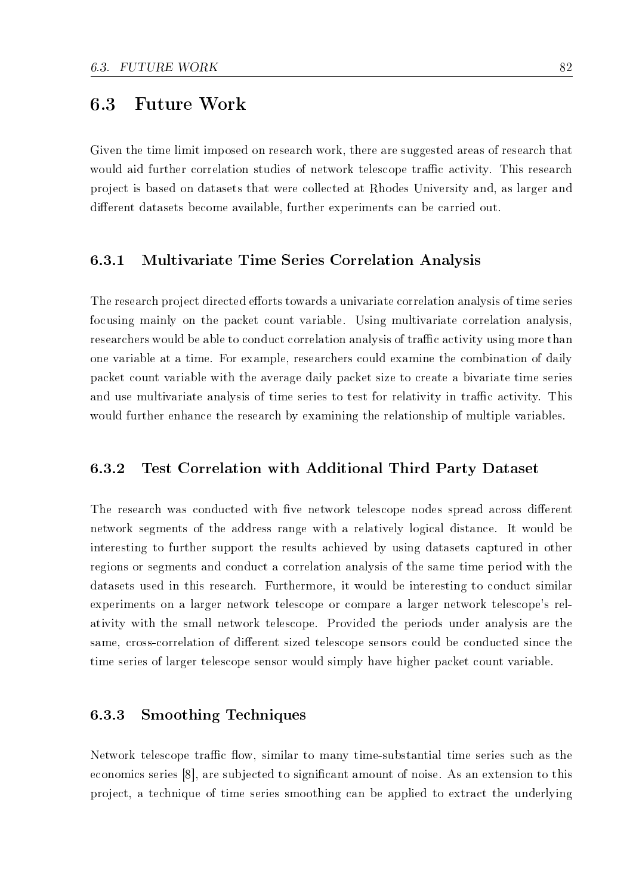## 6.3 Future Work

Given the time limit imposed on research work, there are suggested areas of research that would aid further correlation studies of network telescope traffic activity. This research project is based on datasets that were collected at Rhodes University and, as larger and different datasets become available, further experiments can be carried out.

### 6.3.1 Multivariate Time Series Correlation Analysis

The research project directed efforts towards a univariate correlation analysis of time series focusing mainly on the packet count variable. Using multivariate correlation analysis, researchers would be able to conduct correlation analysis of traffic activity using more than one variable at a time. For example, researchers could examine the combination of daily packet count variable with the average daily packet size to create a bivariate time series and use multivariate analysis of time series to test for relativity in traffic activity. This would further enhance the research by examining the relationship of multiple variables.

### 6.3.2 Test Correlation with Additional Third Party Dataset

The research was conducted with five network telescope nodes spread across different network segments of the address range with a relatively logical distance. It would be interesting to further support the results achieved by using datasets captured in other regions or segments and conduct a correlation analysis of the same time period with the datasets used in this research. Furthermore, it would be interesting to conduct similar experiments on a larger network telescope or compare a larger network telescope's relativity with the small network telescope. Provided the periods under analysis are the same, cross-correlation of different sized telescope sensors could be conducted since the time series of larger telescope sensor would simply have higher packet count variable.

### 6.3.3 Smoothing Techniques

Network telescope traffic flow, similar to many time-substantial time series such as the economics series [8], are subjected to significant amount of noise. As an extension to this project, a technique of time series smoothing can be applied to extract the underlying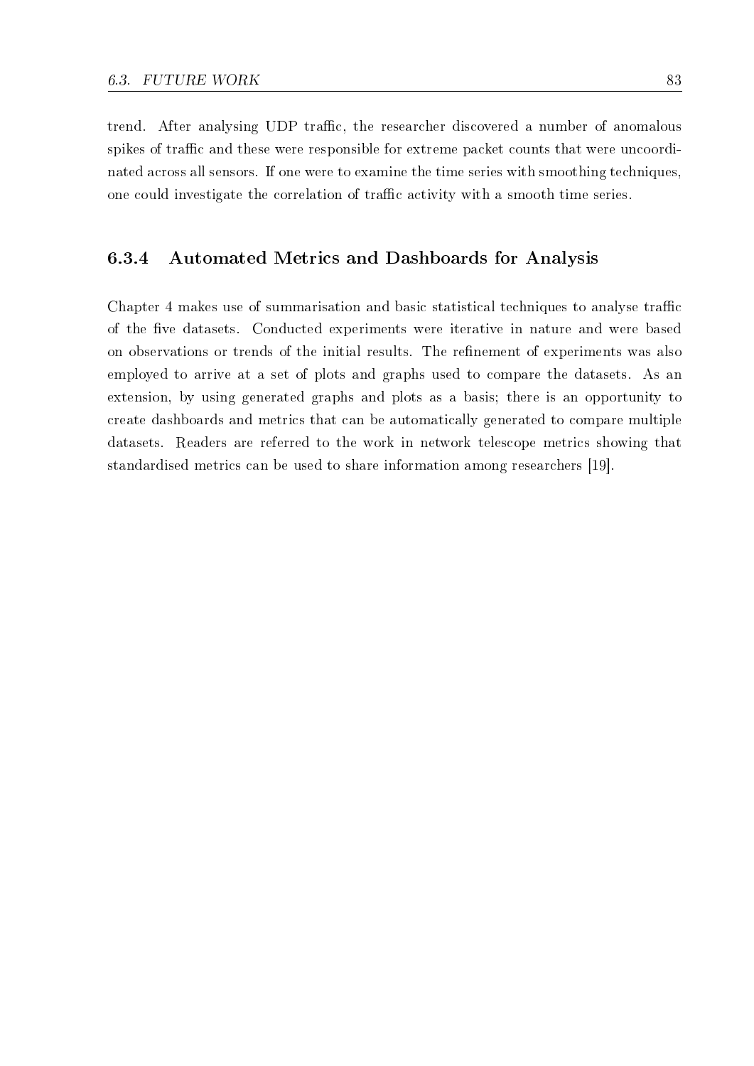trend. After analysing UDP traffic, the researcher discovered a number of anomalous spikes of traffic and these were responsible for extreme packet counts that were uncoordinated across all sensors. If one were to examine the time series with smoothing techniques, one could investigate the correlation of traffic activity with a smooth time series.

### 6.3.4 Automated Metrics and Dashboards for Analysis

Chapter 4 makes use of summarisation and basic statistical techniques to analyse traffic of the five datasets. Conducted experiments were iterative in nature and were based on observations or trends of the initial results. The refinement of experiments was also employed to arrive at a set of plots and graphs used to compare the datasets. As an extension, by using generated graphs and plots as a basis; there is an opportunity to create dashboards and metrics that can be automatically generated to compare multiple datasets. Readers are referred to the work in network telescope metrics showing that standardised metrics can be used to share information among researchers [19].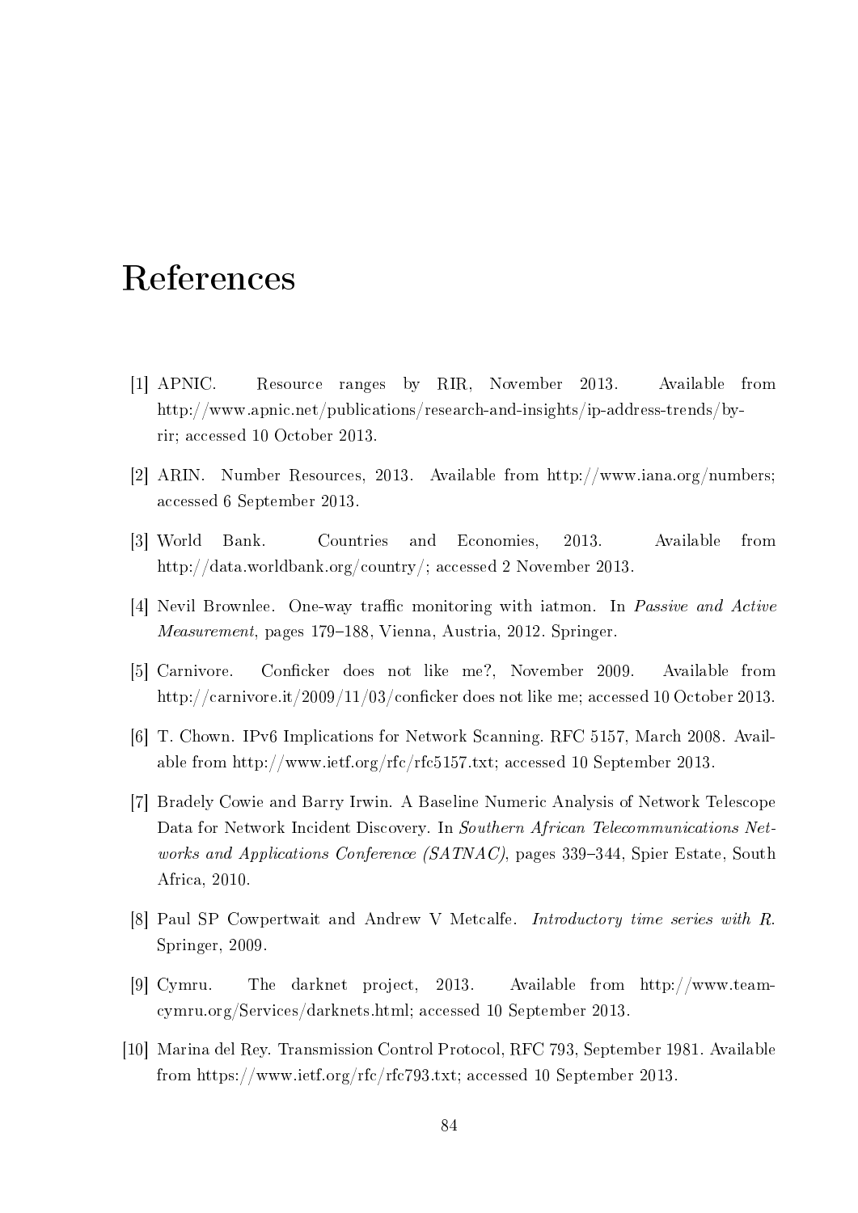# References

[1] APNIC. Resource ranges by RIR, November 2013. Available from http://www.apnic.net/publications/research-and-insights/ip-address-trends/by-rir; accessed 10 October 2013.

[2] ARIN. Number Resources, 2013. Available from http://www.iana.org/numbers; accessed 6 September 2013.

[3] World Bank. Countries and Economies, 2013. Available from http://data.worldbank.org/country/; accessed 2 November 2013.

[4] Nevil Brownlee. One-way traffic monitoring with iatmon. In *Passive and Active Measurement*, pages 179–188, Vienna, Austria, 2012. Springer.

[5] Carnivore. Conficker does not like me?, November 2009. Available from http://carnivore.it/2009/11/03/conficker does not like me; accessed 10 October 2013.

[6] T. Chown. IPv6 Implications for Network Scanning. RFC 5157, March 2008. Available from http://www.ietf.org/rfc/rfc5157.txt; accessed 10 September 2013.

[7] Bradely Cowie and Barry Irwin. A Baseline Numeric Analysis of Network Telescope Data for Network Incident Discovery. In *Southern African Telecommunications Networks and Applications Conference (SATNAC)*, pages 339–344, Spier Estate, South Africa, 2010.

[8] Paul SP Cowpertwait and Andrew V Metcalfe. *Introductory time series with R*. Springer, 2009.

[9] Cymru. The darknet project, 2013. Available from http://www.team-cymru.org/Services/darknets.html; accessed 10 September 2013.

[10] Marina del Rey. Transmission Control Protocol, RFC 793, September 1981. Available from https://www.ietf.org/rfc/rfc793.txt; accessed 10 September 2013.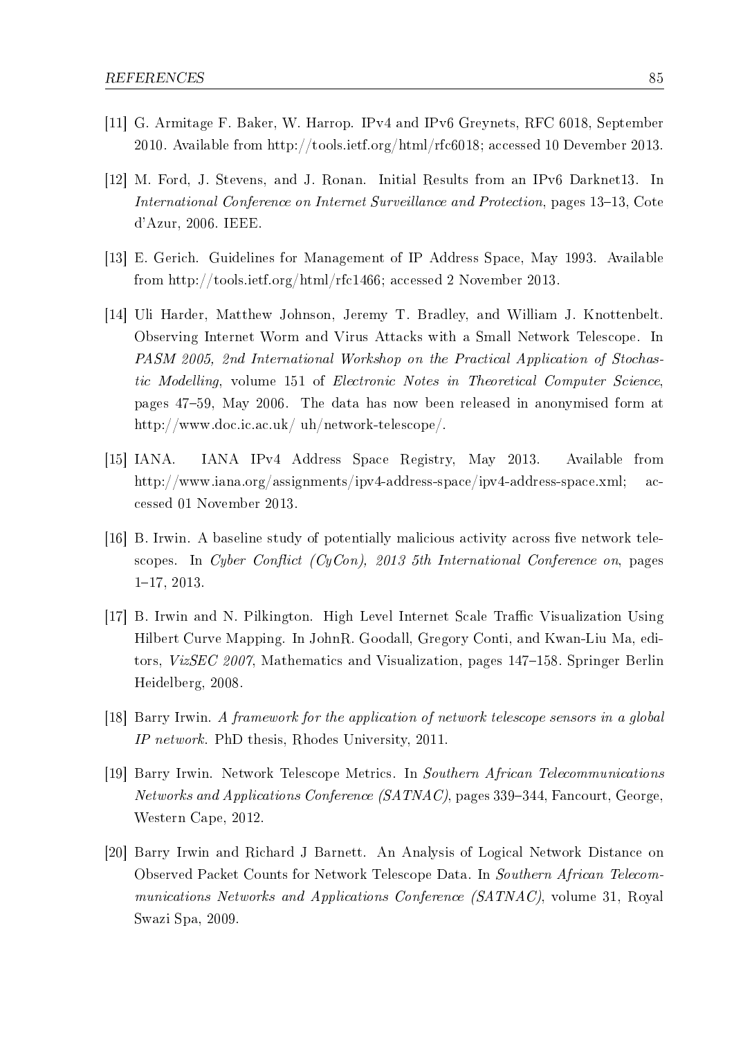[11] G. Armitage F. Baker, W. Harrop. IPv4 and IPv6 Greynets, RFC 6018, September 2010. Available from http://tools.ietf.org/html/rfc6018; accessed 10 Devember 2013.

[12] M. Ford, J. Stevens, and J. Ronan. Initial Results from an IPv6 Darknet13. In *International Conference on Internet Surveillance and Protection*, pages 13–13, Cote d'Azur, 2006. IEEE.

[13] E. Gerich. Guidelines for Management of IP Address Space, May 1993. Available from http://tools.ietf.org/html/rfc1466; accessed 2 November 2013.

[14] Uli Harder, Matthew Johnson, Jeremy T. Bradley, and William J. Knottenbelt. Observing Internet Worm and Virus Attacks with a Small Network Telescope. In *PASM 2005, 2nd International Workshop on the Practical Application of Stochastic Modelling*, volume 151 of *Electronic Notes in Theoretical Computer Science*, pages 47–59, May 2006. The data has now been released in anonymised form at http://www.doc.ic.ac.uk/ uh/network-telescope/.

[15] IANA. IANA IPv4 Address Space Registry, May 2013. Available from http://www.iana.org/assignments/ipv4-address-space/ipv4-address-space.xml; accessed 01 November 2013.

[16] B. Irwin. A baseline study of potentially malicious activity across five network telescopes. In *Cyber Conflict (CyCon), 2013 5th International Conference on*, pages 1–17, 2013.

[17] B. Irwin and N. Pilkington. High Level Internet Scale Traffic Visualization Using Hilbert Curve Mapping. In JohnR. Goodall, Gregory Conti, and Kwan-Liu Ma, editors, *VizSEC 2007*, Mathematics and Visualization, pages 147–158. Springer Berlin Heidelberg, 2008.

[18] Barry Irwin. *A framework for the application of network telescope sensors in a global IP network*. PhD thesis, Rhodes University, 2011.

[19] Barry Irwin. Network Telescope Metrics. In *Southern African Telecommunications Networks and Applications Conference (SATNAC)*, pages 339–344, Fancourt, George, Western Cape, 2012.

[20] Barry Irwin and Richard J Barnett. An Analysis of Logical Network Distance on Observed Packet Counts for Network Telescope Data. In *Southern African Telecommunications Networks and Applications Conference (SATNAC)*, volume 31, Royal Swazi Spa, 2009.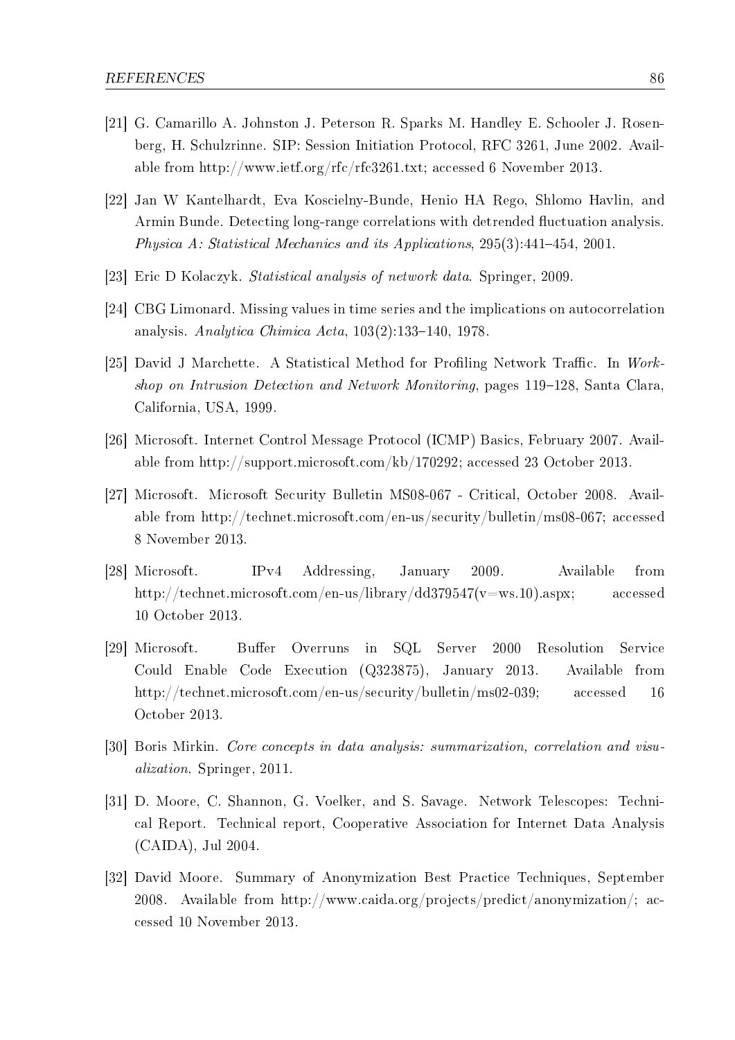[21] G. Camarillo A. Johnston J. Peterson R. Sparks M. Handley E. Schooler J. Rosenberg, H. Schulzrinne. SIP: Session Initiation Protocol, RFC 3261, June 2002. Available from http://www.ietf.org/rfc/rfc3261.txt; accessed 6 November 2013.

[22] Jan W Kantelhardt, Eva Koscielny-Bunde, Henio HA Rego, Shlomo Havlin, and Armin Bunde. Detecting long-range correlations with detrended fluctuation analysis. *Physica A: Statistical Mechanics and its Applications*, 295(3):441–454, 2001.

[23] Eric D Kolaczyk. *Statistical analysis of network data*. Springer, 2009.

[24] CBG Limonard. Missing values in time series and the implications on autocorrelation analysis. *Analytica Chimica Acta*, 103(2):133–140, 1978.

[25] David J Marchette. A Statistical Method for Profiling Network Traffic. In *Workshop on Intrusion Detection and Network Monitoring*, pages 119–128, Santa Clara, California, USA, 1999.

[26] Microsoft. Internet Control Message Protocol (ICMP) Basics, February 2007. Available from http://support.microsoft.com/kb/170292; accessed 23 October 2013.

[27] Microsoft. Microsoft Security Bulletin MS08-067 - Critical, October 2008. Available from http://technet.microsoft.com/en-us/security/bulletin/ms08-067; accessed 8 November 2013.

[28] Microsoft. IPv4 Addressing, January 2009. Available from http://technet.microsoft.com/en-us/library/dd379547(v=ws.10).aspx; accessed 10 October 2013.

[29] Microsoft. Buffer Overruns in SQL Server 2000 Resolution Service Could Enable Code Execution (Q323875), January 2013. Available from http://technet.microsoft.com/en-us/security/bulletin/ms02-039; accessed 16 October 2013.

[30] Boris Mirkin. *Core concepts in data analysis: summarization, correlation and visualization*. Springer, 2011.

[31] D. Moore, C. Shannon, G. Voelker, and S. Savage. Network Telescopes: Technical Report. Technical report, Cooperative Association for Internet Data Analysis (CAIDA), Jul 2004.

[32] David Moore. Summary of Anonymization Best Practice Techniques, September 2008. Available from http://www.caida.org/projects/predict/anonymization/; accessed 10 November 2013.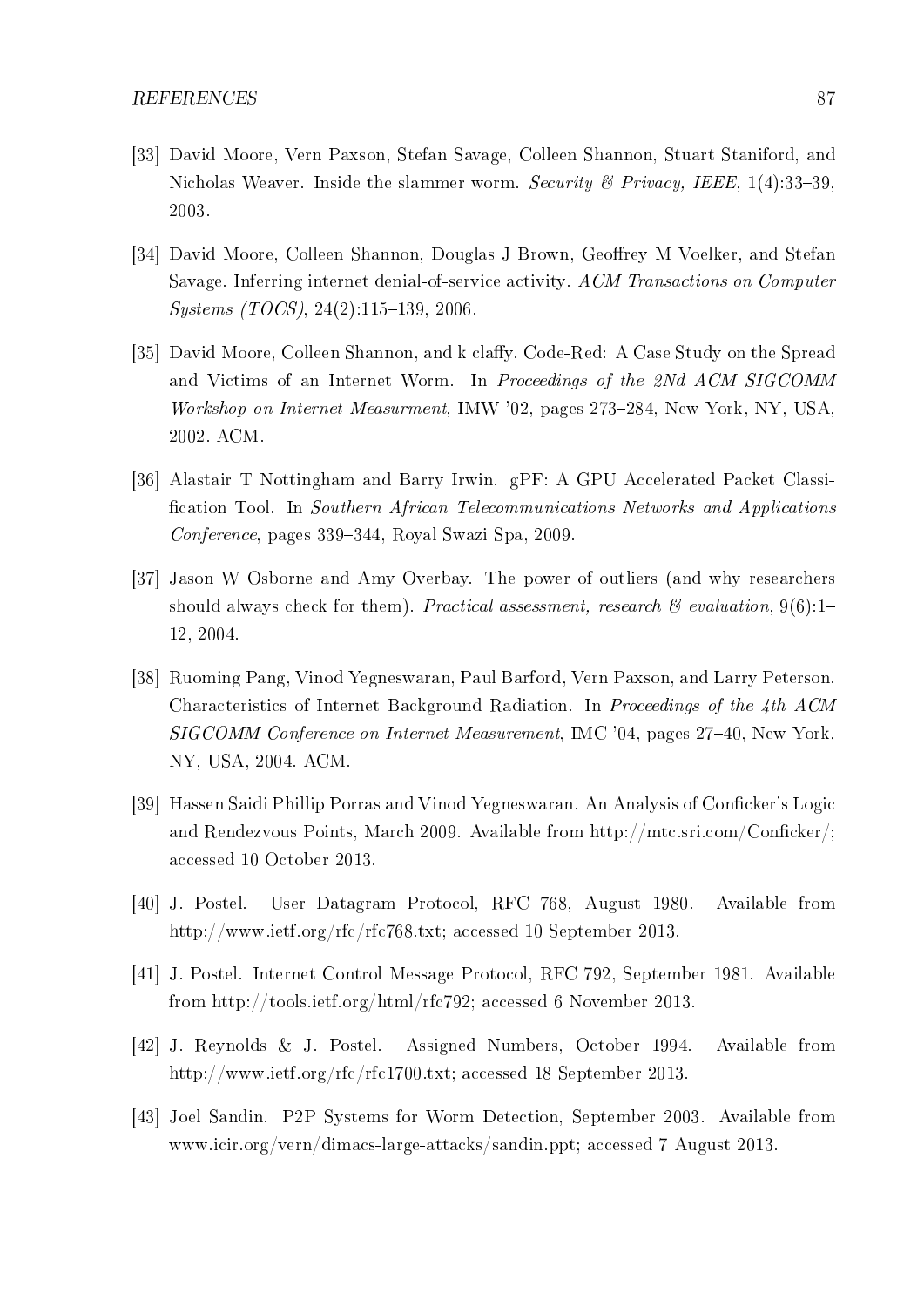[33] David Moore, Vern Paxson, Stefan Savage, Colleen Shannon, Stuart Staniford, and Nicholas Weaver. Inside the slammer worm. *Security & Privacy, IEEE*, 1(4):33–39, 2003.

[34] David Moore, Colleen Shannon, Douglas J Brown, Geoffrey M Voelker, and Stefan Savage. Inferring internet denial-of-service activity. *ACM Transactions on Computer Systems (TOCS)*, 24(2):115–139, 2006.

[35] David Moore, Colleen Shannon, and k claffy. Code-Red: A Case Study on the Spread and Victims of an Internet Worm. In *Proceedings of the 2Nd ACM SIGCOMM Workshop on Internet Measurment*, IMW '02, pages 273–284, New York, NY, USA, 2002. ACM.

[36] Alastair T Nottingham and Barry Irwin. gPF: A GPU Accelerated Packet Classification Tool. In *Southern African Telecommunications Networks and Applications Conference*, pages 339–344, Royal Swazi Spa, 2009.

[37] Jason W Osborne and Amy Overbay. The power of outliers (and why researchers should always check for them). *Practical assessment, research & evaluation*, 9(6):1–12, 2004.

[38] Ruoming Pang, Vinod Yegneswaran, Paul Barford, Vern Paxson, and Larry Peterson. Characteristics of Internet Background Radiation. In *Proceedings of the 4th ACM SIGCOMM Conference on Internet Measurement*, IMC '04, pages 27–40, New York, NY, USA, 2004. ACM.

[39] Hassen Saidi Phillip Porras and Vinod Yegneswaran. An Analysis of Conficker's Logic and Rendezvous Points, March 2009. Available from http://mtc.sri.com/Conficker/; accessed 10 October 2013.

[40] J. Postel. User Datagram Protocol, RFC 768, August 1980. Available from http://www.ietf.org/rfc/rfc768.txt; accessed 10 September 2013.

[41] J. Postel. Internet Control Message Protocol, RFC 792, September 1981. Available from http://tools.ietf.org/html/rfc792; accessed 6 November 2013.

[42] J. Reynolds & J. Postel. Assigned Numbers, October 1994. Available from http://www.ietf.org/rfc/rfc1700.txt; accessed 18 September 2013.

[43] Joel Sandin. P2P Systems for Worm Detection, September 2003. Available from www.icir.org/vern/dimacs-large-attacks/sandin.ppt; accessed 7 August 2013.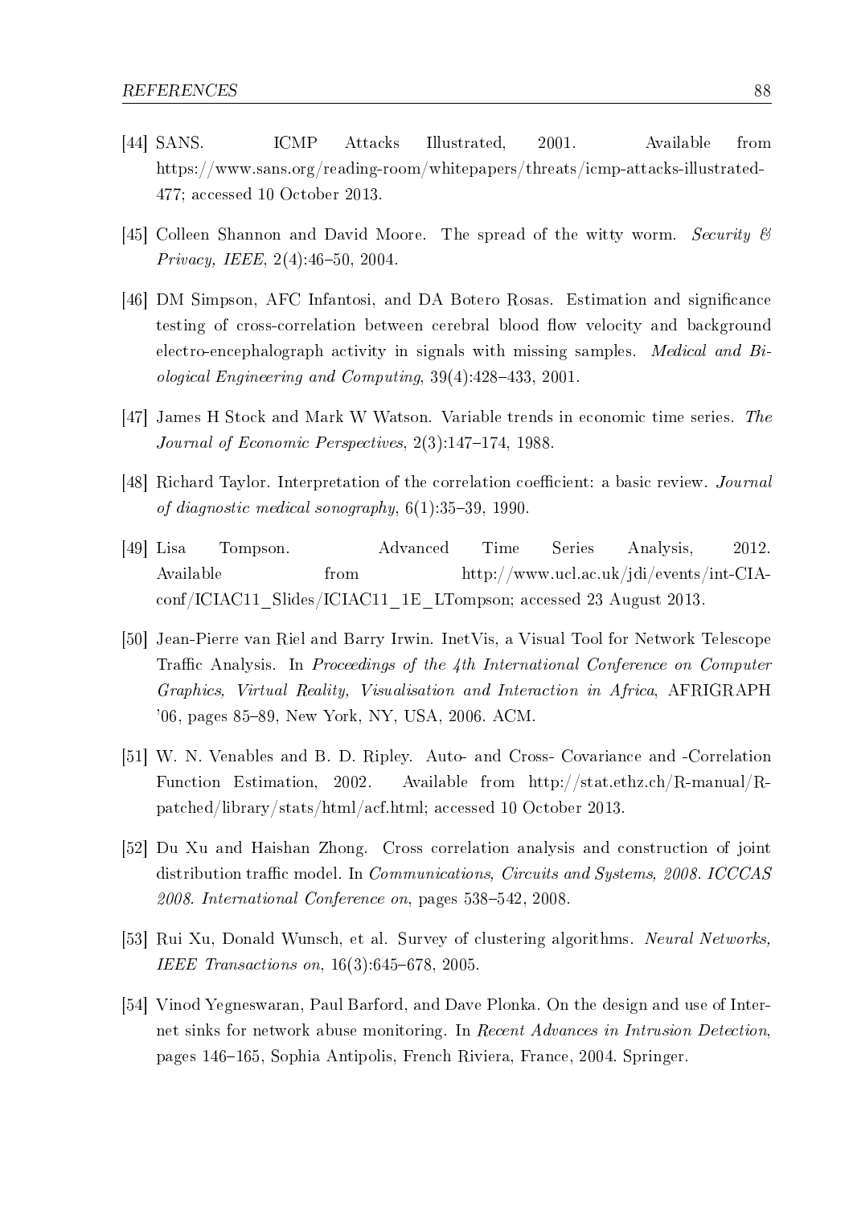[44] SANS. ICMP Attacks Illustrated, 2001. Available from https://www.sans.org/reading-room/whitepapers/threats/icmp-attacks-illustrated-477; accessed 10 October 2013.

[45] Colleen Shannon and David Moore. The spread of the witty worm. *Security & Privacy, IEEE*, 2(4):46–50, 2004.

[46] DM Simpson, AFC Infantosi, and DA Botero Rosas. Estimation and significance testing of cross-correlation between cerebral blood flow velocity and background electro-encephalograph activity in signals with missing samples. *Medical and Biological Engineering and Computing*, 39(4):428–433, 2001.

[47] James H Stock and Mark W Watson. Variable trends in economic time series. *The Journal of Economic Perspectives*, 2(3):147–174, 1988.

[48] Richard Taylor. Interpretation of the correlation coefficient: a basic review. *Journal of diagnostic medical sonography*, 6(1):35–39, 1990.

[49] Lisa Tompson. Advanced Time Series Analysis, 2012. Available from http://www.ucl.ac.uk/jdi/events/int-CIA-conf/ICIAC11_Slides/ICIAC11_1E_LTompson; accessed 23 August 2013.

[50] Jean-Pierre van Riel and Barry Irwin. InetVis, a Visual Tool for Network Telescope Traffic Analysis. In *Proceedings of the 4th International Conference on Computer Graphics, Virtual Reality, Visualisation and Interaction in Africa*, AFRIGRAPH '06, pages 85–89, New York, NY, USA, 2006. ACM.

[51] W. N. Venables and B. D. Ripley. Auto- and Cross- Covariance and -Correlation Function Estimation, 2002. Available from http://stat.ethz.ch/R-manual/R-patched/library/stats/html/acf.html; accessed 10 October 2013.

[52] Du Xu and Haishan Zhong. Cross correlation analysis and construction of joint distribution traffic model. In *Communications, Circuits and Systems, 2008. ICCCAS 2008. International Conference on*, pages 538–542, 2008.

[53] Rui Xu, Donald Wunsch, et al. Survey of clustering algorithms. *Neural Networks, IEEE Transactions on*, 16(3):645–678, 2005.

[54] Vinod Yegneswaran, Paul Barford, and Dave Plonka. On the design and use of Internet sinks for network abuse monitoring. In *Recent Advances in Intrusion Detection*, pages 146–165, Sophia Antipolis, French Riviera, France, 2004. Springer.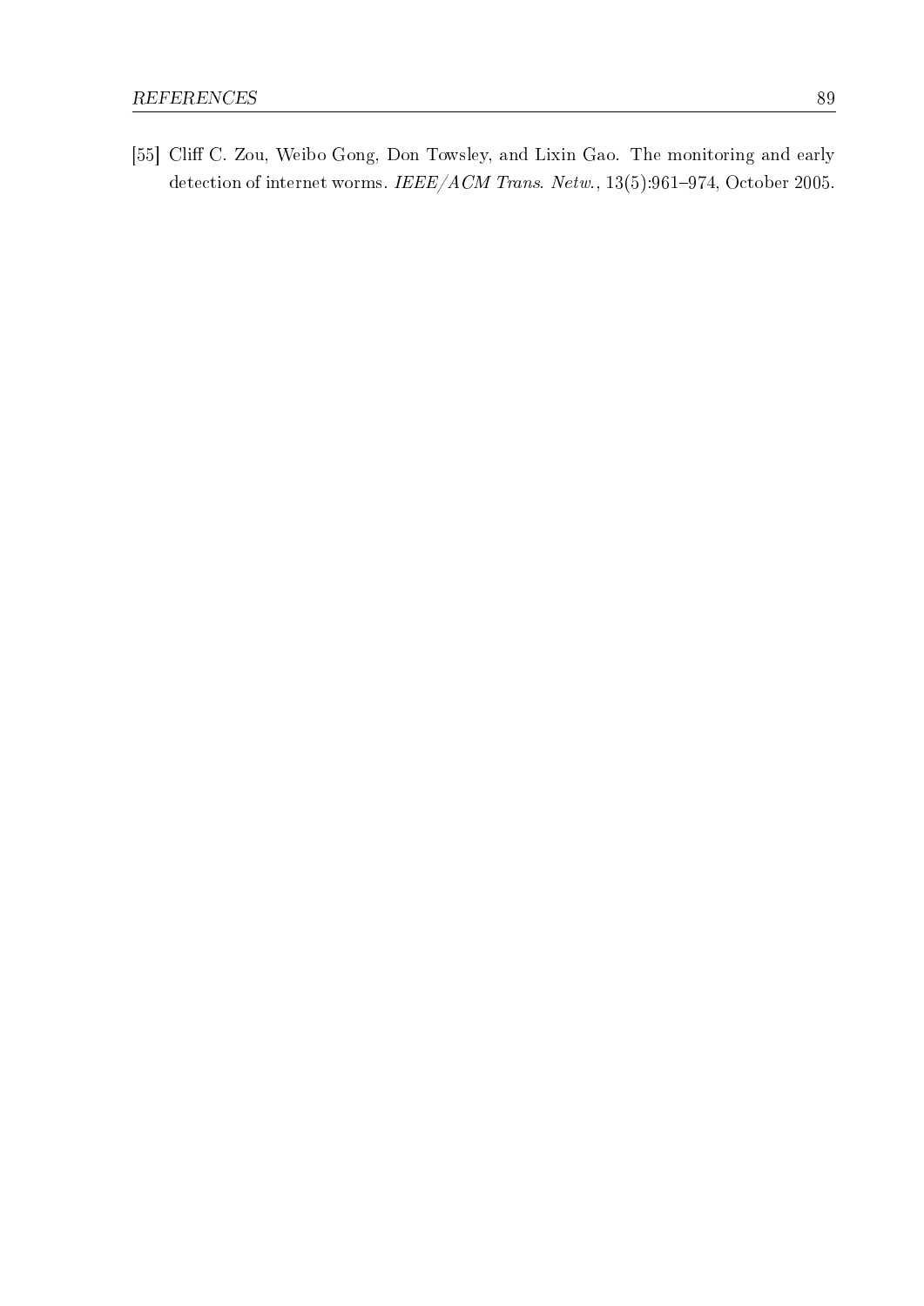[55] Cliff C. Zou, Weibo Gong, Don Towsley, and Lixin Gao. The monitoring and early detection of internet worms. *IEEE/ACM Trans. Netw.*, 13(5):961–974, October 2005.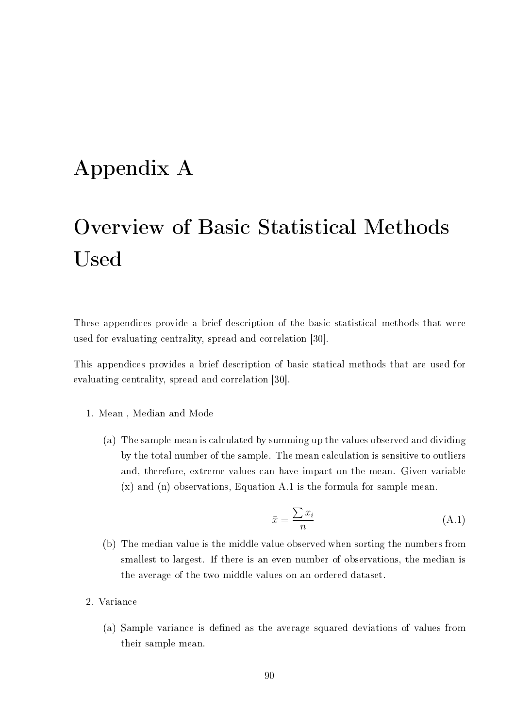# Appendix A

# Overview of Basic Statistical Methods Used

These appendices provide a brief description of the basic statistical methods that were used for evaluating centrality, spread and correlation [30].

This appendices provides a brief description of basic statical methods that are used for evaluating centrality, spread and correlation [30].

1. Mean , Median and Mode

   (a) The sample mean is calculated by summing up the values observed and dividing by the total number of the sample. The mean calculation is sensitive to outliers and, therefore, extreme values can have impact on the mean. Given variable (x) and (n) observations, Equation A.1 is the formula for sample mean.

   $$\bar{x} = \frac{\sum x_i}{n} \tag{A.1}$$

   (b) The median value is the middle value observed when sorting the numbers from smallest to largest. If there is an even number of observations, the median is the average of the two middle values on an ordered dataset.

2. Variance

   (a) Sample variance is defined as the average squared deviations of values from their sample mean.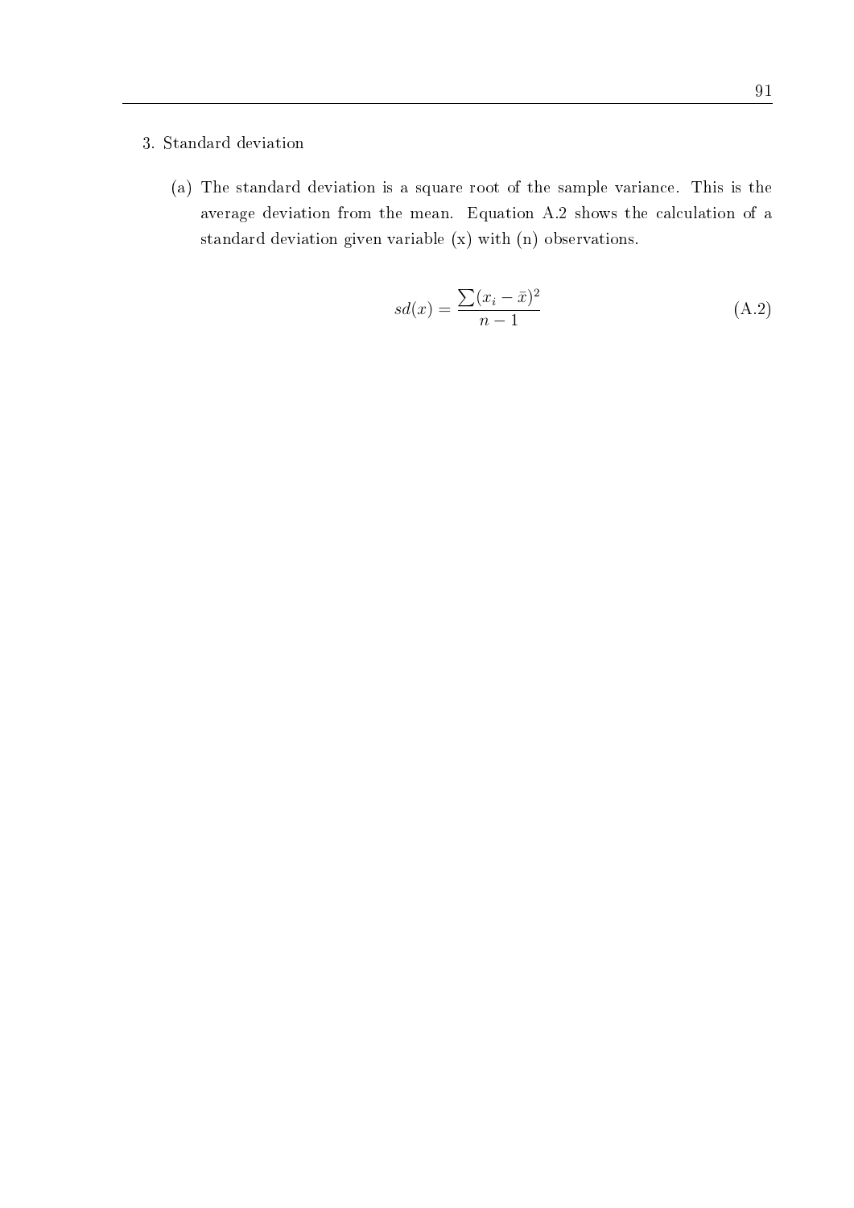3. Standard deviation

   (a) The standard deviation is a square root of the sample variance. This is the average deviation from the mean. Equation A.2 shows the calculation of a standard deviation given variable (x) with (n) observations.

$$sd(x) = \frac{\sum(x_i - \bar{x})^2}{n-1} \tag{A.2}$$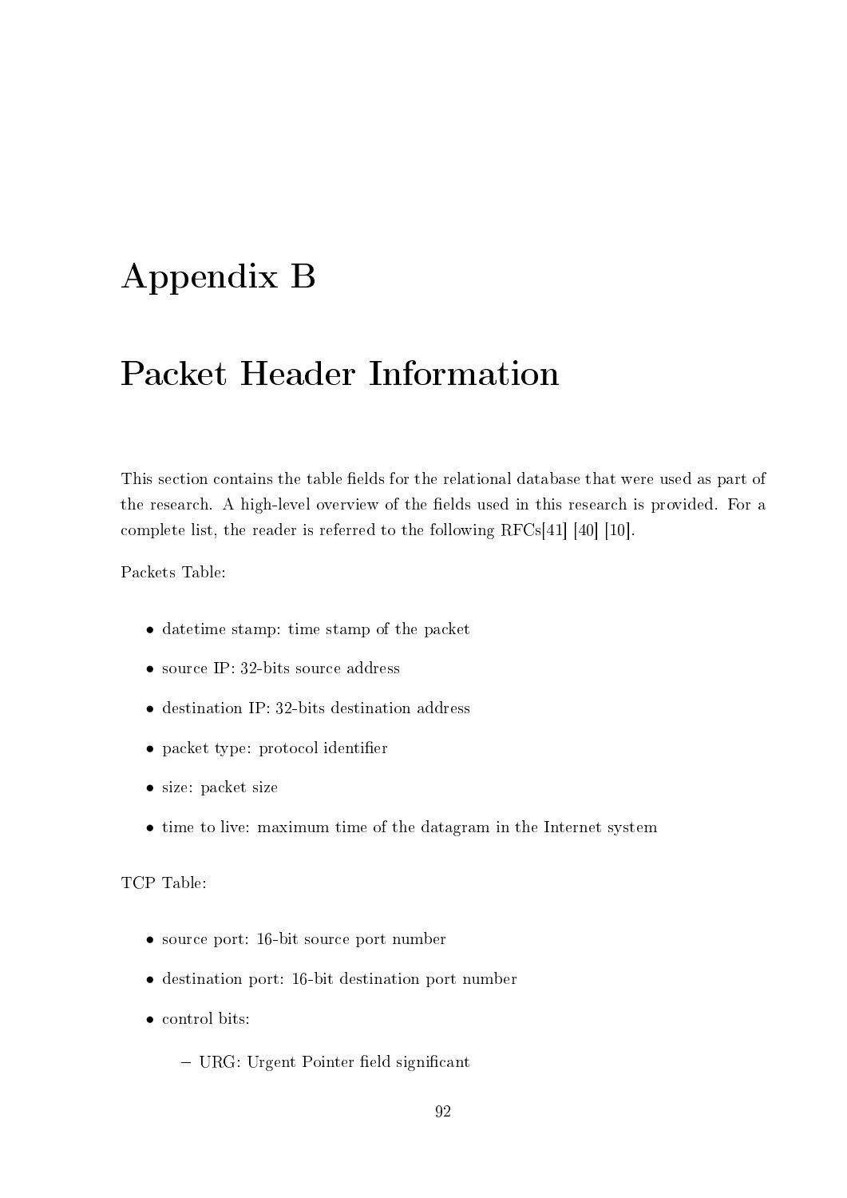# Appendix B

# Packet Header Information

This section contains the table fields for the relational database that were used as part of the research. A high-level overview of the fields used in this research is provided. For a complete list, the reader is referred to the following RFCs[41] [40] [10].

Packets Table:

- datetime stamp: time stamp of the packet
- source IP: 32-bits source address
- destination IP: 32-bits destination address
- packet type: protocol identifier
- size: packet size
- time to live: maximum time of the datagram in the Internet system

TCP Table:

- source port: 16-bit source port number
- destination port: 16-bit destination port number
- control bits:
  - URG: Urgent Pointer field significant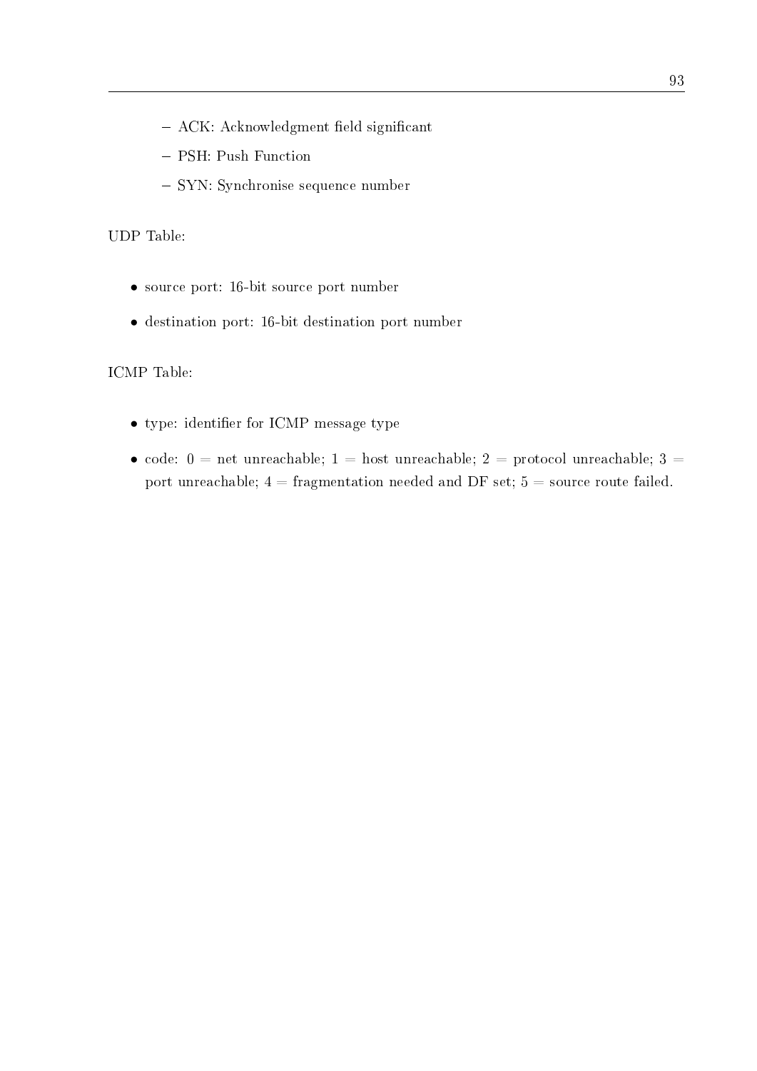- ACK: Acknowledgment field significant
  - PSH: Push Function
  - SYN: Synchronise sequence number

UDP Table:

- source port: 16-bit source port number
- destination port: 16-bit destination port number

ICMP Table:

- type: identifier for ICMP message type
- code: 0 = net unreachable; 1 = host unreachable; 2 = protocol unreachable; 3 = port unreachable; 4 = fragmentation needed and DF set; 5 = source route failed.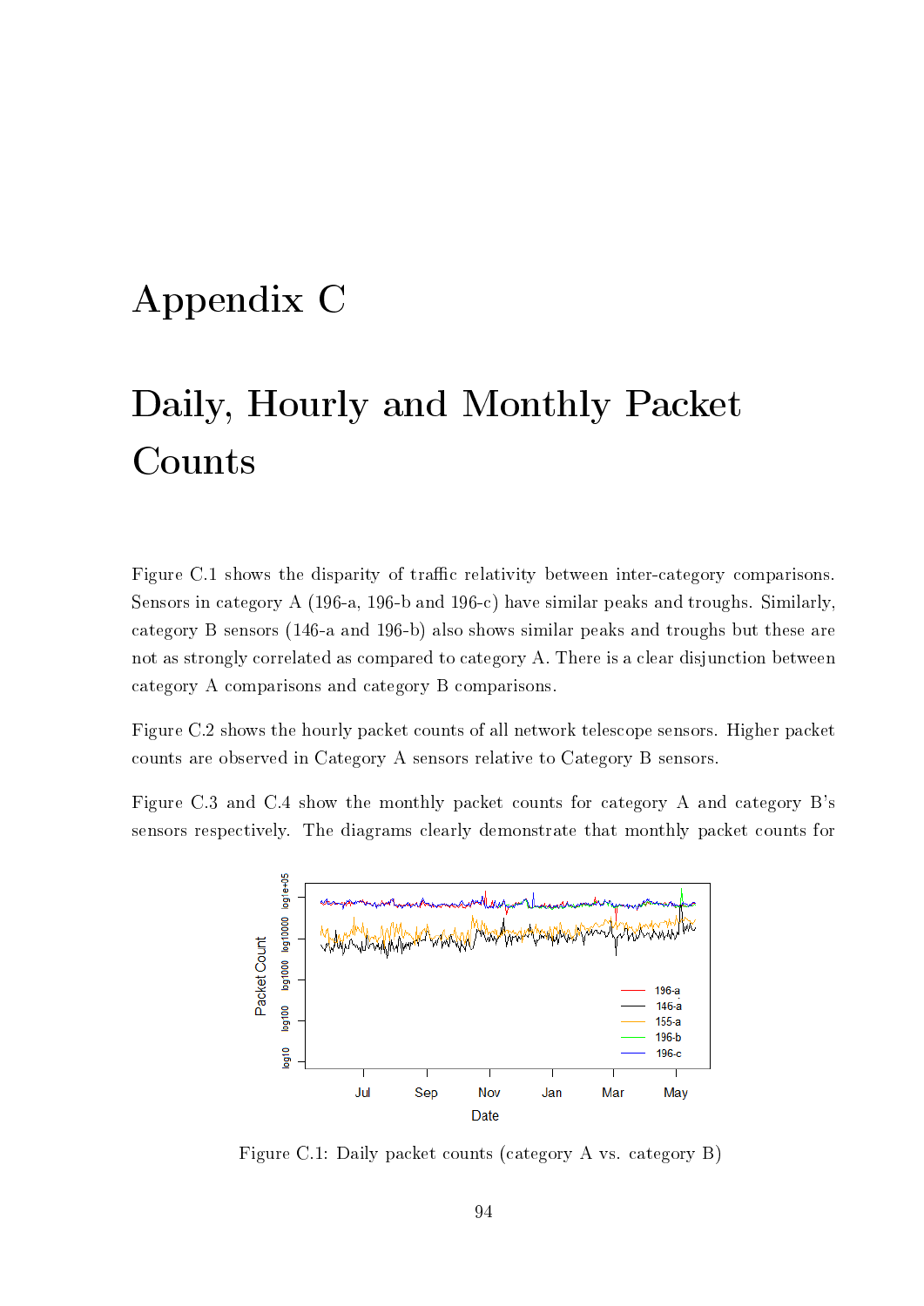# Appendix C

# Daily, Hourly and Monthly Packet Counts

Figure C.1 shows the disparity of traffic relativity between inter-category comparisons. Sensors in category A (196-a, 196-b and 196-c) have similar peaks and troughs. Similarly, category B sensors (146-a and 196-b) also shows similar peaks and troughs but these are not as strongly correlated as compared to category A. There is a clear disjunction between category A comparisons and category B comparisons.

Figure C.2 shows the hourly packet counts of all network telescope sensors. Higher packet counts are observed in Category A sensors relative to Category B sensors.

Figure C.3 and C.4 show the monthly packet counts for category A and category B's sensors respectively. The diagrams clearly demonstrate that monthly packet counts for

Figure C.1: Daily packet counts (category A vs. category B)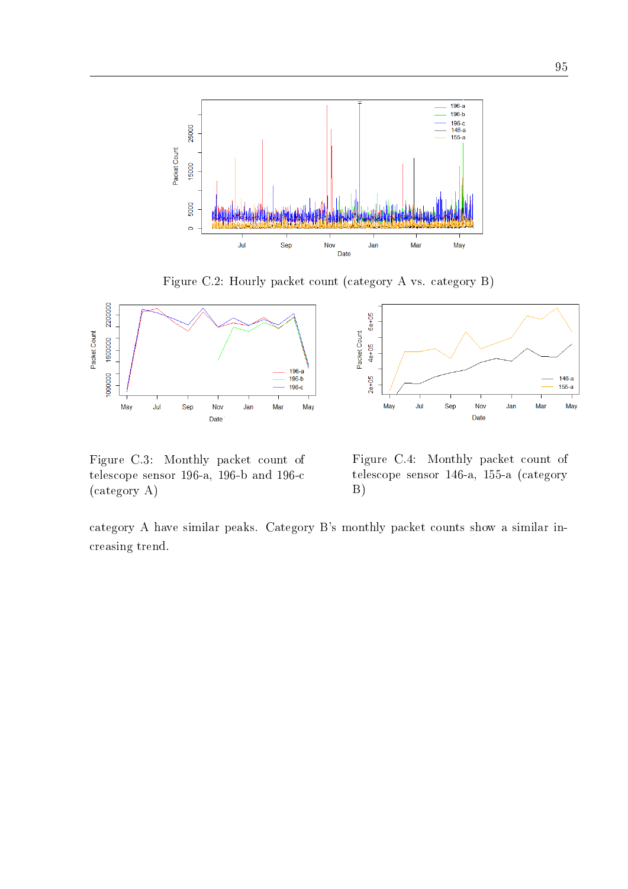Figure C.2: Hourly packet count (category A vs. category B)

Figure C.3: Monthly packet count of telescope sensor 196-a, 196-b and 196-c (category A)

Figure C.4: Monthly packet count of telescope sensor 146-a, 155-a (category B)

category A have similar peaks. Category B's monthly packet counts show a similar increasing trend.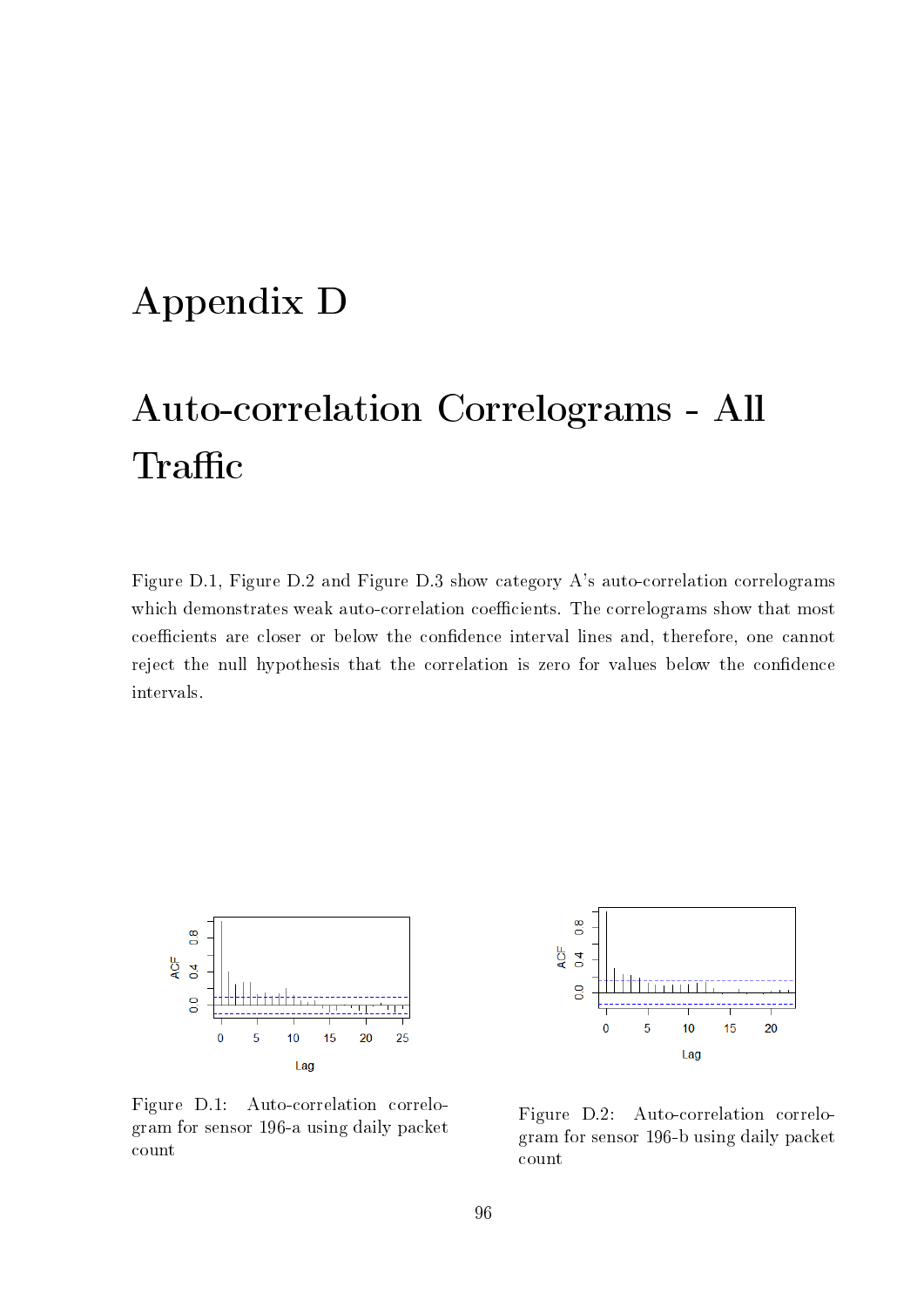# Appendix D

# Auto-correlation Correlograms - All Traffic

Figure D.1, Figure D.2 and Figure D.3 show category A's auto-correlation correlograms which demonstrates weak auto-correlation coefficients. The correlograms show that most coefficients are closer or below the confidence interval lines and, therefore, one cannot reject the null hypothesis that the correlation is zero for values below the confidence intervals.

Figure D.1: Auto-correlation correlogram for sensor 196-a using daily packet count

Figure D.2: Auto-correlation correlogram for sensor 196-b using daily packet count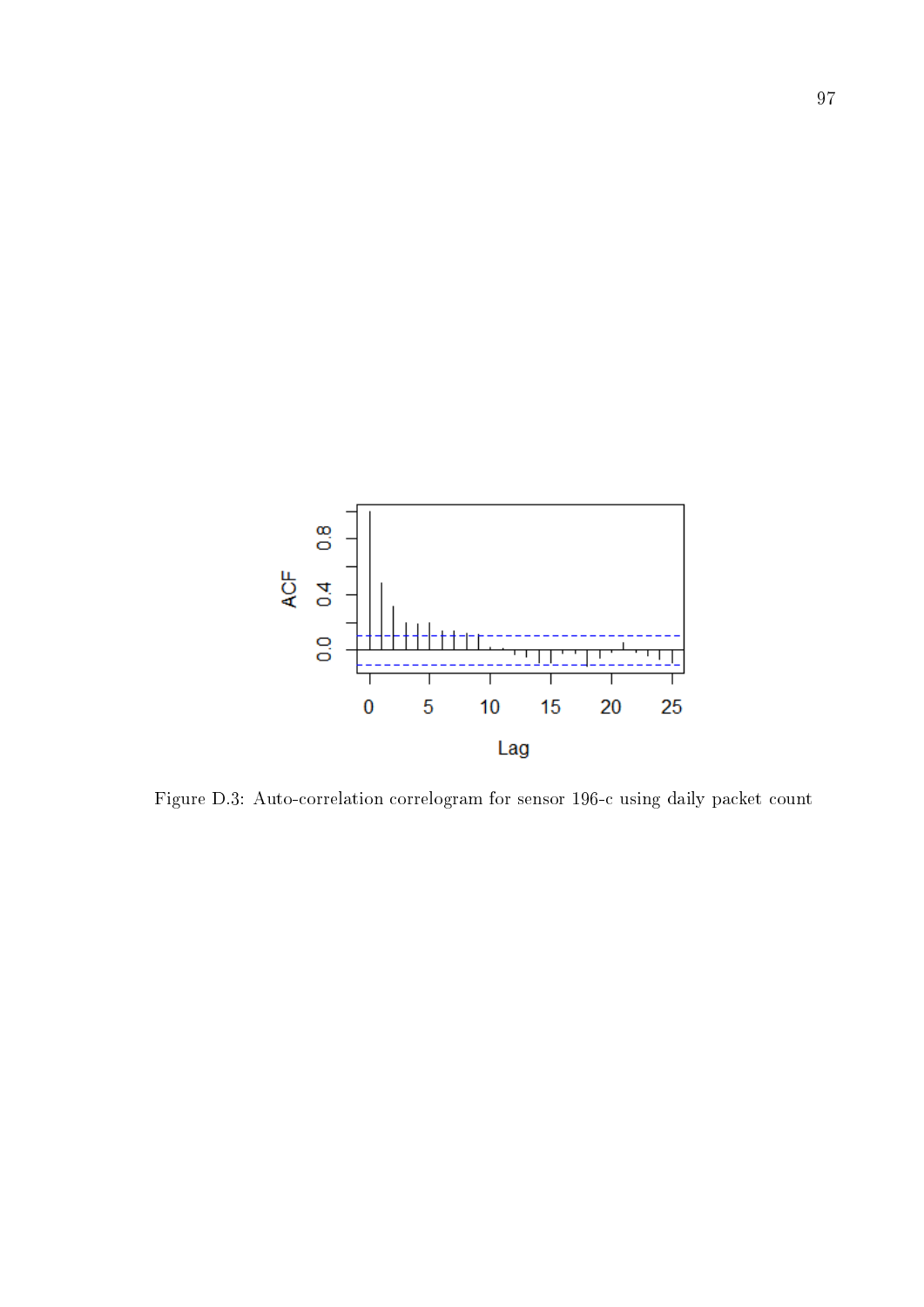Figure D.3: Auto-correlation correlogram for sensor 196-c using daily packet count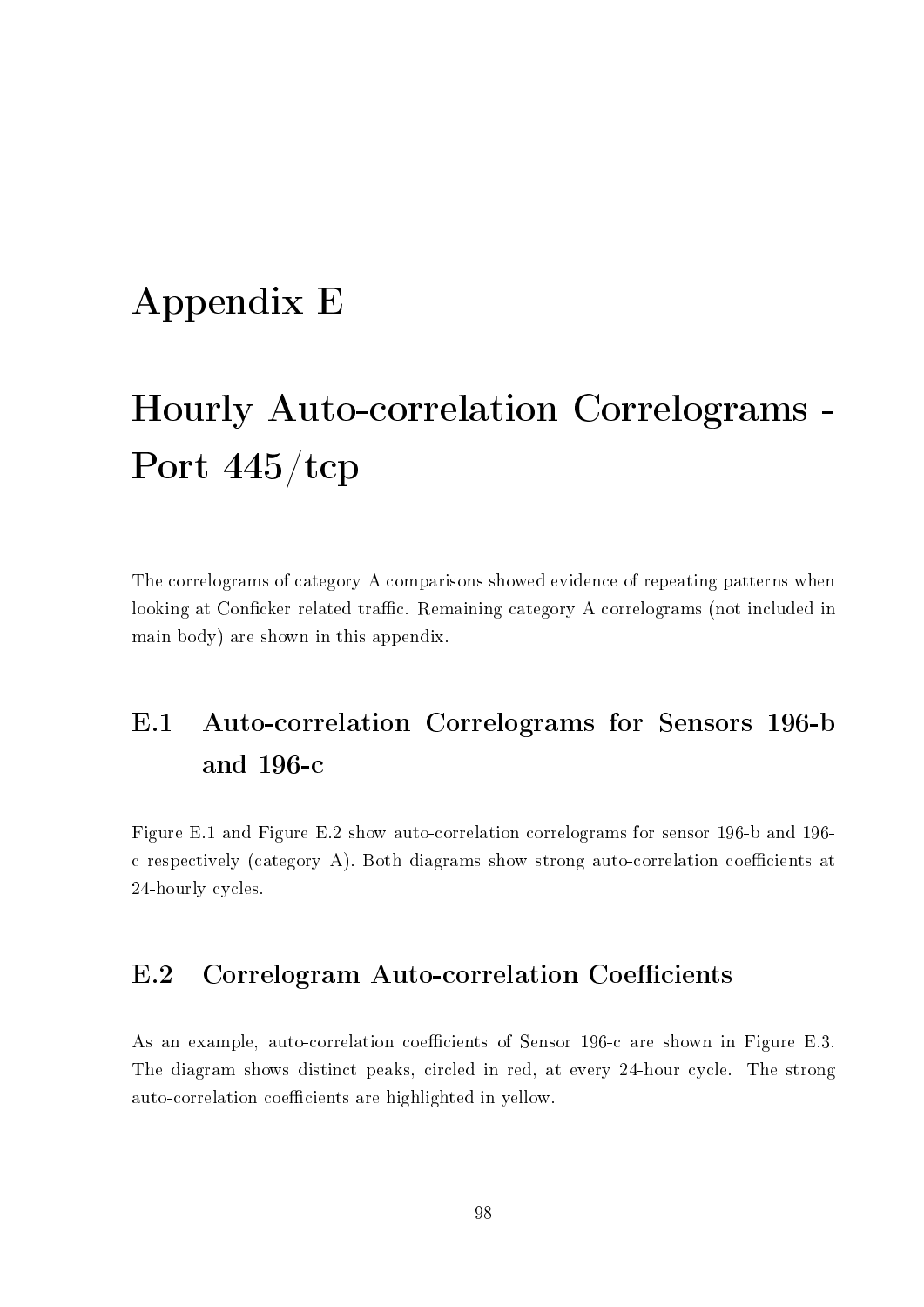# Appendix E

# Hourly Auto-correlation Correlograms - Port 445/tcp

The correlograms of category A comparisons showed evidence of repeating patterns when looking at Conficker related traffic. Remaining category A correlograms (not included in main body) are shown in this appendix.

## E.1 Auto-correlation Correlograms for Sensors 196-b and 196-c

Figure E.1 and Figure E.2 show auto-correlation correlograms for sensor 196-b and 196-c respectively (category A). Both diagrams show strong auto-correlation coefficients at 24-hourly cycles.

## E.2 Correlogram Auto-correlation Coefficients

As an example, auto-correlation coefficients of Sensor 196-c are shown in Figure E.3. The diagram shows distinct peaks, circled in red, at every 24-hour cycle. The strong auto-correlation coefficients are highlighted in yellow.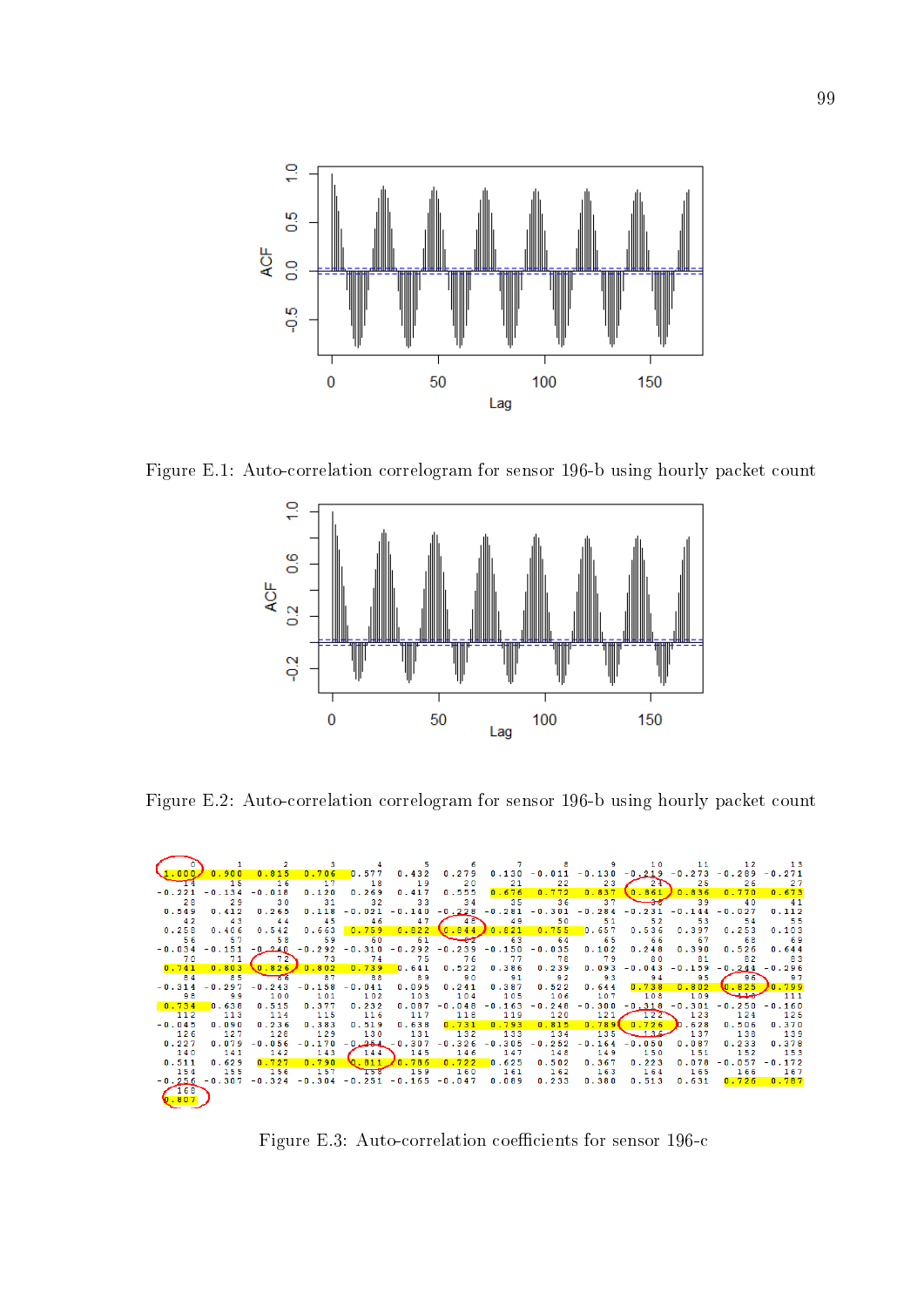Figure E.1: Auto-correlation correlogram for sensor 196-b using hourly packet count

Figure E.2: Auto-correlation correlogram for sensor 196-b using hourly packet count

| 0 | 1 | 2 | 3 | 4 | 5 | 6 | 7 | 8 | 9 | 10 | 11 | 12 | 13 |
|---|---|---|---|---|---|---|---|---|---|---|---|---|---|
| 1.000 | 0.900 | 0.815 | 0.706 | 0.577 | 0.432 | 0.279 | 0.130 | -0.011 | -0.130 | -0.219 | -0.273 | -0.289 | -0.271 |
| 14 | 15 | 16 | 17 | 18 | 19 | 20 | 21 | 22 | 23 | 24 | 25 | 26 | 27 |
| -0.221 | -0.134 | -0.018 | 0.120 | 0.269 | 0.417 | 0.555 | 0.676 | 0.772 | 0.837 | 0.861 | 0.836 | 0.770 | 0.673 |
| 28 | 29 | 30 | 31 | 32 | 33 | 34 | 35 | 36 | 37 | 38 | 39 | 40 | 41 |
| 0.549 | 0.412 | 0.265 | 0.118 | -0.021 | -0.140 | -0.228 | -0.281 | -0.301 | -0.284 | -0.231 | -0.144 | -0.027 | 0.112 |
| 42 | 43 | 44 | 45 | 46 | 47 | 48 | 49 | 50 | 51 | 52 | 53 | 54 | 55 |
| 0.258 | 0.406 | 0.542 | 0.663 | 0.759 | 0.822 | 0.844 | 0.821 | 0.755 | 0.657 | 0.536 | 0.397 | 0.253 | 0.103 |
| 56 | 57 | 58 | 59 | 60 | 61 | 62 | 63 | 64 | 65 | 66 | 67 | 68 | 69 |
| -0.034 | -0.151 | -0.240 | -0.292 | -0.310 | -0.292 | -0.239 | -0.150 | -0.035 | 0.102 | 0.248 | 0.390 | 0.526 | 0.644 |
| 70 | 71 | 72 | 73 | 74 | 75 | 76 | 77 | 78 | 79 | 80 | 81 | 82 | 83 |
| 0.741 | 0.803 | 0.826 | 0.802 | 0.739 | 0.641 | 0.522 | 0.386 | 0.239 | 0.093 | -0.043 | -0.159 | -0.244 | -0.296 |
| 84 | 85 | 86 | 87 | 88 | 89 | 90 | 91 | 92 | 93 | 94 | 95 | 96 | 97 |
| -0.314 | -0.297 | -0.243 | -0.158 | -0.041 | 0.095 | 0.241 | 0.387 | 0.522 | 0.644 | 0.738 | 0.802 | 0.825 | 0.799 |
| 98 | 99 | 100 | 101 | 102 | 103 | 104 | 105 | 106 | 107 | 108 | 109 | 110 | 111 |
| 0.734 | 0.638 | 0.515 | 0.377 | 0.232 | 0.087 | -0.048 | -0.163 | -0.248 | -0.300 | -0.318 | -0.301 | -0.250 | -0.160 |
| 112 | 113 | 114 | 115 | 116 | 117 | 118 | 119 | 120 | 121 | 122 | 123 | 124 | 125 |
| -0.045 | 0.090 | 0.236 | 0.383 | 0.519 | 0.638 | 0.731 | 0.793 | 0.815 | 0.789 | 0.726 | 0.628 | 0.506 | 0.370 |
| 126 | 127 | 128 | 129 | 130 | 131 | 132 | 133 | 134 | 135 | 136 | 137 | 138 | 139 |
| 0.227 | 0.079 | -0.056 | -0.170 | -0.254 | -0.307 | -0.326 | -0.305 | -0.252 | -0.164 | -0.050 | 0.087 | 0.233 | 0.378 |
| 140 | 141 | 142 | 143 | 144 | 145 | 146 | 147 | 148 | 149 | 150 | 151 | 152 | 153 |
| 0.511 | 0.629 | 0.727 | 0.790 | 0.811 | 0.786 | 0.722 | 0.625 | 0.502 | 0.367 | 0.223 | 0.078 | -0.057 | -0.172 |
| 154 | 155 | 156 | 157 | 158 | 159 | 160 | 161 | 162 | 163 | 164 | 165 | 166 | 167 |
| -0.256 | -0.307 | -0.324 | -0.304 | -0.251 | -0.165 | -0.047 | 0.089 | 0.233 | 0.380 | 0.513 | 0.631 | 0.726 | 0.787 |
| 168 | | | | | | | | | | | | | |
| 0.807 | | | | | | | | | | | | | |

Figure E.3: Auto-correlation coefficients for sensor 196-c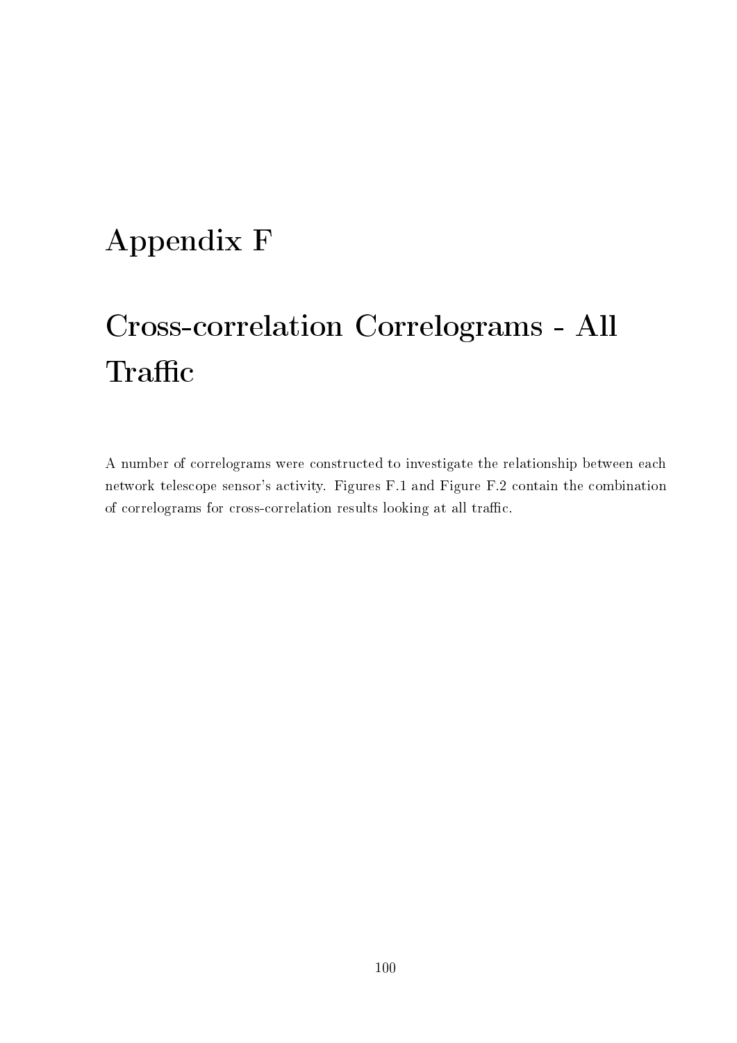# Appendix F

# Cross-correlation Correlograms - All Traffic

A number of correlograms were constructed to investigate the relationship between each network telescope sensor's activity. Figures F.1 and Figure F.2 contain the combination of correlograms for cross-correlation results looking at all traffic.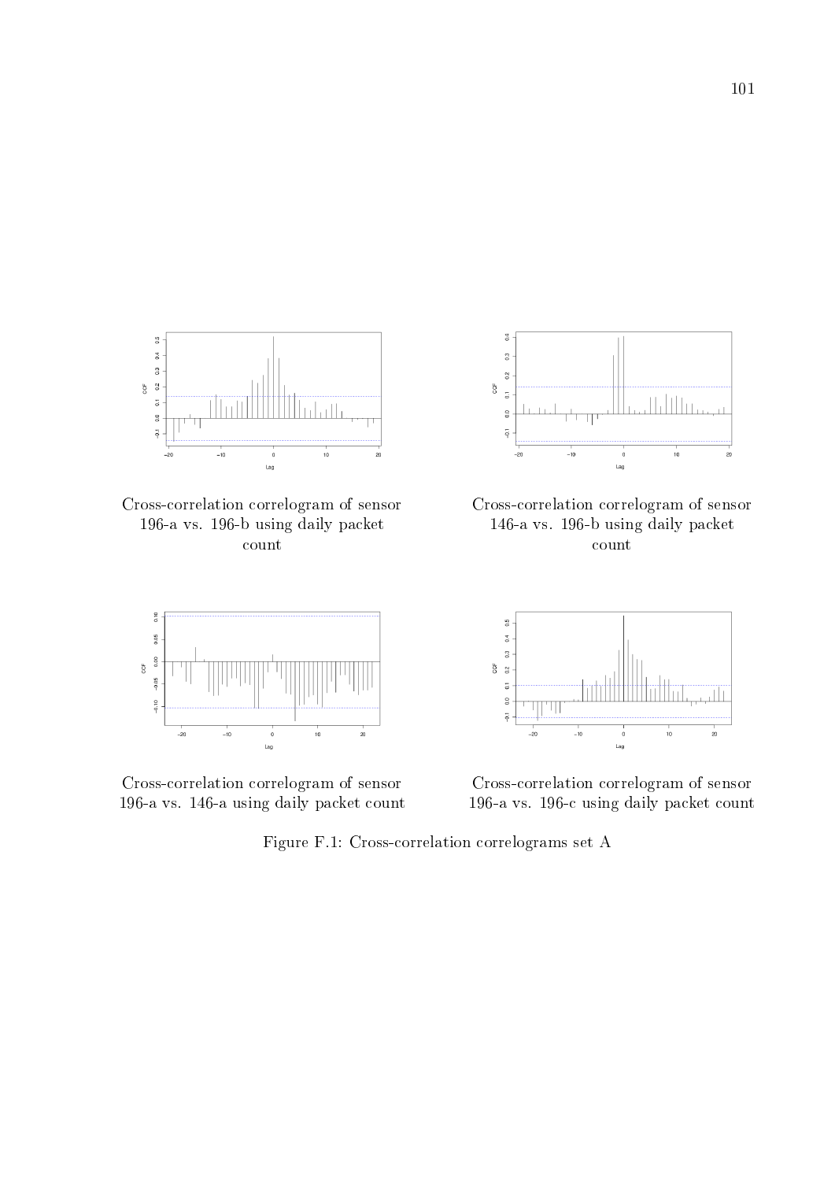Cross-correlation correlogram of sensor 196-a vs. 196-b using daily packet count

Cross-correlation correlogram of sensor 146-a vs. 196-b using daily packet count

Cross-correlation correlogram of sensor 196-a vs. 146-a using daily packet count

Cross-correlation correlogram of sensor 196-a vs. 196-c using daily packet count

Figure F.1: Cross-correlation correlograms set A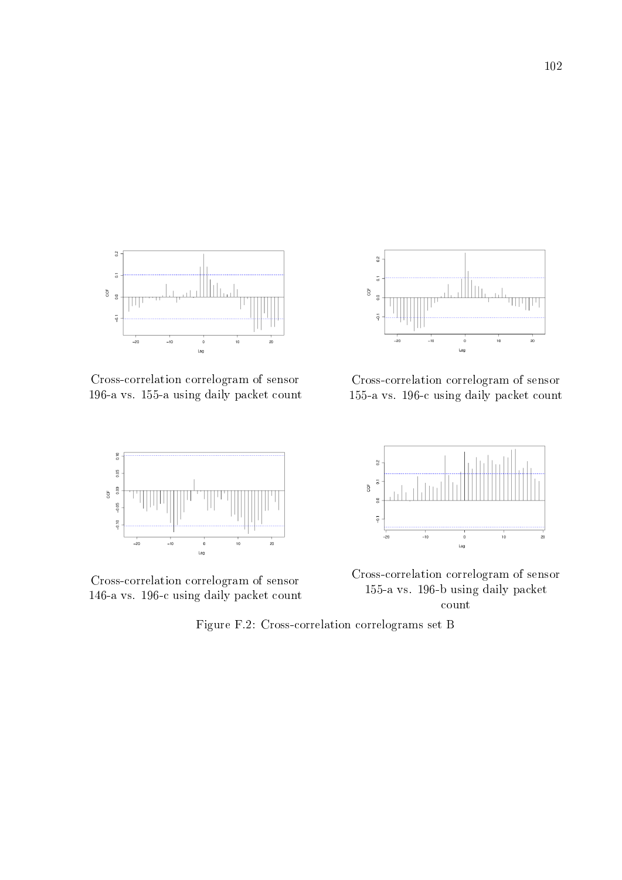Cross-correlation correlogram of sensor 196-a vs. 155-a using daily packet count

Cross-correlation correlogram of sensor 155-a vs. 196-c using daily packet count

Cross-correlation correlogram of sensor 146-a vs. 196-c using daily packet count

Cross-correlation correlogram of sensor 155-a vs. 196-b using daily packet count

Figure F.2: Cross-correlation correlograms set B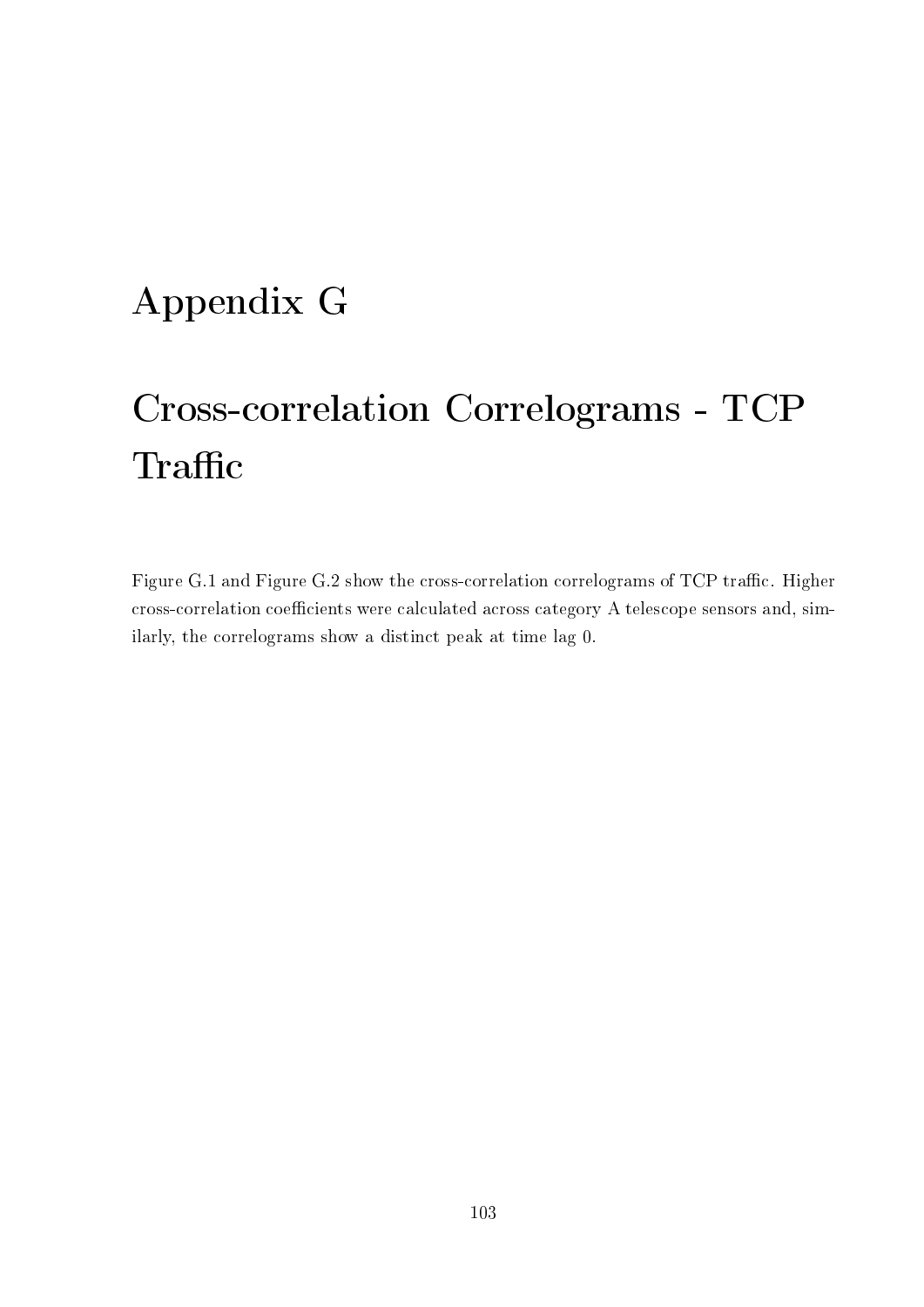# Appendix G

# Cross-correlation Correlograms - TCP Traffic

Figure G.1 and Figure G.2 show the cross-correlation correlograms of TCP traffic. Higher cross-correlation coefficients were calculated across category A telescope sensors and, similarly, the correlograms show a distinct peak at time lag 0.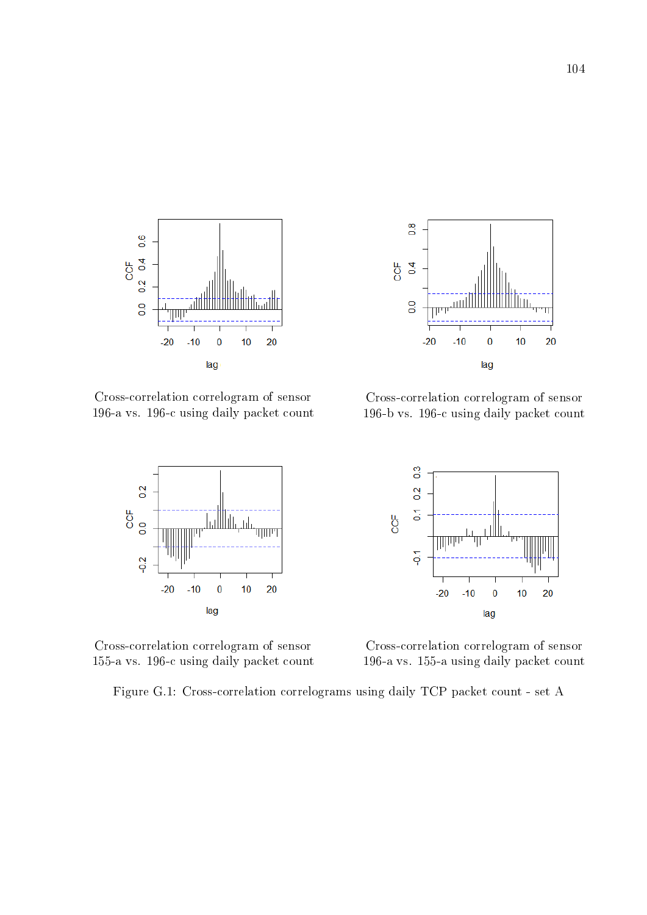Cross-correlation correlogram of sensor 196-a vs. 196-c using daily packet count

Cross-correlation correlogram of sensor 196-b vs. 196-c using daily packet count

Cross-correlation correlogram of sensor 155-a vs. 196-c using daily packet count

Cross-correlation correlogram of sensor 196-a vs. 155-a using daily packet count

Figure G.1: Cross-correlation correlograms using daily TCP packet count - set A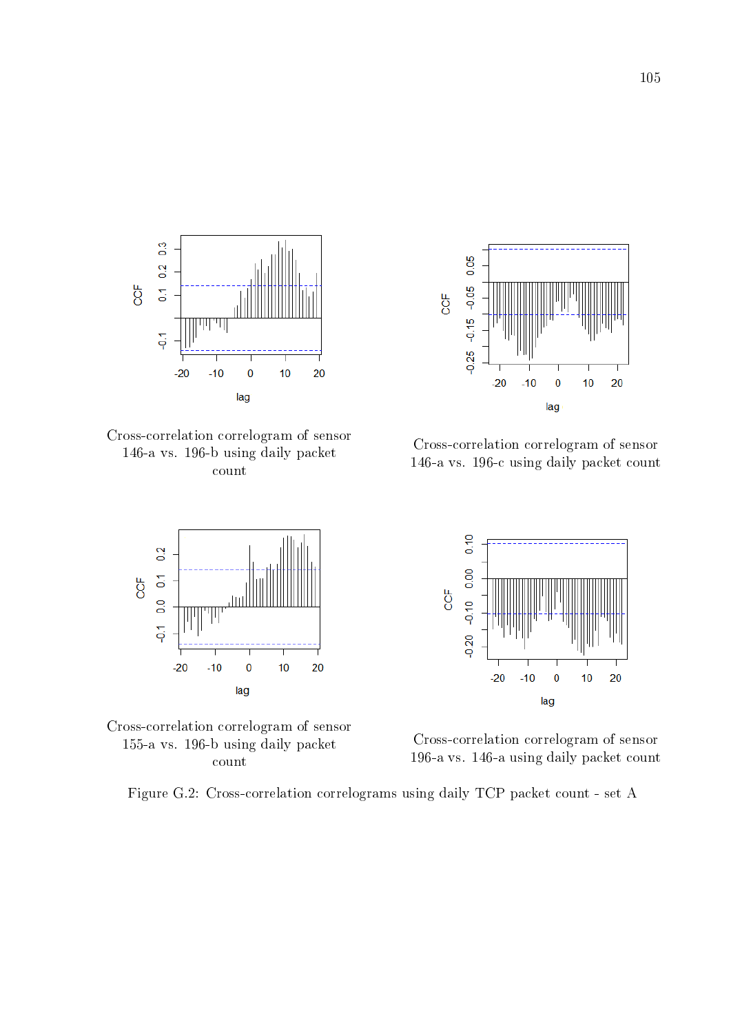Cross-correlation correlogram of sensor 146-a vs. 196-b using daily packet count

Cross-correlation correlogram of sensor 146-a vs. 196-c using daily packet count

Cross-correlation correlogram of sensor 155-a vs. 196-b using daily packet count

Cross-correlation correlogram of sensor 196-a vs. 146-a using daily packet count

Figure G.2: Cross-correlation correlograms using daily TCP packet count - set A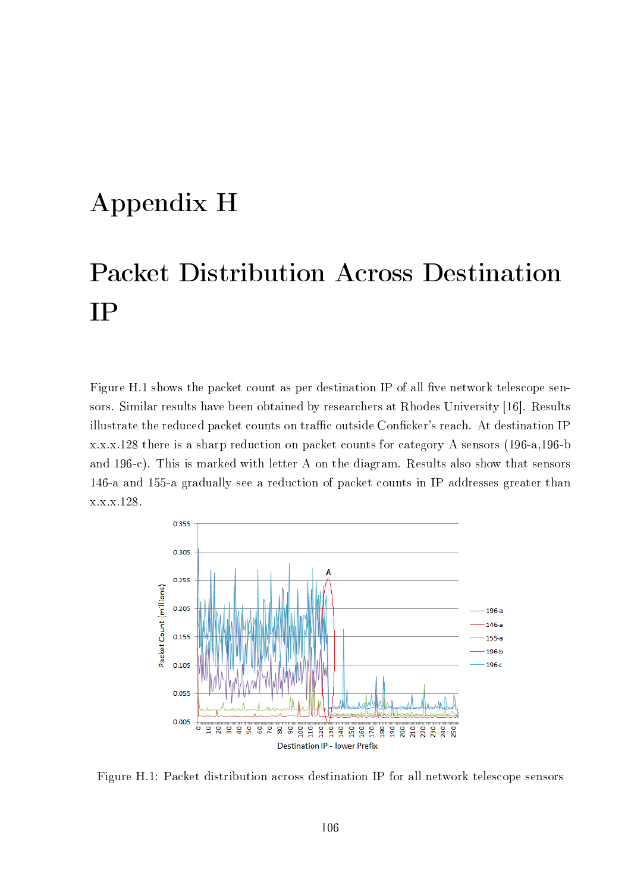# Appendix H

# Packet Distribution Across Destination IP

Figure H.1 shows the packet count as per destination IP of all five network telescope sensors. Similar results have been obtained by researchers at Rhodes University [16]. Results illustrate the reduced packet counts on traffic outside Conficker's reach. At destination IP x.x.x.128 there is a sharp reduction on packet counts for category A sensors (196-a,196-b and 196-c). This is marked with letter A on the diagram. Results also show that sensors 146-a and 155-a gradually see a reduction of packet counts in IP addresses greater than x.x.x.128.

Figure H.1: Packet distribution across destination IP for all network telescope sensors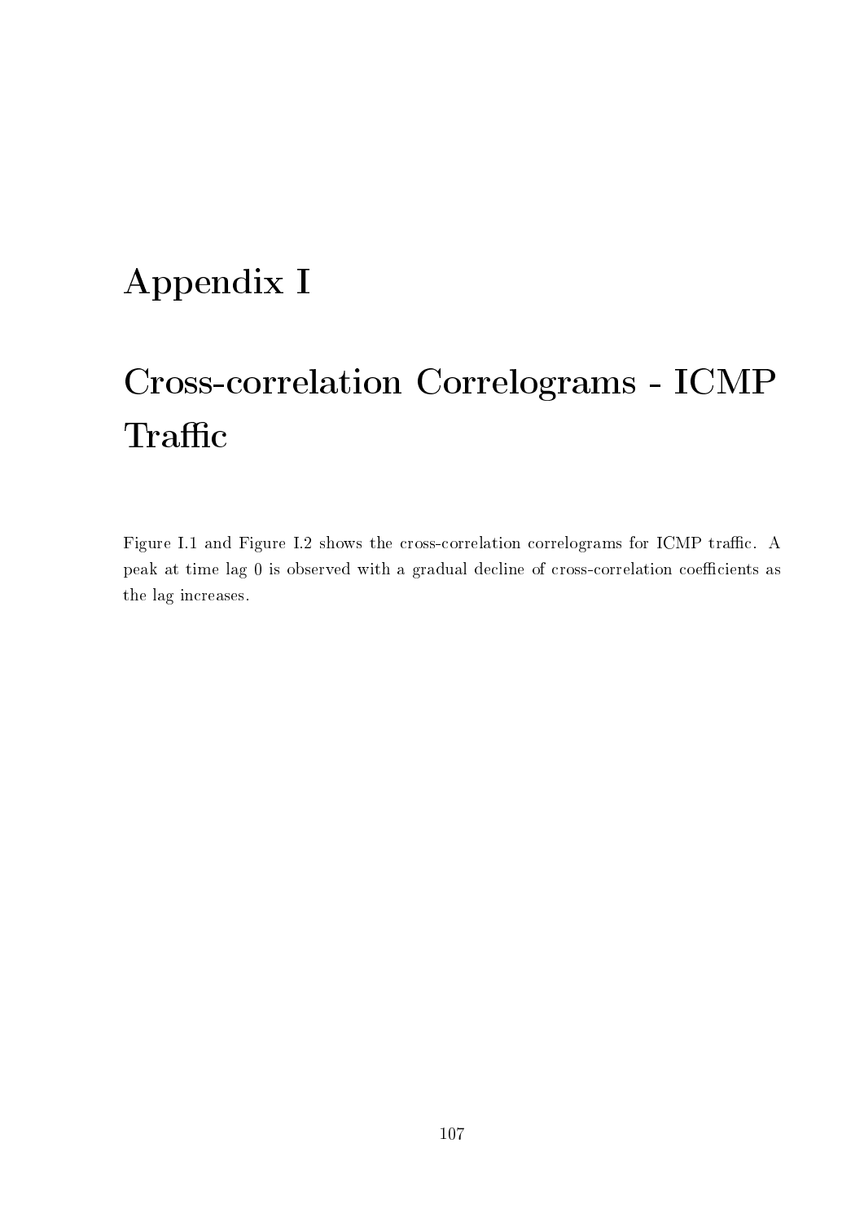# Appendix I

# Cross-correlation Correlograms - ICMP Traffic

Figure I.1 and Figure I.2 shows the cross-correlation correlograms for ICMP traffic. A peak at time lag 0 is observed with a gradual decline of cross-correlation coefficients as the lag increases.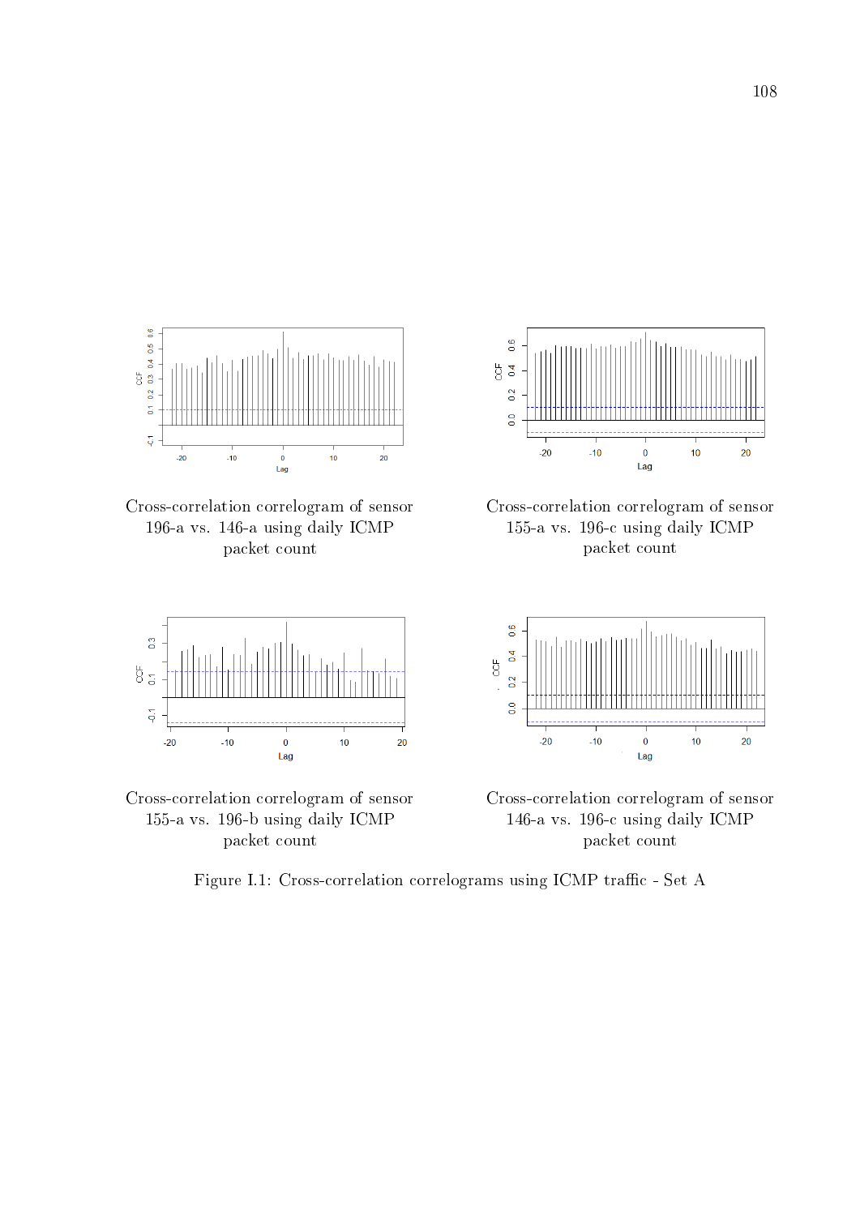Cross-correlation correlogram of sensor 196-a vs. 146-a using daily ICMP packet count

Cross-correlation correlogram of sensor 155-a vs. 196-c using daily ICMP packet count

Cross-correlation correlogram of sensor 155-a vs. 196-b using daily ICMP packet count

Cross-correlation correlogram of sensor 146-a vs. 196-c using daily ICMP packet count

Figure I.1: Cross-correlation correlograms using ICMP traffic - Set A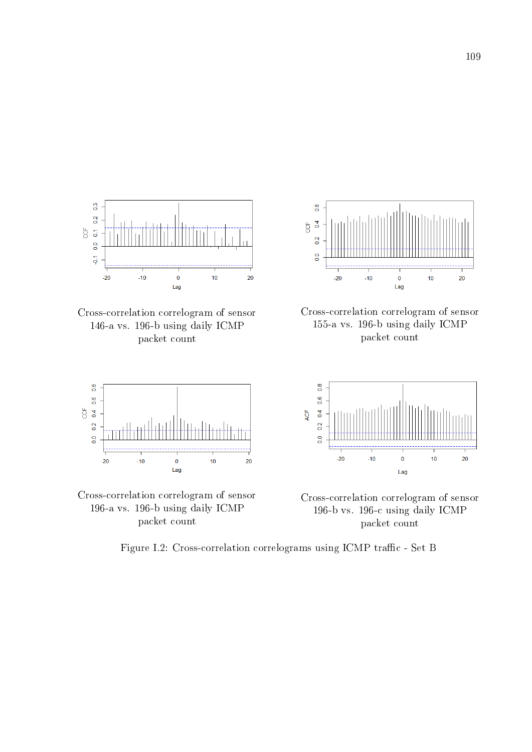CCF
0.3
0.2
0.1
0.0
-0.1
-20
-10
0
10
20
Lag

Cross-correlation correlogram of sensor 146-a vs. 196-b using daily ICMP packet count

CCF
0.6
0.4
0.2
0.0
-20
-10
0
10
20
Lag

Cross-correlation correlogram of sensor 155-a vs. 196-b using daily ICMP packet count

CCF
0.8
0.6
0.4
0.2
0.0
-20
-10
0
10
20
Lag

Cross-correlation correlogram of sensor 196-a vs. 196-b using daily ICMP packet count

ACF
0.8
0.6
0.4
0.2
0.0
-20
-10
0
10
20
Lag

Cross-correlation correlogram of sensor 196-b vs. 196-c using daily ICMP packet count

Figure I.2: Cross-correlation correlograms using ICMP traffic - Set B